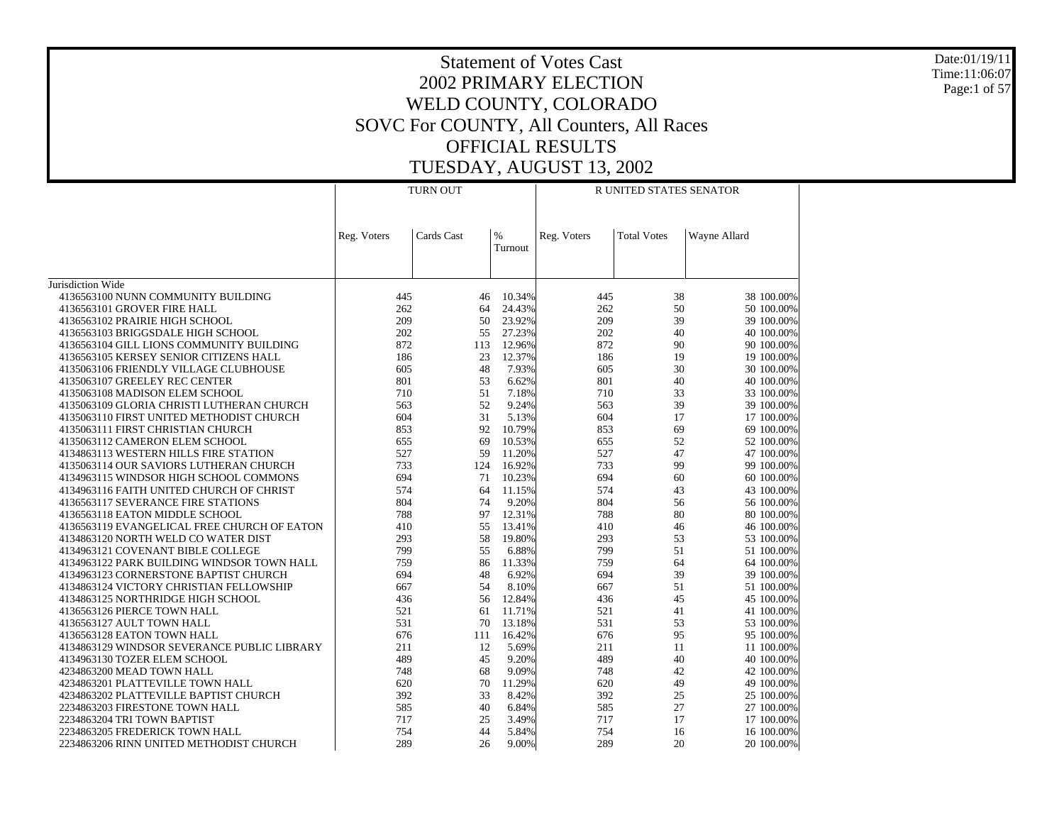# Statement of Votes Cast
# 2002 PRIMARY ELECTION
# WELD COUNTY, COLORADO
# SOVC For COUNTY, All Counters, All Races
# OFFICIAL RESULTS
# TUESDAY, AUGUST 13, 2002

Date:01/19/11
Time:11:06:07

| | TURN OUT | | | R UNITED STATES SENATOR | | | |
|---|---|---|---|---|---|---|---|
| | Reg. Voters | Cards Cast | % Turnout | Reg. Voters | Total Votes | Wayne Allard | |
| Jurisdiction Wide | | | | | | | |
| 4136563100 NUNN COMMUNITY BUILDING | 445 | 46 | 10.34% | 445 | 38 | 38 | 100.00% |
| 4136563101 GROVER FIRE HALL | 262 | 64 | 24.43% | 262 | 50 | 50 | 100.00% |
| 4136563102 PRAIRIE HIGH SCHOOL | 209 | 50 | 23.92% | 209 | 39 | 39 | 100.00% |
| 4136563103 BRIGGSDALE HIGH SCHOOL | 202 | 55 | 27.23% | 202 | 40 | 40 | 100.00% |
| 4136563104 GILL LIONS COMMUNITY BUILDING | 872 | 113 | 12.96% | 872 | 90 | 90 | 100.00% |
| 4136563105 KERSEY SENIOR CITIZENS HALL | 186 | 23 | 12.37% | 186 | 19 | 19 | 100.00% |
| 4135063106 FRIENDLY VILLAGE CLUBHOUSE | 605 | 48 | 7.93% | 605 | 30 | 30 | 100.00% |
| 4135063107 GREELEY REC CENTER | 801 | 53 | 6.62% | 801 | 40 | 40 | 100.00% |
| 4135063108 MADISON ELEM SCHOOL | 710 | 51 | 7.18% | 710 | 33 | 33 | 100.00% |
| 4135063109 GLORIA CHRISTI LUTHERAN CHURCH | 563 | 52 | 9.24% | 563 | 39 | 39 | 100.00% |
| 4135063110 FIRST UNITED METHODIST CHURCH | 604 | 31 | 5.13% | 604 | 17 | 17 | 100.00% |
| 4135063111 FIRST CHRISTIAN CHURCH | 853 | 92 | 10.79% | 853 | 69 | 69 | 100.00% |
| 4135063112 CAMERON ELEM SCHOOL | 655 | 69 | 10.53% | 655 | 52 | 52 | 100.00% |
| 4134863113 WESTERN HILLS FIRE STATION | 527 | 59 | 11.20% | 527 | 47 | 47 | 100.00% |
| 4135063114 OUR SAVIORS LUTHERAN CHURCH | 733 | 124 | 16.92% | 733 | 99 | 99 | 100.00% |
| 4134963115 WINDSOR HIGH SCHOOL COMMONS | 694 | 71 | 10.23% | 694 | 60 | 60 | 100.00% |
| 4134963116 FAITH UNITED CHURCH OF CHRIST | 574 | 64 | 11.15% | 574 | 43 | 43 | 100.00% |
| 4136563117 SEVERANCE FIRE STATIONS | 804 | 74 | 9.20% | 804 | 56 | 56 | 100.00% |
| 4136563118 EATON MIDDLE SCHOOL | 788 | 97 | 12.31% | 788 | 80 | 80 | 100.00% |
| 4136563119 EVANGELICAL FREE CHURCH OF EATON | 410 | 55 | 13.41% | 410 | 46 | 46 | 100.00% |
| 4134863120 NORTH WELD CO WATER DIST | 293 | 58 | 19.80% | 293 | 53 | 53 | 100.00% |
| 4134963121 COVENANT BIBLE COLLEGE | 799 | 55 | 6.88% | 799 | 51 | 51 | 100.00% |
| 4134963122 PARK BUILDING WINDSOR TOWN HALL | 759 | 86 | 11.33% | 759 | 64 | 64 | 100.00% |
| 4134963123 CORNERSTONE BAPTIST CHURCH | 694 | 48 | 6.92% | 694 | 39 | 39 | 100.00% |
| 4134863124 VICTORY CHRISTIAN FELLOWSHIP | 667 | 54 | 8.10% | 667 | 51 | 51 | 100.00% |
| 4134863125 NORTHRIDGE HIGH SCHOOL | 436 | 56 | 12.84% | 436 | 45 | 45 | 100.00% |
| 4136563126 PIERCE TOWN HALL | 521 | 61 | 11.71% | 521 | 41 | 41 | 100.00% |
| 4136563127 AULT TOWN HALL | 531 | 70 | 13.18% | 531 | 53 | 53 | 100.00% |
| 4136563128 EATON TOWN HALL | 676 | 111 | 16.42% | 676 | 95 | 95 | 100.00% |
| 4134863129 WINDSOR SEVERANCE PUBLIC LIBRARY | 211 | 12 | 5.69% | 211 | 11 | 11 | 100.00% |
| 4134963130 TOZER ELEM SCHOOL | 489 | 45 | 9.20% | 489 | 40 | 40 | 100.00% |
| 4234863200 MEAD TOWN HALL | 748 | 68 | 9.09% | 748 | 42 | 42 | 100.00% |
| 4234863201 PLATTEVILLE TOWN HALL | 620 | 70 | 11.29% | 620 | 49 | 49 | 100.00% |
| 4234863202 PLATTEVILLE BAPTIST CHURCH | 392 | 33 | 8.42% | 392 | 25 | 25 | 100.00% |
| 2234863203 FIRESTONE TOWN HALL | 585 | 40 | 6.84% | 585 | 27 | 27 | 100.00% |
| 2234863204 TRI TOWN BAPTIST | 717 | 25 | 3.49% | 717 | 17 | 17 | 100.00% |
| 2234863205 FREDERICK TOWN HALL | 754 | 44 | 5.84% | 754 | 16 | 16 | 100.00% |
| 2234863206 RINN UNITED METHODIST CHURCH | 289 | 26 | 9.00% | 289 | 20 | 20 | 100.00% |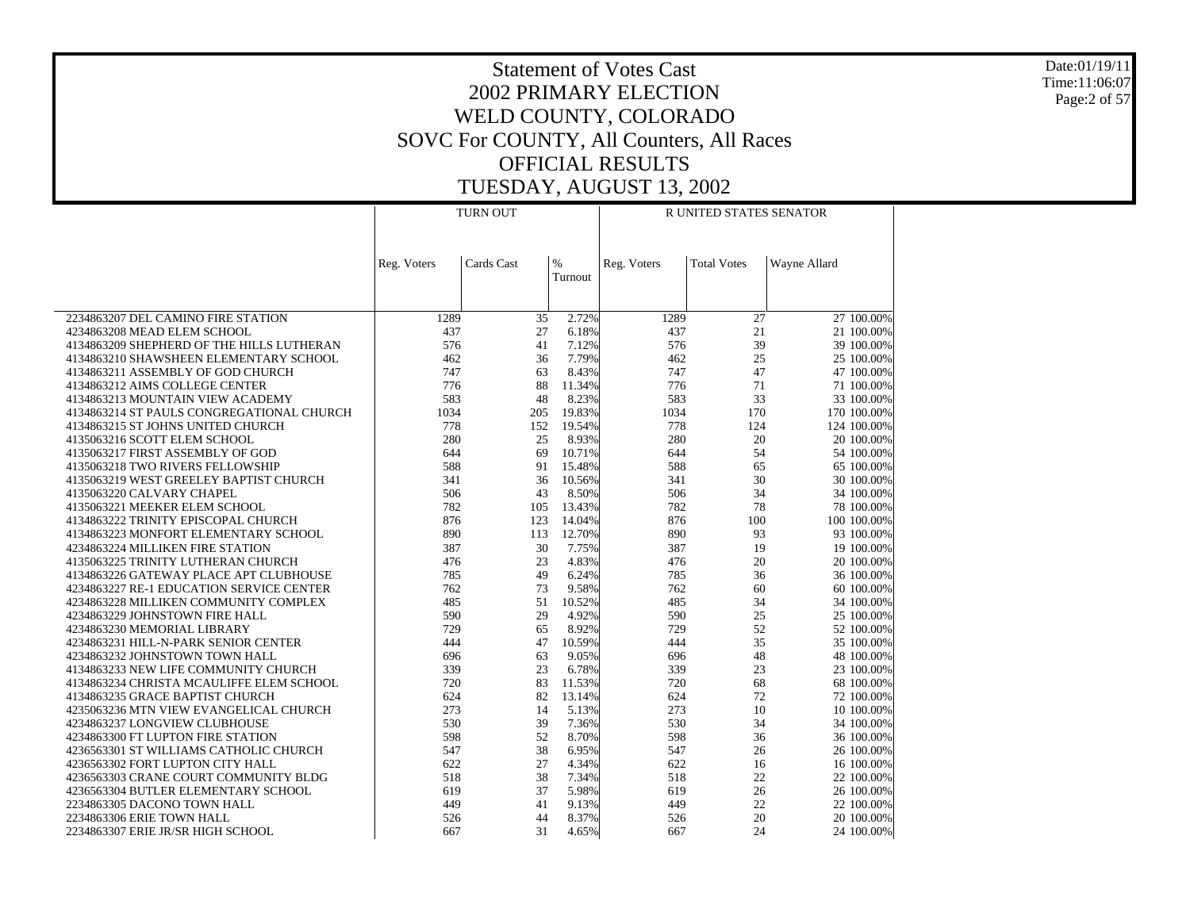# Statement of Votes Cast

## 2002 PRIMARY ELECTION

## WELD COUNTY, COLORADO

## SOVC For COUNTY, All Counters, All Races

## OFFICIAL RESULTS

## TUESDAY, AUGUST 13, 2002

Date:01/19/11
Time:11:06:07

| | TURN OUT | | | R UNITED STATES SENATOR | | | |
|---|---|---|---|---|---|---|---|
| | Reg. Voters | Cards Cast | % Turnout | Reg. Voters | Total Votes | Wayne Allard | |
| 2234863207 DEL CAMINO FIRE STATION | 1289 | 35 | 2.72% | 1289 | 27 | 27 | 100.00% |
| 4234863208 MEAD ELEM SCHOOL | 437 | 27 | 6.18% | 437 | 21 | 21 | 100.00% |
| 4134863209 SHEPHERD OF THE HILLS LUTHERAN | 576 | 41 | 7.12% | 576 | 39 | 39 | 100.00% |
| 4134863210 SHAWSHEEN ELEMENTARY SCHOOL | 462 | 36 | 7.79% | 462 | 25 | 25 | 100.00% |
| 4134863211 ASSEMBLY OF GOD CHURCH | 747 | 63 | 8.43% | 747 | 47 | 47 | 100.00% |
| 4134863212 AIMS COLLEGE CENTER | 776 | 88 | 11.34% | 776 | 71 | 71 | 100.00% |
| 4134863213 MOUNTAIN VIEW ACADEMY | 583 | 48 | 8.23% | 583 | 33 | 33 | 100.00% |
| 4134863214 ST PAULS CONGREGATIONAL CHURCH | 1034 | 205 | 19.83% | 1034 | 170 | 170 | 100.00% |
| 4134863215 ST JOHNS UNITED CHURCH | 778 | 152 | 19.54% | 778 | 124 | 124 | 100.00% |
| 4135063216 SCOTT ELEM SCHOOL | 280 | 25 | 8.93% | 280 | 20 | 20 | 100.00% |
| 4135063217 FIRST ASSEMBLY OF GOD | 644 | 69 | 10.71% | 644 | 54 | 54 | 100.00% |
| 4135063218 TWO RIVERS FELLOWSHIP | 588 | 91 | 15.48% | 588 | 65 | 65 | 100.00% |
| 4135063219 WEST GREELEY BAPTIST CHURCH | 341 | 36 | 10.56% | 341 | 30 | 30 | 100.00% |
| 4135063220 CALVARY CHAPEL | 506 | 43 | 8.50% | 506 | 34 | 34 | 100.00% |
| 4135063221 MEEKER ELEM SCHOOL | 782 | 105 | 13.43% | 782 | 78 | 78 | 100.00% |
| 4134863222 TRINITY EPISCOPAL CHURCH | 876 | 123 | 14.04% | 876 | 100 | 100 | 100.00% |
| 4134863223 MONFORT ELEMENTARY SCHOOL | 890 | 113 | 12.70% | 890 | 93 | 93 | 100.00% |
| 4234863224 MILLIKEN FIRE STATION | 387 | 30 | 7.75% | 387 | 19 | 19 | 100.00% |
| 4135063225 TRINITY LUTHERAN CHURCH | 476 | 23 | 4.83% | 476 | 20 | 20 | 100.00% |
| 4134863226 GATEWAY PLACE APT CLUBHOUSE | 785 | 49 | 6.24% | 785 | 36 | 36 | 100.00% |
| 4234863227 RE-1 EDUCATION SERVICE CENTER | 762 | 73 | 9.58% | 762 | 60 | 60 | 100.00% |
| 4234863228 MILLIKEN COMMUNITY COMPLEX | 485 | 51 | 10.52% | 485 | 34 | 34 | 100.00% |
| 4234863229 JOHNSTOWN FIRE HALL | 590 | 29 | 4.92% | 590 | 25 | 25 | 100.00% |
| 4234863230 MEMORIAL LIBRARY | 729 | 65 | 8.92% | 729 | 52 | 52 | 100.00% |
| 4234863231 HILL-N-PARK SENIOR CENTER | 444 | 47 | 10.59% | 444 | 35 | 35 | 100.00% |
| 4234863232 JOHNSTOWN TOWN HALL | 696 | 63 | 9.05% | 696 | 48 | 48 | 100.00% |
| 4134863233 NEW LIFE COMMUNITY CHURCH | 339 | 23 | 6.78% | 339 | 23 | 23 | 100.00% |
| 4134863234 CHRISTA MCAULIFFE ELEM SCHOOL | 720 | 83 | 11.53% | 720 | 68 | 68 | 100.00% |
| 4134863235 GRACE BAPTIST CHURCH | 624 | 82 | 13.14% | 624 | 72 | 72 | 100.00% |
| 4235063236 MTN VIEW EVANGELICAL CHURCH | 273 | 14 | 5.13% | 273 | 10 | 10 | 100.00% |
| 4234863237 LONGVIEW CLUBHOUSE | 530 | 39 | 7.36% | 530 | 34 | 34 | 100.00% |
| 4234863300 FT LUPTON FIRE STATION | 598 | 52 | 8.70% | 598 | 36 | 36 | 100.00% |
| 4236563301 ST WILLIAMS CATHOLIC CHURCH | 547 | 38 | 6.95% | 547 | 26 | 26 | 100.00% |
| 4236563302 FORT LUPTON CITY HALL | 622 | 27 | 4.34% | 622 | 16 | 16 | 100.00% |
| 4236563303 CRANE COURT COMMUNITY BLDG | 518 | 38 | 7.34% | 518 | 22 | 22 | 100.00% |
| 4236563304 BUTLER ELEMENTARY SCHOOL | 619 | 37 | 5.98% | 619 | 26 | 26 | 100.00% |
| 2234863305 DACONO TOWN HALL | 449 | 41 | 9.13% | 449 | 22 | 22 | 100.00% |
| 2234863306 ERIE TOWN HALL | 526 | 44 | 8.37% | 526 | 20 | 20 | 100.00% |
| 2234863307 ERIE JR/SR HIGH SCHOOL | 667 | 31 | 4.65% | 667 | 24 | 24 | 100.00% |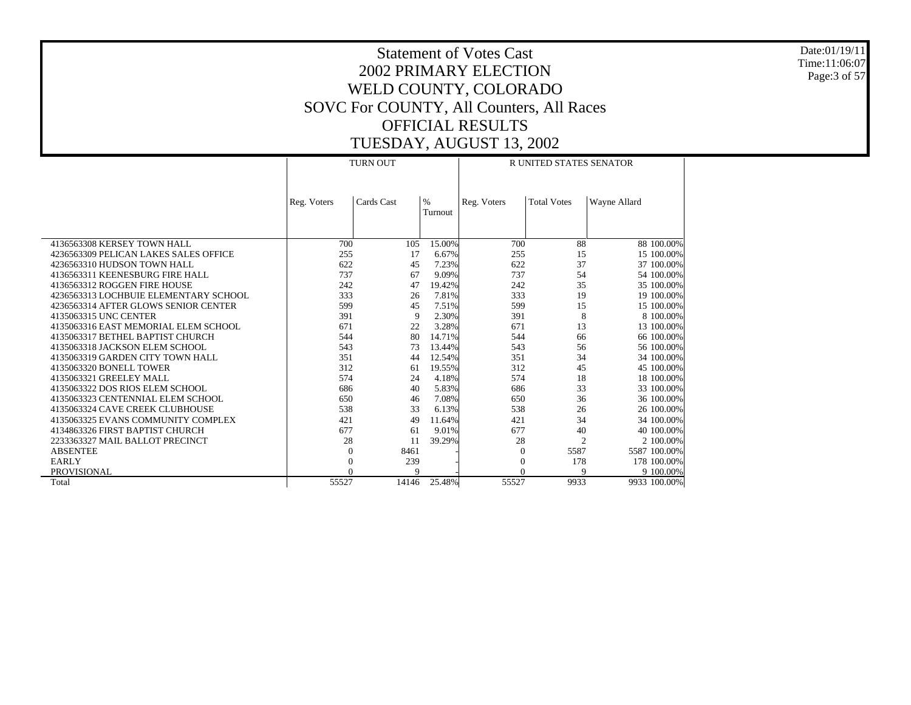# Statement of Votes Cast
# 2002 PRIMARY ELECTION
# WELD COUNTY, COLORADO
# SOVC For COUNTY, All Counters, All Races
# OFFICIAL RESULTS
# TUESDAY, AUGUST 13, 2002

Date:01/19/11
Time:11:06:07

| | TURN OUT | | | R UNITED STATES SENATOR | | | |
|---|---|---|---|---|---|---|---|
| | Reg. Voters | Cards Cast | % Turnout | Reg. Voters | Total Votes | Wayne Allard | |
| 4136563308 KERSEY TOWN HALL | 700 | 105 | 15.00% | 700 | 88 | 88 | 100.00% |
| 4236563309 PELICAN LAKES SALES OFFICE | 255 | 17 | 6.67% | 255 | 15 | 15 | 100.00% |
| 4236563310 HUDSON TOWN HALL | 622 | 45 | 7.23% | 622 | 37 | 37 | 100.00% |
| 4136563311 KEENESBURG FIRE HALL | 737 | 67 | 9.09% | 737 | 54 | 54 | 100.00% |
| 4136563312 ROGGEN FIRE HOUSE | 242 | 47 | 19.42% | 242 | 35 | 35 | 100.00% |
| 4236563313 LOCHBUIE ELEMENTARY SCHOOL | 333 | 26 | 7.81% | 333 | 19 | 19 | 100.00% |
| 4236563314 AFTER GLOWS SENIOR CENTER | 599 | 45 | 7.51% | 599 | 15 | 15 | 100.00% |
| 4135063315 UNC CENTER | 391 | 9 | 2.30% | 391 | 8 | 8 | 100.00% |
| 4135063316 EAST MEMORIAL ELEM SCHOOL | 671 | 22 | 3.28% | 671 | 13 | 13 | 100.00% |
| 4135063317 BETHEL BAPTIST CHURCH | 544 | 80 | 14.71% | 544 | 66 | 66 | 100.00% |
| 4135063318 JACKSON ELEM SCHOOL | 543 | 73 | 13.44% | 543 | 56 | 56 | 100.00% |
| 4135063319 GARDEN CITY TOWN HALL | 351 | 44 | 12.54% | 351 | 34 | 34 | 100.00% |
| 4135063320 BONELL TOWER | 312 | 61 | 19.55% | 312 | 45 | 45 | 100.00% |
| 4135063321 GREELEY MALL | 574 | 24 | 4.18% | 574 | 18 | 18 | 100.00% |
| 4135063322 DOS RIOS ELEM SCHOOL | 686 | 40 | 5.83% | 686 | 33 | 33 | 100.00% |
| 4135063323 CENTENNIAL ELEM SCHOOL | 650 | 46 | 7.08% | 650 | 36 | 36 | 100.00% |
| 4135063324 CAVE CREEK CLUBHOUSE | 538 | 33 | 6.13% | 538 | 26 | 26 | 100.00% |
| 4135063325 EVANS COMMUNITY COMPLEX | 421 | 49 | 11.64% | 421 | 34 | 34 | 100.00% |
| 4134863326 FIRST BAPTIST CHURCH | 677 | 61 | 9.01% | 677 | 40 | 40 | 100.00% |
| 2233363327 MAIL BALLOT PRECINCT | 28 | 11 | 39.29% | 28 | 2 | 2 | 100.00% |
| ABSENTEE | 0 | 8461 | - | 0 | 5587 | 5587 | 100.00% |
| EARLY | 0 | 239 | - | 0 | 178 | 178 | 100.00% |
| PROVISIONAL | 0 | 9 | - | 0 | 9 | 9 | 100.00% |
| Total | 55527 | 14146 | 25.48% | 55527 | 9933 | 9933 | 100.00% |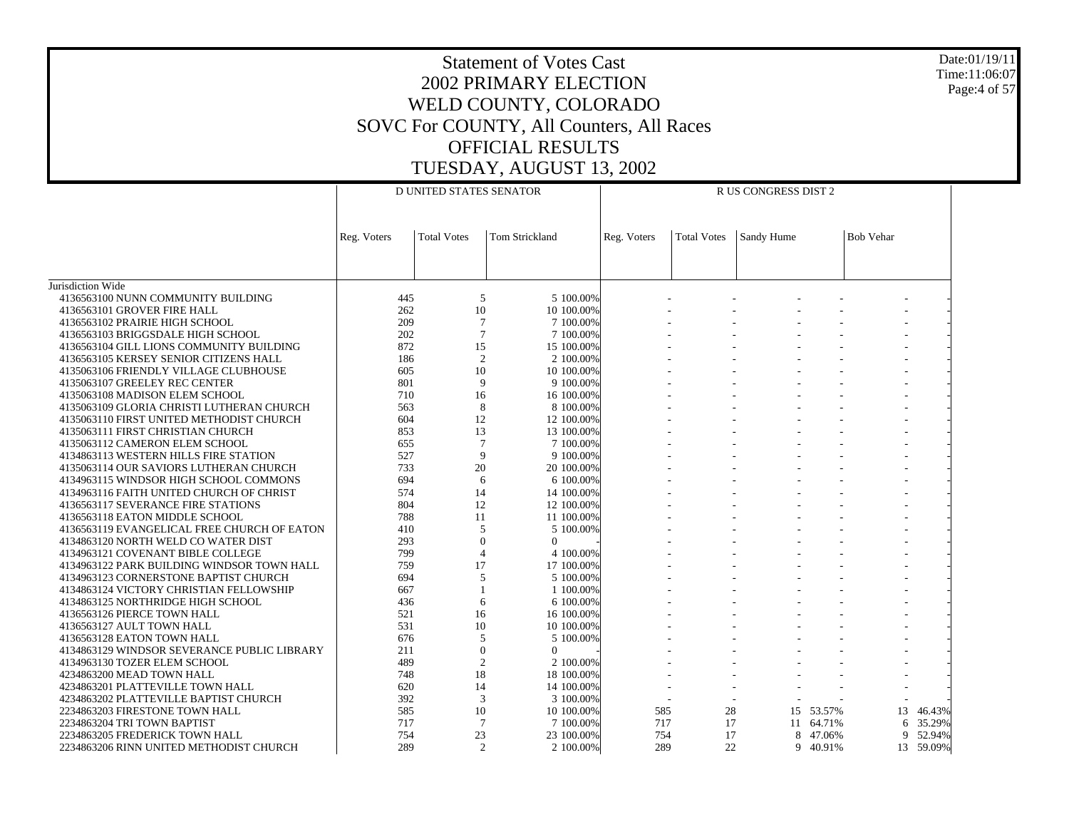# Statement of Votes Cast
## 2002 PRIMARY ELECTION
## WELD COUNTY, COLORADO
## SOVC For COUNTY, All Counters, All Races
## OFFICIAL RESULTS
## TUESDAY, AUGUST 13, 2002

Date:01/19/11
Time:11:06:07

| | D UNITED STATES SENATOR | | | | R US CONGRESS DIST 2 | | | | | |
|---|---|---|---|---|---|---|---|---|---|---|
| | Reg. Voters | Total Votes | Tom Strickland | | Reg. Voters | Total Votes | Sandy Hume | | Bob Vehar | |
| Jurisdiction Wide | | | | | | | | | | |
| 4136563100 NUNN COMMUNITY BUILDING | 445 | 5 | 5 | 100.00% | - | - | - | - | - | - |
| 4136563101 GROVER FIRE HALL | 262 | 10 | 10 | 100.00% | - | - | - | - | - | - |
| 4136563102 PRAIRIE HIGH SCHOOL | 209 | 7 | 7 | 100.00% | - | - | - | - | - | - |
| 4136563103 BRIGGSDALE HIGH SCHOOL | 202 | 7 | 7 | 100.00% | - | - | - | - | - | - |
| 4136563104 GILL LIONS COMMUNITY BUILDING | 872 | 15 | 15 | 100.00% | - | - | - | - | - | - |
| 4136563105 KERSEY SENIOR CITIZENS HALL | 186 | 2 | 2 | 100.00% | - | - | - | - | - | - |
| 4135063106 FRIENDLY VILLAGE CLUBHOUSE | 605 | 10 | 10 | 100.00% | - | - | - | - | - | - |
| 4135063107 GREELEY REC CENTER | 801 | 9 | 9 | 100.00% | - | - | - | - | - | - |
| 4135063108 MADISON ELEM SCHOOL | 710 | 16 | 16 | 100.00% | - | - | - | - | - | - |
| 4135063109 GLORIA CHRISTI LUTHERAN CHURCH | 563 | 8 | 8 | 100.00% | - | - | - | - | - | - |
| 4135063110 FIRST UNITED METHODIST CHURCH | 604 | 12 | 12 | 100.00% | - | - | - | - | - | - |
| 4135063111 FIRST CHRISTIAN CHURCH | 853 | 13 | 13 | 100.00% | - | - | - | - | - | - |
| 4135063112 CAMERON ELEM SCHOOL | 655 | 7 | 7 | 100.00% | - | - | - | - | - | - |
| 4134863113 WESTERN HILLS FIRE STATION | 527 | 9 | 9 | 100.00% | - | - | - | - | - | - |
| 4135063114 OUR SAVIORS LUTHERAN CHURCH | 733 | 20 | 20 | 100.00% | - | - | - | - | - | - |
| 4134963115 WINDSOR HIGH SCHOOL COMMONS | 694 | 6 | 6 | 100.00% | - | - | - | - | - | - |
| 4134963116 FAITH UNITED CHURCH OF CHRIST | 574 | 14 | 14 | 100.00% | - | - | - | - | - | - |
| 4136563117 SEVERANCE FIRE STATIONS | 804 | 12 | 12 | 100.00% | - | - | - | - | - | - |
| 4136563118 EATON MIDDLE SCHOOL | 788 | 11 | 11 | 100.00% | - | - | - | - | - | - |
| 4136563119 EVANGELICAL FREE CHURCH OF EATON | 410 | 5 | 5 | 100.00% | - | - | - | - | - | - |
| 4134863120 NORTH WELD CO WATER DIST | 293 | 0 | 0 | - | - | - | - | - | - | - |
| 4134963121 COVENANT BIBLE COLLEGE | 799 | 4 | 4 | 100.00% | - | - | - | - | - | - |
| 4134963122 PARK BUILDING WINDSOR TOWN HALL | 759 | 17 | 17 | 100.00% | - | - | - | - | - | - |
| 4134963123 CORNERSTONE BAPTIST CHURCH | 694 | 5 | 5 | 100.00% | - | - | - | - | - | - |
| 4134863124 VICTORY CHRISTIAN FELLOWSHIP | 667 | 1 | 1 | 100.00% | - | - | - | - | - | - |
| 4134863125 NORTHRIDGE HIGH SCHOOL | 436 | 6 | 6 | 100.00% | - | - | - | - | - | - |
| 4136563126 PIERCE TOWN HALL | 521 | 16 | 16 | 100.00% | - | - | - | - | - | - |
| 4136563127 AULT TOWN HALL | 531 | 10 | 10 | 100.00% | - | - | - | - | - | - |
| 4136563128 EATON TOWN HALL | 676 | 5 | 5 | 100.00% | - | - | - | - | - | - |
| 4134863129 WINDSOR SEVERANCE PUBLIC LIBRARY | 211 | 0 | 0 | - | - | - | - | - | - | - |
| 4134963130 TOZER ELEM SCHOOL | 489 | 2 | 2 | 100.00% | - | - | - | - | - | - |
| 4234863200 MEAD TOWN HALL | 748 | 18 | 18 | 100.00% | - | - | - | - | - | - |
| 4234863201 PLATTEVILLE TOWN HALL | 620 | 14 | 14 | 100.00% | - | - | - | - | - | - |
| 4234863202 PLATTEVILLE BAPTIST CHURCH | 392 | 3 | 3 | 100.00% | - | - | - | - | - | - |
| 2234863203 FIRESTONE TOWN HALL | 585 | 10 | 10 | 100.00% | 585 | 28 | 15 | 53.57% | 13 | 46.43% |
| 2234863204 TRI TOWN BAPTIST | 717 | 7 | 7 | 100.00% | 717 | 17 | 11 | 64.71% | 6 | 35.29% |
| 2234863205 FREDERICK TOWN HALL | 754 | 23 | 23 | 100.00% | 754 | 17 | 8 | 47.06% | 9 | 52.94% |
| 2234863206 RINN UNITED METHODIST CHURCH | 289 | 2 | 2 | 100.00% | 289 | 22 | 9 | 40.91% | 13 | 59.09% |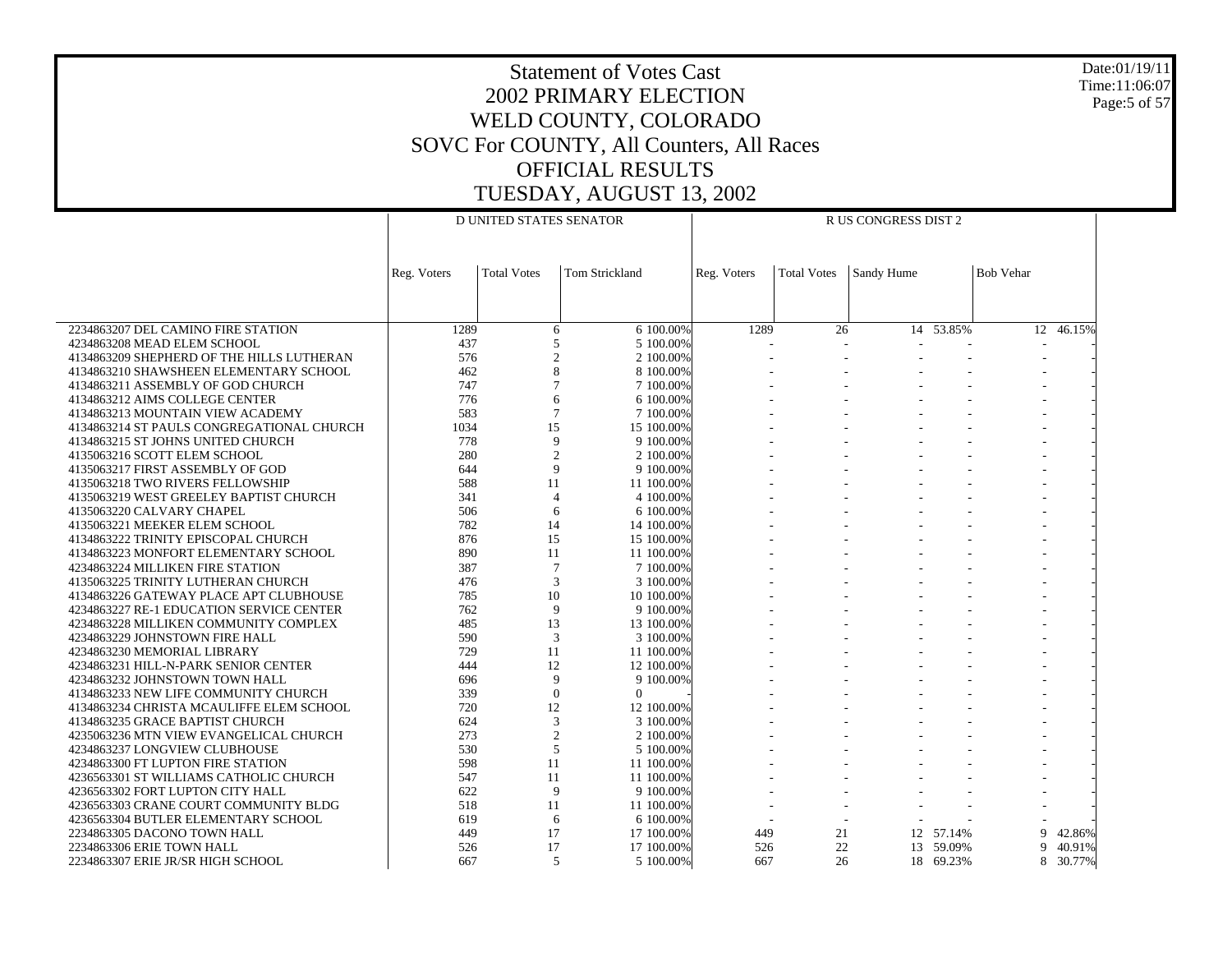# Statement of Votes Cast
## 2002 PRIMARY ELECTION
## WELD COUNTY, COLORADO
## SOVC For COUNTY, All Counters, All Races
## OFFICIAL RESULTS
## TUESDAY, AUGUST 13, 2002

Date:01/19/11
Time:11:06:07

| | D UNITED STATES SENATOR | | | | R US CONGRESS DIST 2 | | | | | |
|---|---|---|---|---|---|---|---|---|---|---|
| | Reg. Voters | Total Votes | Tom Strickland | | Reg. Voters | Total Votes | Sandy Hume | | Bob Vehar | |
| 2234863207 DEL CAMINO FIRE STATION | 1289 | 6 | 6 | 100.00% | 1289 | 26 | 14 | 53.85% | 12 | 46.15% |
| 4234863208 MEAD ELEM SCHOOL | 437 | 5 | 5 | 100.00% | - | - | - | - | - | - |
| 4134863209 SHEPHERD OF THE HILLS LUTHERAN | 576 | 2 | 2 | 100.00% | - | - | - | - | - | - |
| 4134863210 SHAWSHEEN ELEMENTARY SCHOOL | 462 | 8 | 8 | 100.00% | - | - | - | - | - | - |
| 4134863211 ASSEMBLY OF GOD CHURCH | 747 | 7 | 7 | 100.00% | - | - | - | - | - | - |
| 4134863212 AIMS COLLEGE CENTER | 776 | 6 | 6 | 100.00% | - | - | - | - | - | - |
| 4134863213 MOUNTAIN VIEW ACADEMY | 583 | 7 | 7 | 100.00% | - | - | - | - | - | - |
| 4134863214 ST PAULS CONGREGATIONAL CHURCH | 1034 | 15 | 15 | 100.00% | - | - | - | - | - | - |
| 4134863215 ST JOHNS UNITED CHURCH | 778 | 9 | 9 | 100.00% | - | - | - | - | - | - |
| 4135063216 SCOTT ELEM SCHOOL | 280 | 2 | 2 | 100.00% | - | - | - | - | - | - |
| 4135063217 FIRST ASSEMBLY OF GOD | 644 | 9 | 9 | 100.00% | - | - | - | - | - | - |
| 4135063218 TWO RIVERS FELLOWSHIP | 588 | 11 | 11 | 100.00% | - | - | - | - | - | - |
| 4135063219 WEST GREELEY BAPTIST CHURCH | 341 | 4 | 4 | 100.00% | - | - | - | - | - | - |
| 4135063220 CALVARY CHAPEL | 506 | 6 | 6 | 100.00% | - | - | - | - | - | - |
| 4135063221 MEEKER ELEM SCHOOL | 782 | 14 | 14 | 100.00% | - | - | - | - | - | - |
| 4134863222 TRINITY EPISCOPAL CHURCH | 876 | 15 | 15 | 100.00% | - | - | - | - | - | - |
| 4134863223 MONFORT ELEMENTARY SCHOOL | 890 | 11 | 11 | 100.00% | - | - | - | - | - | - |
| 4234863224 MILLIKEN FIRE STATION | 387 | 7 | 7 | 100.00% | - | - | - | - | - | - |
| 4135063225 TRINITY LUTHERAN CHURCH | 476 | 3 | 3 | 100.00% | - | - | - | - | - | - |
| 4134863226 GATEWAY PLACE APT CLUBHOUSE | 785 | 10 | 10 | 100.00% | - | - | - | - | - | - |
| 4234863227 RE-1 EDUCATION SERVICE CENTER | 762 | 9 | 9 | 100.00% | - | - | - | - | - | - |
| 4234863228 MILLIKEN COMMUNITY COMPLEX | 485 | 13 | 13 | 100.00% | - | - | - | - | - | - |
| 4234863229 JOHNSTOWN FIRE HALL | 590 | 3 | 3 | 100.00% | - | - | - | - | - | - |
| 4234863230 MEMORIAL LIBRARY | 729 | 11 | 11 | 100.00% | - | - | - | - | - | - |
| 4234863231 HILL-N-PARK SENIOR CENTER | 444 | 12 | 12 | 100.00% | - | - | - | - | - | - |
| 4234863232 JOHNSTOWN TOWN HALL | 696 | 9 | 9 | 100.00% | - | - | - | - | - | - |
| 4134863233 NEW LIFE COMMUNITY CHURCH | 339 | 0 | 0 | - | - | - | - | - | - | - |
| 4134863234 CHRISTA MCAULIFFE ELEM SCHOOL | 720 | 12 | 12 | 100.00% | - | - | - | - | - | - |
| 4134863235 GRACE BAPTIST CHURCH | 624 | 3 | 3 | 100.00% | - | - | - | - | - | - |
| 4235063236 MTN VIEW EVANGELICAL CHURCH | 273 | 2 | 2 | 100.00% | - | - | - | - | - | - |
| 4234863237 LONGVIEW CLUBHOUSE | 530 | 5 | 5 | 100.00% | - | - | - | - | - | - |
| 4234863300 FT LUPTON FIRE STATION | 598 | 11 | 11 | 100.00% | - | - | - | - | - | - |
| 4236563301 ST WILLIAMS CATHOLIC CHURCH | 547 | 11 | 11 | 100.00% | - | - | - | - | - | - |
| 4236563302 FORT LUPTON CITY HALL | 622 | 9 | 9 | 100.00% | - | - | - | - | - | - |
| 4236563303 CRANE COURT COMMUNITY BLDG | 518 | 11 | 11 | 100.00% | - | - | - | - | - | - |
| 4236563304 BUTLER ELEMENTARY SCHOOL | 619 | 6 | 6 | 100.00% | - | - | - | - | - | - |
| 2234863305 DACONO TOWN HALL | 449 | 17 | 17 | 100.00% | 449 | 21 | 12 | 57.14% | 9 | 42.86% |
| 2234863306 ERIE TOWN HALL | 526 | 17 | 17 | 100.00% | 526 | 22 | 13 | 59.09% | 9 | 40.91% |
| 2234863307 ERIE JR/SR HIGH SCHOOL | 667 | 5 | 5 | 100.00% | 667 | 26 | 18 | 69.23% | 8 | 30.77% |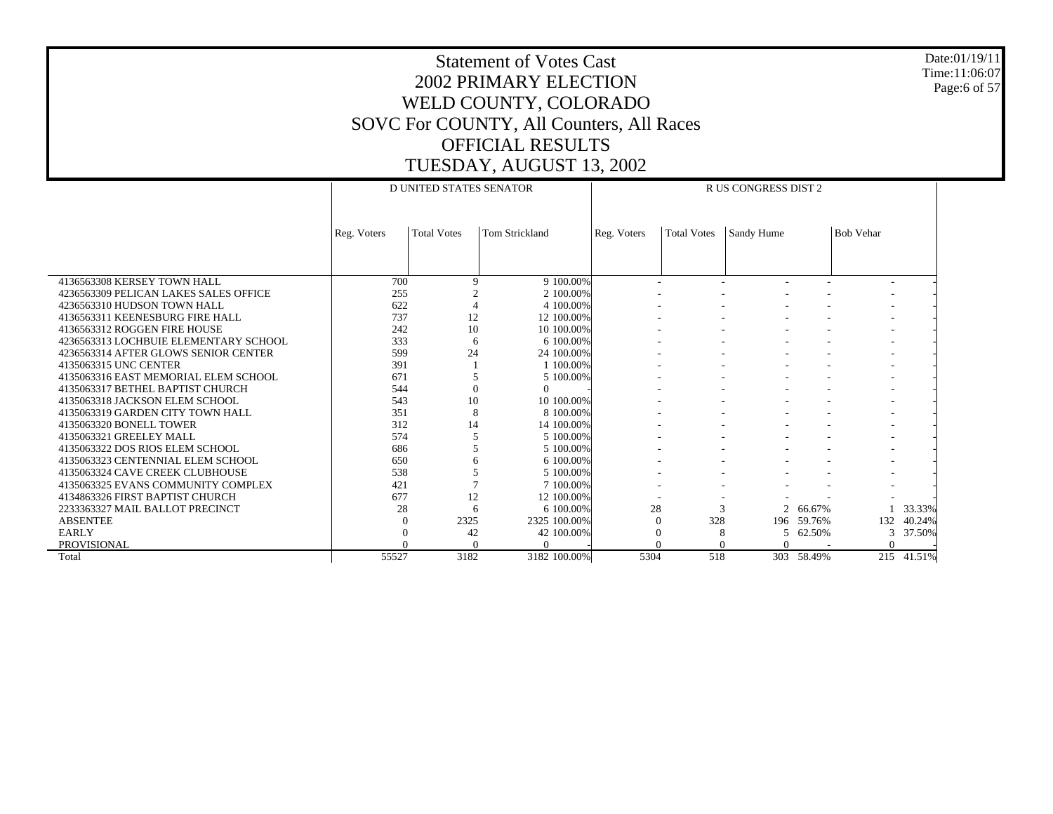# Statement of Votes Cast
## 2002 PRIMARY ELECTION
## WELD COUNTY, COLORADO
## SOVC For COUNTY, All Counters, All Races
## OFFICIAL RESULTS
## TUESDAY, AUGUST 13, 2002

Date:01/19/11
Time:11:06:07

| | D UNITED STATES SENATOR | | | | R US CONGRESS DIST 2 | | | | | |
|---|---|---|---|---|---|---|---|---|---|---|
| | Reg. Voters | Total Votes | Tom Strickland | | Reg. Voters | Total Votes | Sandy Hume | | Bob Vehar | |
| 4136563308 KERSEY TOWN HALL | 700 | 9 | 9 | 100.00% | - | - | - | - | - | - |
| 4236563309 PELICAN LAKES SALES OFFICE | 255 | 2 | 2 | 100.00% | - | - | - | - | - | - |
| 4236563310 HUDSON TOWN HALL | 622 | 4 | 4 | 100.00% | - | - | - | - | - | - |
| 4136563311 KEENESBURG FIRE HALL | 737 | 12 | 12 | 100.00% | - | - | - | - | - | - |
| 4136563312 ROGGEN FIRE HOUSE | 242 | 10 | 10 | 100.00% | - | - | - | - | - | - |
| 4236563313 LOCHBUIE ELEMENTARY SCHOOL | 333 | 6 | 6 | 100.00% | - | - | - | - | - | - |
| 4236563314 AFTER GLOWS SENIOR CENTER | 599 | 24 | 24 | 100.00% | - | - | - | - | - | - |
| 4135063315 UNC CENTER | 391 | 1 | 1 | 100.00% | - | - | - | - | - | - |
| 4135063316 EAST MEMORIAL ELEM SCHOOL | 671 | 5 | 5 | 100.00% | - | - | - | - | - | - |
| 4135063317 BETHEL BAPTIST CHURCH | 544 | 0 | 0 | - | - | - | - | - | - | - |
| 4135063318 JACKSON ELEM SCHOOL | 543 | 10 | 10 | 100.00% | - | - | - | - | - | - |
| 4135063319 GARDEN CITY TOWN HALL | 351 | 8 | 8 | 100.00% | - | - | - | - | - | - |
| 4135063320 BONELL TOWER | 312 | 14 | 14 | 100.00% | - | - | - | - | - | - |
| 4135063321 GREELEY MALL | 574 | 5 | 5 | 100.00% | - | - | - | - | - | - |
| 4135063322 DOS RIOS ELEM SCHOOL | 686 | 5 | 5 | 100.00% | - | - | - | - | - | - |
| 4135063323 CENTENNIAL ELEM SCHOOL | 650 | 6 | 6 | 100.00% | - | - | - | - | - | - |
| 4135063324 CAVE CREEK CLUBHOUSE | 538 | 5 | 5 | 100.00% | - | - | - | - | - | - |
| 4135063325 EVANS COMMUNITY COMPLEX | 421 | 7 | 7 | 100.00% | - | - | - | - | - | - |
| 4134863326 FIRST BAPTIST CHURCH | 677 | 12 | 12 | 100.00% | - | - | - | - | - | - |
| 2233363327 MAIL BALLOT PRECINCT | 28 | 6 | 6 | 100.00% | 28 | 3 | 2 | 66.67% | 1 | 33.33% |
| ABSENTEE | 0 | 2325 | 2325 | 100.00% | 0 | 328 | 196 | 59.76% | 132 | 40.24% |
| EARLY | 0 | 42 | 42 | 100.00% | 0 | 8 | 5 | 62.50% | 3 | 37.50% |
| PROVISIONAL | 0 | 0 | 0 | - | 0 | 0 | 0 | - | 0 | - |
| Total | 55527 | 3182 | 3182 | 100.00% | 5304 | 518 | 303 | 58.49% | 215 | 41.51% |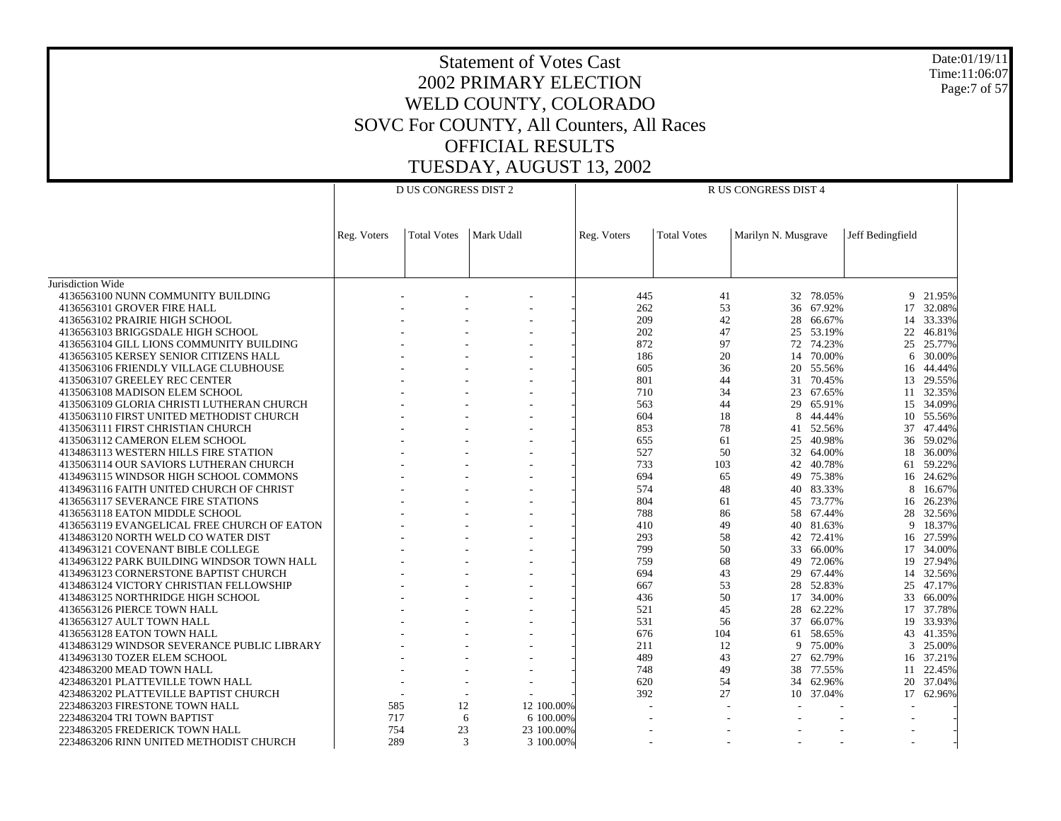# Statement of Votes Cast
## 2002 PRIMARY ELECTION
## WELD COUNTY, COLORADO
## SOVC For COUNTY, All Counters, All Races
## OFFICIAL RESULTS
## TUESDAY, AUGUST 13, 2002

Date:01/19/11
Time:11:06:07

| | D US CONGRESS DIST 2 | | | | R US CONGRESS DIST 4 | | | | | |
|---|---|---|---|---|---|---|---|---|---|---|
| | Reg. Voters | Total Votes | Mark Udall | | Reg. Voters | Total Votes | Marilyn N. Musgrave | | Jeff Bedingfield | |
| Jurisdiction Wide | | | | | | | | | | |
| 4136563100 NUNN COMMUNITY BUILDING | - | - | - | - | 445 | 41 | 32 | 78.05% | 9 | 21.95% |
| 4136563101 GROVER FIRE HALL | - | - | - | - | 262 | 53 | 36 | 67.92% | 17 | 32.08% |
| 4136563102 PRAIRIE HIGH SCHOOL | - | - | - | - | 209 | 42 | 28 | 66.67% | 14 | 33.33% |
| 4136563103 BRIGGSDALE HIGH SCHOOL | - | - | - | - | 202 | 47 | 25 | 53.19% | 22 | 46.81% |
| 4136563104 GILL LIONS COMMUNITY BUILDING | - | - | - | - | 872 | 97 | 72 | 74.23% | 25 | 25.77% |
| 4136563105 KERSEY SENIOR CITIZENS HALL | - | - | - | - | 186 | 20 | 14 | 70.00% | 6 | 30.00% |
| 4135063106 FRIENDLY VILLAGE CLUBHOUSE | - | - | - | - | 605 | 36 | 20 | 55.56% | 16 | 44.44% |
| 4135063107 GREELEY REC CENTER | - | - | - | - | 801 | 44 | 31 | 70.45% | 13 | 29.55% |
| 4135063108 MADISON ELEM SCHOOL | - | - | - | - | 710 | 34 | 23 | 67.65% | 11 | 32.35% |
| 4135063109 GLORIA CHRISTI LUTHERAN CHURCH | - | - | - | - | 563 | 44 | 29 | 65.91% | 15 | 34.09% |
| 4135063110 FIRST UNITED METHODIST CHURCH | - | - | - | - | 604 | 18 | 8 | 44.44% | 10 | 55.56% |
| 4135063111 FIRST CHRISTIAN CHURCH | - | - | - | - | 853 | 78 | 41 | 52.56% | 37 | 47.44% |
| 4135063112 CAMERON ELEM SCHOOL | - | - | - | - | 655 | 61 | 25 | 40.98% | 36 | 59.02% |
| 4134863113 WESTERN HILLS FIRE STATION | - | - | - | - | 527 | 50 | 32 | 64.00% | 18 | 36.00% |
| 4135063114 OUR SAVIORS LUTHERAN CHURCH | - | - | - | - | 733 | 103 | 42 | 40.78% | 61 | 59.22% |
| 4134963115 WINDSOR HIGH SCHOOL COMMONS | - | - | - | - | 694 | 65 | 49 | 75.38% | 16 | 24.62% |
| 4134963116 FAITH UNITED CHURCH OF CHRIST | - | - | - | - | 574 | 48 | 40 | 83.33% | 8 | 16.67% |
| 4136563117 SEVERANCE FIRE STATIONS | - | - | - | - | 804 | 61 | 45 | 73.77% | 16 | 26.23% |
| 4136563118 EATON MIDDLE SCHOOL | - | - | - | - | 788 | 86 | 58 | 67.44% | 28 | 32.56% |
| 4136563119 EVANGELICAL FREE CHURCH OF EATON | - | - | - | - | 410 | 49 | 40 | 81.63% | 9 | 18.37% |
| 4134863120 NORTH WELD CO WATER DIST | - | - | - | - | 293 | 58 | 42 | 72.41% | 16 | 27.59% |
| 4134963121 COVENANT BIBLE COLLEGE | - | - | - | - | 799 | 50 | 33 | 66.00% | 17 | 34.00% |
| 4134963122 PARK BUILDING WINDSOR TOWN HALL | - | - | - | - | 759 | 68 | 49 | 72.06% | 19 | 27.94% |
| 4134963123 CORNERSTONE BAPTIST CHURCH | - | - | - | - | 694 | 43 | 29 | 67.44% | 14 | 32.56% |
| 4134863124 VICTORY CHRISTIAN FELLOWSHIP | - | - | - | - | 667 | 53 | 28 | 52.83% | 25 | 47.17% |
| 4134863125 NORTHRIDGE HIGH SCHOOL | - | - | - | - | 436 | 50 | 17 | 34.00% | 33 | 66.00% |
| 4136563126 PIERCE TOWN HALL | - | - | - | - | 521 | 45 | 28 | 62.22% | 17 | 37.78% |
| 4136563127 AULT TOWN HALL | - | - | - | - | 531 | 56 | 37 | 66.07% | 19 | 33.93% |
| 4136563128 EATON TOWN HALL | - | - | - | - | 676 | 104 | 61 | 58.65% | 43 | 41.35% |
| 4134863129 WINDSOR SEVERANCE PUBLIC LIBRARY | - | - | - | - | 211 | 12 | 9 | 75.00% | 3 | 25.00% |
| 4134963130 TOZER ELEM SCHOOL | - | - | - | - | 489 | 43 | 27 | 62.79% | 16 | 37.21% |
| 4234863200 MEAD TOWN HALL | - | - | - | - | 748 | 49 | 38 | 77.55% | 11 | 22.45% |
| 4234863201 PLATTEVILLE TOWN HALL | - | - | - | - | 620 | 54 | 34 | 62.96% | 20 | 37.04% |
| 4234863202 PLATTEVILLE BAPTIST CHURCH | - | - | - | - | 392 | 27 | 10 | 37.04% | 17 | 62.96% |
| 2234863203 FIRESTONE TOWN HALL | 585 | 12 | 12 | 100.00% | - | - | - | - | - | - |
| 2234863204 TRI TOWN BAPTIST | 717 | 6 | 6 | 100.00% | - | - | - | - | - | - |
| 2234863205 FREDERICK TOWN HALL | 754 | 23 | 23 | 100.00% | - | - | - | - | - | - |
| 2234863206 RINN UNITED METHODIST CHURCH | 289 | 3 | 3 | 100.00% | - | - | - | - | - | - |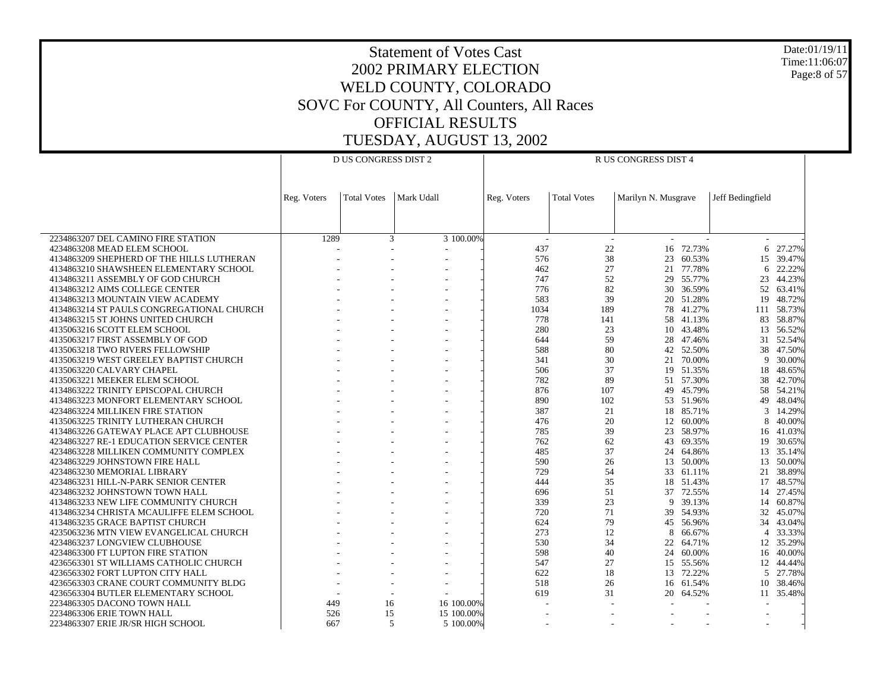# Statement of Votes Cast
## 2002 PRIMARY ELECTION
## WELD COUNTY, COLORADO
## SOVC For COUNTY, All Counters, All Races
## OFFICIAL RESULTS
## TUESDAY, AUGUST 13, 2002

Date:01/19/11
Time:11:06:07

| | D US CONGRESS DIST 2 | | | | R US CONGRESS DIST 4 | | | | | |
|---|---|---|---|---|---|---|---|---|---|---|
| | Reg. Voters | Total Votes | Mark Udall | | Reg. Voters | Total Votes | Marilyn N. Musgrave | | Jeff Bedingfield | |
| 2234863207 DEL CAMINO FIRE STATION | 1289 | 3 | 3 | 100.00% | - | - | - | - | - | - |
| 4234863208 MEAD ELEM SCHOOL | - | - | - | - | 437 | 22 | 16 | 72.73% | 6 | 27.27% |
| 4134863209 SHEPHERD OF THE HILLS LUTHERAN | - | - | - | - | 576 | 38 | 23 | 60.53% | 15 | 39.47% |
| 4134863210 SHAWSHEEN ELEMENTARY SCHOOL | - | - | - | - | 462 | 27 | 21 | 77.78% | 6 | 22.22% |
| 4134863211 ASSEMBLY OF GOD CHURCH | - | - | - | - | 747 | 52 | 29 | 55.77% | 23 | 44.23% |
| 4134863212 AIMS COLLEGE CENTER | - | - | - | - | 776 | 82 | 30 | 36.59% | 52 | 63.41% |
| 4134863213 MOUNTAIN VIEW ACADEMY | - | - | - | - | 583 | 39 | 20 | 51.28% | 19 | 48.72% |
| 4134863214 ST PAULS CONGREGATIONAL CHURCH | - | - | - | - | 1034 | 189 | 78 | 41.27% | 111 | 58.73% |
| 4134863215 ST JOHNS UNITED CHURCH | - | - | - | - | 778 | 141 | 58 | 41.13% | 83 | 58.87% |
| 4135063216 SCOTT ELEM SCHOOL | - | - | - | - | 280 | 23 | 10 | 43.48% | 13 | 56.52% |
| 4135063217 FIRST ASSEMBLY OF GOD | - | - | - | - | 644 | 59 | 28 | 47.46% | 31 | 52.54% |
| 4135063218 TWO RIVERS FELLOWSHIP | - | - | - | - | 588 | 80 | 42 | 52.50% | 38 | 47.50% |
| 4135063219 WEST GREELEY BAPTIST CHURCH | - | - | - | - | 341 | 30 | 21 | 70.00% | 9 | 30.00% |
| 4135063220 CALVARY CHAPEL | - | - | - | - | 506 | 37 | 19 | 51.35% | 18 | 48.65% |
| 4135063221 MEEKER ELEM SCHOOL | - | - | - | - | 782 | 89 | 51 | 57.30% | 38 | 42.70% |
| 4134863222 TRINITY EPISCOPAL CHURCH | - | - | - | - | 876 | 107 | 49 | 45.79% | 58 | 54.21% |
| 4134863223 MONFORT ELEMENTARY SCHOOL | - | - | - | - | 890 | 102 | 53 | 51.96% | 49 | 48.04% |
| 4234863224 MILLIKEN FIRE STATION | - | - | - | - | 387 | 21 | 18 | 85.71% | 3 | 14.29% |
| 4135063225 TRINITY LUTHERAN CHURCH | - | - | - | - | 476 | 20 | 12 | 60.00% | 8 | 40.00% |
| 4134863226 GATEWAY PLACE APT CLUBHOUSE | - | - | - | - | 785 | 39 | 23 | 58.97% | 16 | 41.03% |
| 4234863227 RE-1 EDUCATION SERVICE CENTER | - | - | - | - | 762 | 62 | 43 | 69.35% | 19 | 30.65% |
| 4234863228 MILLIKEN COMMUNITY COMPLEX | - | - | - | - | 485 | 37 | 24 | 64.86% | 13 | 35.14% |
| 4234863229 JOHNSTOWN FIRE HALL | - | - | - | - | 590 | 26 | 13 | 50.00% | 13 | 50.00% |
| 4234863230 MEMORIAL LIBRARY | - | - | - | - | 729 | 54 | 33 | 61.11% | 21 | 38.89% |
| 4234863231 HILL-N-PARK SENIOR CENTER | - | - | - | - | 444 | 35 | 18 | 51.43% | 17 | 48.57% |
| 4234863232 JOHNSTOWN TOWN HALL | - | - | - | - | 696 | 51 | 37 | 72.55% | 14 | 27.45% |
| 4134863233 NEW LIFE COMMUNITY CHURCH | - | - | - | - | 339 | 23 | 9 | 39.13% | 14 | 60.87% |
| 4134863234 CHRISTA MCAULIFFE ELEM SCHOOL | - | - | - | - | 720 | 71 | 39 | 54.93% | 32 | 45.07% |
| 4134863235 GRACE BAPTIST CHURCH | - | - | - | - | 624 | 79 | 45 | 56.96% | 34 | 43.04% |
| 4235063236 MTN VIEW EVANGELICAL CHURCH | - | - | - | - | 273 | 12 | 8 | 66.67% | 4 | 33.33% |
| 4234863237 LONGVIEW CLUBHOUSE | - | - | - | - | 530 | 34 | 22 | 64.71% | 12 | 35.29% |
| 4234863300 FT LUPTON FIRE STATION | - | - | - | - | 598 | 40 | 24 | 60.00% | 16 | 40.00% |
| 4236563301 ST WILLIAMS CATHOLIC CHURCH | - | - | - | - | 547 | 27 | 15 | 55.56% | 12 | 44.44% |
| 4236563302 FORT LUPTON CITY HALL | - | - | - | - | 622 | 18 | 13 | 72.22% | 5 | 27.78% |
| 4236563303 CRANE COURT COMMUNITY BLDG | - | - | - | - | 518 | 26 | 16 | 61.54% | 10 | 38.46% |
| 4236563304 BUTLER ELEMENTARY SCHOOL | - | - | - | - | 619 | 31 | 20 | 64.52% | 11 | 35.48% |
| 2234863305 DACONO TOWN HALL | 449 | 16 | 16 | 100.00% | - | - | - | - | - | - |
| 2234863306 ERIE TOWN HALL | 526 | 15 | 15 | 100.00% | - | - | - | - | - | - |
| 2234863307 ERIE JR/SR HIGH SCHOOL | 667 | 5 | 5 | 100.00% | - | - | - | - | - | - |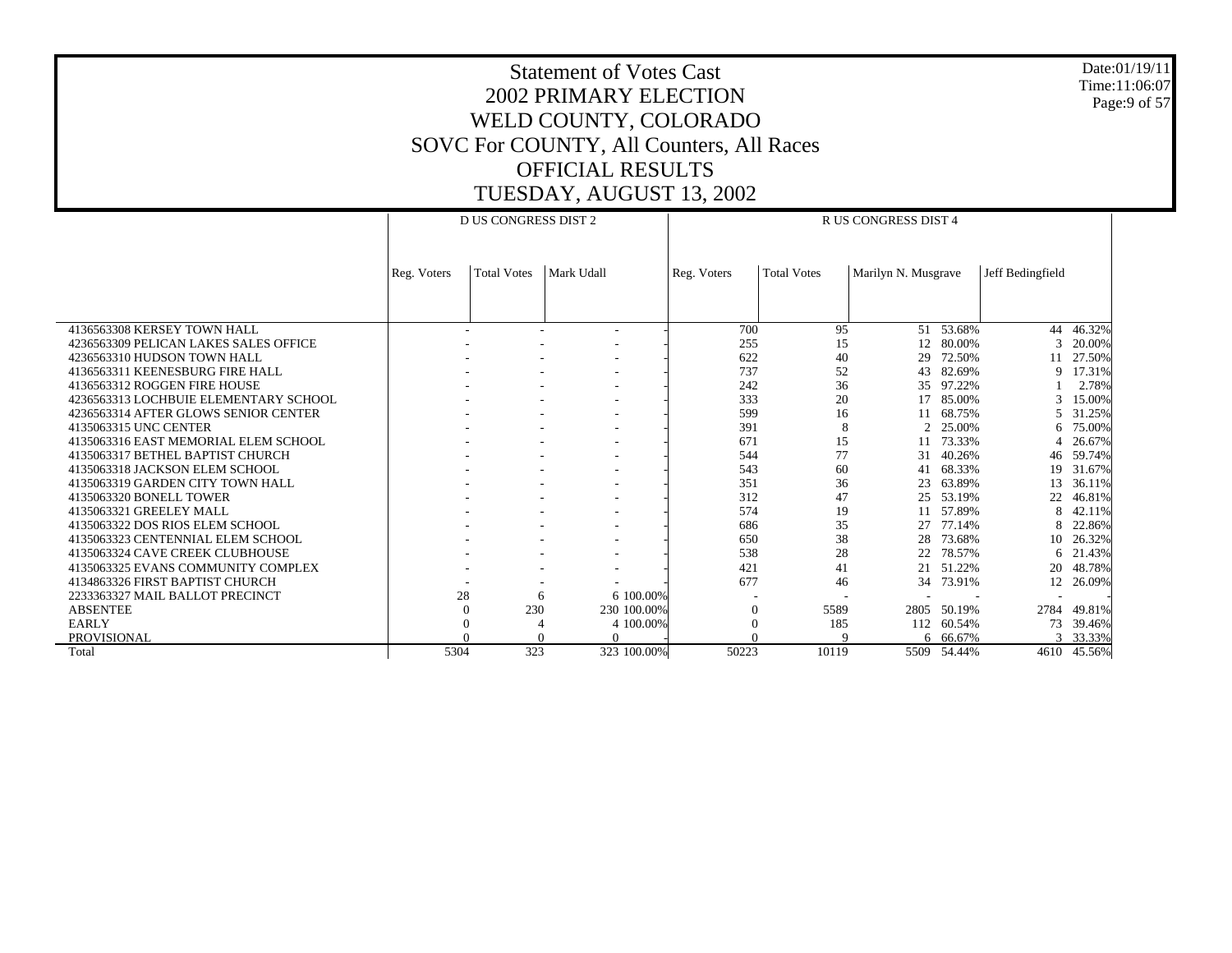# Statement of Votes Cast
# 2002 PRIMARY ELECTION
# WELD COUNTY, COLORADO
# SOVC For COUNTY, All Counters, All Races
# OFFICIAL RESULTS
# TUESDAY, AUGUST 13, 2002

Date:01/19/11
Time:11:06:07

| | D US CONGRESS DIST 2 | | | | R US CONGRESS DIST 4 | | | | | |
|---|---|---|---|---|---|---|---|---|---|---|
| | Reg. Voters | Total Votes | Mark Udall | | Reg. Voters | Total Votes | Marilyn N. Musgrave | | Jeff Bedingfield | |
| 4136563308 KERSEY TOWN HALL | - | - | - | - | 700 | 95 | 51 | 53.68% | 44 | 46.32% |
| 4236563309 PELICAN LAKES SALES OFFICE | - | - | - | - | 255 | 15 | 12 | 80.00% | 3 | 20.00% |
| 4236563310 HUDSON TOWN HALL | - | - | - | - | 622 | 40 | 29 | 72.50% | 11 | 27.50% |
| 4136563311 KEENESBURG FIRE HALL | - | - | - | - | 737 | 52 | 43 | 82.69% | 9 | 17.31% |
| 4136563312 ROGGEN FIRE HOUSE | - | - | - | - | 242 | 36 | 35 | 97.22% | 1 | 2.78% |
| 4236563313 LOCHBUIE ELEMENTARY SCHOOL | - | - | - | - | 333 | 20 | 17 | 85.00% | 3 | 15.00% |
| 4236563314 AFTER GLOWS SENIOR CENTER | - | - | - | - | 599 | 16 | 11 | 68.75% | 5 | 31.25% |
| 4135063315 UNC CENTER | - | - | - | - | 391 | 8 | 2 | 25.00% | 6 | 75.00% |
| 4135063316 EAST MEMORIAL ELEM SCHOOL | - | - | - | - | 671 | 15 | 11 | 73.33% | 4 | 26.67% |
| 4135063317 BETHEL BAPTIST CHURCH | - | - | - | - | 544 | 77 | 31 | 40.26% | 46 | 59.74% |
| 4135063318 JACKSON ELEM SCHOOL | - | - | - | - | 543 | 60 | 41 | 68.33% | 19 | 31.67% |
| 4135063319 GARDEN CITY TOWN HALL | - | - | - | - | 351 | 36 | 23 | 63.89% | 13 | 36.11% |
| 4135063320 BONELL TOWER | - | - | - | - | 312 | 47 | 25 | 53.19% | 22 | 46.81% |
| 4135063321 GREELEY MALL | - | - | - | - | 574 | 19 | 11 | 57.89% | 8 | 42.11% |
| 4135063322 DOS RIOS ELEM SCHOOL | - | - | - | - | 686 | 35 | 27 | 77.14% | 8 | 22.86% |
| 4135063323 CENTENNIAL ELEM SCHOOL | - | - | - | - | 650 | 38 | 28 | 73.68% | 10 | 26.32% |
| 4135063324 CAVE CREEK CLUBHOUSE | - | - | - | - | 538 | 28 | 22 | 78.57% | 6 | 21.43% |
| 4135063325 EVANS COMMUNITY COMPLEX | - | - | - | - | 421 | 41 | 21 | 51.22% | 20 | 48.78% |
| 4134863326 FIRST BAPTIST CHURCH | - | - | - | - | 677 | 46 | 34 | 73.91% | 12 | 26.09% |
| 2233363327 MAIL BALLOT PRECINCT | 28 | 6 | 6 | 100.00% | - | - | - | - | - | - |
| ABSENTEE | 0 | 230 | 230 | 100.00% | 0 | 5589 | 2805 | 50.19% | 2784 | 49.81% |
| EARLY | 0 | 4 | 4 | 100.00% | 0 | 185 | 112 | 60.54% | 73 | 39.46% |
| PROVISIONAL | 0 | 0 | 0 | - | 0 | 9 | 6 | 66.67% | 3 | 33.33% |
| Total | 5304 | 323 | 323 | 100.00% | 50223 | 10119 | 5509 | 54.44% | 4610 | 45.56% |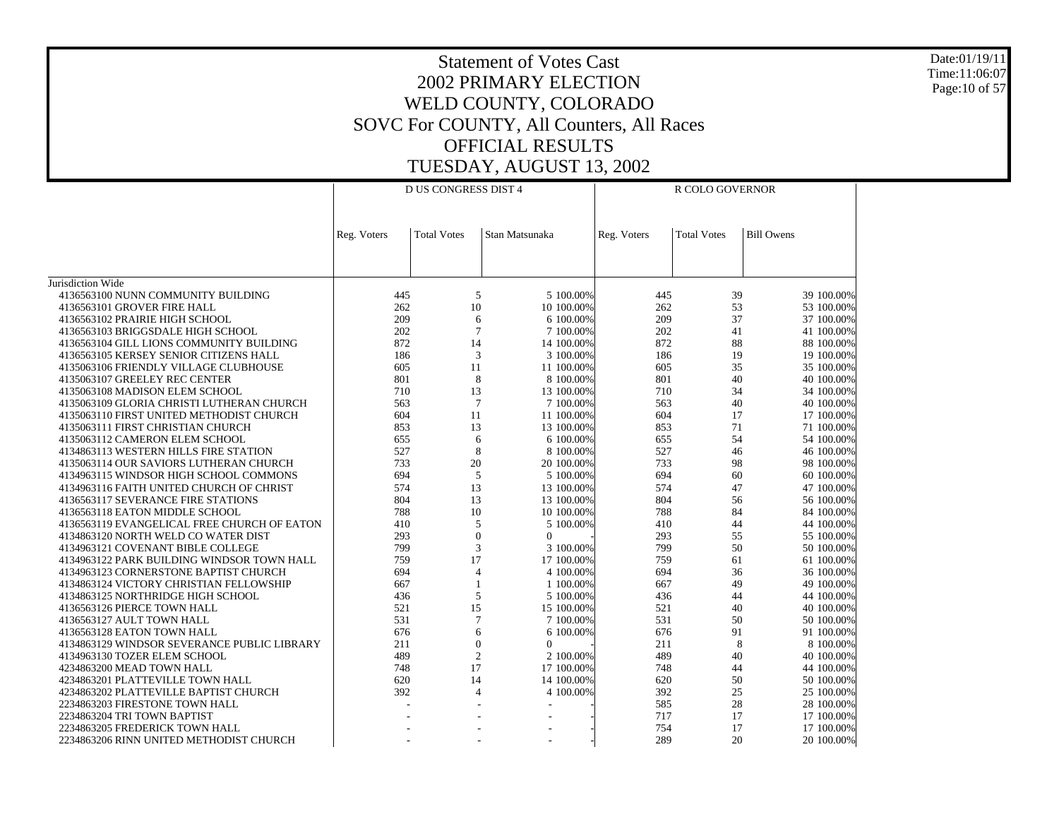# Statement of Votes Cast
## 2002 PRIMARY ELECTION
## WELD COUNTY, COLORADO
## SOVC For COUNTY, All Counters, All Races
## OFFICIAL RESULTS
## TUESDAY, AUGUST 13, 2002

Date:01/19/11
Time:11:06:07

| | D US CONGRESS DIST 4 | | | | R COLO GOVERNOR | | | |
|---|---|---|---|---|---|---|---|---|
| | Reg. Voters | Total Votes | Stan Matsunaka | | Reg. Voters | Total Votes | Bill Owens | |
| Jurisdiction Wide | | | | | | | | |
| 4136563100 NUNN COMMUNITY BUILDING | 445 | 5 | 5 | 100.00% | 445 | 39 | 39 | 100.00% |
| 4136563101 GROVER FIRE HALL | 262 | 10 | 10 | 100.00% | 262 | 53 | 53 | 100.00% |
| 4136563102 PRAIRIE HIGH SCHOOL | 209 | 6 | 6 | 100.00% | 209 | 37 | 37 | 100.00% |
| 4136563103 BRIGGSDALE HIGH SCHOOL | 202 | 7 | 7 | 100.00% | 202 | 41 | 41 | 100.00% |
| 4136563104 GILL LIONS COMMUNITY BUILDING | 872 | 14 | 14 | 100.00% | 872 | 88 | 88 | 100.00% |
| 4136563105 KERSEY SENIOR CITIZENS HALL | 186 | 3 | 3 | 100.00% | 186 | 19 | 19 | 100.00% |
| 4135063106 FRIENDLY VILLAGE CLUBHOUSE | 605 | 11 | 11 | 100.00% | 605 | 35 | 35 | 100.00% |
| 4135063107 GREELEY REC CENTER | 801 | 8 | 8 | 100.00% | 801 | 40 | 40 | 100.00% |
| 4135063108 MADISON ELEM SCHOOL | 710 | 13 | 13 | 100.00% | 710 | 34 | 34 | 100.00% |
| 4135063109 GLORIA CHRISTI LUTHERAN CHURCH | 563 | 7 | 7 | 100.00% | 563 | 40 | 40 | 100.00% |
| 4135063110 FIRST UNITED METHODIST CHURCH | 604 | 11 | 11 | 100.00% | 604 | 17 | 17 | 100.00% |
| 4135063111 FIRST CHRISTIAN CHURCH | 853 | 13 | 13 | 100.00% | 853 | 71 | 71 | 100.00% |
| 4135063112 CAMERON ELEM SCHOOL | 655 | 6 | 6 | 100.00% | 655 | 54 | 54 | 100.00% |
| 4134863113 WESTERN HILLS FIRE STATION | 527 | 8 | 8 | 100.00% | 527 | 46 | 46 | 100.00% |
| 4135063114 OUR SAVIORS LUTHERAN CHURCH | 733 | 20 | 20 | 100.00% | 733 | 98 | 98 | 100.00% |
| 4134963115 WINDSOR HIGH SCHOOL COMMONS | 694 | 5 | 5 | 100.00% | 694 | 60 | 60 | 100.00% |
| 4134963116 FAITH UNITED CHURCH OF CHRIST | 574 | 13 | 13 | 100.00% | 574 | 47 | 47 | 100.00% |
| 4136563117 SEVERANCE FIRE STATIONS | 804 | 13 | 13 | 100.00% | 804 | 56 | 56 | 100.00% |
| 4136563118 EATON MIDDLE SCHOOL | 788 | 10 | 10 | 100.00% | 788 | 84 | 84 | 100.00% |
| 4136563119 EVANGELICAL FREE CHURCH OF EATON | 410 | 5 | 5 | 100.00% | 410 | 44 | 44 | 100.00% |
| 4134863120 NORTH WELD CO WATER DIST | 293 | 0 | 0 | - | 293 | 55 | 55 | 100.00% |
| 4134963121 COVENANT BIBLE COLLEGE | 799 | 3 | 3 | 100.00% | 799 | 50 | 50 | 100.00% |
| 4134963122 PARK BUILDING WINDSOR TOWN HALL | 759 | 17 | 17 | 100.00% | 759 | 61 | 61 | 100.00% |
| 4134963123 CORNERSTONE BAPTIST CHURCH | 694 | 4 | 4 | 100.00% | 694 | 36 | 36 | 100.00% |
| 4134863124 VICTORY CHRISTIAN FELLOWSHIP | 667 | 1 | 1 | 100.00% | 667 | 49 | 49 | 100.00% |
| 4134863125 NORTHRIDGE HIGH SCHOOL | 436 | 5 | 5 | 100.00% | 436 | 44 | 44 | 100.00% |
| 4136563126 PIERCE TOWN HALL | 521 | 15 | 15 | 100.00% | 521 | 40 | 40 | 100.00% |
| 4136563127 AULT TOWN HALL | 531 | 7 | 7 | 100.00% | 531 | 50 | 50 | 100.00% |
| 4136563128 EATON TOWN HALL | 676 | 6 | 6 | 100.00% | 676 | 91 | 91 | 100.00% |
| 4134863129 WINDSOR SEVERANCE PUBLIC LIBRARY | 211 | 0 | 0 | - | 211 | 8 | 8 | 100.00% |
| 4134963130 TOZER ELEM SCHOOL | 489 | 2 | 2 | 100.00% | 489 | 40 | 40 | 100.00% |
| 4234863200 MEAD TOWN HALL | 748 | 17 | 17 | 100.00% | 748 | 44 | 44 | 100.00% |
| 4234863201 PLATTEVILLE TOWN HALL | 620 | 14 | 14 | 100.00% | 620 | 50 | 50 | 100.00% |
| 4234863202 PLATTEVILLE BAPTIST CHURCH | 392 | 4 | 4 | 100.00% | 392 | 25 | 25 | 100.00% |
| 2234863203 FIRESTONE TOWN HALL | - | - | - | - | 585 | 28 | 28 | 100.00% |
| 2234863204 TRI TOWN BAPTIST | - | - | - | - | 717 | 17 | 17 | 100.00% |
| 2234863205 FREDERICK TOWN HALL | - | - | - | - | 754 | 17 | 17 | 100.00% |
| 2234863206 RINN UNITED METHODIST CHURCH | - | - | - | - | 289 | 20 | 20 | 100.00% |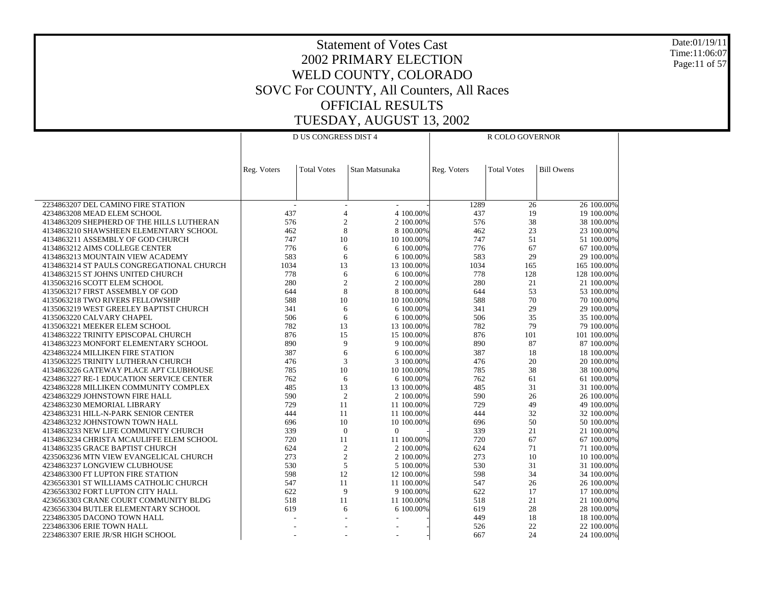# Statement of Votes Cast
## 2002 PRIMARY ELECTION
## WELD COUNTY, COLORADO
## SOVC For COUNTY, All Counters, All Races
## OFFICIAL RESULTS
## TUESDAY, AUGUST 13, 2002

Date:01/19/11
Time:11:06:07

| | D US CONGRESS DIST 4 | | | | R COLO GOVERNOR | | | |
|---|---|---|---|---|---|---|---|---|
| | Reg. Voters | Total Votes | Stan Matsunaka | | Reg. Voters | Total Votes | Bill Owens | |
| 2234863207 DEL CAMINO FIRE STATION | - | - | - | - | 1289 | 26 | 26 | 100.00% |
| 4234863208 MEAD ELEM SCHOOL | 437 | 4 | 4 | 100.00% | 437 | 19 | 19 | 100.00% |
| 4134863209 SHEPHERD OF THE HILLS LUTHERAN | 576 | 2 | 2 | 100.00% | 576 | 38 | 38 | 100.00% |
| 4134863210 SHAWSHEEN ELEMENTARY SCHOOL | 462 | 8 | 8 | 100.00% | 462 | 23 | 23 | 100.00% |
| 4134863211 ASSEMBLY OF GOD CHURCH | 747 | 10 | 10 | 100.00% | 747 | 51 | 51 | 100.00% |
| 4134863212 AIMS COLLEGE CENTER | 776 | 6 | 6 | 100.00% | 776 | 67 | 67 | 100.00% |
| 4134863213 MOUNTAIN VIEW ACADEMY | 583 | 6 | 6 | 100.00% | 583 | 29 | 29 | 100.00% |
| 4134863214 ST PAULS CONGREGATIONAL CHURCH | 1034 | 13 | 13 | 100.00% | 1034 | 165 | 165 | 100.00% |
| 4134863215 ST JOHNS UNITED CHURCH | 778 | 6 | 6 | 100.00% | 778 | 128 | 128 | 100.00% |
| 4135063216 SCOTT ELEM SCHOOL | 280 | 2 | 2 | 100.00% | 280 | 21 | 21 | 100.00% |
| 4135063217 FIRST ASSEMBLY OF GOD | 644 | 8 | 8 | 100.00% | 644 | 53 | 53 | 100.00% |
| 4135063218 TWO RIVERS FELLOWSHIP | 588 | 10 | 10 | 100.00% | 588 | 70 | 70 | 100.00% |
| 4135063219 WEST GREELEY BAPTIST CHURCH | 341 | 6 | 6 | 100.00% | 341 | 29 | 29 | 100.00% |
| 4135063220 CALVARY CHAPEL | 506 | 6 | 6 | 100.00% | 506 | 35 | 35 | 100.00% |
| 4135063221 MEEKER ELEM SCHOOL | 782 | 13 | 13 | 100.00% | 782 | 79 | 79 | 100.00% |
| 4134863222 TRINITY EPISCOPAL CHURCH | 876 | 15 | 15 | 100.00% | 876 | 101 | 101 | 100.00% |
| 4134863223 MONFORT ELEMENTARY SCHOOL | 890 | 9 | 9 | 100.00% | 890 | 87 | 87 | 100.00% |
| 4234863224 MILLIKEN FIRE STATION | 387 | 6 | 6 | 100.00% | 387 | 18 | 18 | 100.00% |
| 4135063225 TRINITY LUTHERAN CHURCH | 476 | 3 | 3 | 100.00% | 476 | 20 | 20 | 100.00% |
| 4134863226 GATEWAY PLACE APT CLUBHOUSE | 785 | 10 | 10 | 100.00% | 785 | 38 | 38 | 100.00% |
| 4234863227 RE-1 EDUCATION SERVICE CENTER | 762 | 6 | 6 | 100.00% | 762 | 61 | 61 | 100.00% |
| 4234863228 MILLIKEN COMMUNITY COMPLEX | 485 | 13 | 13 | 100.00% | 485 | 31 | 31 | 100.00% |
| 4234863229 JOHNSTOWN FIRE HALL | 590 | 2 | 2 | 100.00% | 590 | 26 | 26 | 100.00% |
| 4234863230 MEMORIAL LIBRARY | 729 | 11 | 11 | 100.00% | 729 | 49 | 49 | 100.00% |
| 4234863231 HILL-N-PARK SENIOR CENTER | 444 | 11 | 11 | 100.00% | 444 | 32 | 32 | 100.00% |
| 4234863232 JOHNSTOWN TOWN HALL | 696 | 10 | 10 | 100.00% | 696 | 50 | 50 | 100.00% |
| 4134863233 NEW LIFE COMMUNITY CHURCH | 339 | 0 | 0 | - | 339 | 21 | 21 | 100.00% |
| 4134863234 CHRISTA MCAULIFFE ELEM SCHOOL | 720 | 11 | 11 | 100.00% | 720 | 67 | 67 | 100.00% |
| 4134863235 GRACE BAPTIST CHURCH | 624 | 2 | 2 | 100.00% | 624 | 71 | 71 | 100.00% |
| 4235063236 MTN VIEW EVANGELICAL CHURCH | 273 | 2 | 2 | 100.00% | 273 | 10 | 10 | 100.00% |
| 4234863237 LONGVIEW CLUBHOUSE | 530 | 5 | 5 | 100.00% | 530 | 31 | 31 | 100.00% |
| 4234863300 FT LUPTON FIRE STATION | 598 | 12 | 12 | 100.00% | 598 | 34 | 34 | 100.00% |
| 4236563301 ST WILLIAMS CATHOLIC CHURCH | 547 | 11 | 11 | 100.00% | 547 | 26 | 26 | 100.00% |
| 4236563302 FORT LUPTON CITY HALL | 622 | 9 | 9 | 100.00% | 622 | 17 | 17 | 100.00% |
| 4236563303 CRANE COURT COMMUNITY BLDG | 518 | 11 | 11 | 100.00% | 518 | 21 | 21 | 100.00% |
| 4236563304 BUTLER ELEMENTARY SCHOOL | 619 | 6 | 6 | 100.00% | 619 | 28 | 28 | 100.00% |
| 2234863305 DACONO TOWN HALL | - | - | - | - | 449 | 18 | 18 | 100.00% |
| 2234863306 ERIE TOWN HALL | - | - | - | - | 526 | 22 | 22 | 100.00% |
| 2234863307 ERIE JR/SR HIGH SCHOOL | - | - | - | - | 667 | 24 | 24 | 100.00% |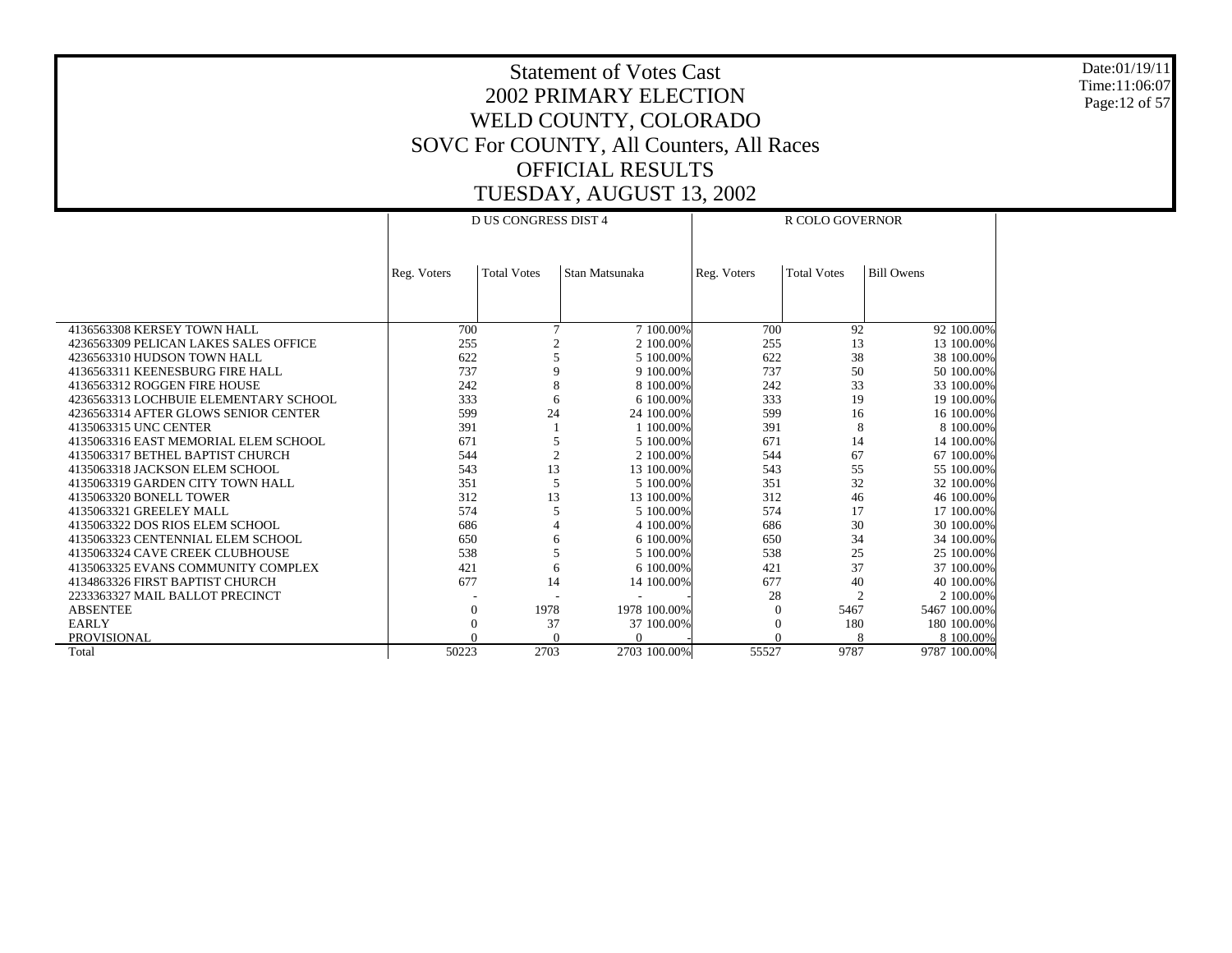# Statement of Votes Cast
## 2002 PRIMARY ELECTION
## WELD COUNTY, COLORADO
## SOVC For COUNTY, All Counters, All Races
## OFFICIAL RESULTS
## TUESDAY, AUGUST 13, 2002

Date:01/19/11
Time:11:06:07

| | D US CONGRESS DIST 4 | | | | R COLO GOVERNOR | | | |
|---|---|---|---|---|---|---|---|---|
| | Reg. Voters | Total Votes | Stan Matsunaka | | Reg. Voters | Total Votes | Bill Owens | |
| 4136563308 KERSEY TOWN HALL | 700 | 7 | 7 | 100.00% | 700 | 92 | 92 | 100.00% |
| 4236563309 PELICAN LAKES SALES OFFICE | 255 | 2 | 2 | 100.00% | 255 | 13 | 13 | 100.00% |
| 4236563310 HUDSON TOWN HALL | 622 | 5 | 5 | 100.00% | 622 | 38 | 38 | 100.00% |
| 4136563311 KEENESBURG FIRE HALL | 737 | 9 | 9 | 100.00% | 737 | 50 | 50 | 100.00% |
| 4136563312 ROGGEN FIRE HOUSE | 242 | 8 | 8 | 100.00% | 242 | 33 | 33 | 100.00% |
| 4236563313 LOCHBUIE ELEMENTARY SCHOOL | 333 | 6 | 6 | 100.00% | 333 | 19 | 19 | 100.00% |
| 4236563314 AFTER GLOWS SENIOR CENTER | 599 | 24 | 24 | 100.00% | 599 | 16 | 16 | 100.00% |
| 4135063315 UNC CENTER | 391 | 1 | 1 | 100.00% | 391 | 8 | 8 | 100.00% |
| 4135063316 EAST MEMORIAL ELEM SCHOOL | 671 | 5 | 5 | 100.00% | 671 | 14 | 14 | 100.00% |
| 4135063317 BETHEL BAPTIST CHURCH | 544 | 2 | 2 | 100.00% | 544 | 67 | 67 | 100.00% |
| 4135063318 JACKSON ELEM SCHOOL | 543 | 13 | 13 | 100.00% | 543 | 55 | 55 | 100.00% |
| 4135063319 GARDEN CITY TOWN HALL | 351 | 5 | 5 | 100.00% | 351 | 32 | 32 | 100.00% |
| 4135063320 BONELL TOWER | 312 | 13 | 13 | 100.00% | 312 | 46 | 46 | 100.00% |
| 4135063321 GREELEY MALL | 574 | 5 | 5 | 100.00% | 574 | 17 | 17 | 100.00% |
| 4135063322 DOS RIOS ELEM SCHOOL | 686 | 4 | 4 | 100.00% | 686 | 30 | 30 | 100.00% |
| 4135063323 CENTENNIAL ELEM SCHOOL | 650 | 6 | 6 | 100.00% | 650 | 34 | 34 | 100.00% |
| 4135063324 CAVE CREEK CLUBHOUSE | 538 | 5 | 5 | 100.00% | 538 | 25 | 25 | 100.00% |
| 4135063325 EVANS COMMUNITY COMPLEX | 421 | 6 | 6 | 100.00% | 421 | 37 | 37 | 100.00% |
| 4134863326 FIRST BAPTIST CHURCH | 677 | 14 | 14 | 100.00% | 677 | 40 | 40 | 100.00% |
| 2233363327 MAIL BALLOT PRECINCT | - | - | - | - | 28 | 2 | 2 | 100.00% |
| ABSENTEE | 0 | 1978 | 1978 | 100.00% | 0 | 5467 | 5467 | 100.00% |
| EARLY | 0 | 37 | 37 | 100.00% | 0 | 180 | 180 | 100.00% |
| PROVISIONAL | 0 | 0 | 0 | - | 0 | 8 | 8 | 100.00% |
| Total | 50223 | 2703 | 2703 | 100.00% | 55527 | 9787 | 9787 | 100.00% |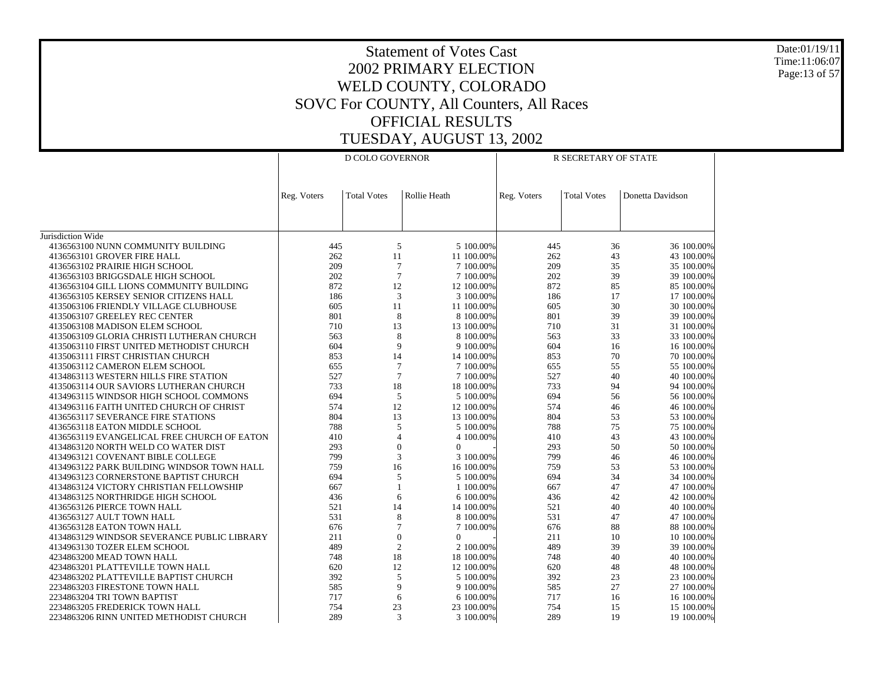# Statement of Votes Cast
# 2002 PRIMARY ELECTION
# WELD COUNTY, COLORADO
# SOVC For COUNTY, All Counters, All Races
# OFFICIAL RESULTS
# TUESDAY, AUGUST 13, 2002

| | D COLO GOVERNOR | | | | R SECRETARY OF STATE | | | |
|---|---|---|---|---|---|---|---|---|
| | Reg. Voters | Total Votes | Rollie Heath | | Reg. Voters | Total Votes | Donetta Davidson | |
| Jurisdiction Wide | | | | | | | | |
| 4136563100 NUNN COMMUNITY BUILDING | 445 | 5 | 5 | 100.00% | 445 | 36 | 36 | 100.00% |
| 4136563101 GROVER FIRE HALL | 262 | 11 | 11 | 100.00% | 262 | 43 | 43 | 100.00% |
| 4136563102 PRAIRIE HIGH SCHOOL | 209 | 7 | 7 | 100.00% | 209 | 35 | 35 | 100.00% |
| 4136563103 BRIGGSDALE HIGH SCHOOL | 202 | 7 | 7 | 100.00% | 202 | 39 | 39 | 100.00% |
| 4136563104 GILL LIONS COMMUNITY BUILDING | 872 | 12 | 12 | 100.00% | 872 | 85 | 85 | 100.00% |
| 4136563105 KERSEY SENIOR CITIZENS HALL | 186 | 3 | 3 | 100.00% | 186 | 17 | 17 | 100.00% |
| 4135063106 FRIENDLY VILLAGE CLUBHOUSE | 605 | 11 | 11 | 100.00% | 605 | 30 | 30 | 100.00% |
| 4135063107 GREELEY REC CENTER | 801 | 8 | 8 | 100.00% | 801 | 39 | 39 | 100.00% |
| 4135063108 MADISON ELEM SCHOOL | 710 | 13 | 13 | 100.00% | 710 | 31 | 31 | 100.00% |
| 4135063109 GLORIA CHRISTI LUTHERAN CHURCH | 563 | 8 | 8 | 100.00% | 563 | 33 | 33 | 100.00% |
| 4135063110 FIRST UNITED METHODIST CHURCH | 604 | 9 | 9 | 100.00% | 604 | 16 | 16 | 100.00% |
| 4135063111 FIRST CHRISTIAN CHURCH | 853 | 14 | 14 | 100.00% | 853 | 70 | 70 | 100.00% |
| 4135063112 CAMERON ELEM SCHOOL | 655 | 7 | 7 | 100.00% | 655 | 55 | 55 | 100.00% |
| 4134863113 WESTERN HILLS FIRE STATION | 527 | 7 | 7 | 100.00% | 527 | 40 | 40 | 100.00% |
| 4135063114 OUR SAVIORS LUTHERAN CHURCH | 733 | 18 | 18 | 100.00% | 733 | 94 | 94 | 100.00% |
| 4134963115 WINDSOR HIGH SCHOOL COMMONS | 694 | 5 | 5 | 100.00% | 694 | 56 | 56 | 100.00% |
| 4134963116 FAITH UNITED CHURCH OF CHRIST | 574 | 12 | 12 | 100.00% | 574 | 46 | 46 | 100.00% |
| 4136563117 SEVERANCE FIRE STATIONS | 804 | 13 | 13 | 100.00% | 804 | 53 | 53 | 100.00% |
| 4136563118 EATON MIDDLE SCHOOL | 788 | 5 | 5 | 100.00% | 788 | 75 | 75 | 100.00% |
| 4136563119 EVANGELICAL FREE CHURCH OF EATON | 410 | 4 | 4 | 100.00% | 410 | 43 | 43 | 100.00% |
| 4134863120 NORTH WELD CO WATER DIST | 293 | 0 | 0 | - | 293 | 50 | 50 | 100.00% |
| 4134963121 COVENANT BIBLE COLLEGE | 799 | 3 | 3 | 100.00% | 799 | 46 | 46 | 100.00% |
| 4134963122 PARK BUILDING WINDSOR TOWN HALL | 759 | 16 | 16 | 100.00% | 759 | 53 | 53 | 100.00% |
| 4134963123 CORNERSTONE BAPTIST CHURCH | 694 | 5 | 5 | 100.00% | 694 | 34 | 34 | 100.00% |
| 4134863124 VICTORY CHRISTIAN FELLOWSHIP | 667 | 1 | 1 | 100.00% | 667 | 47 | 47 | 100.00% |
| 4134863125 NORTHRIDGE HIGH SCHOOL | 436 | 6 | 6 | 100.00% | 436 | 42 | 42 | 100.00% |
| 4136563126 PIERCE TOWN HALL | 521 | 14 | 14 | 100.00% | 521 | 40 | 40 | 100.00% |
| 4136563127 AULT TOWN HALL | 531 | 8 | 8 | 100.00% | 531 | 47 | 47 | 100.00% |
| 4136563128 EATON TOWN HALL | 676 | 7 | 7 | 100.00% | 676 | 88 | 88 | 100.00% |
| 4134863129 WINDSOR SEVERANCE PUBLIC LIBRARY | 211 | 0 | 0 | - | 211 | 10 | 10 | 100.00% |
| 4134963130 TOZER ELEM SCHOOL | 489 | 2 | 2 | 100.00% | 489 | 39 | 39 | 100.00% |
| 4234863200 MEAD TOWN HALL | 748 | 18 | 18 | 100.00% | 748 | 40 | 40 | 100.00% |
| 4234863201 PLATTEVILLE TOWN HALL | 620 | 12 | 12 | 100.00% | 620 | 48 | 48 | 100.00% |
| 4234863202 PLATTEVILLE BAPTIST CHURCH | 392 | 5 | 5 | 100.00% | 392 | 23 | 23 | 100.00% |
| 2234863203 FIRESTONE TOWN HALL | 585 | 9 | 9 | 100.00% | 585 | 27 | 27 | 100.00% |
| 2234863204 TRI TOWN BAPTIST | 717 | 6 | 6 | 100.00% | 717 | 16 | 16 | 100.00% |
| 2234863205 FREDERICK TOWN HALL | 754 | 23 | 23 | 100.00% | 754 | 15 | 15 | 100.00% |
| 2234863206 RINN UNITED METHODIST CHURCH | 289 | 3 | 3 | 100.00% | 289 | 19 | 19 | 100.00% |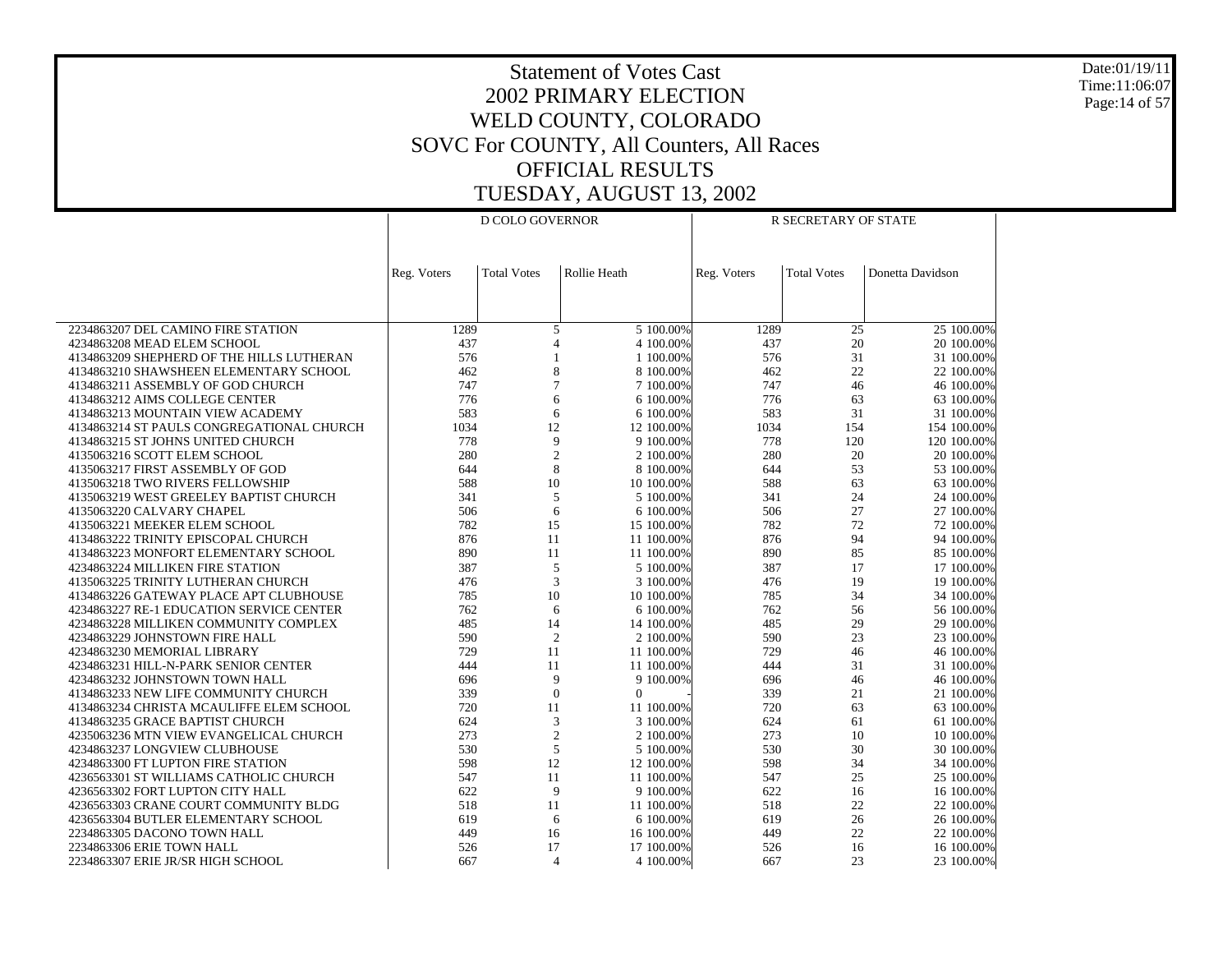# Statement of Votes Cast
# 2002 PRIMARY ELECTION
# WELD COUNTY, COLORADO
# SOVC For COUNTY, All Counters, All Races
# OFFICIAL RESULTS
# TUESDAY, AUGUST 13, 2002

| | D COLO GOVERNOR | | | | R SECRETARY OF STATE | | | |
|---|---|---|---|---|---|---|---|---|
| | Reg. Voters | Total Votes | Rollie Heath | | Reg. Voters | Total Votes | Donetta Davidson | |
| 2234863207 DEL CAMINO FIRE STATION | 1289 | 5 | 5 | 100.00% | 1289 | 25 | 25 | 100.00% |
| 4234863208 MEAD ELEM SCHOOL | 437 | 4 | 4 | 100.00% | 437 | 20 | 20 | 100.00% |
| 4134863209 SHEPHERD OF THE HILLS LUTHERAN | 576 | 1 | 1 | 100.00% | 576 | 31 | 31 | 100.00% |
| 4134863210 SHAWSHEEN ELEMENTARY SCHOOL | 462 | 8 | 8 | 100.00% | 462 | 22 | 22 | 100.00% |
| 4134863211 ASSEMBLY OF GOD CHURCH | 747 | 7 | 7 | 100.00% | 747 | 46 | 46 | 100.00% |
| 4134863212 AIMS COLLEGE CENTER | 776 | 6 | 6 | 100.00% | 776 | 63 | 63 | 100.00% |
| 4134863213 MOUNTAIN VIEW ACADEMY | 583 | 6 | 6 | 100.00% | 583 | 31 | 31 | 100.00% |
| 4134863214 ST PAULS CONGREGATIONAL CHURCH | 1034 | 12 | 12 | 100.00% | 1034 | 154 | 154 | 100.00% |
| 4134863215 ST JOHNS UNITED CHURCH | 778 | 9 | 9 | 100.00% | 778 | 120 | 120 | 100.00% |
| 4135063216 SCOTT ELEM SCHOOL | 280 | 2 | 2 | 100.00% | 280 | 20 | 20 | 100.00% |
| 4135063217 FIRST ASSEMBLY OF GOD | 644 | 8 | 8 | 100.00% | 644 | 53 | 53 | 100.00% |
| 4135063218 TWO RIVERS FELLOWSHIP | 588 | 10 | 10 | 100.00% | 588 | 63 | 63 | 100.00% |
| 4135063219 WEST GREELEY BAPTIST CHURCH | 341 | 5 | 5 | 100.00% | 341 | 24 | 24 | 100.00% |
| 4135063220 CALVARY CHAPEL | 506 | 6 | 6 | 100.00% | 506 | 27 | 27 | 100.00% |
| 4135063221 MEEKER ELEM SCHOOL | 782 | 15 | 15 | 100.00% | 782 | 72 | 72 | 100.00% |
| 4134863222 TRINITY EPISCOPAL CHURCH | 876 | 11 | 11 | 100.00% | 876 | 94 | 94 | 100.00% |
| 4134863223 MONFORT ELEMENTARY SCHOOL | 890 | 11 | 11 | 100.00% | 890 | 85 | 85 | 100.00% |
| 4234863224 MILLIKEN FIRE STATION | 387 | 5 | 5 | 100.00% | 387 | 17 | 17 | 100.00% |
| 4135063225 TRINITY LUTHERAN CHURCH | 476 | 3 | 3 | 100.00% | 476 | 19 | 19 | 100.00% |
| 4134863226 GATEWAY PLACE APT CLUBHOUSE | 785 | 10 | 10 | 100.00% | 785 | 34 | 34 | 100.00% |
| 4234863227 RE-1 EDUCATION SERVICE CENTER | 762 | 6 | 6 | 100.00% | 762 | 56 | 56 | 100.00% |
| 4234863228 MILLIKEN COMMUNITY COMPLEX | 485 | 14 | 14 | 100.00% | 485 | 29 | 29 | 100.00% |
| 4234863229 JOHNSTOWN FIRE HALL | 590 | 2 | 2 | 100.00% | 590 | 23 | 23 | 100.00% |
| 4234863230 MEMORIAL LIBRARY | 729 | 11 | 11 | 100.00% | 729 | 46 | 46 | 100.00% |
| 4234863231 HILL-N-PARK SENIOR CENTER | 444 | 11 | 11 | 100.00% | 444 | 31 | 31 | 100.00% |
| 4234863232 JOHNSTOWN TOWN HALL | 696 | 9 | 9 | 100.00% | 696 | 46 | 46 | 100.00% |
| 4134863233 NEW LIFE COMMUNITY CHURCH | 339 | 0 | 0 | - | 339 | 21 | 21 | 100.00% |
| 4134863234 CHRISTA MCAULIFFE ELEM SCHOOL | 720 | 11 | 11 | 100.00% | 720 | 63 | 63 | 100.00% |
| 4134863235 GRACE BAPTIST CHURCH | 624 | 3 | 3 | 100.00% | 624 | 61 | 61 | 100.00% |
| 4235063236 MTN VIEW EVANGELICAL CHURCH | 273 | 2 | 2 | 100.00% | 273 | 10 | 10 | 100.00% |
| 4234863237 LONGVIEW CLUBHOUSE | 530 | 5 | 5 | 100.00% | 530 | 30 | 30 | 100.00% |
| 4234863300 FT LUPTON FIRE STATION | 598 | 12 | 12 | 100.00% | 598 | 34 | 34 | 100.00% |
| 4236563301 ST WILLIAMS CATHOLIC CHURCH | 547 | 11 | 11 | 100.00% | 547 | 25 | 25 | 100.00% |
| 4236563302 FORT LUPTON CITY HALL | 622 | 9 | 9 | 100.00% | 622 | 16 | 16 | 100.00% |
| 4236563303 CRANE COURT COMMUNITY BLDG | 518 | 11 | 11 | 100.00% | 518 | 22 | 22 | 100.00% |
| 4236563304 BUTLER ELEMENTARY SCHOOL | 619 | 6 | 6 | 100.00% | 619 | 26 | 26 | 100.00% |
| 2234863305 DACONO TOWN HALL | 449 | 16 | 16 | 100.00% | 449 | 22 | 22 | 100.00% |
| 2234863306 ERIE TOWN HALL | 526 | 17 | 17 | 100.00% | 526 | 16 | 16 | 100.00% |
| 2234863307 ERIE JR/SR HIGH SCHOOL | 667 | 4 | 4 | 100.00% | 667 | 23 | 23 | 100.00% |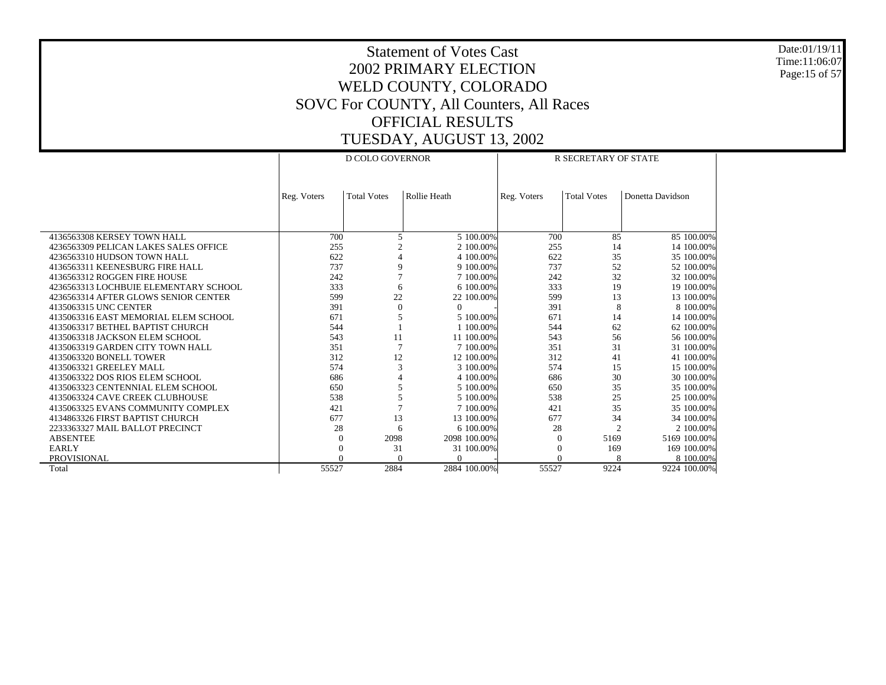# Statement of Votes Cast
## 2002 PRIMARY ELECTION
## WELD COUNTY, COLORADO
## SOVC For COUNTY, All Counters, All Races
## OFFICIAL RESULTS
## TUESDAY, AUGUST 13, 2002

Date:01/19/11
Time:11:06:07

| | D COLO GOVERNOR | | | | R SECRETARY OF STATE | | | |
|---|---|---|---|---|---|---|---|---|
| | Reg. Voters | Total Votes | Rollie Heath | | Reg. Voters | Total Votes | Donetta Davidson | |
| 4136563308 KERSEY TOWN HALL | 700 | 5 | 5 | 100.00% | 700 | 85 | 85 | 100.00% |
| 4236563309 PELICAN LAKES SALES OFFICE | 255 | 2 | 2 | 100.00% | 255 | 14 | 14 | 100.00% |
| 4236563310 HUDSON TOWN HALL | 622 | 4 | 4 | 100.00% | 622 | 35 | 35 | 100.00% |
| 4136563311 KEENESBURG FIRE HALL | 737 | 9 | 9 | 100.00% | 737 | 52 | 52 | 100.00% |
| 4136563312 ROGGEN FIRE HOUSE | 242 | 7 | 7 | 100.00% | 242 | 32 | 32 | 100.00% |
| 4236563313 LOCHBUIE ELEMENTARY SCHOOL | 333 | 6 | 6 | 100.00% | 333 | 19 | 19 | 100.00% |
| 4236563314 AFTER GLOWS SENIOR CENTER | 599 | 22 | 22 | 100.00% | 599 | 13 | 13 | 100.00% |
| 4135063315 UNC CENTER | 391 | 0 | 0 | - | 391 | 8 | 8 | 100.00% |
| 4135063316 EAST MEMORIAL ELEM SCHOOL | 671 | 5 | 5 | 100.00% | 671 | 14 | 14 | 100.00% |
| 4135063317 BETHEL BAPTIST CHURCH | 544 | 1 | 1 | 100.00% | 544 | 62 | 62 | 100.00% |
| 4135063318 JACKSON ELEM SCHOOL | 543 | 11 | 11 | 100.00% | 543 | 56 | 56 | 100.00% |
| 4135063319 GARDEN CITY TOWN HALL | 351 | 7 | 7 | 100.00% | 351 | 31 | 31 | 100.00% |
| 4135063320 BONELL TOWER | 312 | 12 | 12 | 100.00% | 312 | 41 | 41 | 100.00% |
| 4135063321 GREELEY MALL | 574 | 3 | 3 | 100.00% | 574 | 15 | 15 | 100.00% |
| 4135063322 DOS RIOS ELEM SCHOOL | 686 | 4 | 4 | 100.00% | 686 | 30 | 30 | 100.00% |
| 4135063323 CENTENNIAL ELEM SCHOOL | 650 | 5 | 5 | 100.00% | 650 | 35 | 35 | 100.00% |
| 4135063324 CAVE CREEK CLUBHOUSE | 538 | 5 | 5 | 100.00% | 538 | 25 | 25 | 100.00% |
| 4135063325 EVANS COMMUNITY COMPLEX | 421 | 7 | 7 | 100.00% | 421 | 35 | 35 | 100.00% |
| 4134863326 FIRST BAPTIST CHURCH | 677 | 13 | 13 | 100.00% | 677 | 34 | 34 | 100.00% |
| 2233363327 MAIL BALLOT PRECINCT | 28 | 6 | 6 | 100.00% | 28 | 2 | 2 | 100.00% |
| ABSENTEE | 0 | 2098 | 2098 | 100.00% | 0 | 5169 | 5169 | 100.00% |
| EARLY | 0 | 31 | 31 | 100.00% | 0 | 169 | 169 | 100.00% |
| PROVISIONAL | 0 | 0 | 0 | - | 0 | 8 | 8 | 100.00% |
| Total | 55527 | 2884 | 2884 | 100.00% | 55527 | 9224 | 9224 | 100.00% |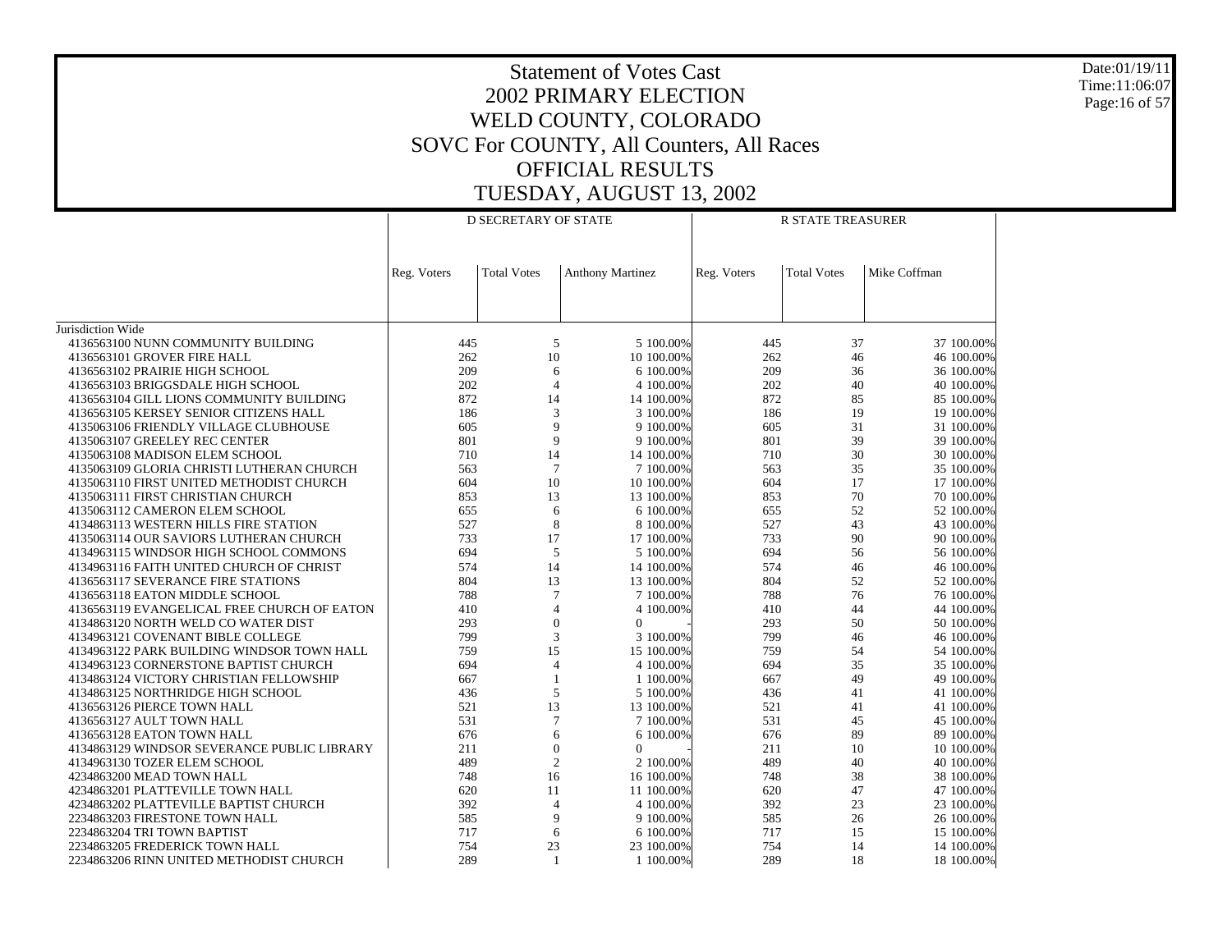# Statement of Votes Cast
# 2002 PRIMARY ELECTION
# WELD COUNTY, COLORADO
# SOVC For COUNTY, All Counters, All Races
# OFFICIAL RESULTS
# TUESDAY, AUGUST 13, 2002

Date:01/19/11
Time:11:06:07

| | D SECRETARY OF STATE | | | | R STATE TREASURER | | | |
|---|---|---|---|---|---|---|---|---|
| | Reg. Voters | Total Votes | Anthony Martinez | | Reg. Voters | Total Votes | Mike Coffman | |
| Jurisdiction Wide | | | | | | | | |
| 4136563100 NUNN COMMUNITY BUILDING | 445 | 5 | 5 | 100.00% | 445 | 37 | 37 | 100.00% |
| 4136563101 GROVER FIRE HALL | 262 | 10 | 10 | 100.00% | 262 | 46 | 46 | 100.00% |
| 4136563102 PRAIRIE HIGH SCHOOL | 209 | 6 | 6 | 100.00% | 209 | 36 | 36 | 100.00% |
| 4136563103 BRIGGSDALE HIGH SCHOOL | 202 | 4 | 4 | 100.00% | 202 | 40 | 40 | 100.00% |
| 4136563104 GILL LIONS COMMUNITY BUILDING | 872 | 14 | 14 | 100.00% | 872 | 85 | 85 | 100.00% |
| 4136563105 KERSEY SENIOR CITIZENS HALL | 186 | 3 | 3 | 100.00% | 186 | 19 | 19 | 100.00% |
| 4135063106 FRIENDLY VILLAGE CLUBHOUSE | 605 | 9 | 9 | 100.00% | 605 | 31 | 31 | 100.00% |
| 4135063107 GREELEY REC CENTER | 801 | 9 | 9 | 100.00% | 801 | 39 | 39 | 100.00% |
| 4135063108 MADISON ELEM SCHOOL | 710 | 14 | 14 | 100.00% | 710 | 30 | 30 | 100.00% |
| 4135063109 GLORIA CHRISTI LUTHERAN CHURCH | 563 | 7 | 7 | 100.00% | 563 | 35 | 35 | 100.00% |
| 4135063110 FIRST UNITED METHODIST CHURCH | 604 | 10 | 10 | 100.00% | 604 | 17 | 17 | 100.00% |
| 4135063111 FIRST CHRISTIAN CHURCH | 853 | 13 | 13 | 100.00% | 853 | 70 | 70 | 100.00% |
| 4135063112 CAMERON ELEM SCHOOL | 655 | 6 | 6 | 100.00% | 655 | 52 | 52 | 100.00% |
| 4134863113 WESTERN HILLS FIRE STATION | 527 | 8 | 8 | 100.00% | 527 | 43 | 43 | 100.00% |
| 4135063114 OUR SAVIORS LUTHERAN CHURCH | 733 | 17 | 17 | 100.00% | 733 | 90 | 90 | 100.00% |
| 4134963115 WINDSOR HIGH SCHOOL COMMONS | 694 | 5 | 5 | 100.00% | 694 | 56 | 56 | 100.00% |
| 4134963116 FAITH UNITED CHURCH OF CHRIST | 574 | 14 | 14 | 100.00% | 574 | 46 | 46 | 100.00% |
| 4136563117 SEVERANCE FIRE STATIONS | 804 | 13 | 13 | 100.00% | 804 | 52 | 52 | 100.00% |
| 4136563118 EATON MIDDLE SCHOOL | 788 | 7 | 7 | 100.00% | 788 | 76 | 76 | 100.00% |
| 4136563119 EVANGELICAL FREE CHURCH OF EATON | 410 | 4 | 4 | 100.00% | 410 | 44 | 44 | 100.00% |
| 4134863120 NORTH WELD CO WATER DIST | 293 | 0 | 0 | - | 293 | 50 | 50 | 100.00% |
| 4134963121 COVENANT BIBLE COLLEGE | 799 | 3 | 3 | 100.00% | 799 | 46 | 46 | 100.00% |
| 4134963122 PARK BUILDING WINDSOR TOWN HALL | 759 | 15 | 15 | 100.00% | 759 | 54 | 54 | 100.00% |
| 4134963123 CORNERSTONE BAPTIST CHURCH | 694 | 4 | 4 | 100.00% | 694 | 35 | 35 | 100.00% |
| 4134863124 VICTORY CHRISTIAN FELLOWSHIP | 667 | 1 | 1 | 100.00% | 667 | 49 | 49 | 100.00% |
| 4134863125 NORTHRIDGE HIGH SCHOOL | 436 | 5 | 5 | 100.00% | 436 | 41 | 41 | 100.00% |
| 4136563126 PIERCE TOWN HALL | 521 | 13 | 13 | 100.00% | 521 | 41 | 41 | 100.00% |
| 4136563127 AULT TOWN HALL | 531 | 7 | 7 | 100.00% | 531 | 45 | 45 | 100.00% |
| 4136563128 EATON TOWN HALL | 676 | 6 | 6 | 100.00% | 676 | 89 | 89 | 100.00% |
| 4134863129 WINDSOR SEVERANCE PUBLIC LIBRARY | 211 | 0 | 0 | - | 211 | 10 | 10 | 100.00% |
| 4134963130 TOZER ELEM SCHOOL | 489 | 2 | 2 | 100.00% | 489 | 40 | 40 | 100.00% |
| 4234863200 MEAD TOWN HALL | 748 | 16 | 16 | 100.00% | 748 | 38 | 38 | 100.00% |
| 4234863201 PLATTEVILLE TOWN HALL | 620 | 11 | 11 | 100.00% | 620 | 47 | 47 | 100.00% |
| 4234863202 PLATTEVILLE BAPTIST CHURCH | 392 | 4 | 4 | 100.00% | 392 | 23 | 23 | 100.00% |
| 2234863203 FIRESTONE TOWN HALL | 585 | 9 | 9 | 100.00% | 585 | 26 | 26 | 100.00% |
| 2234863204 TRI TOWN BAPTIST | 717 | 6 | 6 | 100.00% | 717 | 15 | 15 | 100.00% |
| 2234863205 FREDERICK TOWN HALL | 754 | 23 | 23 | 100.00% | 754 | 14 | 14 | 100.00% |
| 2234863206 RINN UNITED METHODIST CHURCH | 289 | 1 | 1 | 100.00% | 289 | 18 | 18 | 100.00% |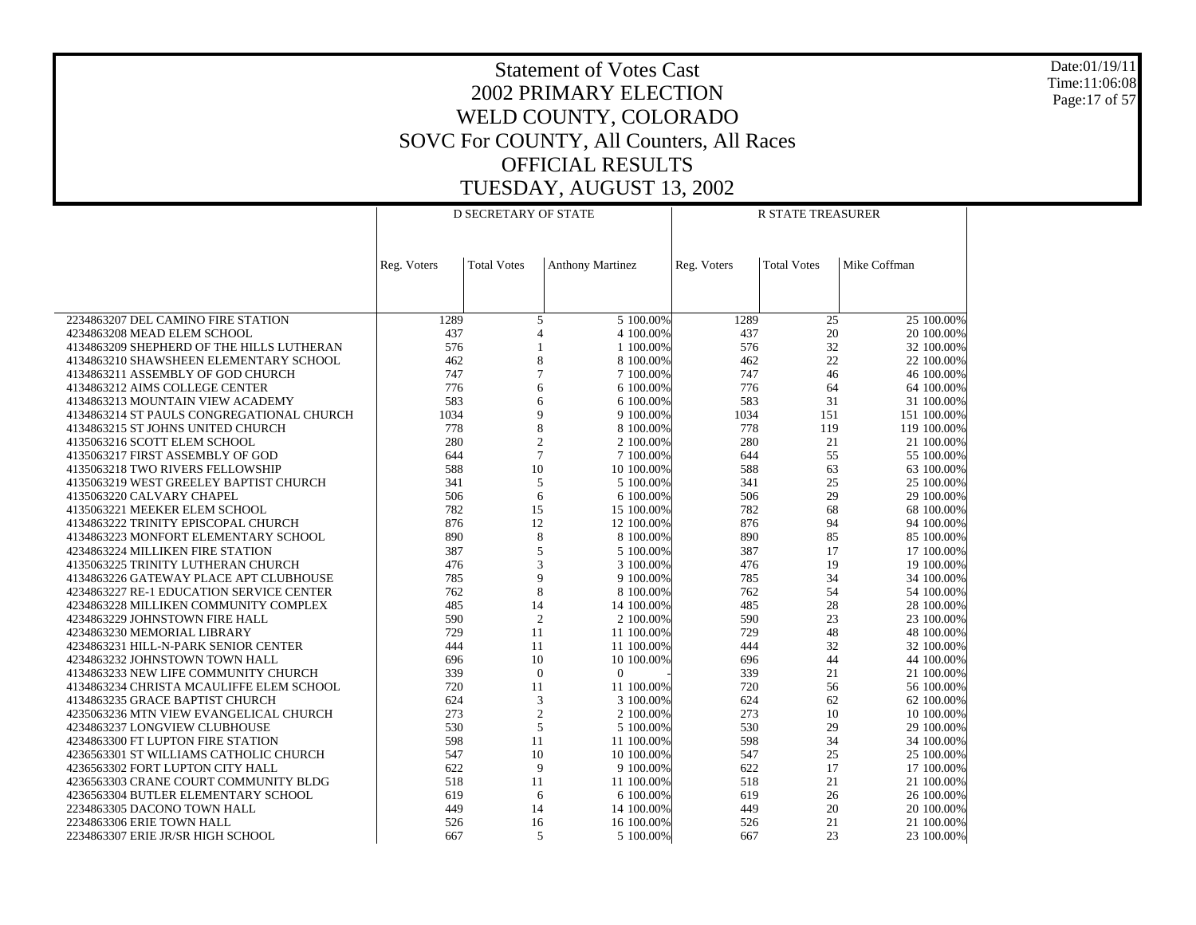# Statement of Votes Cast
## 2002 PRIMARY ELECTION
## WELD COUNTY, COLORADO
## SOVC For COUNTY, All Counters, All Races
## OFFICIAL RESULTS
## TUESDAY, AUGUST 13, 2002

Date:01/19/11
Time:11:06:08

| | D SECRETARY OF STATE | | | | R STATE TREASURER | | | |
|---|---|---|---|---|---|---|---|---|
| | Reg. Voters | Total Votes | Anthony Martinez | | Reg. Voters | Total Votes | Mike Coffman | |
| 2234863207 DEL CAMINO FIRE STATION | 1289 | 5 | 5 | 100.00% | 1289 | 25 | 25 | 100.00% |
| 4234863208 MEAD ELEM SCHOOL | 437 | 4 | 4 | 100.00% | 437 | 20 | 20 | 100.00% |
| 4134863209 SHEPHERD OF THE HILLS LUTHERAN | 576 | 1 | 1 | 100.00% | 576 | 32 | 32 | 100.00% |
| 4134863210 SHAWSHEEN ELEMENTARY SCHOOL | 462 | 8 | 8 | 100.00% | 462 | 22 | 22 | 100.00% |
| 4134863211 ASSEMBLY OF GOD CHURCH | 747 | 7 | 7 | 100.00% | 747 | 46 | 46 | 100.00% |
| 4134863212 AIMS COLLEGE CENTER | 776 | 6 | 6 | 100.00% | 776 | 64 | 64 | 100.00% |
| 4134863213 MOUNTAIN VIEW ACADEMY | 583 | 6 | 6 | 100.00% | 583 | 31 | 31 | 100.00% |
| 4134863214 ST PAULS CONGREGATIONAL CHURCH | 1034 | 9 | 9 | 100.00% | 1034 | 151 | 151 | 100.00% |
| 4134863215 ST JOHNS UNITED CHURCH | 778 | 8 | 8 | 100.00% | 778 | 119 | 119 | 100.00% |
| 4135063216 SCOTT ELEM SCHOOL | 280 | 2 | 2 | 100.00% | 280 | 21 | 21 | 100.00% |
| 4135063217 FIRST ASSEMBLY OF GOD | 644 | 7 | 7 | 100.00% | 644 | 55 | 55 | 100.00% |
| 4135063218 TWO RIVERS FELLOWSHIP | 588 | 10 | 10 | 100.00% | 588 | 63 | 63 | 100.00% |
| 4135063219 WEST GREELEY BAPTIST CHURCH | 341 | 5 | 5 | 100.00% | 341 | 25 | 25 | 100.00% |
| 4135063220 CALVARY CHAPEL | 506 | 6 | 6 | 100.00% | 506 | 29 | 29 | 100.00% |
| 4135063221 MEEKER ELEM SCHOOL | 782 | 15 | 15 | 100.00% | 782 | 68 | 68 | 100.00% |
| 4134863222 TRINITY EPISCOPAL CHURCH | 876 | 12 | 12 | 100.00% | 876 | 94 | 94 | 100.00% |
| 4134863223 MONFORT ELEMENTARY SCHOOL | 890 | 8 | 8 | 100.00% | 890 | 85 | 85 | 100.00% |
| 4234863224 MILLIKEN FIRE STATION | 387 | 5 | 5 | 100.00% | 387 | 17 | 17 | 100.00% |
| 4135063225 TRINITY LUTHERAN CHURCH | 476 | 3 | 3 | 100.00% | 476 | 19 | 19 | 100.00% |
| 4134863226 GATEWAY PLACE APT CLUBHOUSE | 785 | 9 | 9 | 100.00% | 785 | 34 | 34 | 100.00% |
| 4234863227 RE-1 EDUCATION SERVICE CENTER | 762 | 8 | 8 | 100.00% | 762 | 54 | 54 | 100.00% |
| 4234863228 MILLIKEN COMMUNITY COMPLEX | 485 | 14 | 14 | 100.00% | 485 | 28 | 28 | 100.00% |
| 4234863229 JOHNSTOWN FIRE HALL | 590 | 2 | 2 | 100.00% | 590 | 23 | 23 | 100.00% |
| 4234863230 MEMORIAL LIBRARY | 729 | 11 | 11 | 100.00% | 729 | 48 | 48 | 100.00% |
| 4234863231 HILL-N-PARK SENIOR CENTER | 444 | 11 | 11 | 100.00% | 444 | 32 | 32 | 100.00% |
| 4234863232 JOHNSTOWN TOWN HALL | 696 | 10 | 10 | 100.00% | 696 | 44 | 44 | 100.00% |
| 4134863233 NEW LIFE COMMUNITY CHURCH | 339 | 0 | 0 | - | 339 | 21 | 21 | 100.00% |
| 4134863234 CHRISTA MCAULIFFE ELEM SCHOOL | 720 | 11 | 11 | 100.00% | 720 | 56 | 56 | 100.00% |
| 4134863235 GRACE BAPTIST CHURCH | 624 | 3 | 3 | 100.00% | 624 | 62 | 62 | 100.00% |
| 4235063236 MTN VIEW EVANGELICAL CHURCH | 273 | 2 | 2 | 100.00% | 273 | 10 | 10 | 100.00% |
| 4234863237 LONGVIEW CLUBHOUSE | 530 | 5 | 5 | 100.00% | 530 | 29 | 29 | 100.00% |
| 4234863300 FT LUPTON FIRE STATION | 598 | 11 | 11 | 100.00% | 598 | 34 | 34 | 100.00% |
| 4236563301 ST WILLIAMS CATHOLIC CHURCH | 547 | 10 | 10 | 100.00% | 547 | 25 | 25 | 100.00% |
| 4236563302 FORT LUPTON CITY HALL | 622 | 9 | 9 | 100.00% | 622 | 17 | 17 | 100.00% |
| 4236563303 CRANE COURT COMMUNITY BLDG | 518 | 11 | 11 | 100.00% | 518 | 21 | 21 | 100.00% |
| 4236563304 BUTLER ELEMENTARY SCHOOL | 619 | 6 | 6 | 100.00% | 619 | 26 | 26 | 100.00% |
| 2234863305 DACONO TOWN HALL | 449 | 14 | 14 | 100.00% | 449 | 20 | 20 | 100.00% |
| 2234863306 ERIE TOWN HALL | 526 | 16 | 16 | 100.00% | 526 | 21 | 21 | 100.00% |
| 2234863307 ERIE JR/SR HIGH SCHOOL | 667 | 5 | 5 | 100.00% | 667 | 23 | 23 | 100.00% |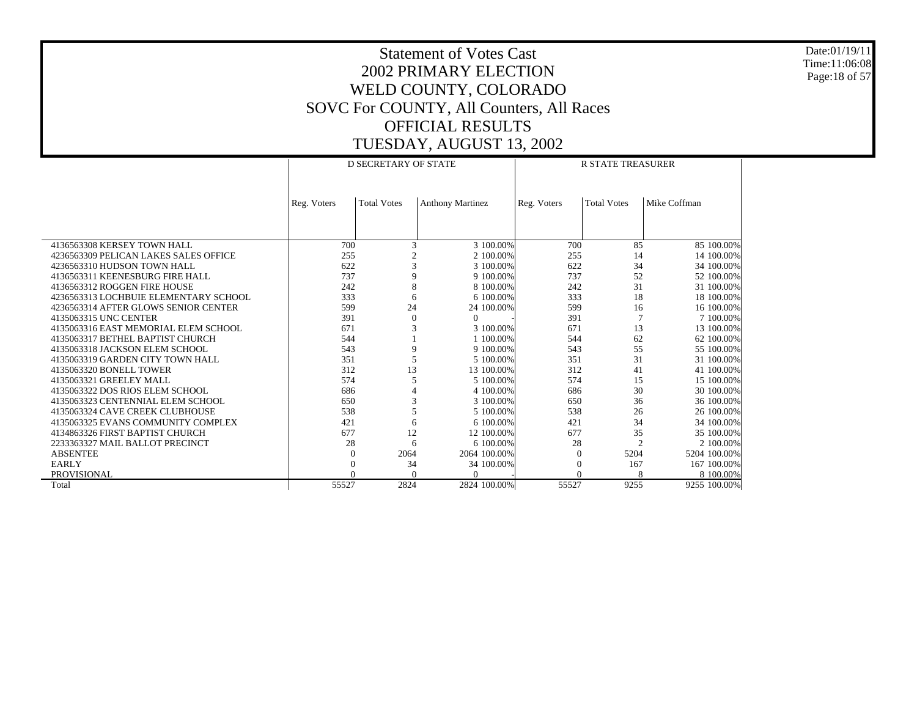# Statement of Votes Cast
# 2002 PRIMARY ELECTION
# WELD COUNTY, COLORADO
# SOVC For COUNTY, All Counters, All Races
# OFFICIAL RESULTS
# TUESDAY, AUGUST 13, 2002

Date:01/19/11
Time:11:06:08

| | D SECRETARY OF STATE | | | | R STATE TREASURER | | | |
|---|---|---|---|---|---|---|---|---|
| | Reg. Voters | Total Votes | Anthony Martinez | | Reg. Voters | Total Votes | Mike Coffman | |
| 4136563308 KERSEY TOWN HALL | 700 | 3 | 3 | 100.00% | 700 | 85 | 85 | 100.00% |
| 4236563309 PELICAN LAKES SALES OFFICE | 255 | 2 | 2 | 100.00% | 255 | 14 | 14 | 100.00% |
| 4236563310 HUDSON TOWN HALL | 622 | 3 | 3 | 100.00% | 622 | 34 | 34 | 100.00% |
| 4136563311 KEENESBURG FIRE HALL | 737 | 9 | 9 | 100.00% | 737 | 52 | 52 | 100.00% |
| 4136563312 ROGGEN FIRE HOUSE | 242 | 8 | 8 | 100.00% | 242 | 31 | 31 | 100.00% |
| 4236563313 LOCHBUIE ELEMENTARY SCHOOL | 333 | 6 | 6 | 100.00% | 333 | 18 | 18 | 100.00% |
| 4236563314 AFTER GLOWS SENIOR CENTER | 599 | 24 | 24 | 100.00% | 599 | 16 | 16 | 100.00% |
| 4135063315 UNC CENTER | 391 | 0 | 0 | - | 391 | 7 | 7 | 100.00% |
| 4135063316 EAST MEMORIAL ELEM SCHOOL | 671 | 3 | 3 | 100.00% | 671 | 13 | 13 | 100.00% |
| 4135063317 BETHEL BAPTIST CHURCH | 544 | 1 | 1 | 100.00% | 544 | 62 | 62 | 100.00% |
| 4135063318 JACKSON ELEM SCHOOL | 543 | 9 | 9 | 100.00% | 543 | 55 | 55 | 100.00% |
| 4135063319 GARDEN CITY TOWN HALL | 351 | 5 | 5 | 100.00% | 351 | 31 | 31 | 100.00% |
| 4135063320 BONELL TOWER | 312 | 13 | 13 | 100.00% | 312 | 41 | 41 | 100.00% |
| 4135063321 GREELEY MALL | 574 | 5 | 5 | 100.00% | 574 | 15 | 15 | 100.00% |
| 4135063322 DOS RIOS ELEM SCHOOL | 686 | 4 | 4 | 100.00% | 686 | 30 | 30 | 100.00% |
| 4135063323 CENTENNIAL ELEM SCHOOL | 650 | 3 | 3 | 100.00% | 650 | 36 | 36 | 100.00% |
| 4135063324 CAVE CREEK CLUBHOUSE | 538 | 5 | 5 | 100.00% | 538 | 26 | 26 | 100.00% |
| 4135063325 EVANS COMMUNITY COMPLEX | 421 | 6 | 6 | 100.00% | 421 | 34 | 34 | 100.00% |
| 4134863326 FIRST BAPTIST CHURCH | 677 | 12 | 12 | 100.00% | 677 | 35 | 35 | 100.00% |
| 2233363327 MAIL BALLOT PRECINCT | 28 | 6 | 6 | 100.00% | 28 | 2 | 2 | 100.00% |
| ABSENTEE | 0 | 2064 | 2064 | 100.00% | 0 | 5204 | 5204 | 100.00% |
| EARLY | 0 | 34 | 34 | 100.00% | 0 | 167 | 167 | 100.00% |
| PROVISIONAL | 0 | 0 | 0 | - | 0 | 8 | 8 | 100.00% |
| Total | 55527 | 2824 | 2824 | 100.00% | 55527 | 9255 | 9255 | 100.00% |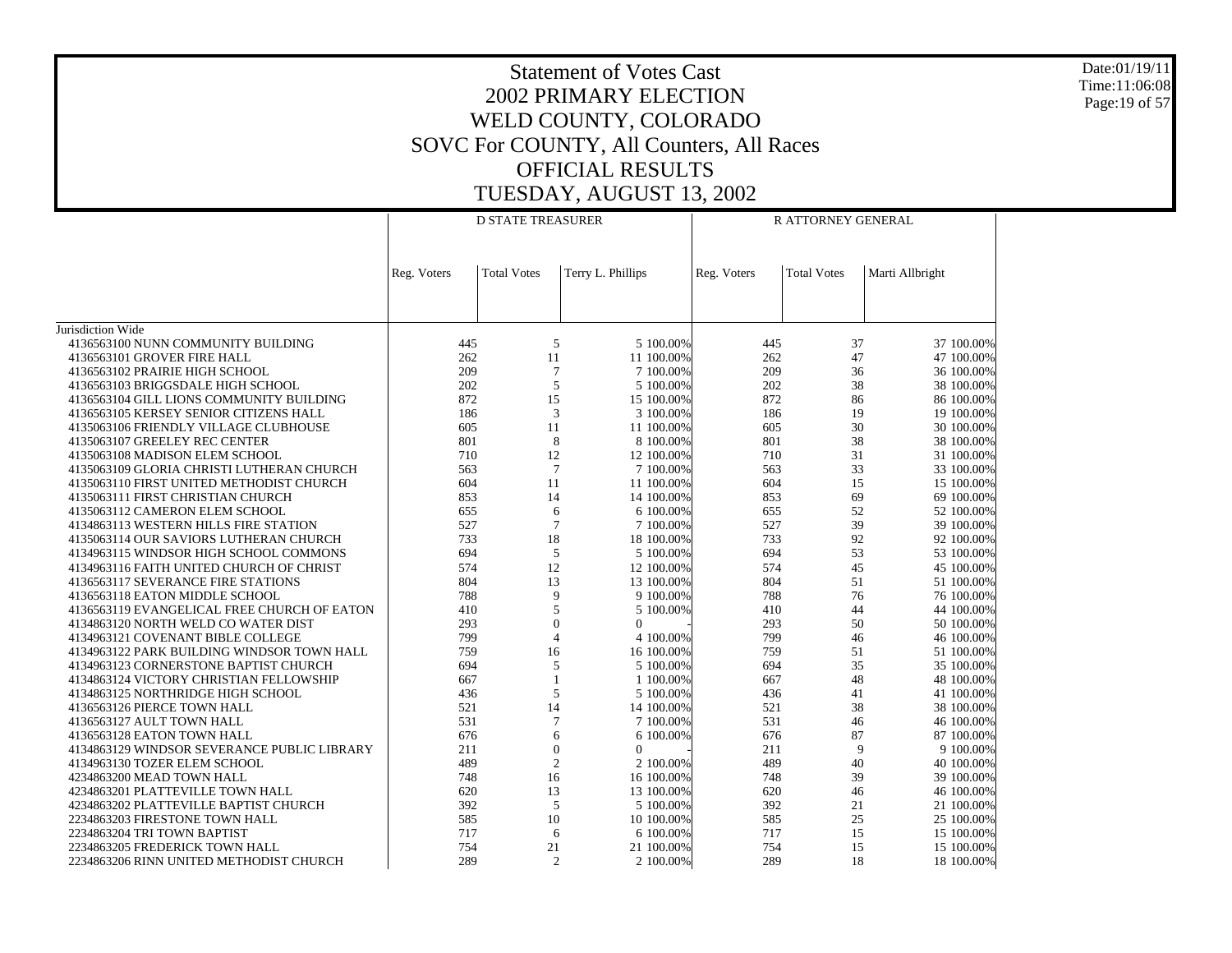# Statement of Votes Cast
# 2002 PRIMARY ELECTION
# WELD COUNTY, COLORADO
# SOVC For COUNTY, All Counters, All Races
# OFFICIAL RESULTS
# TUESDAY, AUGUST 13, 2002

Date:01/19/11
Time:11:06:08

| | D STATE TREASURER | | | | R ATTORNEY GENERAL | | | |
|---|---|---|---|---|---|---|---|---|
| | Reg. Voters | Total Votes | Terry L. Phillips | | Reg. Voters | Total Votes | Marti Allbright | |
| Jurisdiction Wide | | | | | | | | |
| 4136563100 NUNN COMMUNITY BUILDING | 445 | 5 | 5 | 100.00% | 445 | 37 | 37 | 100.00% |
| 4136563101 GROVER FIRE HALL | 262 | 11 | 11 | 100.00% | 262 | 47 | 47 | 100.00% |
| 4136563102 PRAIRIE HIGH SCHOOL | 209 | 7 | 7 | 100.00% | 209 | 36 | 36 | 100.00% |
| 4136563103 BRIGGSDALE HIGH SCHOOL | 202 | 5 | 5 | 100.00% | 202 | 38 | 38 | 100.00% |
| 4136563104 GILL LIONS COMMUNITY BUILDING | 872 | 15 | 15 | 100.00% | 872 | 86 | 86 | 100.00% |
| 4136563105 KERSEY SENIOR CITIZENS HALL | 186 | 3 | 3 | 100.00% | 186 | 19 | 19 | 100.00% |
| 4135063106 FRIENDLY VILLAGE CLUBHOUSE | 605 | 11 | 11 | 100.00% | 605 | 30 | 30 | 100.00% |
| 4135063107 GREELEY REC CENTER | 801 | 8 | 8 | 100.00% | 801 | 38 | 38 | 100.00% |
| 4135063108 MADISON ELEM SCHOOL | 710 | 12 | 12 | 100.00% | 710 | 31 | 31 | 100.00% |
| 4135063109 GLORIA CHRISTI LUTHERAN CHURCH | 563 | 7 | 7 | 100.00% | 563 | 33 | 33 | 100.00% |
| 4135063110 FIRST UNITED METHODIST CHURCH | 604 | 11 | 11 | 100.00% | 604 | 15 | 15 | 100.00% |
| 4135063111 FIRST CHRISTIAN CHURCH | 853 | 14 | 14 | 100.00% | 853 | 69 | 69 | 100.00% |
| 4135063112 CAMERON ELEM SCHOOL | 655 | 6 | 6 | 100.00% | 655 | 52 | 52 | 100.00% |
| 4134863113 WESTERN HILLS FIRE STATION | 527 | 7 | 7 | 100.00% | 527 | 39 | 39 | 100.00% |
| 4135063114 OUR SAVIORS LUTHERAN CHURCH | 733 | 18 | 18 | 100.00% | 733 | 92 | 92 | 100.00% |
| 4134963115 WINDSOR HIGH SCHOOL COMMONS | 694 | 5 | 5 | 100.00% | 694 | 53 | 53 | 100.00% |
| 4134963116 FAITH UNITED CHURCH OF CHRIST | 574 | 12 | 12 | 100.00% | 574 | 45 | 45 | 100.00% |
| 4136563117 SEVERANCE FIRE STATIONS | 804 | 13 | 13 | 100.00% | 804 | 51 | 51 | 100.00% |
| 4136563118 EATON MIDDLE SCHOOL | 788 | 9 | 9 | 100.00% | 788 | 76 | 76 | 100.00% |
| 4136563119 EVANGELICAL FREE CHURCH OF EATON | 410 | 5 | 5 | 100.00% | 410 | 44 | 44 | 100.00% |
| 4134863120 NORTH WELD CO WATER DIST | 293 | 0 | 0 | - | 293 | 50 | 50 | 100.00% |
| 4134963121 COVENANT BIBLE COLLEGE | 799 | 4 | 4 | 100.00% | 799 | 46 | 46 | 100.00% |
| 4134963122 PARK BUILDING WINDSOR TOWN HALL | 759 | 16 | 16 | 100.00% | 759 | 51 | 51 | 100.00% |
| 4134963123 CORNERSTONE BAPTIST CHURCH | 694 | 5 | 5 | 100.00% | 694 | 35 | 35 | 100.00% |
| 4134863124 VICTORY CHRISTIAN FELLOWSHIP | 667 | 1 | 1 | 100.00% | 667 | 48 | 48 | 100.00% |
| 4134863125 NORTHRIDGE HIGH SCHOOL | 436 | 5 | 5 | 100.00% | 436 | 41 | 41 | 100.00% |
| 4136563126 PIERCE TOWN HALL | 521 | 14 | 14 | 100.00% | 521 | 38 | 38 | 100.00% |
| 4136563127 AULT TOWN HALL | 531 | 7 | 7 | 100.00% | 531 | 46 | 46 | 100.00% |
| 4136563128 EATON TOWN HALL | 676 | 6 | 6 | 100.00% | 676 | 87 | 87 | 100.00% |
| 4134863129 WINDSOR SEVERANCE PUBLIC LIBRARY | 211 | 0 | 0 | - | 211 | 9 | 9 | 100.00% |
| 4134963130 TOZER ELEM SCHOOL | 489 | 2 | 2 | 100.00% | 489 | 40 | 40 | 100.00% |
| 4234863200 MEAD TOWN HALL | 748 | 16 | 16 | 100.00% | 748 | 39 | 39 | 100.00% |
| 4234863201 PLATTEVILLE TOWN HALL | 620 | 13 | 13 | 100.00% | 620 | 46 | 46 | 100.00% |
| 4234863202 PLATTEVILLE BAPTIST CHURCH | 392 | 5 | 5 | 100.00% | 392 | 21 | 21 | 100.00% |
| 2234863203 FIRESTONE TOWN HALL | 585 | 10 | 10 | 100.00% | 585 | 25 | 25 | 100.00% |
| 2234863204 TRI TOWN BAPTIST | 717 | 6 | 6 | 100.00% | 717 | 15 | 15 | 100.00% |
| 2234863205 FREDERICK TOWN HALL | 754 | 21 | 21 | 100.00% | 754 | 15 | 15 | 100.00% |
| 2234863206 RINN UNITED METHODIST CHURCH | 289 | 2 | 2 | 100.00% | 289 | 18 | 18 | 100.00% |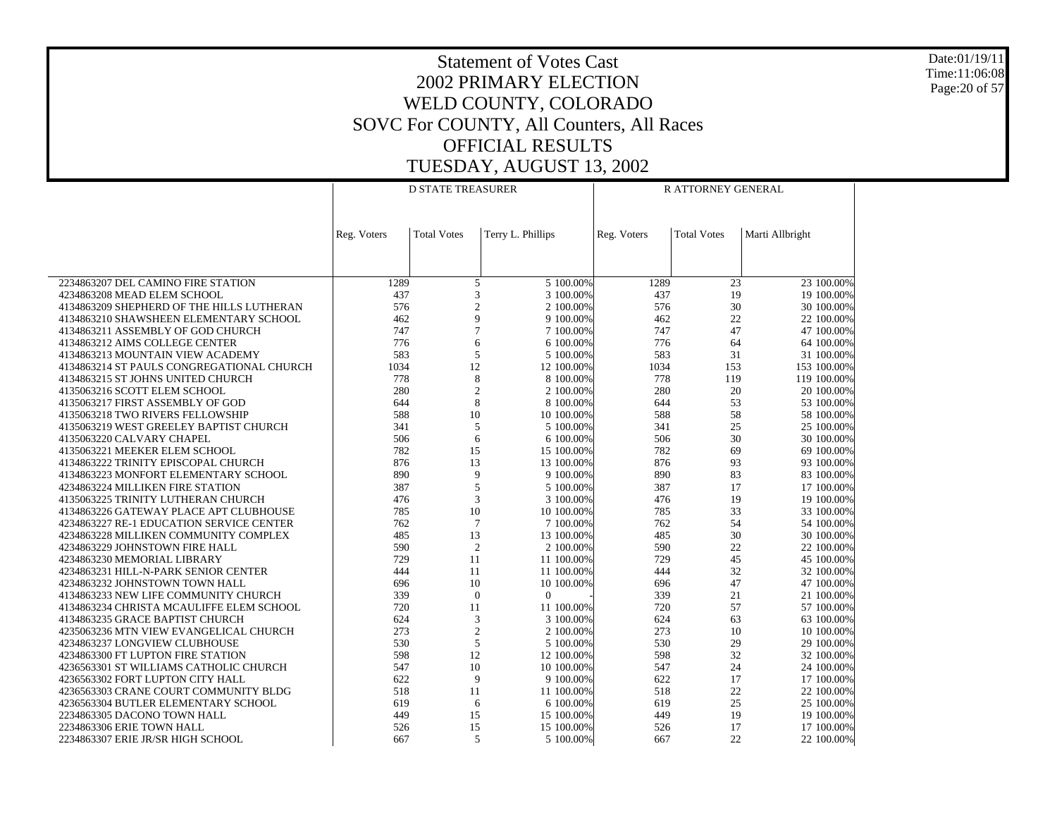# Statement of Votes Cast
# 2002 PRIMARY ELECTION
# WELD COUNTY, COLORADO
# SOVC For COUNTY, All Counters, All Races
# OFFICIAL RESULTS
# TUESDAY, AUGUST 13, 2002

| | D STATE TREASURER | | | | R ATTORNEY GENERAL | | | |
|---|---|---|---|---|---|---|---|---|
| | Reg. Voters | Total Votes | Terry L. Phillips | | Reg. Voters | Total Votes | Marti Allbright | |
| 2234863207 DEL CAMINO FIRE STATION | 1289 | 5 | 5 | 100.00% | 1289 | 23 | 23 | 100.00% |
| 4234863208 MEAD ELEM SCHOOL | 437 | 3 | 3 | 100.00% | 437 | 19 | 19 | 100.00% |
| 4134863209 SHEPHERD OF THE HILLS LUTHERAN | 576 | 2 | 2 | 100.00% | 576 | 30 | 30 | 100.00% |
| 4134863210 SHAWSHEEN ELEMENTARY SCHOOL | 462 | 9 | 9 | 100.00% | 462 | 22 | 22 | 100.00% |
| 4134863211 ASSEMBLY OF GOD CHURCH | 747 | 7 | 7 | 100.00% | 747 | 47 | 47 | 100.00% |
| 4134863212 AIMS COLLEGE CENTER | 776 | 6 | 6 | 100.00% | 776 | 64 | 64 | 100.00% |
| 4134863213 MOUNTAIN VIEW ACADEMY | 583 | 5 | 5 | 100.00% | 583 | 31 | 31 | 100.00% |
| 4134863214 ST PAULS CONGREGATIONAL CHURCH | 1034 | 12 | 12 | 100.00% | 1034 | 153 | 153 | 100.00% |
| 4134863215 ST JOHNS UNITED CHURCH | 778 | 8 | 8 | 100.00% | 778 | 119 | 119 | 100.00% |
| 4135063216 SCOTT ELEM SCHOOL | 280 | 2 | 2 | 100.00% | 280 | 20 | 20 | 100.00% |
| 4135063217 FIRST ASSEMBLY OF GOD | 644 | 8 | 8 | 100.00% | 644 | 53 | 53 | 100.00% |
| 4135063218 TWO RIVERS FELLOWSHIP | 588 | 10 | 10 | 100.00% | 588 | 58 | 58 | 100.00% |
| 4135063219 WEST GREELEY BAPTIST CHURCH | 341 | 5 | 5 | 100.00% | 341 | 25 | 25 | 100.00% |
| 4135063220 CALVARY CHAPEL | 506 | 6 | 6 | 100.00% | 506 | 30 | 30 | 100.00% |
| 4135063221 MEEKER ELEM SCHOOL | 782 | 15 | 15 | 100.00% | 782 | 69 | 69 | 100.00% |
| 4134863222 TRINITY EPISCOPAL CHURCH | 876 | 13 | 13 | 100.00% | 876 | 93 | 93 | 100.00% |
| 4134863223 MONFORT ELEMENTARY SCHOOL | 890 | 9 | 9 | 100.00% | 890 | 83 | 83 | 100.00% |
| 4234863224 MILLIKEN FIRE STATION | 387 | 5 | 5 | 100.00% | 387 | 17 | 17 | 100.00% |
| 4135063225 TRINITY LUTHERAN CHURCH | 476 | 3 | 3 | 100.00% | 476 | 19 | 19 | 100.00% |
| 4134863226 GATEWAY PLACE APT CLUBHOUSE | 785 | 10 | 10 | 100.00% | 785 | 33 | 33 | 100.00% |
| 4234863227 RE-1 EDUCATION SERVICE CENTER | 762 | 7 | 7 | 100.00% | 762 | 54 | 54 | 100.00% |
| 4234863228 MILLIKEN COMMUNITY COMPLEX | 485 | 13 | 13 | 100.00% | 485 | 30 | 30 | 100.00% |
| 4234863229 JOHNSTOWN FIRE HALL | 590 | 2 | 2 | 100.00% | 590 | 22 | 22 | 100.00% |
| 4234863230 MEMORIAL LIBRARY | 729 | 11 | 11 | 100.00% | 729 | 45 | 45 | 100.00% |
| 4234863231 HILL-N-PARK SENIOR CENTER | 444 | 11 | 11 | 100.00% | 444 | 32 | 32 | 100.00% |
| 4234863232 JOHNSTOWN TOWN HALL | 696 | 10 | 10 | 100.00% | 696 | 47 | 47 | 100.00% |
| 4134863233 NEW LIFE COMMUNITY CHURCH | 339 | 0 | 0 | - | 339 | 21 | 21 | 100.00% |
| 4134863234 CHRISTA MCAULIFFE ELEM SCHOOL | 720 | 11 | 11 | 100.00% | 720 | 57 | 57 | 100.00% |
| 4134863235 GRACE BAPTIST CHURCH | 624 | 3 | 3 | 100.00% | 624 | 63 | 63 | 100.00% |
| 4235063236 MTN VIEW EVANGELICAL CHURCH | 273 | 2 | 2 | 100.00% | 273 | 10 | 10 | 100.00% |
| 4234863237 LONGVIEW CLUBHOUSE | 530 | 5 | 5 | 100.00% | 530 | 29 | 29 | 100.00% |
| 4234863300 FT LUPTON FIRE STATION | 598 | 12 | 12 | 100.00% | 598 | 32 | 32 | 100.00% |
| 4236563301 ST WILLIAMS CATHOLIC CHURCH | 547 | 10 | 10 | 100.00% | 547 | 24 | 24 | 100.00% |
| 4236563302 FORT LUPTON CITY HALL | 622 | 9 | 9 | 100.00% | 622 | 17 | 17 | 100.00% |
| 4236563303 CRANE COURT COMMUNITY BLDG | 518 | 11 | 11 | 100.00% | 518 | 22 | 22 | 100.00% |
| 4236563304 BUTLER ELEMENTARY SCHOOL | 619 | 6 | 6 | 100.00% | 619 | 25 | 25 | 100.00% |
| 2234863305 DACONO TOWN HALL | 449 | 15 | 15 | 100.00% | 449 | 19 | 19 | 100.00% |
| 2234863306 ERIE TOWN HALL | 526 | 15 | 15 | 100.00% | 526 | 17 | 17 | 100.00% |
| 2234863307 ERIE JR/SR HIGH SCHOOL | 667 | 5 | 5 | 100.00% | 667 | 22 | 22 | 100.00% |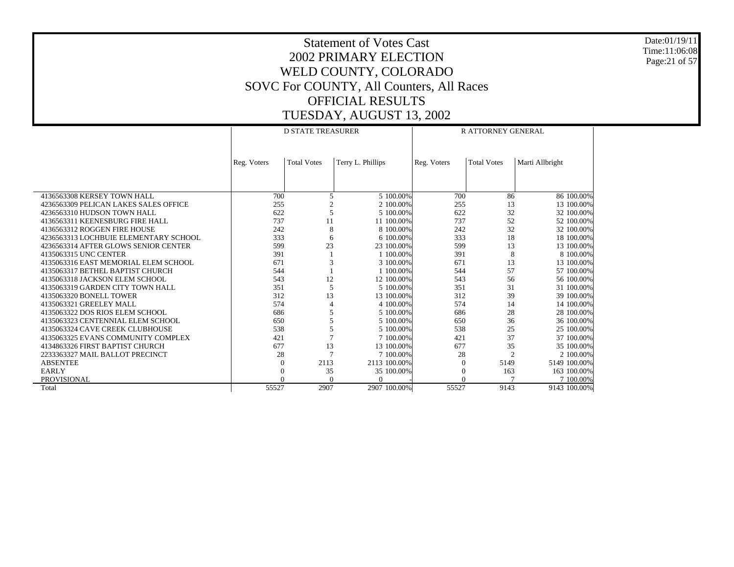# Statement of Votes Cast
## 2002 PRIMARY ELECTION
## WELD COUNTY, COLORADO
## SOVC For COUNTY, All Counters, All Races
## OFFICIAL RESULTS
## TUESDAY, AUGUST 13, 2002

Date:01/19/11
Time:11:06:08

| | D STATE TREASURER | | | | R ATTORNEY GENERAL | | | |
|---|---|---|---|---|---|---|---|---|
| | Reg. Voters | Total Votes | Terry L. Phillips | | Reg. Voters | Total Votes | Marti Allbright | |
| 4136563308 KERSEY TOWN HALL | 700 | 5 | 5 | 100.00% | 700 | 86 | 86 | 100.00% |
| 4236563309 PELICAN LAKES SALES OFFICE | 255 | 2 | 2 | 100.00% | 255 | 13 | 13 | 100.00% |
| 4236563310 HUDSON TOWN HALL | 622 | 5 | 5 | 100.00% | 622 | 32 | 32 | 100.00% |
| 4136563311 KEENESBURG FIRE HALL | 737 | 11 | 11 | 100.00% | 737 | 52 | 52 | 100.00% |
| 4136563312 ROGGEN FIRE HOUSE | 242 | 8 | 8 | 100.00% | 242 | 32 | 32 | 100.00% |
| 4236563313 LOCHBUIE ELEMENTARY SCHOOL | 333 | 6 | 6 | 100.00% | 333 | 18 | 18 | 100.00% |
| 4236563314 AFTER GLOWS SENIOR CENTER | 599 | 23 | 23 | 100.00% | 599 | 13 | 13 | 100.00% |
| 4135063315 UNC CENTER | 391 | 1 | 1 | 100.00% | 391 | 8 | 8 | 100.00% |
| 4135063316 EAST MEMORIAL ELEM SCHOOL | 671 | 3 | 3 | 100.00% | 671 | 13 | 13 | 100.00% |
| 4135063317 BETHEL BAPTIST CHURCH | 544 | 1 | 1 | 100.00% | 544 | 57 | 57 | 100.00% |
| 4135063318 JACKSON ELEM SCHOOL | 543 | 12 | 12 | 100.00% | 543 | 56 | 56 | 100.00% |
| 4135063319 GARDEN CITY TOWN HALL | 351 | 5 | 5 | 100.00% | 351 | 31 | 31 | 100.00% |
| 4135063320 BONELL TOWER | 312 | 13 | 13 | 100.00% | 312 | 39 | 39 | 100.00% |
| 4135063321 GREELEY MALL | 574 | 4 | 4 | 100.00% | 574 | 14 | 14 | 100.00% |
| 4135063322 DOS RIOS ELEM SCHOOL | 686 | 5 | 5 | 100.00% | 686 | 28 | 28 | 100.00% |
| 4135063323 CENTENNIAL ELEM SCHOOL | 650 | 5 | 5 | 100.00% | 650 | 36 | 36 | 100.00% |
| 4135063324 CAVE CREEK CLUBHOUSE | 538 | 5 | 5 | 100.00% | 538 | 25 | 25 | 100.00% |
| 4135063325 EVANS COMMUNITY COMPLEX | 421 | 7 | 7 | 100.00% | 421 | 37 | 37 | 100.00% |
| 4134863326 FIRST BAPTIST CHURCH | 677 | 13 | 13 | 100.00% | 677 | 35 | 35 | 100.00% |
| 2233363327 MAIL BALLOT PRECINCT | 28 | 7 | 7 | 100.00% | 28 | 2 | 2 | 100.00% |
| ABSENTEE | 0 | 2113 | 2113 | 100.00% | 0 | 5149 | 5149 | 100.00% |
| EARLY | 0 | 35 | 35 | 100.00% | 0 | 163 | 163 | 100.00% |
| PROVISIONAL | 0 | 0 | 0 | - | 0 | 7 | 7 | 100.00% |
| Total | 55527 | 2907 | 2907 | 100.00% | 55527 | 9143 | 9143 | 100.00% |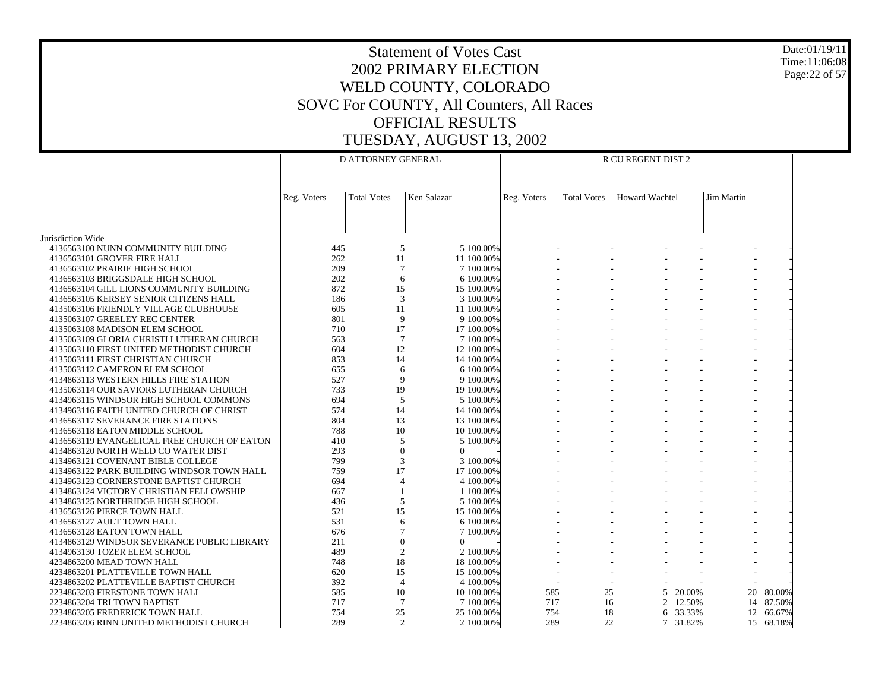# Statement of Votes Cast
## 2002 PRIMARY ELECTION
## WELD COUNTY, COLORADO
## SOVC For COUNTY, All Counters, All Races
## OFFICIAL RESULTS
## TUESDAY, AUGUST 13, 2002

Date:01/19/11
Time:11:06:08

| | D ATTORNEY GENERAL | | | | R CU REGENT DIST 2 | | | | | |
|---|---|---|---|---|---|---|---|---|---|---|
| | Reg. Voters | Total Votes | Ken Salazar | | Reg. Voters | Total Votes | Howard Wachtel | | Jim Martin | |
| Jurisdiction Wide | | | | | | | | | | |
| 4136563100 NUNN COMMUNITY BUILDING | 445 | 5 | 5 | 100.00% | - | - | - | - | - | - |
| 4136563101 GROVER FIRE HALL | 262 | 11 | 11 | 100.00% | - | - | - | - | - | - |
| 4136563102 PRAIRIE HIGH SCHOOL | 209 | 7 | 7 | 100.00% | - | - | - | - | - | - |
| 4136563103 BRIGGSDALE HIGH SCHOOL | 202 | 6 | 6 | 100.00% | - | - | - | - | - | - |
| 4136563104 GILL LIONS COMMUNITY BUILDING | 872 | 15 | 15 | 100.00% | - | - | - | - | - | - |
| 4136563105 KERSEY SENIOR CITIZENS HALL | 186 | 3 | 3 | 100.00% | - | - | - | - | - | - |
| 4135063106 FRIENDLY VILLAGE CLUBHOUSE | 605 | 11 | 11 | 100.00% | - | - | - | - | - | - |
| 4135063107 GREELEY REC CENTER | 801 | 9 | 9 | 100.00% | - | - | - | - | - | - |
| 4135063108 MADISON ELEM SCHOOL | 710 | 17 | 17 | 100.00% | - | - | - | - | - | - |
| 4135063109 GLORIA CHRISTI LUTHERAN CHURCH | 563 | 7 | 7 | 100.00% | - | - | - | - | - | - |
| 4135063110 FIRST UNITED METHODIST CHURCH | 604 | 12 | 12 | 100.00% | - | - | - | - | - | - |
| 4135063111 FIRST CHRISTIAN CHURCH | 853 | 14 | 14 | 100.00% | - | - | - | - | - | - |
| 4135063112 CAMERON ELEM SCHOOL | 655 | 6 | 6 | 100.00% | - | - | - | - | - | - |
| 4134863113 WESTERN HILLS FIRE STATION | 527 | 9 | 9 | 100.00% | - | - | - | - | - | - |
| 4135063114 OUR SAVIORS LUTHERAN CHURCH | 733 | 19 | 19 | 100.00% | - | - | - | - | - | - |
| 4134963115 WINDSOR HIGH SCHOOL COMMONS | 694 | 5 | 5 | 100.00% | - | - | - | - | - | - |
| 4134963116 FAITH UNITED CHURCH OF CHRIST | 574 | 14 | 14 | 100.00% | - | - | - | - | - | - |
| 4136563117 SEVERANCE FIRE STATIONS | 804 | 13 | 13 | 100.00% | - | - | - | - | - | - |
| 4136563118 EATON MIDDLE SCHOOL | 788 | 10 | 10 | 100.00% | - | - | - | - | - | - |
| 4136563119 EVANGELICAL FREE CHURCH OF EATON | 410 | 5 | 5 | 100.00% | - | - | - | - | - | - |
| 4134863120 NORTH WELD CO WATER DIST | 293 | 0 | 0 | - | - | - | - | - | - | - |
| 4134963121 COVENANT BIBLE COLLEGE | 799 | 3 | 3 | 100.00% | - | - | - | - | - | - |
| 4134963122 PARK BUILDING WINDSOR TOWN HALL | 759 | 17 | 17 | 100.00% | - | - | - | - | - | - |
| 4134963123 CORNERSTONE BAPTIST CHURCH | 694 | 4 | 4 | 100.00% | - | - | - | - | - | - |
| 4134863124 VICTORY CHRISTIAN FELLOWSHIP | 667 | 1 | 1 | 100.00% | - | - | - | - | - | - |
| 4134863125 NORTHRIDGE HIGH SCHOOL | 436 | 5 | 5 | 100.00% | - | - | - | - | - | - |
| 4136563126 PIERCE TOWN HALL | 521 | 15 | 15 | 100.00% | - | - | - | - | - | - |
| 4136563127 AULT TOWN HALL | 531 | 6 | 6 | 100.00% | - | - | - | - | - | - |
| 4136563128 EATON TOWN HALL | 676 | 7 | 7 | 100.00% | - | - | - | - | - | - |
| 4134863129 WINDSOR SEVERANCE PUBLIC LIBRARY | 211 | 0 | 0 | - | - | - | - | - | - | - |
| 4134963130 TOZER ELEM SCHOOL | 489 | 2 | 2 | 100.00% | - | - | - | - | - | - |
| 4234863200 MEAD TOWN HALL | 748 | 18 | 18 | 100.00% | - | - | - | - | - | - |
| 4234863201 PLATTEVILLE TOWN HALL | 620 | 15 | 15 | 100.00% | - | - | - | - | - | - |
| 4234863202 PLATTEVILLE BAPTIST CHURCH | 392 | 4 | 4 | 100.00% | - | - | - | - | - | - |
| 2234863203 FIRESTONE TOWN HALL | 585 | 10 | 10 | 100.00% | 585 | 25 | 5 | 20.00% | 20 | 80.00% |
| 2234863204 TRI TOWN BAPTIST | 717 | 7 | 7 | 100.00% | 717 | 16 | 2 | 12.50% | 14 | 87.50% |
| 2234863205 FREDERICK TOWN HALL | 754 | 25 | 25 | 100.00% | 754 | 18 | 6 | 33.33% | 12 | 66.67% |
| 2234863206 RINN UNITED METHODIST CHURCH | 289 | 2 | 2 | 100.00% | 289 | 22 | 7 | 31.82% | 15 | 68.18% |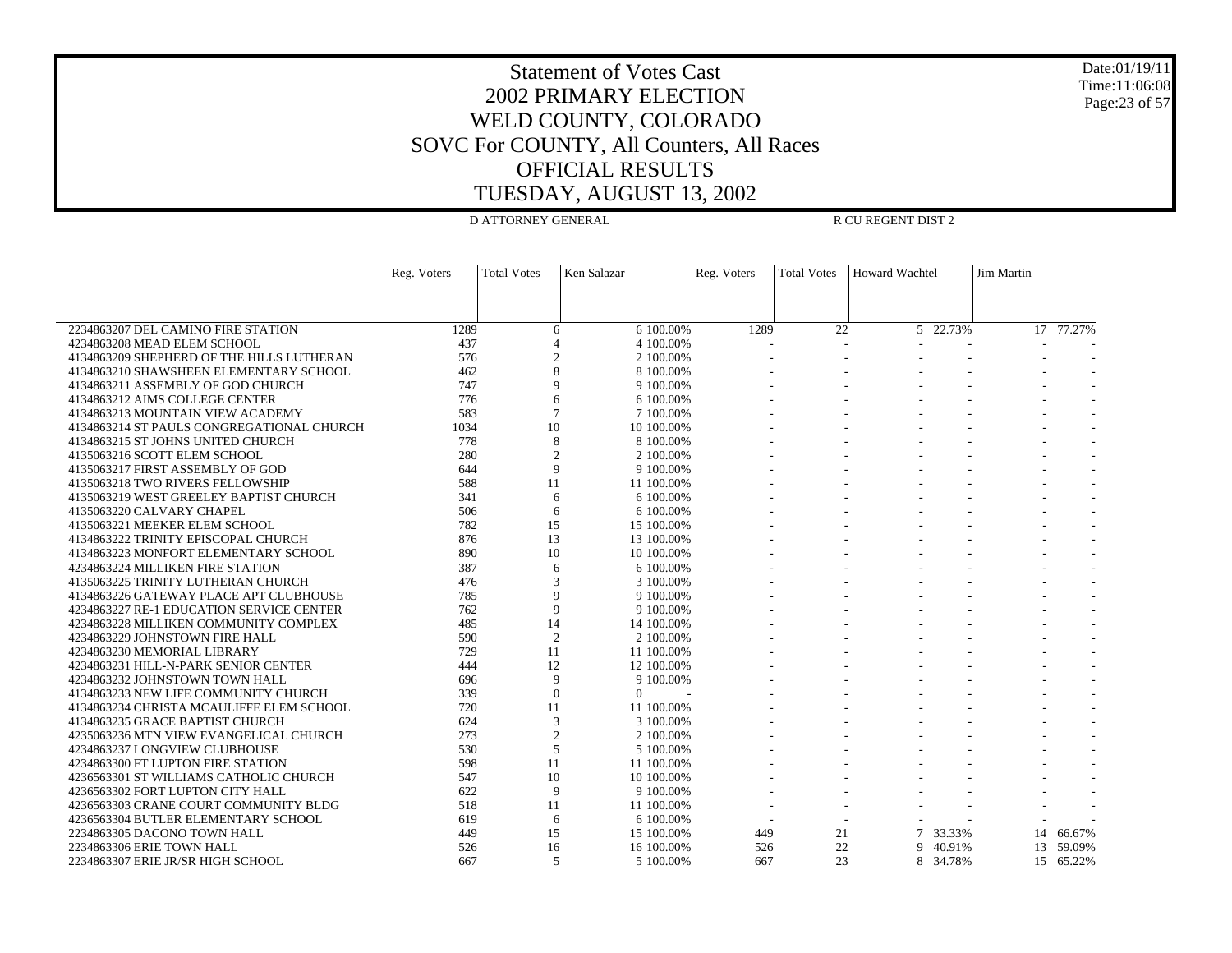# Statement of Votes Cast
## 2002 PRIMARY ELECTION
## WELD COUNTY, COLORADO
## SOVC For COUNTY, All Counters, All Races
## OFFICIAL RESULTS
## TUESDAY, AUGUST 13, 2002

Date:01/19/11
Time:11:06:08

| | D ATTORNEY GENERAL | | | | R CU REGENT DIST 2 | | | | | |
|---|---|---|---|---|---|---|---|---|---|---|
| | Reg. Voters | Total Votes | Ken Salazar | | Reg. Voters | Total Votes | Howard Wachtel | | Jim Martin | |
| 2234863207 DEL CAMINO FIRE STATION | 1289 | 6 | 6 | 100.00% | 1289 | 22 | 5 | 22.73% | 17 | 77.27% |
| 4234863208 MEAD ELEM SCHOOL | 437 | 4 | 4 | 100.00% | - | - | - | - | - | - |
| 4134863209 SHEPHERD OF THE HILLS LUTHERAN | 576 | 2 | 2 | 100.00% | - | - | - | - | - | - |
| 4134863210 SHAWSHEEN ELEMENTARY SCHOOL | 462 | 8 | 8 | 100.00% | - | - | - | - | - | - |
| 4134863211 ASSEMBLY OF GOD CHURCH | 747 | 9 | 9 | 100.00% | - | - | - | - | - | - |
| 4134863212 AIMS COLLEGE CENTER | 776 | 6 | 6 | 100.00% | - | - | - | - | - | - |
| 4134863213 MOUNTAIN VIEW ACADEMY | 583 | 7 | 7 | 100.00% | - | - | - | - | - | - |
| 4134863214 ST PAULS CONGREGATIONAL CHURCH | 1034 | 10 | 10 | 100.00% | - | - | - | - | - | - |
| 4134863215 ST JOHNS UNITED CHURCH | 778 | 8 | 8 | 100.00% | - | - | - | - | - | - |
| 4135063216 SCOTT ELEM SCHOOL | 280 | 2 | 2 | 100.00% | - | - | - | - | - | - |
| 4135063217 FIRST ASSEMBLY OF GOD | 644 | 9 | 9 | 100.00% | - | - | - | - | - | - |
| 4135063218 TWO RIVERS FELLOWSHIP | 588 | 11 | 11 | 100.00% | - | - | - | - | - | - |
| 4135063219 WEST GREELEY BAPTIST CHURCH | 341 | 6 | 6 | 100.00% | - | - | - | - | - | - |
| 4135063220 CALVARY CHAPEL | 506 | 6 | 6 | 100.00% | - | - | - | - | - | - |
| 4135063221 MEEKER ELEM SCHOOL | 782 | 15 | 15 | 100.00% | - | - | - | - | - | - |
| 4134863222 TRINITY EPISCOPAL CHURCH | 876 | 13 | 13 | 100.00% | - | - | - | - | - | - |
| 4134863223 MONFORT ELEMENTARY SCHOOL | 890 | 10 | 10 | 100.00% | - | - | - | - | - | - |
| 4234863224 MILLIKEN FIRE STATION | 387 | 6 | 6 | 100.00% | - | - | - | - | - | - |
| 4135063225 TRINITY LUTHERAN CHURCH | 476 | 3 | 3 | 100.00% | - | - | - | - | - | - |
| 4134863226 GATEWAY PLACE APT CLUBHOUSE | 785 | 9 | 9 | 100.00% | - | - | - | - | - | - |
| 4234863227 RE-1 EDUCATION SERVICE CENTER | 762 | 9 | 9 | 100.00% | - | - | - | - | - | - |
| 4234863228 MILLIKEN COMMUNITY COMPLEX | 485 | 14 | 14 | 100.00% | - | - | - | - | - | - |
| 4234863229 JOHNSTOWN FIRE HALL | 590 | 2 | 2 | 100.00% | - | - | - | - | - | - |
| 4234863230 MEMORIAL LIBRARY | 729 | 11 | 11 | 100.00% | - | - | - | - | - | - |
| 4234863231 HILL-N-PARK SENIOR CENTER | 444 | 12 | 12 | 100.00% | - | - | - | - | - | - |
| 4234863232 JOHNSTOWN TOWN HALL | 696 | 9 | 9 | 100.00% | - | - | - | - | - | - |
| 4134863233 NEW LIFE COMMUNITY CHURCH | 339 | 0 | 0 | - | - | - | - | - | - | - |
| 4134863234 CHRISTA MCAULIFFE ELEM SCHOOL | 720 | 11 | 11 | 100.00% | - | - | - | - | - | - |
| 4134863235 GRACE BAPTIST CHURCH | 624 | 3 | 3 | 100.00% | - | - | - | - | - | - |
| 4235063236 MTN VIEW EVANGELICAL CHURCH | 273 | 2 | 2 | 100.00% | - | - | - | - | - | - |
| 4234863237 LONGVIEW CLUBHOUSE | 530 | 5 | 5 | 100.00% | - | - | - | - | - | - |
| 4234863300 FT LUPTON FIRE STATION | 598 | 11 | 11 | 100.00% | - | - | - | - | - | - |
| 4236563301 ST WILLIAMS CATHOLIC CHURCH | 547 | 10 | 10 | 100.00% | - | - | - | - | - | - |
| 4236563302 FORT LUPTON CITY HALL | 622 | 9 | 9 | 100.00% | - | - | - | - | - | - |
| 4236563303 CRANE COURT COMMUNITY BLDG | 518 | 11 | 11 | 100.00% | - | - | - | - | - | - |
| 4236563304 BUTLER ELEMENTARY SCHOOL | 619 | 6 | 6 | 100.00% | - | - | - | - | - | - |
| 2234863305 DACONO TOWN HALL | 449 | 15 | 15 | 100.00% | 449 | 21 | 7 | 33.33% | 14 | 66.67% |
| 2234863306 ERIE TOWN HALL | 526 | 16 | 16 | 100.00% | 526 | 22 | 9 | 40.91% | 13 | 59.09% |
| 2234863307 ERIE JR/SR HIGH SCHOOL | 667 | 5 | 5 | 100.00% | 667 | 23 | 8 | 34.78% | 15 | 65.22% |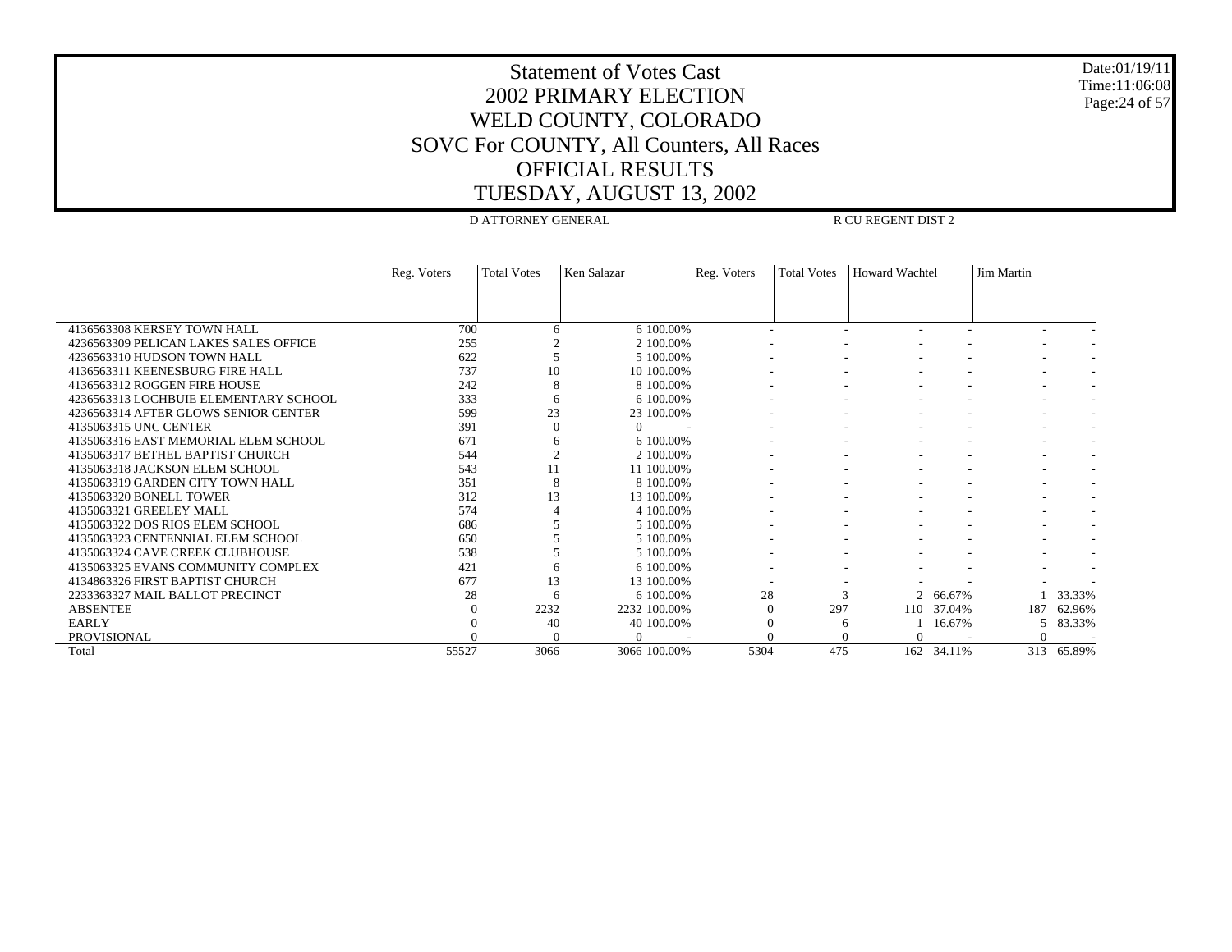# Statement of Votes Cast
# 2002 PRIMARY ELECTION
# WELD COUNTY, COLORADO
# SOVC For COUNTY, All Counters, All Races
# OFFICIAL RESULTS
# TUESDAY, AUGUST 13, 2002

Date:01/19/11
Time:11:06:08

| | D ATTORNEY GENERAL | | | | R CU REGENT DIST 2 | | | | | |
|---|---|---|---|---|---|---|---|---|---|---|
| | Reg. Voters | Total Votes | Ken Salazar | | Reg. Voters | Total Votes | Howard Wachtel | | Jim Martin | |
| 4136563308 KERSEY TOWN HALL | 700 | 6 | 6 | 100.00% | - | - | - | - | - | - |
| 4236563309 PELICAN LAKES SALES OFFICE | 255 | 2 | 2 | 100.00% | - | - | - | - | - | - |
| 4236563310 HUDSON TOWN HALL | 622 | 5 | 5 | 100.00% | - | - | - | - | - | - |
| 4136563311 KEENESBURG FIRE HALL | 737 | 10 | 10 | 100.00% | - | - | - | - | - | - |
| 4136563312 ROGGEN FIRE HOUSE | 242 | 8 | 8 | 100.00% | - | - | - | - | - | - |
| 4236563313 LOCHBUIE ELEMENTARY SCHOOL | 333 | 6 | 6 | 100.00% | - | - | - | - | - | - |
| 4236563314 AFTER GLOWS SENIOR CENTER | 599 | 23 | 23 | 100.00% | - | - | - | - | - | - |
| 4135063315 UNC CENTER | 391 | 0 | 0 | - | - | - | - | - | - | - |
| 4135063316 EAST MEMORIAL ELEM SCHOOL | 671 | 6 | 6 | 100.00% | - | - | - | - | - | - |
| 4135063317 BETHEL BAPTIST CHURCH | 544 | 2 | 2 | 100.00% | - | - | - | - | - | - |
| 4135063318 JACKSON ELEM SCHOOL | 543 | 11 | 11 | 100.00% | - | - | - | - | - | - |
| 4135063319 GARDEN CITY TOWN HALL | 351 | 8 | 8 | 100.00% | - | - | - | - | - | - |
| 4135063320 BONELL TOWER | 312 | 13 | 13 | 100.00% | - | - | - | - | - | - |
| 4135063321 GREELEY MALL | 574 | 4 | 4 | 100.00% | - | - | - | - | - | - |
| 4135063322 DOS RIOS ELEM SCHOOL | 686 | 5 | 5 | 100.00% | - | - | - | - | - | - |
| 4135063323 CENTENNIAL ELEM SCHOOL | 650 | 5 | 5 | 100.00% | - | - | - | - | - | - |
| 4135063324 CAVE CREEK CLUBHOUSE | 538 | 5 | 5 | 100.00% | - | - | - | - | - | - |
| 4135063325 EVANS COMMUNITY COMPLEX | 421 | 6 | 6 | 100.00% | - | - | - | - | - | - |
| 4134863326 FIRST BAPTIST CHURCH | 677 | 13 | 13 | 100.00% | - | - | - | - | - | - |
| 2233363327 MAIL BALLOT PRECINCT | 28 | 6 | 6 | 100.00% | 28 | 3 | 2 | 66.67% | 1 | 33.33% |
| ABSENTEE | 0 | 2232 | 2232 | 100.00% | 0 | 297 | 110 | 37.04% | 187 | 62.96% |
| EARLY | 0 | 40 | 40 | 100.00% | 0 | 6 | 1 | 16.67% | 5 | 83.33% |
| PROVISIONAL | 0 | 0 | 0 | - | 0 | 0 | 0 | - | 0 | - |
| Total | 55527 | 3066 | 3066 | 100.00% | 5304 | 475 | 162 | 34.11% | 313 | 65.89% |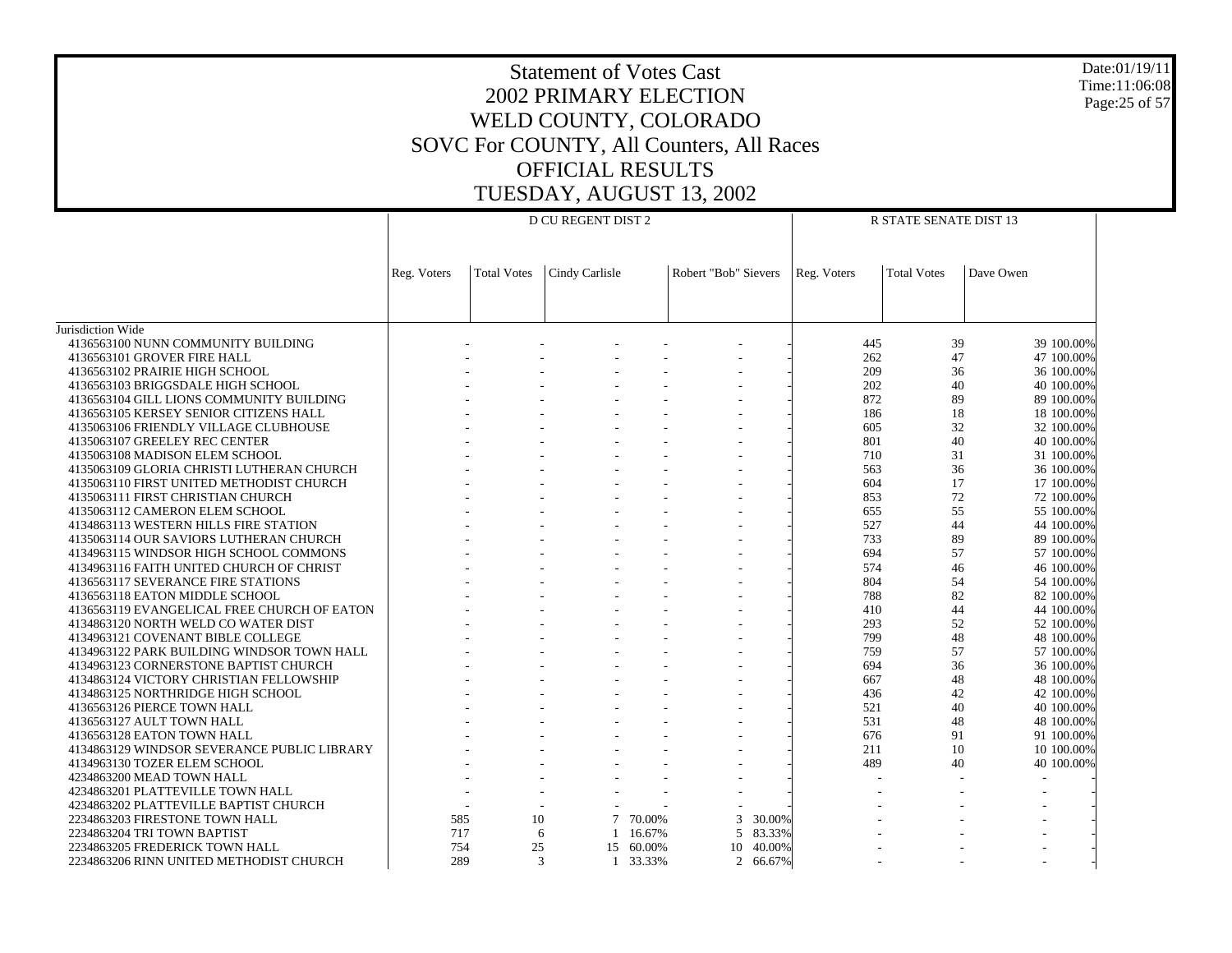# Statement of Votes Cast
## 2002 PRIMARY ELECTION
## WELD COUNTY, COLORADO
## SOVC For COUNTY, All Counters, All Races
## OFFICIAL RESULTS
## TUESDAY, AUGUST 13, 2002

| | D CU REGENT DIST 2 | | | | | | R STATE SENATE DIST 13 | | | |
|---|---|---|---|---|---|---|---|---|---|---|
| | Reg. Voters | Total Votes | Cindy Carlisle | | Robert "Bob" Sievers | | Reg. Voters | Total Votes | Dave Owen | |
| Jurisdiction Wide | | | | | | | | | | |
| 4136563100 NUNN COMMUNITY BUILDING | - | - | - | - | - | - | 445 | 39 | 39 | 100.00% |
| 4136563101 GROVER FIRE HALL | - | - | - | - | - | - | 262 | 47 | 47 | 100.00% |
| 4136563102 PRAIRIE HIGH SCHOOL | - | - | - | - | - | - | 209 | 36 | 36 | 100.00% |
| 4136563103 BRIGGSDALE HIGH SCHOOL | - | - | - | - | - | - | 202 | 40 | 40 | 100.00% |
| 4136563104 GILL LIONS COMMUNITY BUILDING | - | - | - | - | - | - | 872 | 89 | 89 | 100.00% |
| 4136563105 KERSEY SENIOR CITIZENS HALL | - | - | - | - | - | - | 186 | 18 | 18 | 100.00% |
| 4135063106 FRIENDLY VILLAGE CLUBHOUSE | - | - | - | - | - | - | 605 | 32 | 32 | 100.00% |
| 4135063107 GREELEY REC CENTER | - | - | - | - | - | - | 801 | 40 | 40 | 100.00% |
| 4135063108 MADISON ELEM SCHOOL | - | - | - | - | - | - | 710 | 31 | 31 | 100.00% |
| 4135063109 GLORIA CHRISTI LUTHERAN CHURCH | - | - | - | - | - | - | 563 | 36 | 36 | 100.00% |
| 4135063110 FIRST UNITED METHODIST CHURCH | - | - | - | - | - | - | 604 | 17 | 17 | 100.00% |
| 4135063111 FIRST CHRISTIAN CHURCH | - | - | - | - | - | - | 853 | 72 | 72 | 100.00% |
| 4135063112 CAMERON ELEM SCHOOL | - | - | - | - | - | - | 655 | 55 | 55 | 100.00% |
| 4134863113 WESTERN HILLS FIRE STATION | - | - | - | - | - | - | 527 | 44 | 44 | 100.00% |
| 4135063114 OUR SAVIORS LUTHERAN CHURCH | - | - | - | - | - | - | 733 | 89 | 89 | 100.00% |
| 4134963115 WINDSOR HIGH SCHOOL COMMONS | - | - | - | - | - | - | 694 | 57 | 57 | 100.00% |
| 4134963116 FAITH UNITED CHURCH OF CHRIST | - | - | - | - | - | - | 574 | 46 | 46 | 100.00% |
| 4136563117 SEVERANCE FIRE STATIONS | - | - | - | - | - | - | 804 | 54 | 54 | 100.00% |
| 4136563118 EATON MIDDLE SCHOOL | - | - | - | - | - | - | 788 | 82 | 82 | 100.00% |
| 4136563119 EVANGELICAL FREE CHURCH OF EATON | - | - | - | - | - | - | 410 | 44 | 44 | 100.00% |
| 4134863120 NORTH WELD CO WATER DIST | - | - | - | - | - | - | 293 | 52 | 52 | 100.00% |
| 4134963121 COVENANT BIBLE COLLEGE | - | - | - | - | - | - | 799 | 48 | 48 | 100.00% |
| 4134963122 PARK BUILDING WINDSOR TOWN HALL | - | - | - | - | - | - | 759 | 57 | 57 | 100.00% |
| 4134963123 CORNERSTONE BAPTIST CHURCH | - | - | - | - | - | - | 694 | 36 | 36 | 100.00% |
| 4134863124 VICTORY CHRISTIAN FELLOWSHIP | - | - | - | - | - | - | 667 | 48 | 48 | 100.00% |
| 4134863125 NORTHRIDGE HIGH SCHOOL | - | - | - | - | - | - | 436 | 42 | 42 | 100.00% |
| 4136563126 PIERCE TOWN HALL | - | - | - | - | - | - | 521 | 40 | 40 | 100.00% |
| 4136563127 AULT TOWN HALL | - | - | - | - | - | - | 531 | 48 | 48 | 100.00% |
| 4136563128 EATON TOWN HALL | - | - | - | - | - | - | 676 | 91 | 91 | 100.00% |
| 4134863129 WINDSOR SEVERANCE PUBLIC LIBRARY | - | - | - | - | - | - | 211 | 10 | 10 | 100.00% |
| 4134963130 TOZER ELEM SCHOOL | - | - | - | - | - | - | 489 | 40 | 40 | 100.00% |
| 4234863200 MEAD TOWN HALL | - | - | - | - | - | - | - | - | - | - |
| 4234863201 PLATTEVILLE TOWN HALL | - | - | - | - | - | - | - | - | - | - |
| 4234863202 PLATTEVILLE BAPTIST CHURCH | - | - | - | - | - | - | - | - | - | - |
| 2234863203 FIRESTONE TOWN HALL | 585 | 10 | 7 | 70.00% | 3 | 30.00% | - | - | - | - |
| 2234863204 TRI TOWN BAPTIST | 717 | 6 | 1 | 16.67% | 5 | 83.33% | - | - | - | - |
| 2234863205 FREDERICK TOWN HALL | 754 | 25 | 15 | 60.00% | 10 | 40.00% | - | - | - | - |
| 2234863206 RINN UNITED METHODIST CHURCH | 289 | 3 | 1 | 33.33% | 2 | 66.67% | - | - | - | - |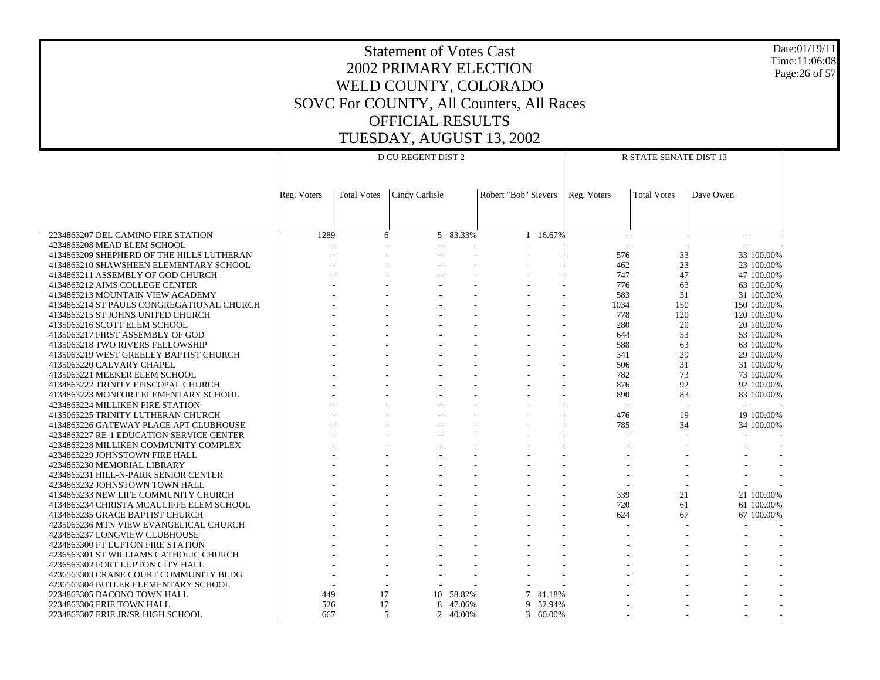# Statement of Votes Cast
# 2002 PRIMARY ELECTION
# WELD COUNTY, COLORADO
# SOVC For COUNTY, All Counters, All Races
# OFFICIAL RESULTS
# TUESDAY, AUGUST 13, 2002

Date:01/19/11
Time:11:06:08

| | D CU REGENT DIST 2 | | | | | | R STATE SENATE DIST 13 | | | |
|---|---|---|---|---|---|---|---|---|---|---|
| | Reg. Voters | Total Votes | Cindy Carlisle | | Robert "Bob" Sievers | | Reg. Voters | Total Votes | Dave Owen | |
| 2234863207 DEL CAMINO FIRE STATION | 1289 | 6 | 5 | 83.33% | 1 | 16.67% | - | - | - | - |
| 4234863208 MEAD ELEM SCHOOL | - | - | - | - | - | - | - | - | - | - |
| 4134863209 SHEPHERD OF THE HILLS LUTHERAN | - | - | - | - | - | - | 576 | 33 | 33 | 100.00% |
| 4134863210 SHAWSHEEN ELEMENTARY SCHOOL | - | - | - | - | - | - | 462 | 23 | 23 | 100.00% |
| 4134863211 ASSEMBLY OF GOD CHURCH | - | - | - | - | - | - | 747 | 47 | 47 | 100.00% |
| 4134863212 AIMS COLLEGE CENTER | - | - | - | - | - | - | 776 | 63 | 63 | 100.00% |
| 4134863213 MOUNTAIN VIEW ACADEMY | - | - | - | - | - | - | 583 | 31 | 31 | 100.00% |
| 4134863214 ST PAULS CONGREGATIONAL CHURCH | - | - | - | - | - | - | 1034 | 150 | 150 | 100.00% |
| 4134863215 ST JOHNS UNITED CHURCH | - | - | - | - | - | - | 778 | 120 | 120 | 100.00% |
| 4135063216 SCOTT ELEM SCHOOL | - | - | - | - | - | - | 280 | 20 | 20 | 100.00% |
| 4135063217 FIRST ASSEMBLY OF GOD | - | - | - | - | - | - | 644 | 53 | 53 | 100.00% |
| 4135063218 TWO RIVERS FELLOWSHIP | - | - | - | - | - | - | 588 | 63 | 63 | 100.00% |
| 4135063219 WEST GREELEY BAPTIST CHURCH | - | - | - | - | - | - | 341 | 29 | 29 | 100.00% |
| 4135063220 CALVARY CHAPEL | - | - | - | - | - | - | 506 | 31 | 31 | 100.00% |
| 4135063221 MEEKER ELEM SCHOOL | - | - | - | - | - | - | 782 | 73 | 73 | 100.00% |
| 4134863222 TRINITY EPISCOPAL CHURCH | - | - | - | - | - | - | 876 | 92 | 92 | 100.00% |
| 4134863223 MONFORT ELEMENTARY SCHOOL | - | - | - | - | - | - | 890 | 83 | 83 | 100.00% |
| 4234863224 MILLIKEN FIRE STATION | - | - | - | - | - | - | - | - | - | - |
| 4135063225 TRINITY LUTHERAN CHURCH | - | - | - | - | - | - | 476 | 19 | 19 | 100.00% |
| 4134863226 GATEWAY PLACE APT CLUBHOUSE | - | - | - | - | - | - | 785 | 34 | 34 | 100.00% |
| 4234863227 RE-1 EDUCATION SERVICE CENTER | - | - | - | - | - | - | - | - | - | - |
| 4234863228 MILLIKEN COMMUNITY COMPLEX | - | - | - | - | - | - | - | - | - | - |
| 4234863229 JOHNSTOWN FIRE HALL | - | - | - | - | - | - | - | - | - | - |
| 4234863230 MEMORIAL LIBRARY | - | - | - | - | - | - | - | - | - | - |
| 4234863231 HILL-N-PARK SENIOR CENTER | - | - | - | - | - | - | - | - | - | - |
| 4234863232 JOHNSTOWN TOWN HALL | - | - | - | - | - | - | - | - | - | - |
| 4134863233 NEW LIFE COMMUNITY CHURCH | - | - | - | - | - | - | 339 | 21 | 21 | 100.00% |
| 4134863234 CHRISTA MCAULIFFE ELEM SCHOOL | - | - | - | - | - | - | 720 | 61 | 61 | 100.00% |
| 4134863235 GRACE BAPTIST CHURCH | - | - | - | - | - | - | 624 | 67 | 67 | 100.00% |
| 4235063236 MTN VIEW EVANGELICAL CHURCH | - | - | - | - | - | - | - | - | - | - |
| 4234863237 LONGVIEW CLUBHOUSE | - | - | - | - | - | - | - | - | - | - |
| 4234863300 FT LUPTON FIRE STATION | - | - | - | - | - | - | - | - | - | - |
| 4236563301 ST WILLIAMS CATHOLIC CHURCH | - | - | - | - | - | - | - | - | - | - |
| 4236563302 FORT LUPTON CITY HALL | - | - | - | - | - | - | - | - | - | - |
| 4236563303 CRANE COURT COMMUNITY BLDG | - | - | - | - | - | - | - | - | - | - |
| 4236563304 BUTLER ELEMENTARY SCHOOL | - | - | - | - | - | - | - | - | - | - |
| 2234863305 DACONO TOWN HALL | 449 | 17 | 10 | 58.82% | 7 | 41.18% | - | - | - | - |
| 2234863306 ERIE TOWN HALL | 526 | 17 | 8 | 47.06% | 9 | 52.94% | - | - | - | - |
| 2234863307 ERIE JR/SR HIGH SCHOOL | 667 | 5 | 2 | 40.00% | 3 | 60.00% | - | - | - | - |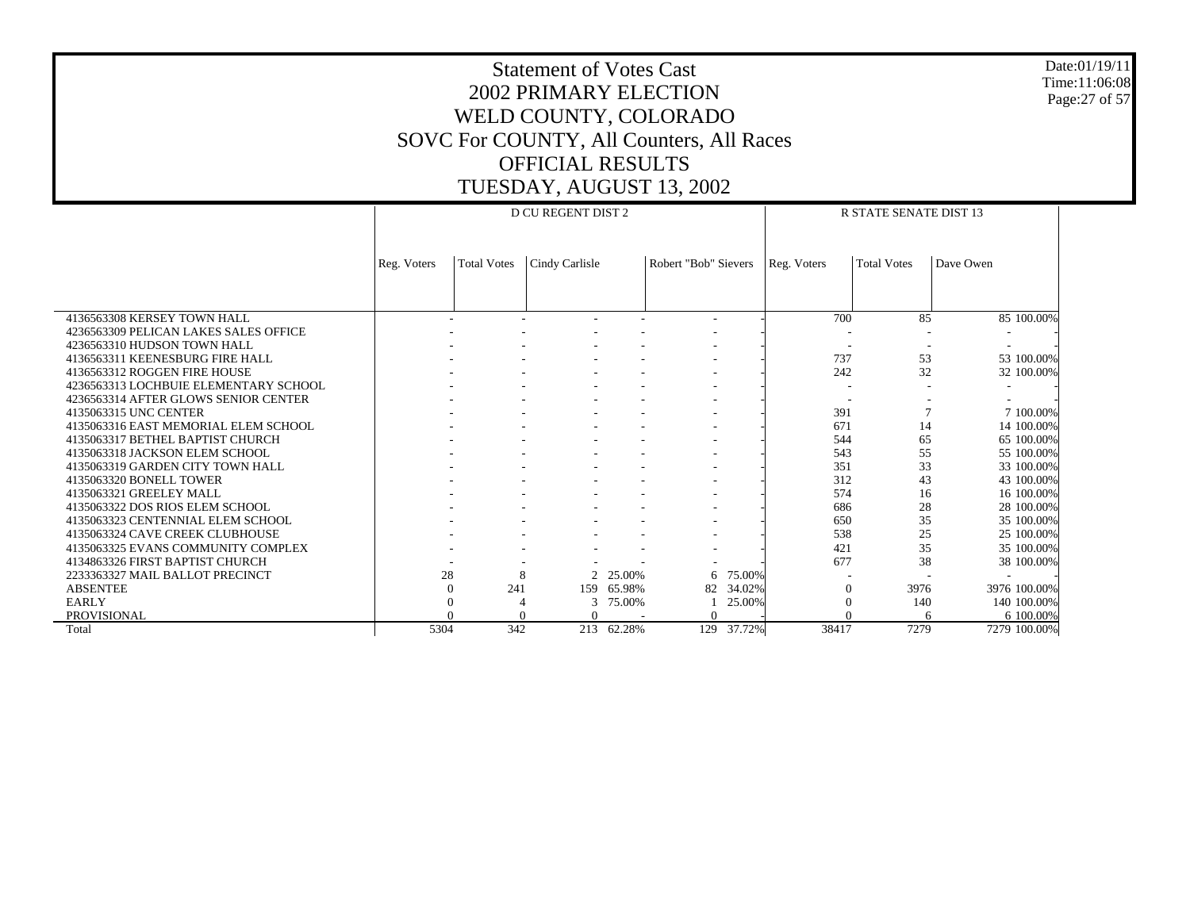# Statement of Votes Cast
## 2002 PRIMARY ELECTION
## WELD COUNTY, COLORADO
## SOVC For COUNTY, All Counters, All Races
## OFFICIAL RESULTS
## TUESDAY, AUGUST 13, 2002

Date:01/19/11
Time:11:06:08

| | D CU REGENT DIST 2 | | | | | | R STATE SENATE DIST 13 | | | |
|---|---|---|---|---|---|---|---|---|---|---|
| | Reg. Voters | Total Votes | Cindy Carlisle | | Robert "Bob" Sievers | | Reg. Voters | Total Votes | Dave Owen | |
| 4136563308 KERSEY TOWN HALL | - | - | - | - | - | - | 700 | 85 | 85 | 100.00% |
| 4236563309 PELICAN LAKES SALES OFFICE | - | - | - | - | - | - | - | - | - | - |
| 4236563310 HUDSON TOWN HALL | - | - | - | - | - | - | - | - | - | - |
| 4136563311 KEENESBURG FIRE HALL | - | - | - | - | - | - | 737 | 53 | 53 | 100.00% |
| 4136563312 ROGGEN FIRE HOUSE | - | - | - | - | - | - | 242 | 32 | 32 | 100.00% |
| 4236563313 LOCHBUIE ELEMENTARY SCHOOL | - | - | - | - | - | - | - | - | - | - |
| 4236563314 AFTER GLOWS SENIOR CENTER | - | - | - | - | - | - | - | - | - | - |
| 4135063315 UNC CENTER | - | - | - | - | - | - | 391 | 7 | 7 | 100.00% |
| 4135063316 EAST MEMORIAL ELEM SCHOOL | - | - | - | - | - | - | 671 | 14 | 14 | 100.00% |
| 4135063317 BETHEL BAPTIST CHURCH | - | - | - | - | - | - | 544 | 65 | 65 | 100.00% |
| 4135063318 JACKSON ELEM SCHOOL | - | - | - | - | - | - | 543 | 55 | 55 | 100.00% |
| 4135063319 GARDEN CITY TOWN HALL | - | - | - | - | - | - | 351 | 33 | 33 | 100.00% |
| 4135063320 BONELL TOWER | - | - | - | - | - | - | 312 | 43 | 43 | 100.00% |
| 4135063321 GREELEY MALL | - | - | - | - | - | - | 574 | 16 | 16 | 100.00% |
| 4135063322 DOS RIOS ELEM SCHOOL | - | - | - | - | - | - | 686 | 28 | 28 | 100.00% |
| 4135063323 CENTENNIAL ELEM SCHOOL | - | - | - | - | - | - | 650 | 35 | 35 | 100.00% |
| 4135063324 CAVE CREEK CLUBHOUSE | - | - | - | - | - | - | 538 | 25 | 25 | 100.00% |
| 4135063325 EVANS COMMUNITY COMPLEX | - | - | - | - | - | - | 421 | 35 | 35 | 100.00% |
| 4134863326 FIRST BAPTIST CHURCH | - | - | - | - | - | - | 677 | 38 | 38 | 100.00% |
| 2233363327 MAIL BALLOT PRECINCT | 28 | 8 | 2 | 25.00% | 6 | 75.00% | - | - | - | - |
| ABSENTEE | 0 | 241 | 159 | 65.98% | 82 | 34.02% | 0 | 3976 | 3976 | 100.00% |
| EARLY | 0 | 4 | 3 | 75.00% | 1 | 25.00% | 0 | 140 | 140 | 100.00% |
| PROVISIONAL | 0 | 0 | 0 | - | 0 | - | 0 | 6 | 6 | 100.00% |
| Total | 5304 | 342 | 213 | 62.28% | 129 | 37.72% | 38417 | 7279 | 7279 | 100.00% |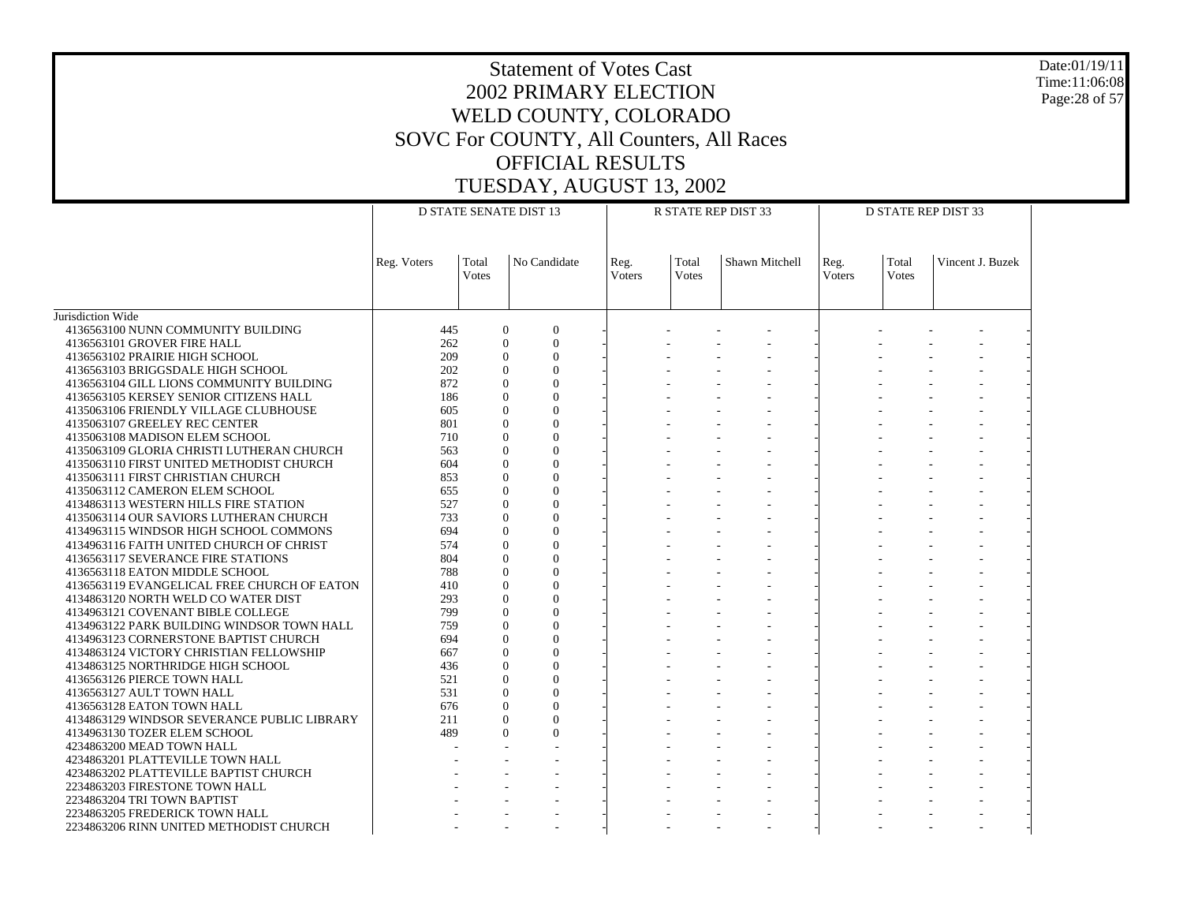# Statement of Votes Cast
# 2002 PRIMARY ELECTION
# WELD COUNTY, COLORADO
# SOVC For COUNTY, All Counters, All Races
# OFFICIAL RESULTS
# TUESDAY, AUGUST 13, 2002

Date:01/19/11
Time:11:06:08

| | D STATE SENATE DIST 13 | | | R STATE REP DIST 33 | | | D STATE REP DIST 33 | | |
|---|---|---|---|---|---|---|---|---|---|
| | Reg. Voters | Total Votes | No Candidate | Reg. Voters | Total Votes | Shawn Mitchell | Reg. Voters | Total Votes | Vincent J. Buzek |
| Jurisdiction Wide | | | | | | | | | |
| 4136563100 NUNN COMMUNITY BUILDING | 445 | 0 | 0 | - | - | - | - | - | - |
| 4136563101 GROVER FIRE HALL | 262 | 0 | 0 | - | - | - | - | - | - |
| 4136563102 PRAIRIE HIGH SCHOOL | 209 | 0 | 0 | - | - | - | - | - | - |
| 4136563103 BRIGGSDALE HIGH SCHOOL | 202 | 0 | 0 | - | - | - | - | - | - |
| 4136563104 GILL LIONS COMMUNITY BUILDING | 872 | 0 | 0 | - | - | - | - | - | - |
| 4136563105 KERSEY SENIOR CITIZENS HALL | 186 | 0 | 0 | - | - | - | - | - | - |
| 4135063106 FRIENDLY VILLAGE CLUBHOUSE | 605 | 0 | 0 | - | - | - | - | - | - |
| 4135063107 GREELEY REC CENTER | 801 | 0 | 0 | - | - | - | - | - | - |
| 4135063108 MADISON ELEM SCHOOL | 710 | 0 | 0 | - | - | - | - | - | - |
| 4135063109 GLORIA CHRISTI LUTHERAN CHURCH | 563 | 0 | 0 | - | - | - | - | - | - |
| 4135063110 FIRST UNITED METHODIST CHURCH | 604 | 0 | 0 | - | - | - | - | - | - |
| 4135063111 FIRST CHRISTIAN CHURCH | 853 | 0 | 0 | - | - | - | - | - | - |
| 4135063112 CAMERON ELEM SCHOOL | 655 | 0 | 0 | - | - | - | - | - | - |
| 4134863113 WESTERN HILLS FIRE STATION | 527 | 0 | 0 | - | - | - | - | - | - |
| 4135063114 OUR SAVIORS LUTHERAN CHURCH | 733 | 0 | 0 | - | - | - | - | - | - |
| 4134963115 WINDSOR HIGH SCHOOL COMMONS | 694 | 0 | 0 | - | - | - | - | - | - |
| 4134963116 FAITH UNITED CHURCH OF CHRIST | 574 | 0 | 0 | - | - | - | - | - | - |
| 4136563117 SEVERANCE FIRE STATIONS | 804 | 0 | 0 | - | - | - | - | - | - |
| 4136563118 EATON MIDDLE SCHOOL | 788 | 0 | 0 | - | - | - | - | - | - |
| 4136563119 EVANGELICAL FREE CHURCH OF EATON | 410 | 0 | 0 | - | - | - | - | - | - |
| 4134863120 NORTH WELD CO WATER DIST | 293 | 0 | 0 | - | - | - | - | - | - |
| 4134963121 COVENANT BIBLE COLLEGE | 799 | 0 | 0 | - | - | - | - | - | - |
| 4134963122 PARK BUILDING WINDSOR TOWN HALL | 759 | 0 | 0 | - | - | - | - | - | - |
| 4134963123 CORNERSTONE BAPTIST CHURCH | 694 | 0 | 0 | - | - | - | - | - | - |
| 4134863124 VICTORY CHRISTIAN FELLOWSHIP | 667 | 0 | 0 | - | - | - | - | - | - |
| 4134863125 NORTHRIDGE HIGH SCHOOL | 436 | 0 | 0 | - | - | - | - | - | - |
| 4136563126 PIERCE TOWN HALL | 521 | 0 | 0 | - | - | - | - | - | - |
| 4136563127 AULT TOWN HALL | 531 | 0 | 0 | - | - | - | - | - | - |
| 4136563128 EATON TOWN HALL | 676 | 0 | 0 | - | - | - | - | - | - |
| 4134963129 WINDSOR SEVERANCE PUBLIC LIBRARY | 211 | 0 | 0 | - | - | - | - | - | - |
| 4134963130 TOZER ELEM SCHOOL | 489 | 0 | 0 | - | - | - | - | - | - |
| 4234863200 MEAD TOWN HALL | - | - | - | - | - | - | - | - | - |
| 4234863201 PLATTEVILLE TOWN HALL | - | - | - | - | - | - | - | - | - |
| 4234863202 PLATTEVILLE BAPTIST CHURCH | - | - | - | - | - | - | - | - | - |
| 2234863203 FIRESTONE TOWN HALL | - | - | - | - | - | - | - | - | - |
| 2234863204 TRI TOWN BAPTIST | - | - | - | - | - | - | - | - | - |
| 2234863205 FREDERICK TOWN HALL | - | - | - | - | - | - | - | - | - |
| 2234863206 RINN UNITED METHODIST CHURCH | - | - | - | - | - | - | - | - | - |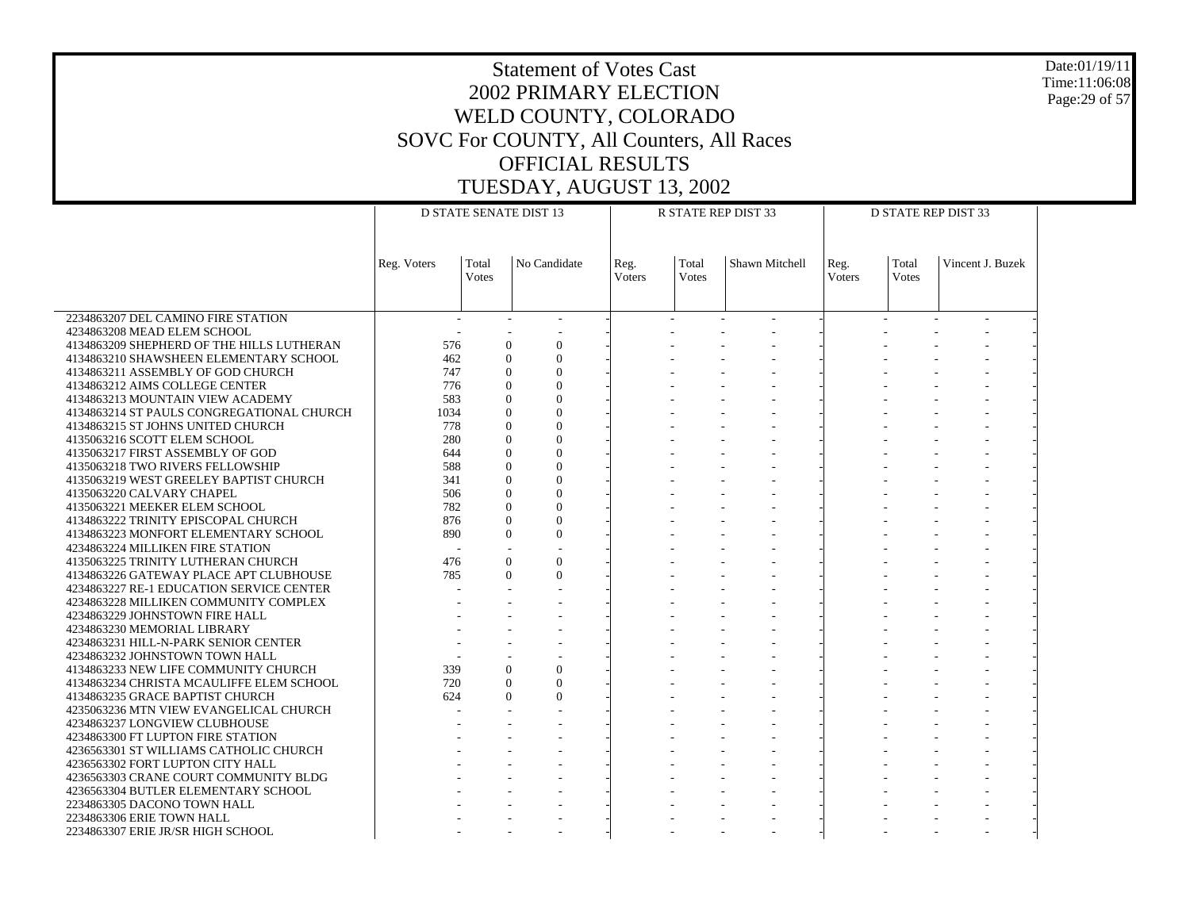# Statement of Votes Cast
## 2002 PRIMARY ELECTION
## WELD COUNTY, COLORADO
## SOVC For COUNTY, All Counters, All Races
## OFFICIAL RESULTS
## TUESDAY, AUGUST 13, 2002

Date:01/19/11
Time:11:06:08

| | D STATE SENATE DIST 13 | | | R STATE REP DIST 33 | | | D STATE REP DIST 33 | | |
|---|---|---|---|---|---|---|---|---|---|
| | Reg. Voters | Total Votes | No Candidate | Reg. Voters | Total Votes | Shawn Mitchell | Reg. Voters | Total Votes | Vincent J. Buzek |
| 2234863207 DEL CAMINO FIRE STATION | - | - | - | - | - | - | - | - | - |
| 4234863208 MEAD ELEM SCHOOL | - | - | - | - | - | - | - | - | - |
| 4134863209 SHEPHERD OF THE HILLS LUTHERAN | 576 | 0 | 0 | - | - | - | - | - | - |
| 4134863210 SHAWSHEEN ELEMENTARY SCHOOL | 462 | 0 | 0 | - | - | - | - | - | - |
| 4134863211 ASSEMBLY OF GOD CHURCH | 747 | 0 | 0 | - | - | - | - | - | - |
| 4134863212 AIMS COLLEGE CENTER | 776 | 0 | 0 | - | - | - | - | - | - |
| 4134863213 MOUNTAIN VIEW ACADEMY | 583 | 0 | 0 | - | - | - | - | - | - |
| 4134863214 ST PAULS CONGREGATIONAL CHURCH | 1034 | 0 | 0 | - | - | - | - | - | - |
| 4134863215 ST JOHNS UNITED CHURCH | 778 | 0 | 0 | - | - | - | - | - | - |
| 4135063216 SCOTT ELEM SCHOOL | 280 | 0 | 0 | - | - | - | - | - | - |
| 4135063217 FIRST ASSEMBLY OF GOD | 644 | 0 | 0 | - | - | - | - | - | - |
| 4135063218 TWO RIVERS FELLOWSHIP | 588 | 0 | 0 | - | - | - | - | - | - |
| 4135063219 WEST GREELEY BAPTIST CHURCH | 341 | 0 | 0 | - | - | - | - | - | - |
| 4135063220 CALVARY CHAPEL | 506 | 0 | 0 | - | - | - | - | - | - |
| 4135063221 MEEKER ELEM SCHOOL | 782 | 0 | 0 | - | - | - | - | - | - |
| 4134863222 TRINITY EPISCOPAL CHURCH | 876 | 0 | 0 | - | - | - | - | - | - |
| 4134863223 MONFORT ELEMENTARY SCHOOL | 890 | 0 | 0 | - | - | - | - | - | - |
| 4234863224 MILLIKEN FIRE STATION | - | - | - | - | - | - | - | - | - |
| 4135063225 TRINITY LUTHERAN CHURCH | 476 | 0 | 0 | - | - | - | - | - | - |
| 4134863226 GATEWAY PLACE APT CLUBHOUSE | 785 | 0 | 0 | - | - | - | - | - | - |
| 4234863227 RE-1 EDUCATION SERVICE CENTER | - | - | - | - | - | - | - | - | - |
| 4234863228 MILLIKEN COMMUNITY COMPLEX | - | - | - | - | - | - | - | - | - |
| 4234863229 JOHNSTOWN FIRE HALL | - | - | - | - | - | - | - | - | - |
| 4234863230 MEMORIAL LIBRARY | - | - | - | - | - | - | - | - | - |
| 4234863231 HILL-N-PARK SENIOR CENTER | - | - | - | - | - | - | - | - | - |
| 4234863232 JOHNSTOWN TOWN HALL | - | - | - | - | - | - | - | - | - |
| 4134863233 NEW LIFE COMMUNITY CHURCH | 339 | 0 | 0 | - | - | - | - | - | - |
| 4134863234 CHRISTA MCAULIFFE ELEM SCHOOL | 720 | 0 | 0 | - | - | - | - | - | - |
| 4134863235 GRACE BAPTIST CHURCH | 624 | 0 | 0 | - | - | - | - | - | - |
| 4235063236 MTN VIEW EVANGELICAL CHURCH | - | - | - | - | - | - | - | - | - |
| 4234863237 LONGVIEW CLUBHOUSE | - | - | - | - | - | - | - | - | - |
| 4234863300 FT LUPTON FIRE STATION | - | - | - | - | - | - | - | - | - |
| 4236563301 ST WILLIAMS CATHOLIC CHURCH | - | - | - | - | - | - | - | - | - |
| 4236563302 FORT LUPTON CITY HALL | - | - | - | - | - | - | - | - | - |
| 4236563303 CRANE COURT COMMUNITY BLDG | - | - | - | - | - | - | - | - | - |
| 4236563304 BUTLER ELEMENTARY SCHOOL | - | - | - | - | - | - | - | - | - |
| 2234863305 DACONO TOWN HALL | - | - | - | - | - | - | - | - | - |
| 2234863306 ERIE TOWN HALL | - | - | - | - | - | - | - | - | - |
| 2234863307 ERIE JR/SR HIGH SCHOOL | - | - | - | - | - | - | - | - | - |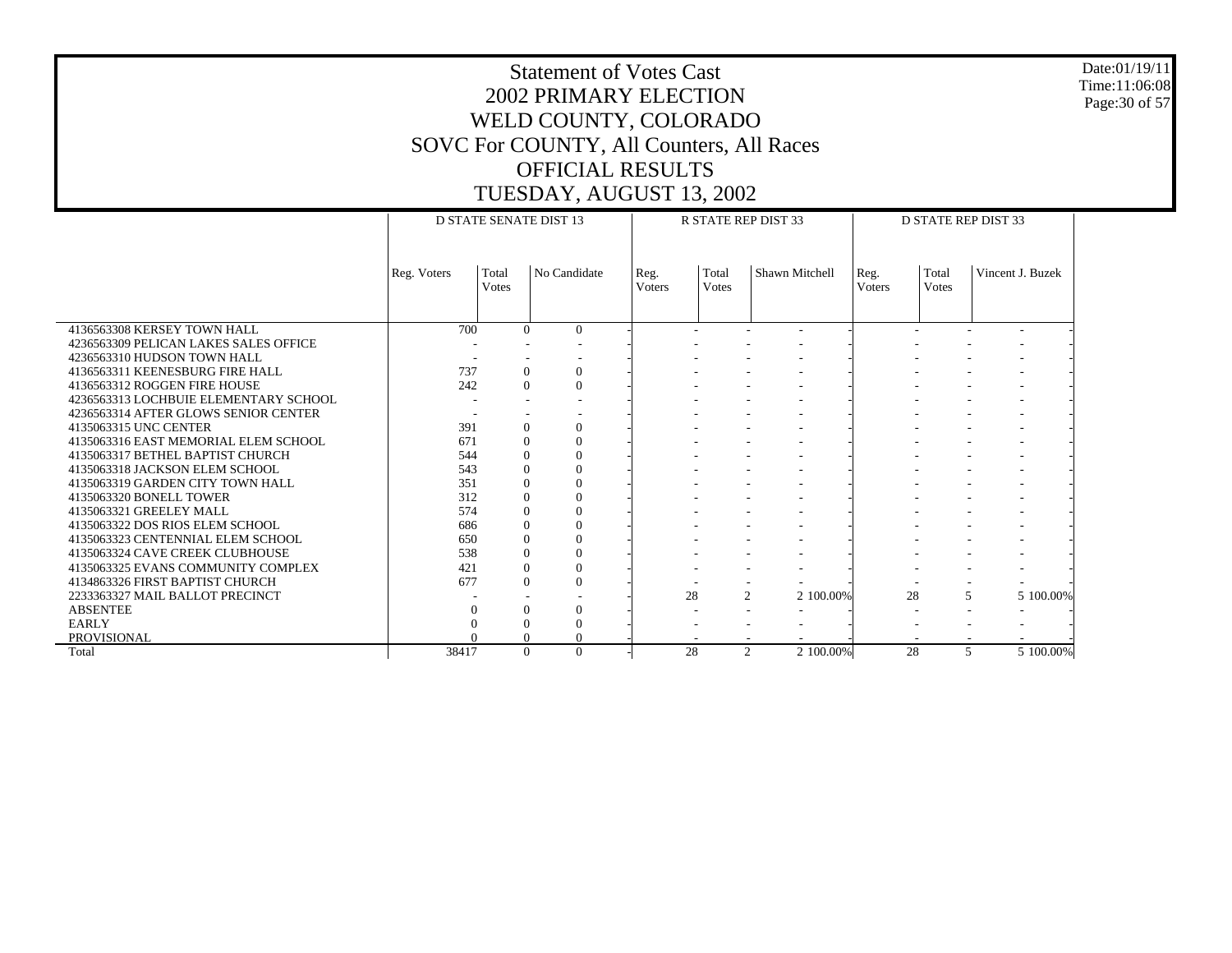# Statement of Votes Cast
## 2002 PRIMARY ELECTION
## WELD COUNTY, COLORADO
## SOVC For COUNTY, All Counters, All Races
## OFFICIAL RESULTS
## TUESDAY, AUGUST 13, 2002

| | D STATE SENATE DIST 13 | | | | R STATE REP DIST 33 | | | | D STATE REP DIST 33 | | | |
|---|---|---|---|---|---|---|---|---|---|---|---|---|
| | Reg. Voters | Total Votes | No Candidate | | Reg. Voters | Total Votes | Shawn Mitchell | | Reg. Voters | Total Votes | Vincent J. Buzek | |
| 4136563308 KERSEY TOWN HALL | 700 | 0 | 0 | - | - | - | - | - | - | - | - | - |
| 4236563309 PELICAN LAKES SALES OFFICE | - | - | - | - | - | - | - | - | - | - | - | - |
| 4236563310 HUDSON TOWN HALL | - | - | - | - | - | - | - | - | - | - | - | - |
| 4136563311 KEENESBURG FIRE HALL | 737 | 0 | 0 | - | - | - | - | - | - | - | - | - |
| 4136563312 ROGGEN FIRE HOUSE | 242 | 0 | 0 | - | - | - | - | - | - | - | - | - |
| 4236563313 LOCHBUIE ELEMENTARY SCHOOL | - | - | - | - | - | - | - | - | - | - | - | - |
| 4236563314 AFTER GLOWS SENIOR CENTER | - | - | - | - | - | - | - | - | - | - | - | - |
| 4135063315 UNC CENTER | 391 | 0 | 0 | - | - | - | - | - | - | - | - | - |
| 4135063316 EAST MEMORIAL ELEM SCHOOL | 671 | 0 | 0 | - | - | - | - | - | - | - | - | - |
| 4135063317 BETHEL BAPTIST CHURCH | 544 | 0 | 0 | - | - | - | - | - | - | - | - | - |
| 4135063318 JACKSON ELEM SCHOOL | 543 | 0 | 0 | - | - | - | - | - | - | - | - | - |
| 4135063319 GARDEN CITY TOWN HALL | 351 | 0 | 0 | - | - | - | - | - | - | - | - | - |
| 4135063320 BONELL TOWER | 312 | 0 | 0 | - | - | - | - | - | - | - | - | - |
| 4135063321 GREELEY MALL | 574 | 0 | 0 | - | - | - | - | - | - | - | - | - |
| 4135063322 DOS RIOS ELEM SCHOOL | 686 | 0 | 0 | - | - | - | - | - | - | - | - | - |
| 4135063323 CENTENNIAL ELEM SCHOOL | 650 | 0 | 0 | - | - | - | - | - | - | - | - | - |
| 4135063324 CAVE CREEK CLUBHOUSE | 538 | 0 | 0 | - | - | - | - | - | - | - | - | - |
| 4135063325 EVANS COMMUNITY COMPLEX | 421 | 0 | 0 | - | - | - | - | - | - | - | - | - |
| 4134863326 FIRST BAPTIST CHURCH | 677 | 0 | 0 | - | - | - | - | - | - | - | - | - |
| 2233363327 MAIL BALLOT PRECINCT | - | - | - | - | 28 | 2 | 2 | 100.00% | 28 | 5 | 5 | 100.00% |
| ABSENTEE | 0 | 0 | 0 | - | - | - | - | - | - | - | - | - |
| EARLY | 0 | 0 | 0 | - | - | - | - | - | - | - | - | - |
| PROVISIONAL | 0 | 0 | 0 | - | - | - | - | - | - | - | - | - |
| Total | 38417 | 0 | 0 | - | 28 | 2 | 2 | 100.00% | 28 | 5 | 5 | 100.00% |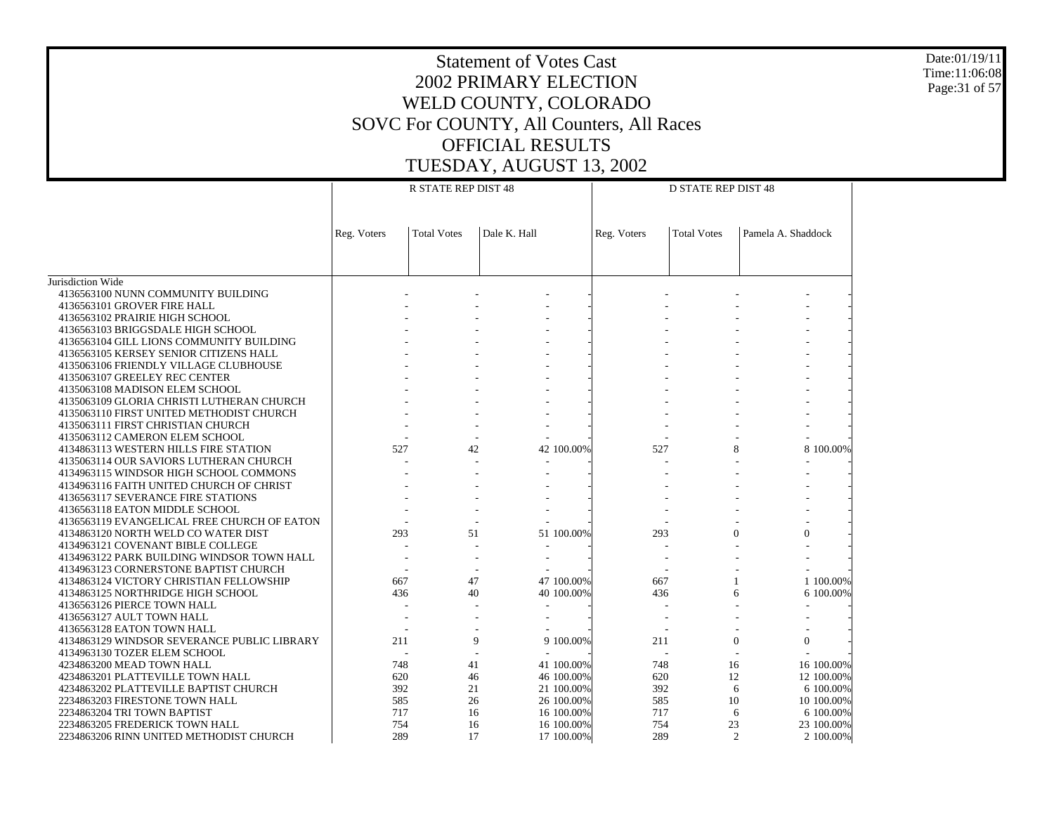# Statement of Votes Cast
# 2002 PRIMARY ELECTION
# WELD COUNTY, COLORADO
# SOVC For COUNTY, All Counters, All Races
# OFFICIAL RESULTS
# TUESDAY, AUGUST 13, 2002

Date:01/19/11
Time:11:06:08

| | R STATE REP DIST 48 | | | | D STATE REP DIST 48 | | | |
|---|---|---|---|---|---|---|---|---|
| | Reg. Voters | Total Votes | Dale K. Hall | | Reg. Voters | Total Votes | Pamela A. Shaddock | |
| Jurisdiction Wide | | | | | | | | |
| 4136563100 NUNN COMMUNITY BUILDING | - | - | - | - | - | - | - | - |
| 4136563101 GROVER FIRE HALL | - | - | - | - | - | - | - | - |
| 4136563102 PRAIRIE HIGH SCHOOL | - | - | - | - | - | - | - | - |
| 4136563103 BRIGGSDALE HIGH SCHOOL | - | - | - | - | - | - | - | - |
| 4136563104 GILL LIONS COMMUNITY BUILDING | - | - | - | - | - | - | - | - |
| 4136563105 KERSEY SENIOR CITIZENS HALL | - | - | - | - | - | - | - | - |
| 4135063106 FRIENDLY VILLAGE CLUBHOUSE | - | - | - | - | - | - | - | - |
| 4135063107 GREELEY REC CENTER | - | - | - | - | - | - | - | - |
| 4135063108 MADISON ELEM SCHOOL | - | - | - | - | - | - | - | - |
| 4135063109 GLORIA CHRISTI LUTHERAN CHURCH | - | - | - | - | - | - | - | - |
| 4135063110 FIRST UNITED METHODIST CHURCH | - | - | - | - | - | - | - | - |
| 4135063111 FIRST CHRISTIAN CHURCH | - | - | - | - | - | - | - | - |
| 4135063112 CAMERON ELEM SCHOOL | - | - | - | - | - | - | - | - |
| 4134863113 WESTERN HILLS FIRE STATION | 527 | 42 | 42 | 100.00% | 527 | 8 | 8 | 100.00% |
| 4135063114 OUR SAVIORS LUTHERAN CHURCH | - | - | - | - | - | - | - | - |
| 4134963115 WINDSOR HIGH SCHOOL COMMONS | - | - | - | - | - | - | - | - |
| 4134963116 FAITH UNITED CHURCH OF CHRIST | - | - | - | - | - | - | - | - |
| 4136563117 SEVERANCE FIRE STATIONS | - | - | - | - | - | - | - | - |
| 4136563118 EATON MIDDLE SCHOOL | - | - | - | - | - | - | - | - |
| 4136563119 EVANGELICAL FREE CHURCH OF EATON | - | - | - | - | - | - | - | - |
| 4134863120 NORTH WELD CO WATER DIST | 293 | 51 | 51 | 100.00% | 293 | 0 | 0 | - |
| 4134963121 COVENANT BIBLE COLLEGE | - | - | - | - | - | - | - | - |
| 4134963122 PARK BUILDING WINDSOR TOWN HALL | - | - | - | - | - | - | - | - |
| 4134963123 CORNERSTONE BAPTIST CHURCH | - | - | - | - | - | - | - | - |
| 4134863124 VICTORY CHRISTIAN FELLOWSHIP | 667 | 47 | 47 | 100.00% | 667 | 1 | 1 | 100.00% |
| 4134863125 NORTHRIDGE HIGH SCHOOL | 436 | 40 | 40 | 100.00% | 436 | 6 | 6 | 100.00% |
| 4136563126 PIERCE TOWN HALL | - | - | - | - | - | - | - | - |
| 4136563127 AULT TOWN HALL | - | - | - | - | - | - | - | - |
| 4136563128 EATON TOWN HALL | - | - | - | - | - | - | - | - |
| 4134863129 WINDSOR SEVERANCE PUBLIC LIBRARY | 211 | 9 | 9 | 100.00% | 211 | 0 | 0 | - |
| 4134963130 TOZER ELEM SCHOOL | - | - | - | - | - | - | - | - |
| 4234863200 MEAD TOWN HALL | 748 | 41 | 41 | 100.00% | 748 | 16 | 16 | 100.00% |
| 4234863201 PLATTEVILLE TOWN HALL | 620 | 46 | 46 | 100.00% | 620 | 12 | 12 | 100.00% |
| 4234863202 PLATTEVILLE BAPTIST CHURCH | 392 | 21 | 21 | 100.00% | 392 | 6 | 6 | 100.00% |
| 2234863203 FIRESTONE TOWN HALL | 585 | 26 | 26 | 100.00% | 585 | 10 | 10 | 100.00% |
| 2234863204 TRI TOWN BAPTIST | 717 | 16 | 16 | 100.00% | 717 | 6 | 6 | 100.00% |
| 2234863205 FREDERICK TOWN HALL | 754 | 16 | 16 | 100.00% | 754 | 23 | 23 | 100.00% |
| 2234863206 RINN UNITED METHODIST CHURCH | 289 | 17 | 17 | 100.00% | 289 | 2 | 2 | 100.00% |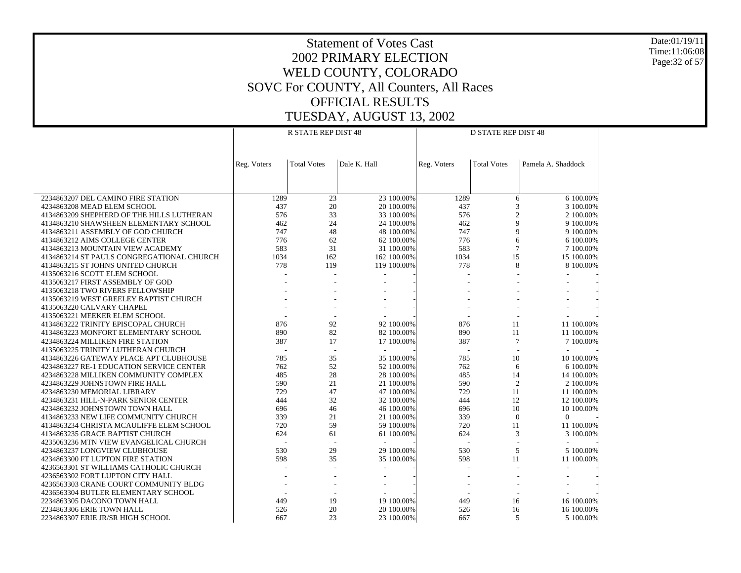# Statement of Votes Cast
## 2002 PRIMARY ELECTION
## WELD COUNTY, COLORADO
## SOVC For COUNTY, All Counters, All Races
## OFFICIAL RESULTS
## TUESDAY, AUGUST 13, 2002

| | R STATE REP DIST 48 | | | | D STATE REP DIST 48 | | | |
|---|---|---|---|---|---|---|---|---|
| | Reg. Voters | Total Votes | Dale K. Hall | | Reg. Voters | Total Votes | Pamela A. Shaddock | |
| 2234863207 DEL CAMINO FIRE STATION | 1289 | 23 | 23 | 100.00% | 1289 | 6 | 6 | 100.00% |
| 4234863208 MEAD ELEM SCHOOL | 437 | 20 | 20 | 100.00% | 437 | 3 | 3 | 100.00% |
| 4134863209 SHEPHERD OF THE HILLS LUTHERAN | 576 | 33 | 33 | 100.00% | 576 | 2 | 2 | 100.00% |
| 4134863210 SHAWSHEEN ELEMENTARY SCHOOL | 462 | 24 | 24 | 100.00% | 462 | 9 | 9 | 100.00% |
| 4134863211 ASSEMBLY OF GOD CHURCH | 747 | 48 | 48 | 100.00% | 747 | 9 | 9 | 100.00% |
| 4134863212 AIMS COLLEGE CENTER | 776 | 62 | 62 | 100.00% | 776 | 6 | 6 | 100.00% |
| 4134863213 MOUNTAIN VIEW ACADEMY | 583 | 31 | 31 | 100.00% | 583 | 7 | 7 | 100.00% |
| 4134863214 ST PAULS CONGREGATIONAL CHURCH | 1034 | 162 | 162 | 100.00% | 1034 | 15 | 15 | 100.00% |
| 4134863215 ST JOHNS UNITED CHURCH | 778 | 119 | 119 | 100.00% | 778 | 8 | 8 | 100.00% |
| 4135063216 SCOTT ELEM SCHOOL | - | - | - | - | - | - | - | - |
| 4135063217 FIRST ASSEMBLY OF GOD | - | - | - | - | - | - | - | - |
| 4135063218 TWO RIVERS FELLOWSHIP | - | - | - | - | - | - | - | - |
| 4135063219 WEST GREELEY BAPTIST CHURCH | - | - | - | - | - | - | - | - |
| 4135063220 CALVARY CHAPEL | - | - | - | - | - | - | - | - |
| 4135063221 MEEKER ELEM SCHOOL | - | - | - | - | - | - | - | - |
| 4134863222 TRINITY EPISCOPAL CHURCH | 876 | 92 | 92 | 100.00% | 876 | 11 | 11 | 100.00% |
| 4134863223 MONFORT ELEMENTARY SCHOOL | 890 | 82 | 82 | 100.00% | 890 | 11 | 11 | 100.00% |
| 4234863224 MILLIKEN FIRE STATION | 387 | 17 | 17 | 100.00% | 387 | 7 | 7 | 100.00% |
| 4135063225 TRINITY LUTHERAN CHURCH | - | - | - | - | - | - | - | - |
| 4134863226 GATEWAY PLACE APT CLUBHOUSE | 785 | 35 | 35 | 100.00% | 785 | 10 | 10 | 100.00% |
| 4234863227 RE-1 EDUCATION SERVICE CENTER | 762 | 52 | 52 | 100.00% | 762 | 6 | 6 | 100.00% |
| 4234863228 MILLIKEN COMMUNITY COMPLEX | 485 | 28 | 28 | 100.00% | 485 | 14 | 14 | 100.00% |
| 4234863229 JOHNSTOWN FIRE HALL | 590 | 21 | 21 | 100.00% | 590 | 2 | 2 | 100.00% |
| 4234863230 MEMORIAL LIBRARY | 729 | 47 | 47 | 100.00% | 729 | 11 | 11 | 100.00% |
| 4134863231 HILL-N-PARK SENIOR CENTER | 444 | 32 | 32 | 100.00% | 444 | 12 | 12 | 100.00% |
| 4234863232 JOHNSTOWN TOWN HALL | 696 | 46 | 46 | 100.00% | 696 | 10 | 10 | 100.00% |
| 4134863233 NEW LIFE COMMUNITY CHURCH | 339 | 21 | 21 | 100.00% | 339 | 0 | 0 | - |
| 4134863234 CHRISTA MCAULIFFE ELEM SCHOOL | 720 | 59 | 59 | 100.00% | 720 | 11 | 11 | 100.00% |
| 4134863235 GRACE BAPTIST CHURCH | 624 | 61 | 61 | 100.00% | 624 | 3 | 3 | 100.00% |
| 4235063236 MTN VIEW EVANGELICAL CHURCH | - | - | - | - | - | - | - | - |
| 4234863237 LONGVIEW CLUBHOUSE | 530 | 29 | 29 | 100.00% | 530 | 5 | 5 | 100.00% |
| 4234863300 FT LUPTON FIRE STATION | 598 | 35 | 35 | 100.00% | 598 | 11 | 11 | 100.00% |
| 4236563301 ST WILLIAMS CATHOLIC CHURCH | - | - | - | - | - | - | - | - |
| 4236563302 FORT LUPTON CITY HALL | - | - | - | - | - | - | - | - |
| 4236563303 CRANE COURT COMMUNITY BLDG | - | - | - | - | - | - | - | - |
| 4236563304 BUTLER ELEMENTARY SCHOOL | - | - | - | - | - | - | - | - |
| 2234863305 DACONO TOWN HALL | 449 | 19 | 19 | 100.00% | 449 | 16 | 16 | 100.00% |
| 2234863306 ERIE TOWN HALL | 526 | 20 | 20 | 100.00% | 526 | 16 | 16 | 100.00% |
| 2234863307 ERIE JR/SR HIGH SCHOOL | 667 | 23 | 23 | 100.00% | 667 | 5 | 5 | 100.00% |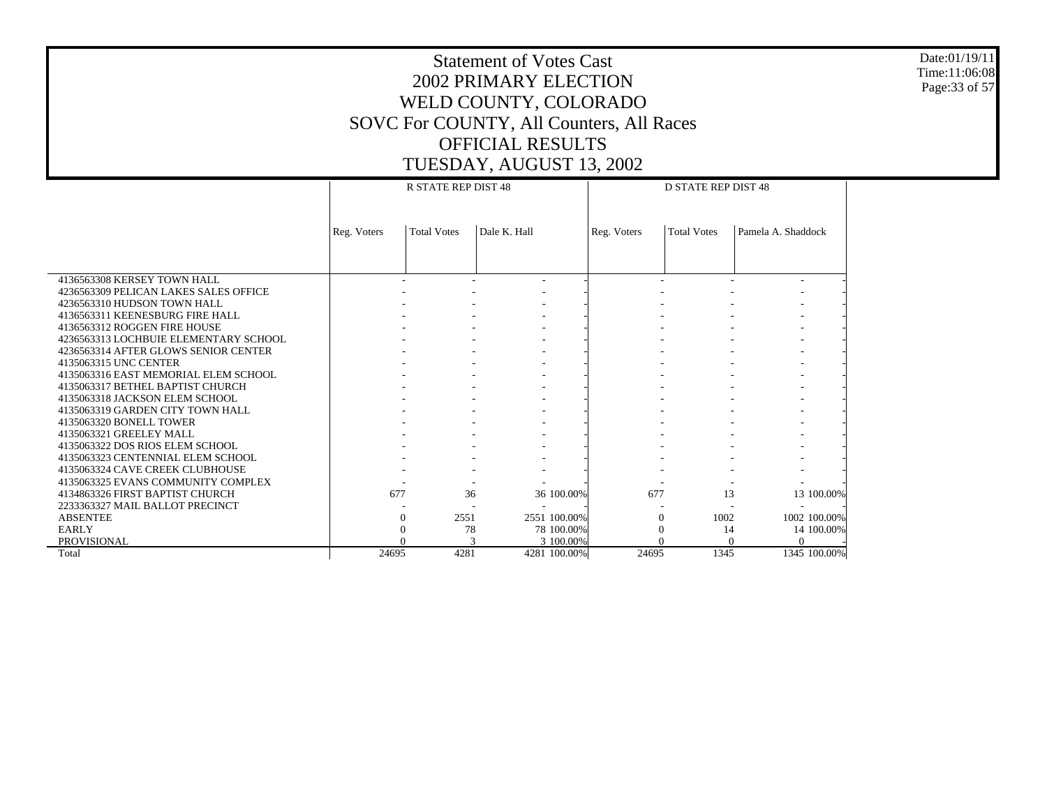# Statement of Votes Cast
## 2002 PRIMARY ELECTION
## WELD COUNTY, COLORADO
## SOVC For COUNTY, All Counters, All Races
## OFFICIAL RESULTS
## TUESDAY, AUGUST 13, 2002

Date:01/19/11
Time:11:06:08

| | R STATE REP DIST 48 | | | | D STATE REP DIST 48 | | | |
|---|---|---|---|---|---|---|---|---|
| | Reg. Voters | Total Votes | Dale K. Hall | | Reg. Voters | Total Votes | Pamela A. Shaddock | |
| 4136563308 KERSEY TOWN HALL | - | - | - | - | - | - | - | - |
| 4236563309 PELICAN LAKES SALES OFFICE | - | - | - | - | - | - | - | - |
| 4236563310 HUDSON TOWN HALL | - | - | - | - | - | - | - | - |
| 4136563311 KEENESBURG FIRE HALL | - | - | - | - | - | - | - | - |
| 4136563312 ROGGEN FIRE HOUSE | - | - | - | - | - | - | - | - |
| 4236563313 LOCHBUIE ELEMENTARY SCHOOL | - | - | - | - | - | - | - | - |
| 4236563314 AFTER GLOWS SENIOR CENTER | - | - | - | - | - | - | - | - |
| 4135063315 UNC CENTER | - | - | - | - | - | - | - | - |
| 4135063316 EAST MEMORIAL ELEM SCHOOL | - | - | - | - | - | - | - | - |
| 4135063317 BETHEL BAPTIST CHURCH | - | - | - | - | - | - | - | - |
| 4135063318 JACKSON ELEM SCHOOL | - | - | - | - | - | - | - | - |
| 4135063319 GARDEN CITY TOWN HALL | - | - | - | - | - | - | - | - |
| 4135063320 BONELL TOWER | - | - | - | - | - | - | - | - |
| 4135063321 GREELEY MALL | - | - | - | - | - | - | - | - |
| 4135063322 DOS RIOS ELEM SCHOOL | - | - | - | - | - | - | - | - |
| 4135063323 CENTENNIAL ELEM SCHOOL | - | - | - | - | - | - | - | - |
| 4135063324 CAVE CREEK CLUBHOUSE | - | - | - | - | - | - | - | - |
| 4135063325 EVANS COMMUNITY COMPLEX | - | - | - | - | - | - | - | - |
| 4134863326 FIRST BAPTIST CHURCH | 677 | 36 | 36 | 100.00% | 677 | 13 | 13 | 100.00% |
| 2233363327 MAIL BALLOT PRECINCT | - | - | - | - | - | - | - | - |
| ABSENTEE | 0 | 2551 | 2551 | 100.00% | 0 | 1002 | 1002 | 100.00% |
| EARLY | 0 | 78 | 78 | 100.00% | 0 | 14 | 14 | 100.00% |
| PROVISIONAL | 0 | 3 | 3 | 100.00% | 0 | 0 | 0 | - |
| Total | 24695 | 4281 | 4281 | 100.00% | 24695 | 1345 | 1345 | 100.00% |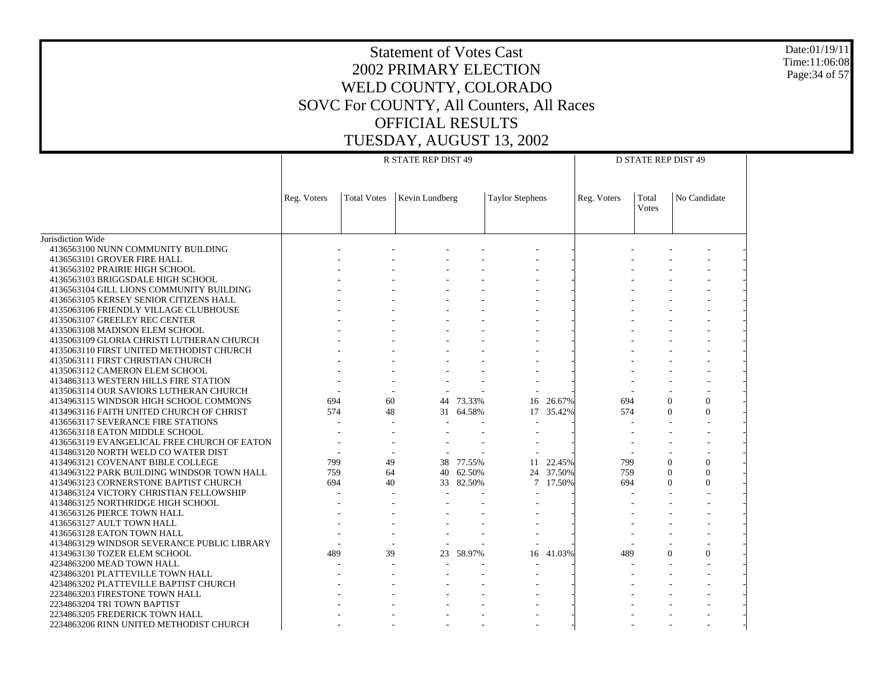# Statement of Votes Cast
# 2002 PRIMARY ELECTION
# WELD COUNTY, COLORADO
# SOVC For COUNTY, All Counters, All Races
# OFFICIAL RESULTS
# TUESDAY, AUGUST 13, 2002

| | R STATE REP DIST 49 | | | | | | D STATE REP DIST 49 | | |
|---|---|---|---|---|---|---|---|---|---|
| | Reg. Voters | Total Votes | Kevin Lundberg | | Taylor Stephens | | Reg. Voters | Total Votes | No Candidate |
| Jurisdiction Wide | | | | | | | | | |
| 4136563100 NUNN COMMUNITY BUILDING | - | - | - | - | - | - | - | - | - |
| 4136563101 GROVER FIRE HALL | - | - | - | - | - | - | - | - | - |
| 4136563102 PRAIRIE HIGH SCHOOL | - | - | - | - | - | - | - | - | - |
| 4136563103 BRIGGSDALE HIGH SCHOOL | - | - | - | - | - | - | - | - | - |
| 4136563104 GILL LIONS COMMUNITY BUILDING | - | - | - | - | - | - | - | - | - |
| 4136563105 KERSEY SENIOR CITIZENS HALL | - | - | - | - | - | - | - | - | - |
| 4135063106 FRIENDLY VILLAGE CLUBHOUSE | - | - | - | - | - | - | - | - | - |
| 4135063107 GREELEY REC CENTER | - | - | - | - | - | - | - | - | - |
| 4135063108 MADISON ELEM SCHOOL | - | - | - | - | - | - | - | - | - |
| 4135063109 GLORIA CHRISTI LUTHERAN CHURCH | - | - | - | - | - | - | - | - | - |
| 4135063110 FIRST UNITED METHODIST CHURCH | - | - | - | - | - | - | - | - | - |
| 4135063111 FIRST CHRISTIAN CHURCH | - | - | - | - | - | - | - | - | - |
| 4135063112 CAMERON ELEM SCHOOL | - | - | - | - | - | - | - | - | - |
| 4134863113 WESTERN HILLS FIRE STATION | - | - | - | - | - | - | - | - | - |
| 4135063114 OUR SAVIORS LUTHERAN CHURCH | - | - | - | - | - | - | - | - | - |
| 4134963115 WINDSOR HIGH SCHOOL COMMONS | 694 | 60 | 44 | 73.33% | 16 | 26.67% | 694 | 0 | 0 |
| 4134963116 FAITH UNITED CHURCH OF CHRIST | 574 | 48 | 31 | 64.58% | 17 | 35.42% | 574 | 0 | 0 |
| 4136563117 SEVERANCE FIRE STATIONS | - | - | - | - | - | - | - | - | - |
| 4136563118 EATON MIDDLE SCHOOL | - | - | - | - | - | - | - | - | - |
| 4136563119 EVANGELICAL FREE CHURCH OF EATON | - | - | - | - | - | - | - | - | - |
| 4134863120 NORTH WELD CO WATER DIST | - | - | - | - | - | - | - | - | - |
| 4134963121 COVENANT BIBLE COLLEGE | 799 | 49 | 38 | 77.55% | 11 | 22.45% | 799 | 0 | 0 |
| 4134963122 PARK BUILDING WINDSOR TOWN HALL | 759 | 64 | 40 | 62.50% | 24 | 37.50% | 759 | 0 | 0 |
| 4134963123 CORNERSTONE BAPTIST CHURCH | 694 | 40 | 33 | 82.50% | 7 | 17.50% | 694 | 0 | 0 |
| 4134863124 VICTORY CHRISTIAN FELLOWSHIP | - | - | - | - | - | - | - | - | - |
| 4134863125 NORTHRIDGE HIGH SCHOOL | - | - | - | - | - | - | - | - | - |
| 4136563126 PIERCE TOWN HALL | - | - | - | - | - | - | - | - | - |
| 4136563127 AULT TOWN HALL | - | - | - | - | - | - | - | - | - |
| 4136563128 EATON TOWN HALL | - | - | - | - | - | - | - | - | - |
| 4134863129 WINDSOR SEVERANCE PUBLIC LIBRARY | - | - | - | - | - | - | - | - | - |
| 4134963130 TOZER ELEM SCHOOL | 489 | 39 | 23 | 58.97% | 16 | 41.03% | 489 | 0 | 0 |
| 4234863200 MEAD TOWN HALL | - | - | - | - | - | - | - | - | - |
| 4234863201 PLATTEVILLE TOWN HALL | - | - | - | - | - | - | - | - | - |
| 4234863202 PLATTEVILLE BAPTIST CHURCH | - | - | - | - | - | - | - | - | - |
| 2234863203 FIRESTONE TOWN HALL | - | - | - | - | - | - | - | - | - |
| 2234863204 TRI TOWN BAPTIST | - | - | - | - | - | - | - | - | - |
| 2234863205 FREDERICK TOWN HALL | - | - | - | - | - | - | - | - | - |
| 2234863206 RINN UNITED METHODIST CHURCH | - | - | - | - | - | - | - | - | - |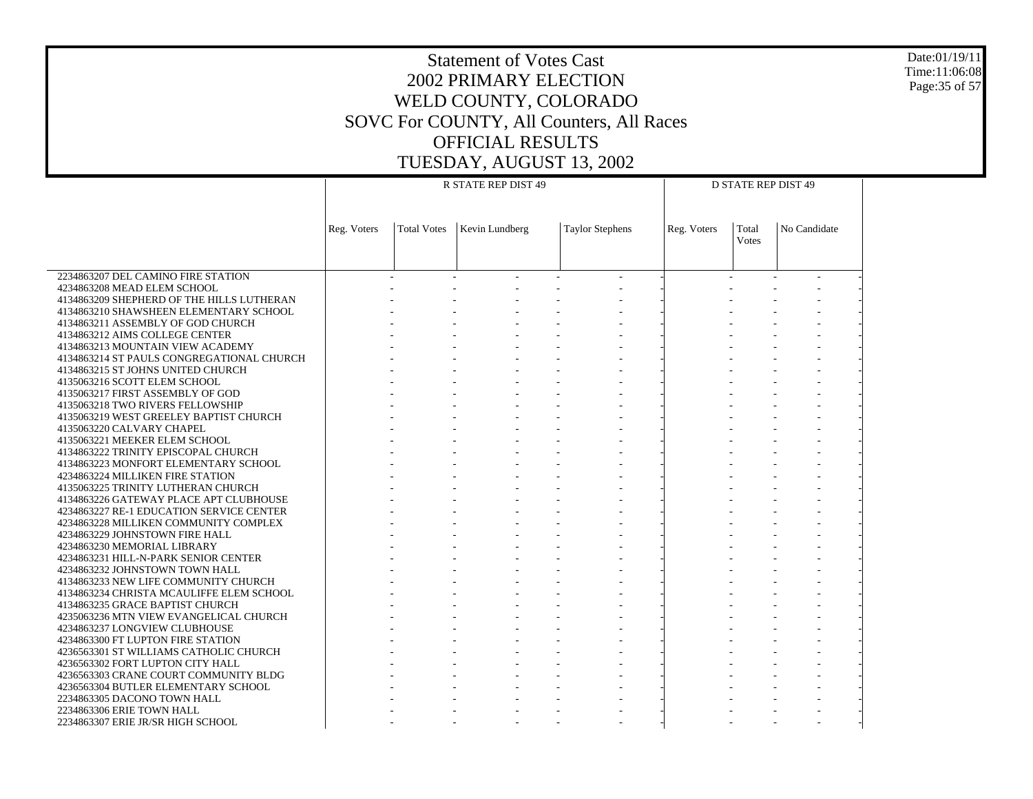# Statement of Votes Cast
# 2002 PRIMARY ELECTION
# WELD COUNTY, COLORADO
# SOVC For COUNTY, All Counters, All Races
# OFFICIAL RESULTS
# TUESDAY, AUGUST 13, 2002

Date:01/19/11
Time:11:06:08

| | R STATE REP DIST 49 | | | | D STATE REP DIST 49 | | |
|---|---|---|---|---|---|---|---|
| | Reg. Voters | Total Votes | Kevin Lundberg | Taylor Stephens | Reg. Voters | Total Votes | No Candidate |
| 2234863207 DEL CAMINO FIRE STATION | - | - | - | - | - | - | - |
| 4234863208 MEAD ELEM SCHOOL | - | - | - | - | - | - | - |
| 4134863209 SHEPHERD OF THE HILLS LUTHERAN | - | - | - | - | - | - | - |
| 4134863210 SHAWSHEEN ELEMENTARY SCHOOL | - | - | - | - | - | - | - |
| 4134863211 ASSEMBLY OF GOD CHURCH | - | - | - | - | - | - | - |
| 4134863212 AIMS COLLEGE CENTER | - | - | - | - | - | - | - |
| 4134863213 MOUNTAIN VIEW ACADEMY | - | - | - | - | - | - | - |
| 4134863214 ST PAULS CONGREGATIONAL CHURCH | - | - | - | - | - | - | - |
| 4134863215 ST JOHNS UNITED CHURCH | - | - | - | - | - | - | - |
| 4135063216 SCOTT ELEM SCHOOL | - | - | - | - | - | - | - |
| 4135063217 FIRST ASSEMBLY OF GOD | - | - | - | - | - | - | - |
| 4135063218 TWO RIVERS FELLOWSHIP | - | - | - | - | - | - | - |
| 4135063219 WEST GREELEY BAPTIST CHURCH | - | - | - | - | - | - | - |
| 4135063220 CALVARY CHAPEL | - | - | - | - | - | - | - |
| 4135063221 MEEKER ELEM SCHOOL | - | - | - | - | - | - | - |
| 4134863222 TRINITY EPISCOPAL CHURCH | - | - | - | - | - | - | - |
| 4134863223 MONFORT ELEMENTARY SCHOOL | - | - | - | - | - | - | - |
| 4234863224 MILLIKEN FIRE STATION | - | - | - | - | - | - | - |
| 4135063225 TRINITY LUTHERAN CHURCH | - | - | - | - | - | - | - |
| 4134863226 GATEWAY PLACE APT CLUBHOUSE | - | - | - | - | - | - | - |
| 4234863227 RE-1 EDUCATION SERVICE CENTER | - | - | - | - | - | - | - |
| 4234863228 MILLIKEN COMMUNITY COMPLEX | - | - | - | - | - | - | - |
| 4234863229 JOHNSTOWN FIRE HALL | - | - | - | - | - | - | - |
| 4234863230 MEMORIAL LIBRARY | - | - | - | - | - | - | - |
| 4234863231 HILL-N-PARK SENIOR CENTER | - | - | - | - | - | - | - |
| 4234863232 JOHNSTOWN TOWN HALL | - | - | - | - | - | - | - |
| 4134863233 NEW LIFE COMMUNITY CHURCH | - | - | - | - | - | - | - |
| 4134863234 CHRISTA MCAULIFFE ELEM SCHOOL | - | - | - | - | - | - | - |
| 4134863235 GRACE BAPTIST CHURCH | - | - | - | - | - | - | - |
| 4235063236 MTN VIEW EVANGELICAL CHURCH | - | - | - | - | - | - | - |
| 4234863237 LONGVIEW CLUBHOUSE | - | - | - | - | - | - | - |
| 4234863300 FT LUPTON FIRE STATION | - | - | - | - | - | - | - |
| 4236563301 ST WILLIAMS CATHOLIC CHURCH | - | - | - | - | - | - | - |
| 4236563302 FORT LUPTON CITY HALL | - | - | - | - | - | - | - |
| 4236563303 CRANE COURT COMMUNITY BLDG | - | - | - | - | - | - | - |
| 4236563304 BUTLER ELEMENTARY SCHOOL | - | - | - | - | - | - | - |
| 2234863305 DACONO TOWN HALL | - | - | - | - | - | - | - |
| 2234863306 ERIE TOWN HALL | - | - | - | - | - | - | - |
| 2234863307 ERIE JR/SR HIGH SCHOOL | - | - | - | - | - | - | - |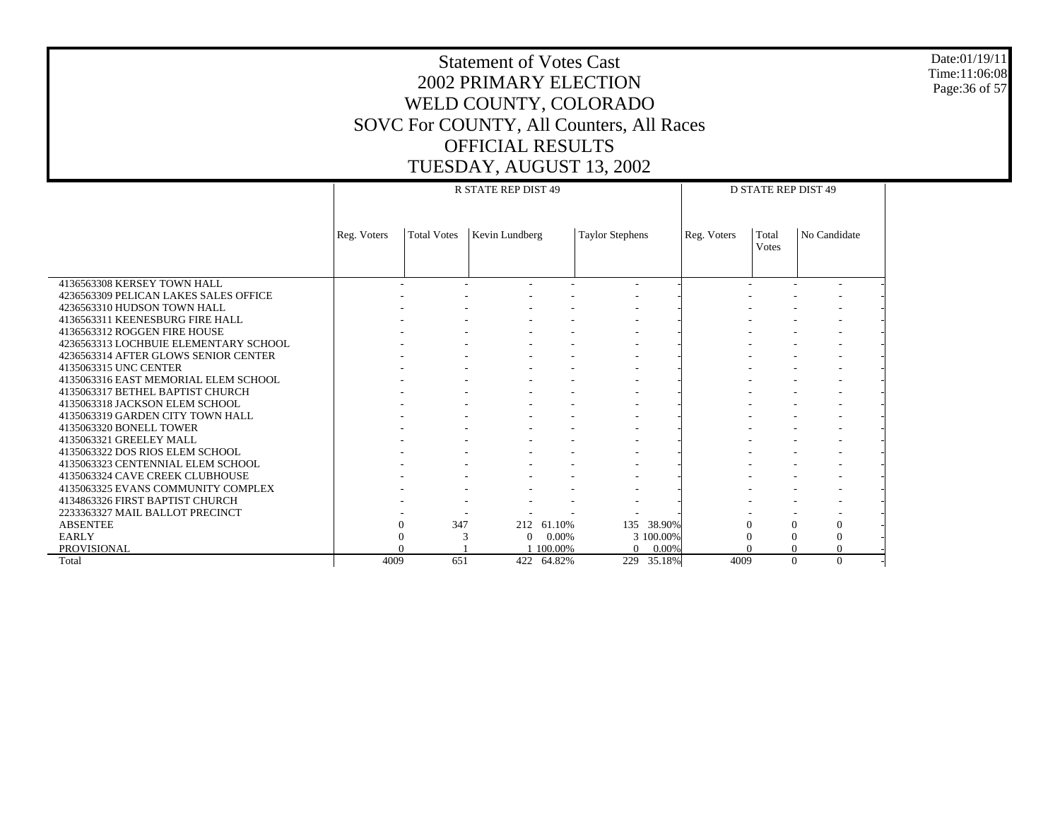# Statement of Votes Cast
## 2002 PRIMARY ELECTION
## WELD COUNTY, COLORADO
## SOVC For COUNTY, All Counters, All Races
## OFFICIAL RESULTS
## TUESDAY, AUGUST 13, 2002

Date:01/19/11
Time:11:06:08

| | R STATE REP DIST 49 | | | | | | D STATE REP DIST 49 | | | |
|---|---|---|---|---|---|---|---|---|---|---|
| | Reg. Voters | Total Votes | Kevin Lundberg | | Taylor Stephens | | Reg. Voters | Total Votes | No Candidate | |
| 4136563308 KERSEY TOWN HALL | - | - | - | - | - | - | - | - | - | - |
| 4236563309 PELICAN LAKES SALES OFFICE | - | - | - | - | - | - | - | - | - | - |
| 4236563310 HUDSON TOWN HALL | - | - | - | - | - | - | - | - | - | - |
| 4136563311 KEENESBURG FIRE HALL | - | - | - | - | - | - | - | - | - | - |
| 4136563312 ROGGEN FIRE HOUSE | - | - | - | - | - | - | - | - | - | - |
| 4236563313 LOCHBUIE ELEMENTARY SCHOOL | - | - | - | - | - | - | - | - | - | - |
| 4236563314 AFTER GLOWS SENIOR CENTER | - | - | - | - | - | - | - | - | - | - |
| 4135063315 UNC CENTER | - | - | - | - | - | - | - | - | - | - |
| 4135063316 EAST MEMORIAL ELEM SCHOOL | - | - | - | - | - | - | - | - | - | - |
| 4135063317 BETHEL BAPTIST CHURCH | - | - | - | - | - | - | - | - | - | - |
| 4135063318 JACKSON ELEM SCHOOL | - | - | - | - | - | - | - | - | - | - |
| 4135063319 GARDEN CITY TOWN HALL | - | - | - | - | - | - | - | - | - | - |
| 4135063320 BONELL TOWER | - | - | - | - | - | - | - | - | - | - |
| 4135063321 GREELEY MALL | - | - | - | - | - | - | - | - | - | - |
| 4135063322 DOS RIOS ELEM SCHOOL | - | - | - | - | - | - | - | - | - | - |
| 4135063323 CENTENNIAL ELEM SCHOOL | - | - | - | - | - | - | - | - | - | - |
| 4135063324 CAVE CREEK CLUBHOUSE | - | - | - | - | - | - | - | - | - | - |
| 4135063325 EVANS COMMUNITY COMPLEX | - | - | - | - | - | - | - | - | - | - |
| 4134863326 FIRST BAPTIST CHURCH | - | - | - | - | - | - | - | - | - | - |
| 2233363327 MAIL BALLOT PRECINCT | - | - | - | - | - | - | - | - | - | - |
| ABSENTEE | 0 | 347 | 212 | 61.10% | 135 | 38.90% | 0 | 0 | 0 | - |
| EARLY | 0 | 3 | 0 | 0.00% | 3 | 100.00% | 0 | 0 | 0 | - |
| PROVISIONAL | 0 | 1 | 1 | 100.00% | 0 | 0.00% | 0 | 0 | 0 | - |
| Total | 4009 | 651 | 422 | 64.82% | 229 | 35.18% | 4009 | 0 | 0 | - |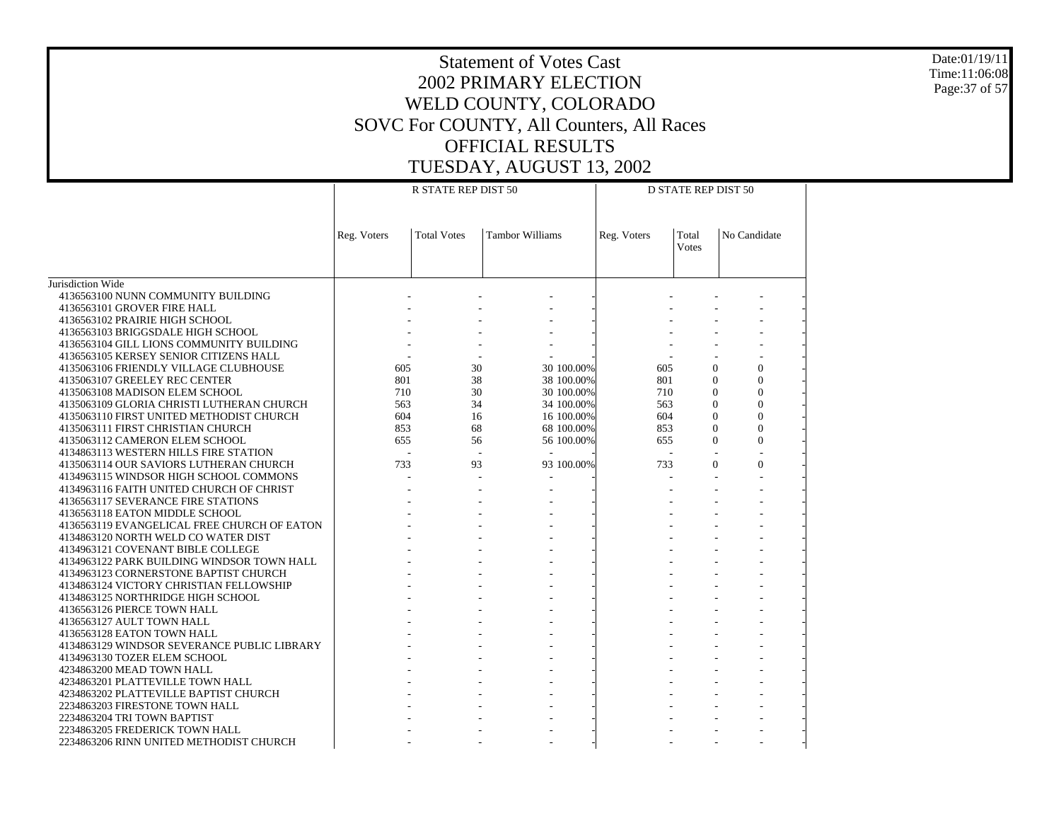# Statement of Votes Cast
## 2002 PRIMARY ELECTION
## WELD COUNTY, COLORADO
## SOVC For COUNTY, All Counters, All Races
## OFFICIAL RESULTS
## TUESDAY, AUGUST 13, 2002

Date:01/19/11
Time:11:06:08

| | R STATE REP DIST 50 | | | | D STATE REP DIST 50 | | | |
|---|---|---|---|---|---|---|---|---|
| | Reg. Voters | Total Votes | Tambor Williams | | Reg. Voters | Total Votes | No Candidate | |
| Jurisdiction Wide | | | | | | | | |
| 4136563100 NUNN COMMUNITY BUILDING | - | - | - | - | - | - | - | - |
| 4136563101 GROVER FIRE HALL | - | - | - | - | - | - | - | - |
| 4136563102 PRAIRIE HIGH SCHOOL | - | - | - | - | - | - | - | - |
| 4136563103 BRIGGSDALE HIGH SCHOOL | - | - | - | - | - | - | - | - |
| 4136563104 GILL LIONS COMMUNITY BUILDING | - | - | - | - | - | - | - | - |
| 4136563105 KERSEY SENIOR CITIZENS HALL | - | - | - | - | - | - | - | - |
| 4135063106 FRIENDLY VILLAGE CLUBHOUSE | 605 | 30 | 30 | 100.00% | 605 | 0 | 0 | - |
| 4135063107 GREELEY REC CENTER | 801 | 38 | 38 | 100.00% | 801 | 0 | 0 | - |
| 4135063108 MADISON ELEM SCHOOL | 710 | 30 | 30 | 100.00% | 710 | 0 | 0 | - |
| 4135063109 GLORIA CHRISTI LUTHERAN CHURCH | 563 | 34 | 34 | 100.00% | 563 | 0 | 0 | - |
| 4135063110 FIRST UNITED METHODIST CHURCH | 604 | 16 | 16 | 100.00% | 604 | 0 | 0 | - |
| 4135063111 FIRST CHRISTIAN CHURCH | 853 | 68 | 68 | 100.00% | 853 | 0 | 0 | - |
| 4135063112 CAMERON ELEM SCHOOL | 655 | 56 | 56 | 100.00% | 655 | 0 | 0 | - |
| 4134863113 WESTERN HILLS FIRE STATION | - | - | - | - | - | - | - | - |
| 4135063114 OUR SAVIORS LUTHERAN CHURCH | 733 | 93 | 93 | 100.00% | 733 | 0 | 0 | - |
| 4134963115 WINDSOR HIGH SCHOOL COMMONS | - | - | - | - | - | - | - | - |
| 4134963116 FAITH UNITED CHURCH OF CHRIST | - | - | - | - | - | - | - | - |
| 4136563117 SEVERANCE FIRE STATIONS | - | - | - | - | - | - | - | - |
| 4136563118 EATON MIDDLE SCHOOL | - | - | - | - | - | - | - | - |
| 4136563119 EVANGELICAL FREE CHURCH OF EATON | - | - | - | - | - | - | - | - |
| 4134863120 NORTH WELD CO WATER DIST | - | - | - | - | - | - | - | - |
| 4134963121 COVENANT BIBLE COLLEGE | - | - | - | - | - | - | - | - |
| 4134963122 PARK BUILDING WINDSOR TOWN HALL | - | - | - | - | - | - | - | - |
| 4134963123 CORNERSTONE BAPTIST CHURCH | - | - | - | - | - | - | - | - |
| 4134863124 VICTORY CHRISTIAN FELLOWSHIP | - | - | - | - | - | - | - | - |
| 4134863125 NORTHRIDGE HIGH SCHOOL | - | - | - | - | - | - | - | - |
| 4136563126 PIERCE TOWN HALL | - | - | - | - | - | - | - | - |
| 4136563127 AULT TOWN HALL | - | - | - | - | - | - | - | - |
| 4136563128 EATON TOWN HALL | - | - | - | - | - | - | - | - |
| 4134863129 WINDSOR SEVERANCE PUBLIC LIBRARY | - | - | - | - | - | - | - | - |
| 4134963130 TOZER ELEM SCHOOL | - | - | - | - | - | - | - | - |
| 4234863200 MEAD TOWN HALL | - | - | - | - | - | - | - | - |
| 4234863201 PLATTEVILLE TOWN HALL | - | - | - | - | - | - | - | - |
| 4234863202 PLATTEVILLE BAPTIST CHURCH | - | - | - | - | - | - | - | - |
| 2234863203 FIRESTONE TOWN HALL | - | - | - | - | - | - | - | - |
| 2234863204 TRI TOWN BAPTIST | - | - | - | - | - | - | - | - |
| 2234863205 FREDERICK TOWN HALL | - | - | - | - | - | - | - | - |
| 2234863206 RINN UNITED METHODIST CHURCH | - | - | - | - | - | - | - | - |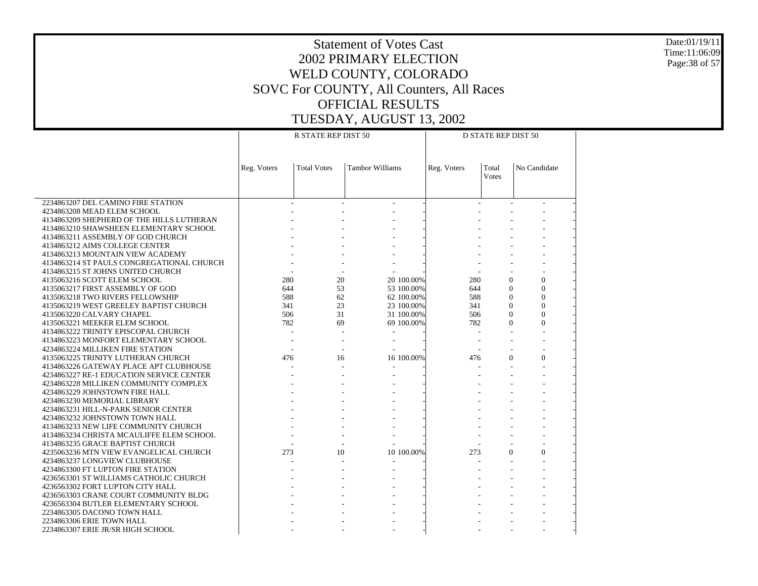# Statement of Votes Cast
## 2002 PRIMARY ELECTION
## WELD COUNTY, COLORADO
## SOVC For COUNTY, All Counters, All Races
## OFFICIAL RESULTS
## TUESDAY, AUGUST 13, 2002

| | R STATE REP DIST 50 | | | | D STATE REP DIST 50 | | | |
|---|---|---|---|---|---|---|---|---|
| | Reg. Voters | Total Votes | Tambor Williams | | Reg. Voters | Total Votes | No Candidate | |
| 2234863207 DEL CAMINO FIRE STATION | - | - | - | - | - | - | - | - |
| 4234863208 MEAD ELEM SCHOOL | - | - | - | - | - | - | - | - |
| 4134863209 SHEPHERD OF THE HILLS LUTHERAN | - | - | - | - | - | - | - | - |
| 4134863210 SHAWSHEEN ELEMENTARY SCHOOL | - | - | - | - | - | - | - | - |
| 4134863211 ASSEMBLY OF GOD CHURCH | - | - | - | - | - | - | - | - |
| 4134863212 AIMS COLLEGE CENTER | - | - | - | - | - | - | - | - |
| 4134863213 MOUNTAIN VIEW ACADEMY | - | - | - | - | - | - | - | - |
| 4134863214 ST PAULS CONGREGATIONAL CHURCH | - | - | - | - | - | - | - | - |
| 4134863215 ST JOHNS UNITED CHURCH | - | - | - | - | - | - | - | - |
| 4135063216 SCOTT ELEM SCHOOL | 280 | 20 | 20 | 100.00% | 280 | 0 | 0 | - |
| 4135063217 FIRST ASSEMBLY OF GOD | 644 | 53 | 53 | 100.00% | 644 | 0 | 0 | - |
| 4135063218 TWO RIVERS FELLOWSHIP | 588 | 62 | 62 | 100.00% | 588 | 0 | 0 | - |
| 4135063219 WEST GREELEY BAPTIST CHURCH | 341 | 23 | 23 | 100.00% | 341 | 0 | 0 | - |
| 4135063220 CALVARY CHAPEL | 506 | 31 | 31 | 100.00% | 506 | 0 | 0 | - |
| 4135063221 MEEKER ELEM SCHOOL | 782 | 69 | 69 | 100.00% | 782 | 0 | 0 | - |
| 4134863222 TRINITY EPISCOPAL CHURCH | - | - | - | - | - | - | - | - |
| 4134863223 MONFORT ELEMENTARY SCHOOL | - | - | - | - | - | - | - | - |
| 4234863224 MILLIKEN FIRE STATION | - | - | - | - | - | - | - | - |
| 4135063225 TRINITY LUTHERAN CHURCH | 476 | 16 | 16 | 100.00% | 476 | 0 | 0 | - |
| 4134863226 GATEWAY PLACE APT CLUBHOUSE | - | - | - | - | - | - | - | - |
| 4234863227 RE-1 EDUCATION SERVICE CENTER | - | - | - | - | - | - | - | - |
| 4234863228 MILLIKEN COMMUNITY COMPLEX | - | - | - | - | - | - | - | - |
| 4234863229 JOHNSTOWN FIRE HALL | - | - | - | - | - | - | - | - |
| 4234863230 MEMORIAL LIBRARY | - | - | - | - | - | - | - | - |
| 4234863231 HILL-N-PARK SENIOR CENTER | - | - | - | - | - | - | - | - |
| 4234863232 JOHNSTOWN TOWN HALL | - | - | - | - | - | - | - | - |
| 4134863233 NEW LIFE COMMUNITY CHURCH | - | - | - | - | - | - | - | - |
| 4134863234 CHRISTA MCAULIFFE ELEM SCHOOL | - | - | - | - | - | - | - | - |
| 4134863235 GRACE BAPTIST CHURCH | - | - | - | - | - | - | - | - |
| 4235063236 MTN VIEW EVANGELICAL CHURCH | 273 | 10 | 10 | 100.00% | 273 | 0 | 0 | - |
| 4234863237 LONGVIEW CLUBHOUSE | - | - | - | - | - | - | - | - |
| 4234863300 FT LUPTON FIRE STATION | - | - | - | - | - | - | - | - |
| 4236563301 ST WILLIAMS CATHOLIC CHURCH | - | - | - | - | - | - | - | - |
| 4236563302 FORT LUPTON CITY HALL | - | - | - | - | - | - | - | - |
| 4236563303 CRANE COURT COMMUNITY BLDG | - | - | - | - | - | - | - | - |
| 4236563304 BUTLER ELEMENTARY SCHOOL | - | - | - | - | - | - | - | - |
| 2234863305 DACONO TOWN HALL | - | - | - | - | - | - | - | - |
| 2234863306 ERIE TOWN HALL | - | - | - | - | - | - | - | - |
| 2234863307 ERIE JR/SR HIGH SCHOOL | - | - | - | - | - | - | - | - |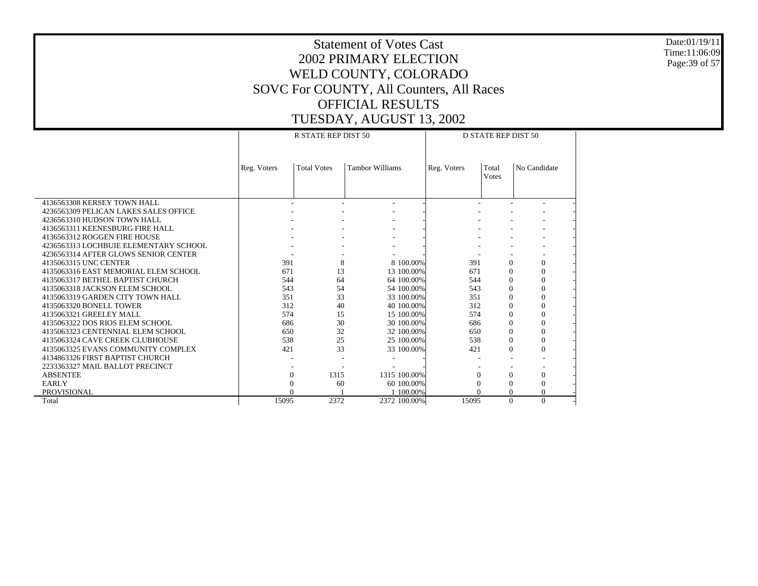# Statement of Votes Cast
## 2002 PRIMARY ELECTION
## WELD COUNTY, COLORADO
## SOVC For COUNTY, All Counters, All Races
## OFFICIAL RESULTS
## TUESDAY, AUGUST 13, 2002

| | R STATE REP DIST 50 | | | | D STATE REP DIST 50 | | | |
|---|---|---|---|---|---|---|---|---|
| | Reg. Voters | Total Votes | Tambor Williams | | Reg. Voters | Total Votes | No Candidate | |
| 4136563308 KERSEY TOWN HALL | - | - | - | - | - | - | - | - |
| 4236563309 PELICAN LAKES SALES OFFICE | - | - | - | - | - | - | - | - |
| 4236563310 HUDSON TOWN HALL | - | - | - | - | - | - | - | - |
| 4136563311 KEENESBURG FIRE HALL | - | - | - | - | - | - | - | - |
| 4136563312 ROGGEN FIRE HOUSE | - | - | - | - | - | - | - | - |
| 4236563313 LOCHBUIE ELEMENTARY SCHOOL | - | - | - | - | - | - | - | - |
| 4236563314 AFTER GLOWS SENIOR CENTER | - | - | - | - | - | - | - | - |
| 4135063315 UNC CENTER | 391 | 8 | 8 | 100.00% | 391 | 0 | 0 | - |
| 4135063316 EAST MEMORIAL ELEM SCHOOL | 671 | 13 | 13 | 100.00% | 671 | 0 | 0 | - |
| 4135063317 BETHEL BAPTIST CHURCH | 544 | 64 | 64 | 100.00% | 544 | 0 | 0 | - |
| 4135063318 JACKSON ELEM SCHOOL | 543 | 54 | 54 | 100.00% | 543 | 0 | 0 | - |
| 4135063319 GARDEN CITY TOWN HALL | 351 | 33 | 33 | 100.00% | 351 | 0 | 0 | - |
| 4135063320 BONELL TOWER | 312 | 40 | 40 | 100.00% | 312 | 0 | 0 | - |
| 4135063321 GREELEY MALL | 574 | 15 | 15 | 100.00% | 574 | 0 | 0 | - |
| 4135063322 DOS RIOS ELEM SCHOOL | 686 | 30 | 30 | 100.00% | 686 | 0 | 0 | - |
| 4135063323 CENTENNIAL ELEM SCHOOL | 650 | 32 | 32 | 100.00% | 650 | 0 | 0 | - |
| 4135063324 CAVE CREEK CLUBHOUSE | 538 | 25 | 25 | 100.00% | 538 | 0 | 0 | - |
| 4135063325 EVANS COMMUNITY COMPLEX | 421 | 33 | 33 | 100.00% | 421 | 0 | 0 | - |
| 4134863326 FIRST BAPTIST CHURCH | - | - | - | - | - | - | - | - |
| 2233363327 MAIL BALLOT PRECINCT | - | - | - | - | - | - | - | - |
| ABSENTEE | 0 | 1315 | 1315 | 100.00% | 0 | 0 | 0 | - |
| EARLY | 0 | 60 | 60 | 100.00% | 0 | 0 | 0 | - |
| PROVISIONAL | 0 | 1 | 1 | 100.00% | 0 | 0 | 0 | - |
| Total | 15095 | 2372 | 2372 | 100.00% | 15095 | 0 | 0 | - |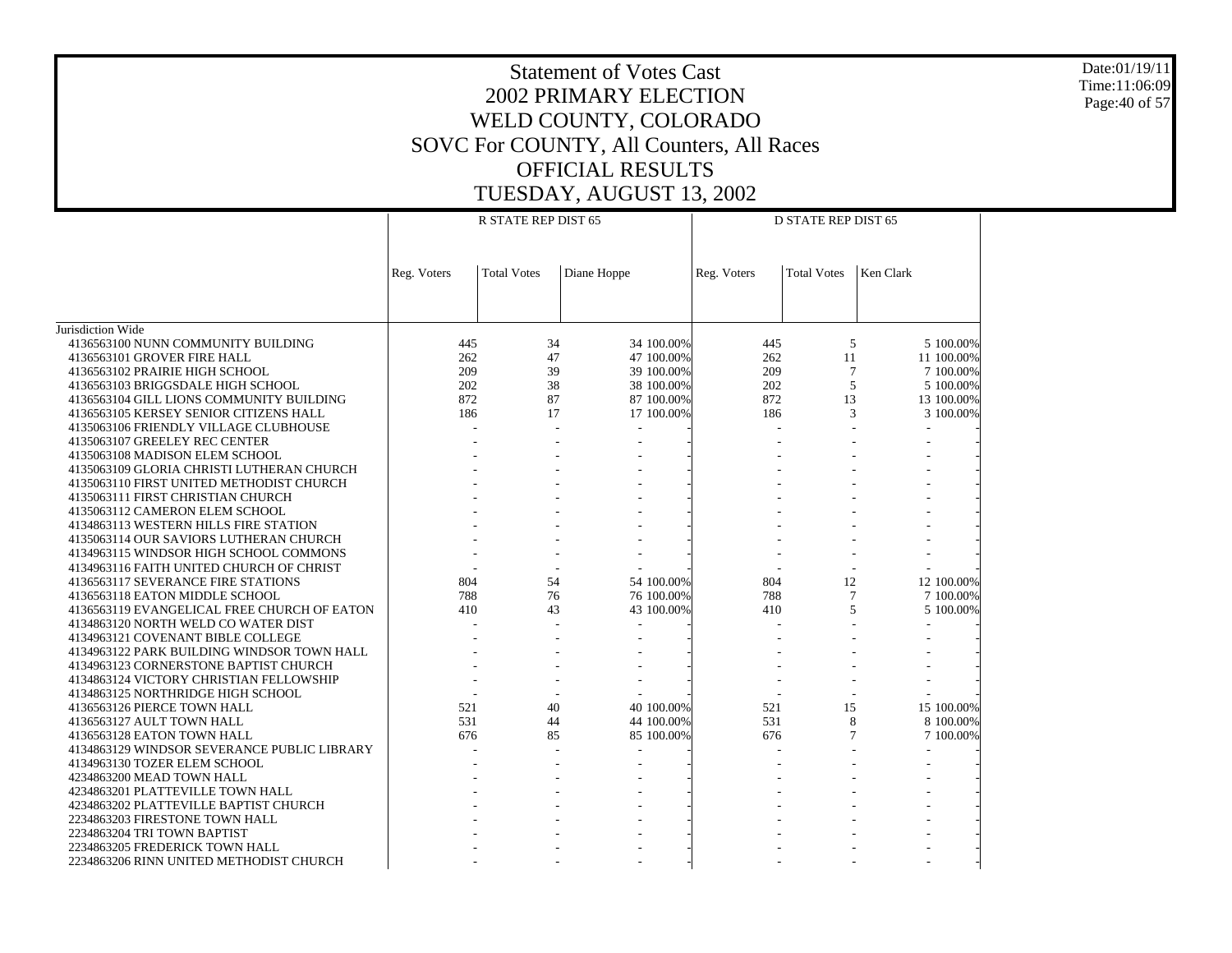# Statement of Votes Cast
# 2002 PRIMARY ELECTION
# WELD COUNTY, COLORADO
# SOVC For COUNTY, All Counters, All Races
# OFFICIAL RESULTS
# TUESDAY, AUGUST 13, 2002

Date:01/19/11
Time:11:06:09

| | R STATE REP DIST 65 | | | | D STATE REP DIST 65 | | | |
|---|---|---|---|---|---|---|---|---|
| | Reg. Voters | Total Votes | Diane Hoppe | | Reg. Voters | Total Votes | Ken Clark | |
| Jurisdiction Wide | | | | | | | | |
| 4136563100 NUNN COMMUNITY BUILDING | 445 | 34 | 34 | 100.00% | 445 | 5 | 5 | 100.00% |
| 4136563101 GROVER FIRE HALL | 262 | 47 | 47 | 100.00% | 262 | 11 | 11 | 100.00% |
| 4136563102 PRAIRIE HIGH SCHOOL | 209 | 39 | 39 | 100.00% | 209 | 7 | 7 | 100.00% |
| 4136563103 BRIGGSDALE HIGH SCHOOL | 202 | 38 | 38 | 100.00% | 202 | 5 | 5 | 100.00% |
| 4136563104 GILL LIONS COMMUNITY BUILDING | 872 | 87 | 87 | 100.00% | 872 | 13 | 13 | 100.00% |
| 4136563105 KERSEY SENIOR CITIZENS HALL | 186 | 17 | 17 | 100.00% | 186 | 3 | 3 | 100.00% |
| 4135063106 FRIENDLY VILLAGE CLUBHOUSE | - | - | - | - | - | - | - | - |
| 4135063107 GREELEY REC CENTER | - | - | - | - | - | - | - | - |
| 4135063108 MADISON ELEM SCHOOL | - | - | - | - | - | - | - | - |
| 4135063109 GLORIA CHRISTI LUTHERAN CHURCH | - | - | - | - | - | - | - | - |
| 4135063110 FIRST UNITED METHODIST CHURCH | - | - | - | - | - | - | - | - |
| 4135063111 FIRST CHRISTIAN CHURCH | - | - | - | - | - | - | - | - |
| 4135063112 CAMERON ELEM SCHOOL | - | - | - | - | - | - | - | - |
| 4134863113 WESTERN HILLS FIRE STATION | - | - | - | - | - | - | - | - |
| 4135063114 OUR SAVIORS LUTHERAN CHURCH | - | - | - | - | - | - | - | - |
| 4134963115 WINDSOR HIGH SCHOOL COMMONS | - | - | - | - | - | - | - | - |
| 4134963116 FAITH UNITED CHURCH OF CHRIST | - | - | - | - | - | - | - | - |
| 4136563117 SEVERANCE FIRE STATIONS | 804 | 54 | 54 | 100.00% | 804 | 12 | 12 | 100.00% |
| 4136563118 EATON MIDDLE SCHOOL | 788 | 76 | 76 | 100.00% | 788 | 7 | 7 | 100.00% |
| 4136563119 EVANGELICAL FREE CHURCH OF EATON | 410 | 43 | 43 | 100.00% | 410 | 5 | 5 | 100.00% |
| 4134863120 NORTH WELD CO WATER DIST | - | - | - | - | - | - | - | - |
| 4134963121 COVENANT BIBLE COLLEGE | - | - | - | - | - | - | - | - |
| 4134963122 PARK BUILDING WINDSOR TOWN HALL | - | - | - | - | - | - | - | - |
| 4134963123 CORNERSTONE BAPTIST CHURCH | - | - | - | - | - | - | - | - |
| 4134863124 VICTORY CHRISTIAN FELLOWSHIP | - | - | - | - | - | - | - | - |
| 4134863125 NORTHRIDGE HIGH SCHOOL | - | - | - | - | - | - | - | - |
| 4136563126 PIERCE TOWN HALL | 521 | 40 | 40 | 100.00% | 521 | 15 | 15 | 100.00% |
| 4136563127 AULT TOWN HALL | 531 | 44 | 44 | 100.00% | 531 | 8 | 8 | 100.00% |
| 4136563128 EATON TOWN HALL | 676 | 85 | 85 | 100.00% | 676 | 7 | 7 | 100.00% |
| 4134863129 WINDSOR SEVERANCE PUBLIC LIBRARY | - | - | - | - | - | - | - | - |
| 4134963130 TOZER ELEM SCHOOL | - | - | - | - | - | - | - | - |
| 4234863200 MEAD TOWN HALL | - | - | - | - | - | - | - | - |
| 4234863201 PLATTEVILLE TOWN HALL | - | - | - | - | - | - | - | - |
| 4234863202 PLATTEVILLE BAPTIST CHURCH | - | - | - | - | - | - | - | - |
| 2234863203 FIRESTONE TOWN HALL | - | - | - | - | - | - | - | - |
| 2234863204 TRI TOWN BAPTIST | - | - | - | - | - | - | - | - |
| 2234863205 FREDERICK TOWN HALL | - | - | - | - | - | - | - | - |
| 2234863206 RINN UNITED METHODIST CHURCH | - | - | - | - | - | - | - | - |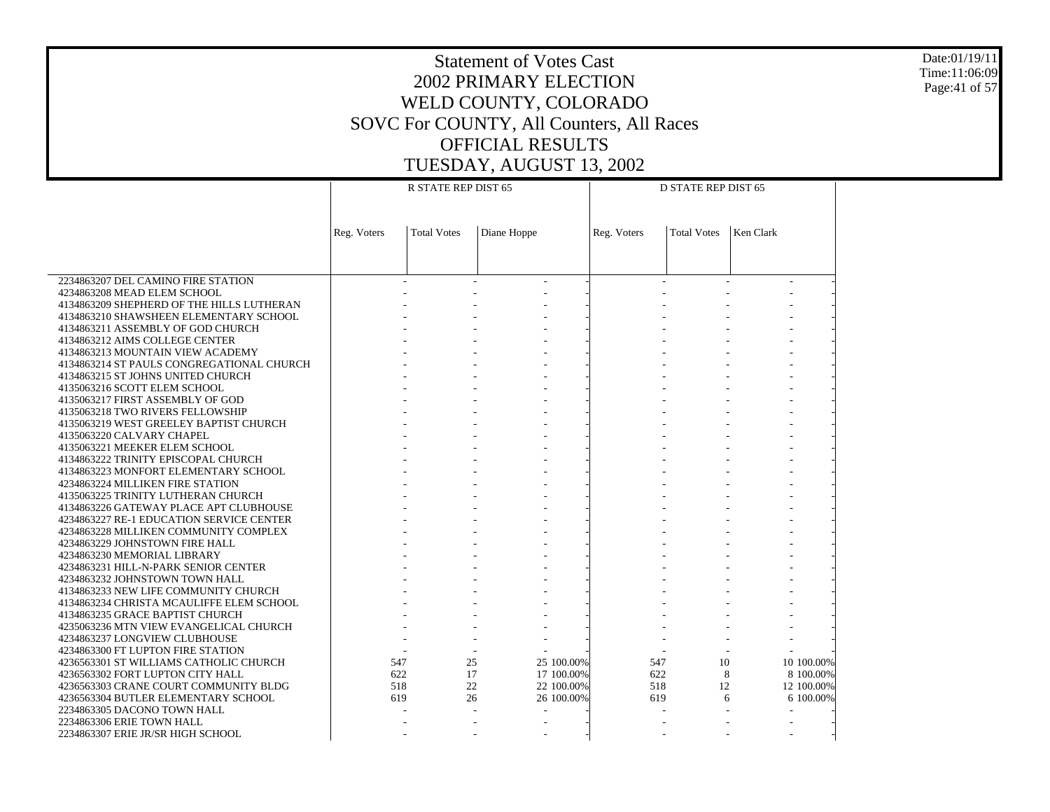# Statement of Votes Cast
# 2002 PRIMARY ELECTION
# WELD COUNTY, COLORADO
# SOVC For COUNTY, All Counters, All Races
# OFFICIAL RESULTS
# TUESDAY, AUGUST 13, 2002

| | R STATE REP DIST 65 | | | | D STATE REP DIST 65 | | | |
|---|---|---|---|---|---|---|---|---|
| | Reg. Voters | Total Votes | Diane Hoppe | | Reg. Voters | Total Votes | Ken Clark | |
| 2234863207 DEL CAMINO FIRE STATION | - | - | - | - | - | - | - | - |
| 4234863208 MEAD ELEM SCHOOL | - | - | - | - | - | - | - | - |
| 4134863209 SHEPHERD OF THE HILLS LUTHERAN | - | - | - | - | - | - | - | - |
| 4134863210 SHAWSHEEN ELEMENTARY SCHOOL | - | - | - | - | - | - | - | - |
| 4134863211 ASSEMBLY OF GOD CHURCH | - | - | - | - | - | - | - | - |
| 4134863212 AIMS COLLEGE CENTER | - | - | - | - | - | - | - | - |
| 4134863213 MOUNTAIN VIEW ACADEMY | - | - | - | - | - | - | - | - |
| 4134863214 ST PAULS CONGREGATIONAL CHURCH | - | - | - | - | - | - | - | - |
| 4134863215 ST JOHNS UNITED CHURCH | - | - | - | - | - | - | - | - |
| 4135063216 SCOTT ELEM SCHOOL | - | - | - | - | - | - | - | - |
| 4135063217 FIRST ASSEMBLY OF GOD | - | - | - | - | - | - | - | - |
| 4135063218 TWO RIVERS FELLOWSHIP | - | - | - | - | - | - | - | - |
| 4135063219 WEST GREELEY BAPTIST CHURCH | - | - | - | - | - | - | - | - |
| 4135063220 CALVARY CHAPEL | - | - | - | - | - | - | - | - |
| 4135063221 MEEKER ELEM SCHOOL | - | - | - | - | - | - | - | - |
| 4134863222 TRINITY EPISCOPAL CHURCH | - | - | - | - | - | - | - | - |
| 4134863223 MONFORT ELEMENTARY SCHOOL | - | - | - | - | - | - | - | - |
| 4234863224 MILLIKEN FIRE STATION | - | - | - | - | - | - | - | - |
| 4135063225 TRINITY LUTHERAN CHURCH | - | - | - | - | - | - | - | - |
| 4134863226 GATEWAY PLACE APT CLUBHOUSE | - | - | - | - | - | - | - | - |
| 4234863227 RE-1 EDUCATION SERVICE CENTER | - | - | - | - | - | - | - | - |
| 4234863228 MILLIKEN COMMUNITY COMPLEX | - | - | - | - | - | - | - | - |
| 4234863229 JOHNSTOWN FIRE HALL | - | - | - | - | - | - | - | - |
| 4234863230 MEMORIAL LIBRARY | - | - | - | - | - | - | - | - |
| 4234863231 HILL-N-PARK SENIOR CENTER | - | - | - | - | - | - | - | - |
| 4234863232 JOHNSTOWN TOWN HALL | - | - | - | - | - | - | - | - |
| 4134863233 NEW LIFE COMMUNITY CHURCH | - | - | - | - | - | - | - | - |
| 4134863234 CHRISTA MCAULIFFE ELEM SCHOOL | - | - | - | - | - | - | - | - |
| 4134863235 GRACE BAPTIST CHURCH | - | - | - | - | - | - | - | - |
| 4235063236 MTN VIEW EVANGELICAL CHURCH | - | - | - | - | - | - | - | - |
| 4234863237 LONGVIEW CLUBHOUSE | - | - | - | - | - | - | - | - |
| 4234863300 FT LUPTON FIRE STATION | - | - | - | - | - | - | - | - |
| 4236563301 ST WILLIAMS CATHOLIC CHURCH | 547 | 25 | 25 | 100.00% | 547 | 10 | 10 | 100.00% |
| 4236563302 FORT LUPTON CITY HALL | 622 | 17 | 17 | 100.00% | 622 | 8 | 8 | 100.00% |
| 4236563303 CRANE COURT COMMUNITY BLDG | 518 | 22 | 22 | 100.00% | 518 | 12 | 12 | 100.00% |
| 4236563304 BUTLER ELEMENTARY SCHOOL | 619 | 26 | 26 | 100.00% | 619 | 6 | 6 | 100.00% |
| 2234863305 DACONO TOWN HALL | - | - | - | - | - | - | - | - |
| 2234863306 ERIE TOWN HALL | - | - | - | - | - | - | - | - |
| 2234863307 ERIE JR/SR HIGH SCHOOL | - | - | - | - | - | - | - | - |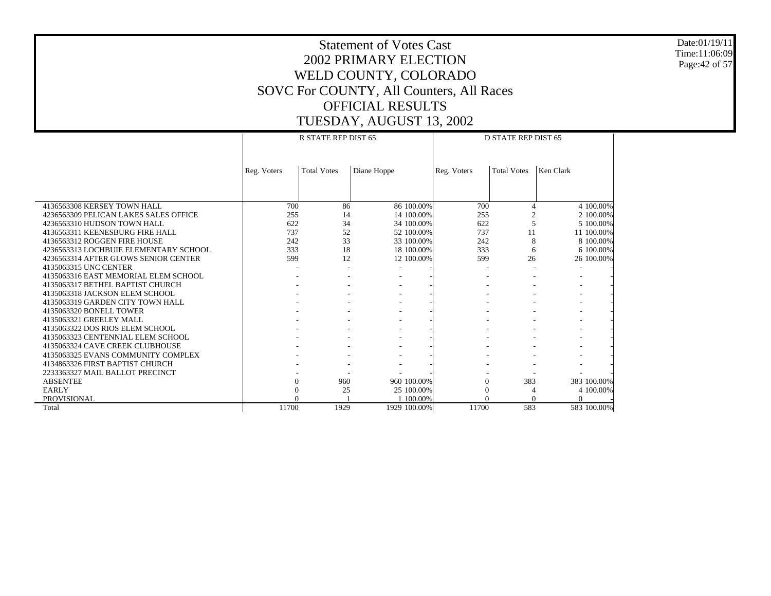# Statement of Votes Cast
# 2002 PRIMARY ELECTION
# WELD COUNTY, COLORADO
# SOVC For COUNTY, All Counters, All Races
# OFFICIAL RESULTS
# TUESDAY, AUGUST 13, 2002

Date:01/19/11
Time:11:06:09

| | R STATE REP DIST 65 | | | | D STATE REP DIST 65 | | | |
|---|---|---|---|---|---|---|---|---|
| | Reg. Voters | Total Votes | Diane Hoppe | | Reg. Voters | Total Votes | Ken Clark | |
| 4136563308 KERSEY TOWN HALL | 700 | 86 | 86 | 100.00% | 700 | 4 | 4 | 100.00% |
| 4236563309 PELICAN LAKES SALES OFFICE | 255 | 14 | 14 | 100.00% | 255 | 2 | 2 | 100.00% |
| 4236563310 HUDSON TOWN HALL | 622 | 34 | 34 | 100.00% | 622 | 5 | 5 | 100.00% |
| 4136563311 KEENESBURG FIRE HALL | 737 | 52 | 52 | 100.00% | 737 | 11 | 11 | 100.00% |
| 4136563312 ROGGEN FIRE HOUSE | 242 | 33 | 33 | 100.00% | 242 | 8 | 8 | 100.00% |
| 4236563313 LOCHBUIE ELEMENTARY SCHOOL | 333 | 18 | 18 | 100.00% | 333 | 6 | 6 | 100.00% |
| 4236563314 AFTER GLOWS SENIOR CENTER | 599 | 12 | 12 | 100.00% | 599 | 26 | 26 | 100.00% |
| 4135063315 UNC CENTER | - | - | - | - | - | - | - | - |
| 4135063316 EAST MEMORIAL ELEM SCHOOL | - | - | - | - | - | - | - | - |
| 4135063317 BETHEL BAPTIST CHURCH | - | - | - | - | - | - | - | - |
| 4135063318 JACKSON ELEM SCHOOL | - | - | - | - | - | - | - | - |
| 4135063319 GARDEN CITY TOWN HALL | - | - | - | - | - | - | - | - |
| 4135063320 BONELL TOWER | - | - | - | - | - | - | - | - |
| 4135063321 GREELEY MALL | - | - | - | - | - | - | - | - |
| 4135063322 DOS RIOS ELEM SCHOOL | - | - | - | - | - | - | - | - |
| 4135063323 CENTENNIAL ELEM SCHOOL | - | - | - | - | - | - | - | - |
| 4135063324 CAVE CREEK CLUBHOUSE | - | - | - | - | - | - | - | - |
| 4135063325 EVANS COMMUNITY COMPLEX | - | - | - | - | - | - | - | - |
| 4134863326 FIRST BAPTIST CHURCH | - | - | - | - | - | - | - | - |
| 2233363327 MAIL BALLOT PRECINCT | - | - | - | - | - | - | - | - |
| ABSENTEE | 0 | 960 | 960 | 100.00% | 0 | 383 | 383 | 100.00% |
| EARLY | 0 | 25 | 25 | 100.00% | 0 | 4 | 4 | 100.00% |
| PROVISIONAL | 0 | 1 | 1 | 100.00% | 0 | 0 | 0 | - |
| Total | 11700 | 1929 | 1929 | 100.00% | 11700 | 583 | 583 | 100.00% |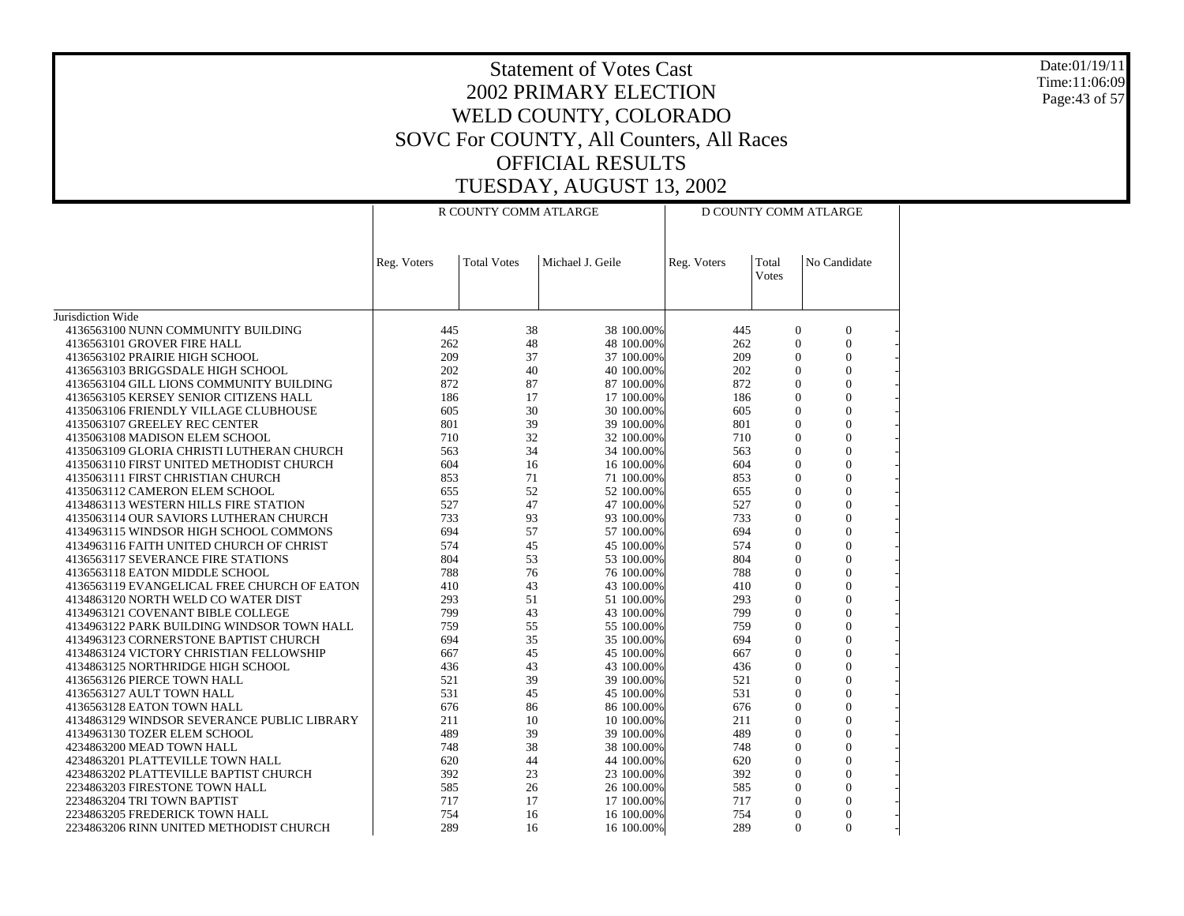# Statement of Votes Cast
# 2002 PRIMARY ELECTION
# WELD COUNTY, COLORADO
# SOVC For COUNTY, All Counters, All Races
# OFFICIAL RESULTS
# TUESDAY, AUGUST 13, 2002

| | R COUNTY COMM ATLARGE | | | | D COUNTY COMM ATLARGE | | |
|---|---|---|---|---|---|---|---|
| | Reg. Voters | Total Votes | Michael J. Geile | | Reg. Voters | Total Votes | No Candidate |
| Jurisdiction Wide | | | | | | | |
| 4136563100 NUNN COMMUNITY BUILDING | 445 | 38 | 38 | 100.00% | 445 | 0 | 0 |
| 4136563101 GROVER FIRE HALL | 262 | 48 | 48 | 100.00% | 262 | 0 | 0 |
| 4136563102 PRAIRIE HIGH SCHOOL | 209 | 37 | 37 | 100.00% | 209 | 0 | 0 |
| 4136563103 BRIGGSDALE HIGH SCHOOL | 202 | 40 | 40 | 100.00% | 202 | 0 | 0 |
| 4136563104 GILL LIONS COMMUNITY BUILDING | 872 | 87 | 87 | 100.00% | 872 | 0 | 0 |
| 4136563105 KERSEY SENIOR CITIZENS HALL | 186 | 17 | 17 | 100.00% | 186 | 0 | 0 |
| 4135063106 FRIENDLY VILLAGE CLUBHOUSE | 605 | 30 | 30 | 100.00% | 605 | 0 | 0 |
| 4135063107 GREELEY REC CENTER | 801 | 39 | 39 | 100.00% | 801 | 0 | 0 |
| 4135063108 MADISON ELEM SCHOOL | 710 | 32 | 32 | 100.00% | 710 | 0 | 0 |
| 4135063109 GLORIA CHRISTI LUTHERAN CHURCH | 563 | 34 | 34 | 100.00% | 563 | 0 | 0 |
| 4135063110 FIRST UNITED METHODIST CHURCH | 604 | 16 | 16 | 100.00% | 604 | 0 | 0 |
| 4135063111 FIRST CHRISTIAN CHURCH | 853 | 71 | 71 | 100.00% | 853 | 0 | 0 |
| 4135063112 CAMERON ELEM SCHOOL | 655 | 52 | 52 | 100.00% | 655 | 0 | 0 |
| 4134863113 WESTERN HILLS FIRE STATION | 527 | 47 | 47 | 100.00% | 527 | 0 | 0 |
| 4135063114 OUR SAVIORS LUTHERAN CHURCH | 733 | 93 | 93 | 100.00% | 733 | 0 | 0 |
| 4134963115 WINDSOR HIGH SCHOOL COMMONS | 694 | 57 | 57 | 100.00% | 694 | 0 | 0 |
| 4134963116 FAITH UNITED CHURCH OF CHRIST | 574 | 45 | 45 | 100.00% | 574 | 0 | 0 |
| 4136563117 SEVERANCE FIRE STATIONS | 804 | 53 | 53 | 100.00% | 804 | 0 | 0 |
| 4136563118 EATON MIDDLE SCHOOL | 788 | 76 | 76 | 100.00% | 788 | 0 | 0 |
| 4136563119 EVANGELICAL FREE CHURCH OF EATON | 410 | 43 | 43 | 100.00% | 410 | 0 | 0 |
| 4134863120 NORTH WELD CO WATER DIST | 293 | 51 | 51 | 100.00% | 293 | 0 | 0 |
| 4134963121 COVENANT BIBLE COLLEGE | 799 | 43 | 43 | 100.00% | 799 | 0 | 0 |
| 4134963122 PARK BUILDING WINDSOR TOWN HALL | 759 | 55 | 55 | 100.00% | 759 | 0 | 0 |
| 4134963123 CORNERSTONE BAPTIST CHURCH | 694 | 35 | 35 | 100.00% | 694 | 0 | 0 |
| 4134863124 VICTORY CHRISTIAN FELLOWSHIP | 667 | 45 | 45 | 100.00% | 667 | 0 | 0 |
| 4134863125 NORTHRIDGE HIGH SCHOOL | 436 | 43 | 43 | 100.00% | 436 | 0 | 0 |
| 4136563126 PIERCE TOWN HALL | 521 | 39 | 39 | 100.00% | 521 | 0 | 0 |
| 4136563127 AULT TOWN HALL | 531 | 45 | 45 | 100.00% | 531 | 0 | 0 |
| 4136563128 EATON TOWN HALL | 676 | 86 | 86 | 100.00% | 676 | 0 | 0 |
| 4134863129 WINDSOR SEVERANCE PUBLIC LIBRARY | 211 | 10 | 10 | 100.00% | 211 | 0 | 0 |
| 4134963130 TOZER ELEM SCHOOL | 489 | 39 | 39 | 100.00% | 489 | 0 | 0 |
| 4234863200 MEAD TOWN HALL | 748 | 38 | 38 | 100.00% | 748 | 0 | 0 |
| 4234863201 PLATTEVILLE TOWN HALL | 620 | 44 | 44 | 100.00% | 620 | 0 | 0 |
| 4234863202 PLATTEVILLE BAPTIST CHURCH | 392 | 23 | 23 | 100.00% | 392 | 0 | 0 |
| 2234863203 FIRESTONE TOWN HALL | 585 | 26 | 26 | 100.00% | 585 | 0 | 0 |
| 2234863204 TRI TOWN BAPTIST | 717 | 17 | 17 | 100.00% | 717 | 0 | 0 |
| 2234863205 FREDERICK TOWN HALL | 754 | 16 | 16 | 100.00% | 754 | 0 | 0 |
| 2234863206 RINN UNITED METHODIST CHURCH | 289 | 16 | 16 | 100.00% | 289 | 0 | 0 |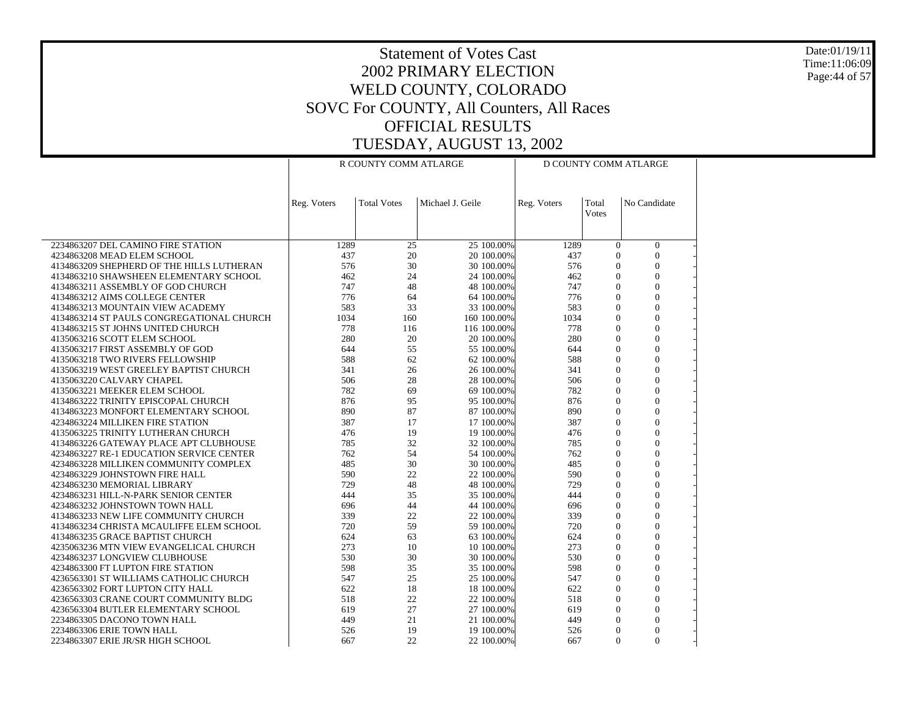# Statement of Votes Cast
# 2002 PRIMARY ELECTION
# WELD COUNTY, COLORADO
# SOVC For COUNTY, All Counters, All Races
# OFFICIAL RESULTS
# TUESDAY, AUGUST 13, 2002

| | R COUNTY COMM ATLARGE | | | | D COUNTY COMM ATLARGE | | |
|---|---|---|---|---|---|---|---|
| | Reg. Voters | Total Votes | Michael J. Geile | | Reg. Voters | Total Votes | No Candidate |
| 2234863207 DEL CAMINO FIRE STATION | 1289 | 25 | 25 | 100.00% | 1289 | 0 | 0 |
| 4234863208 MEAD ELEM SCHOOL | 437 | 20 | 20 | 100.00% | 437 | 0 | 0 |
| 4134863209 SHEPHERD OF THE HILLS LUTHERAN | 576 | 30 | 30 | 100.00% | 576 | 0 | 0 |
| 4134863210 SHAWSHEEN ELEMENTARY SCHOOL | 462 | 24 | 24 | 100.00% | 462 | 0 | 0 |
| 4134863211 ASSEMBLY OF GOD CHURCH | 747 | 48 | 48 | 100.00% | 747 | 0 | 0 |
| 4134863212 AIMS COLLEGE CENTER | 776 | 64 | 64 | 100.00% | 776 | 0 | 0 |
| 4134863213 MOUNTAIN VIEW ACADEMY | 583 | 33 | 33 | 100.00% | 583 | 0 | 0 |
| 4134863214 ST PAULS CONGREGATIONAL CHURCH | 1034 | 160 | 160 | 100.00% | 1034 | 0 | 0 |
| 4134863215 ST JOHNS UNITED CHURCH | 778 | 116 | 116 | 100.00% | 778 | 0 | 0 |
| 4135063216 SCOTT ELEM SCHOOL | 280 | 20 | 20 | 100.00% | 280 | 0 | 0 |
| 4135063217 FIRST ASSEMBLY OF GOD | 644 | 55 | 55 | 100.00% | 644 | 0 | 0 |
| 4135063218 TWO RIVERS FELLOWSHIP | 588 | 62 | 62 | 100.00% | 588 | 0 | 0 |
| 4135063219 WEST GREELEY BAPTIST CHURCH | 341 | 26 | 26 | 100.00% | 341 | 0 | 0 |
| 4135063220 CALVARY CHAPEL | 506 | 28 | 28 | 100.00% | 506 | 0 | 0 |
| 4135063221 MEEKER ELEM SCHOOL | 782 | 69 | 69 | 100.00% | 782 | 0 | 0 |
| 4134863222 TRINITY EPISCOPAL CHURCH | 876 | 95 | 95 | 100.00% | 876 | 0 | 0 |
| 4134863223 MONFORT ELEMENTARY SCHOOL | 890 | 87 | 87 | 100.00% | 890 | 0 | 0 |
| 4234863224 MILLIKEN FIRE STATION | 387 | 17 | 17 | 100.00% | 387 | 0 | 0 |
| 4135063225 TRINITY LUTHERAN CHURCH | 476 | 19 | 19 | 100.00% | 476 | 0 | 0 |
| 4134863226 GATEWAY PLACE APT CLUBHOUSE | 785 | 32 | 32 | 100.00% | 785 | 0 | 0 |
| 4234863227 RE-1 EDUCATION SERVICE CENTER | 762 | 54 | 54 | 100.00% | 762 | 0 | 0 |
| 4234863228 MILLIKEN COMMUNITY COMPLEX | 485 | 30 | 30 | 100.00% | 485 | 0 | 0 |
| 4234863229 JOHNSTOWN FIRE HALL | 590 | 22 | 22 | 100.00% | 590 | 0 | 0 |
| 4234863230 MEMORIAL LIBRARY | 729 | 48 | 48 | 100.00% | 729 | 0 | 0 |
| 4234863231 HILL-N-PARK SENIOR CENTER | 444 | 35 | 35 | 100.00% | 444 | 0 | 0 |
| 4234863232 JOHNSTOWN TOWN HALL | 696 | 44 | 44 | 100.00% | 696 | 0 | 0 |
| 4134863233 NEW LIFE COMMUNITY CHURCH | 339 | 22 | 22 | 100.00% | 339 | 0 | 0 |
| 4134863234 CHRISTA MCAULIFFE ELEM SCHOOL | 720 | 59 | 59 | 100.00% | 720 | 0 | 0 |
| 4134863235 GRACE BAPTIST CHURCH | 624 | 63 | 63 | 100.00% | 624 | 0 | 0 |
| 4235063236 MTN VIEW EVANGELICAL CHURCH | 273 | 10 | 10 | 100.00% | 273 | 0 | 0 |
| 4234863237 LONGVIEW CLUBHOUSE | 530 | 30 | 30 | 100.00% | 530 | 0 | 0 |
| 4234863300 FT LUPTON FIRE STATION | 598 | 35 | 35 | 100.00% | 598 | 0 | 0 |
| 4236563301 ST WILLIAMS CATHOLIC CHURCH | 547 | 25 | 25 | 100.00% | 547 | 0 | 0 |
| 4236563302 FORT LUPTON CITY HALL | 622 | 18 | 18 | 100.00% | 622 | 0 | 0 |
| 4236563303 CRANE COURT COMMUNITY BLDG | 518 | 22 | 22 | 100.00% | 518 | 0 | 0 |
| 4236563304 BUTLER ELEMENTARY SCHOOL | 619 | 27 | 27 | 100.00% | 619 | 0 | 0 |
| 2234863305 DACONO TOWN HALL | 449 | 21 | 21 | 100.00% | 449 | 0 | 0 |
| 2234863306 ERIE TOWN HALL | 526 | 19 | 19 | 100.00% | 526 | 0 | 0 |
| 2234863307 ERIE JR/SR HIGH SCHOOL | 667 | 22 | 22 | 100.00% | 667 | 0 | 0 |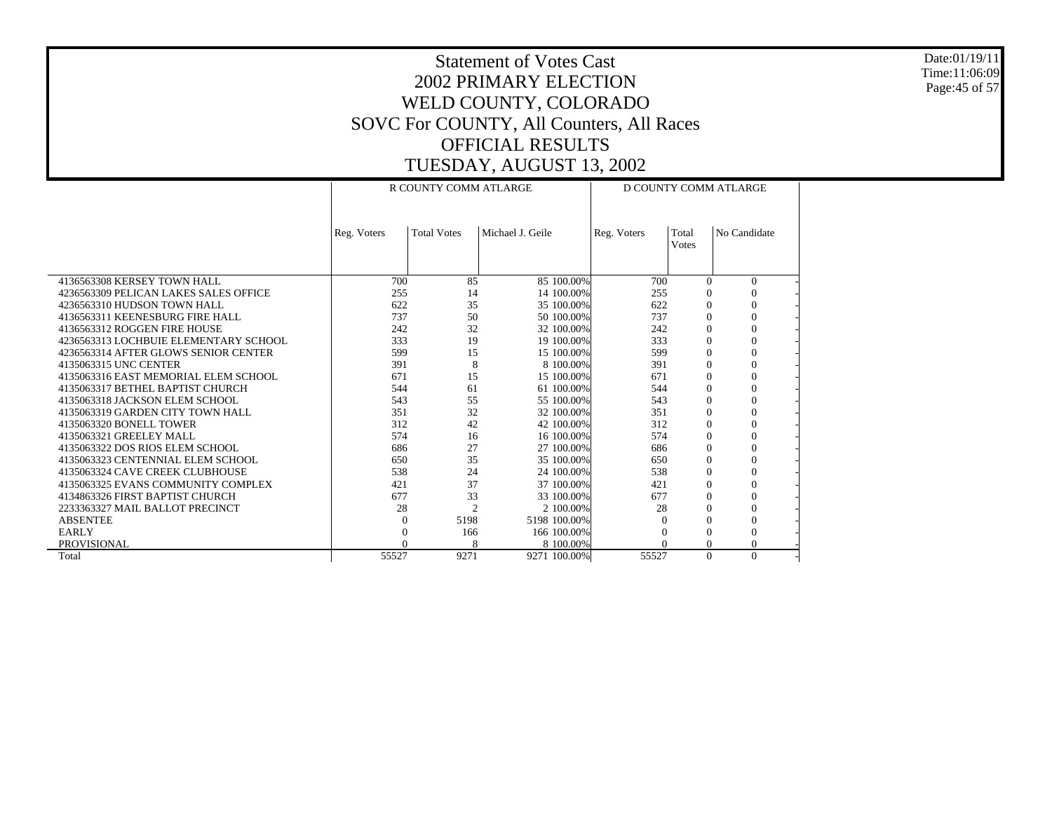# Statement of Votes Cast
# 2002 PRIMARY ELECTION
# WELD COUNTY, COLORADO
# SOVC For COUNTY, All Counters, All Races
# OFFICIAL RESULTS
# TUESDAY, AUGUST 13, 2002

Date:01/19/11
Time:11:06:09

| | R COUNTY COMM ATLARGE | | | | D COUNTY COMM ATLARGE | | | |
|---|---|---|---|---|---|---|---|---|
| | Reg. Voters | Total Votes | Michael J. Geile | | Reg. Voters | Total Votes | No Candidate | |
| 4136563308 KERSEY TOWN HALL | 700 | 85 | 85 | 100.00% | 700 | 0 | 0 | - |
| 4236563309 PELICAN LAKES SALES OFFICE | 255 | 14 | 14 | 100.00% | 255 | 0 | 0 | - |
| 4236563310 HUDSON TOWN HALL | 622 | 35 | 35 | 100.00% | 622 | 0 | 0 | - |
| 4136563311 KEENESBURG FIRE HALL | 737 | 50 | 50 | 100.00% | 737 | 0 | 0 | - |
| 4136563312 ROGGEN FIRE HOUSE | 242 | 32 | 32 | 100.00% | 242 | 0 | 0 | - |
| 4236563313 LOCHBUIE ELEMENTARY SCHOOL | 333 | 19 | 19 | 100.00% | 333 | 0 | 0 | - |
| 4236563314 AFTER GLOWS SENIOR CENTER | 599 | 15 | 15 | 100.00% | 599 | 0 | 0 | - |
| 4135063315 UNC CENTER | 391 | 8 | 8 | 100.00% | 391 | 0 | 0 | - |
| 4135063316 EAST MEMORIAL ELEM SCHOOL | 671 | 15 | 15 | 100.00% | 671 | 0 | 0 | - |
| 4135063317 BETHEL BAPTIST CHURCH | 544 | 61 | 61 | 100.00% | 544 | 0 | 0 | - |
| 4135063318 JACKSON ELEM SCHOOL | 543 | 55 | 55 | 100.00% | 543 | 0 | 0 | - |
| 4135063319 GARDEN CITY TOWN HALL | 351 | 32 | 32 | 100.00% | 351 | 0 | 0 | - |
| 4135063320 BONELL TOWER | 312 | 42 | 42 | 100.00% | 312 | 0 | 0 | - |
| 4135063321 GREELEY MALL | 574 | 16 | 16 | 100.00% | 574 | 0 | 0 | - |
| 4135063322 DOS RIOS ELEM SCHOOL | 686 | 27 | 27 | 100.00% | 686 | 0 | 0 | - |
| 4135063323 CENTENNIAL ELEM SCHOOL | 650 | 35 | 35 | 100.00% | 650 | 0 | 0 | - |
| 4135063324 CAVE CREEK CLUBHOUSE | 538 | 24 | 24 | 100.00% | 538 | 0 | 0 | - |
| 4135063325 EVANS COMMUNITY COMPLEX | 421 | 37 | 37 | 100.00% | 421 | 0 | 0 | - |
| 4134863326 FIRST BAPTIST CHURCH | 677 | 33 | 33 | 100.00% | 677 | 0 | 0 | - |
| 2233363327 MAIL BALLOT PRECINCT | 28 | 2 | 2 | 100.00% | 28 | 0 | 0 | - |
| ABSENTEE | 0 | 5198 | 5198 | 100.00% | 0 | 0 | 0 | - |
| EARLY | 0 | 166 | 166 | 100.00% | 0 | 0 | 0 | - |
| PROVISIONAL | 0 | 8 | 8 | 100.00% | 0 | 0 | 0 | - |
| Total | 55527 | 9271 | 9271 | 100.00% | 55527 | 0 | 0 | - |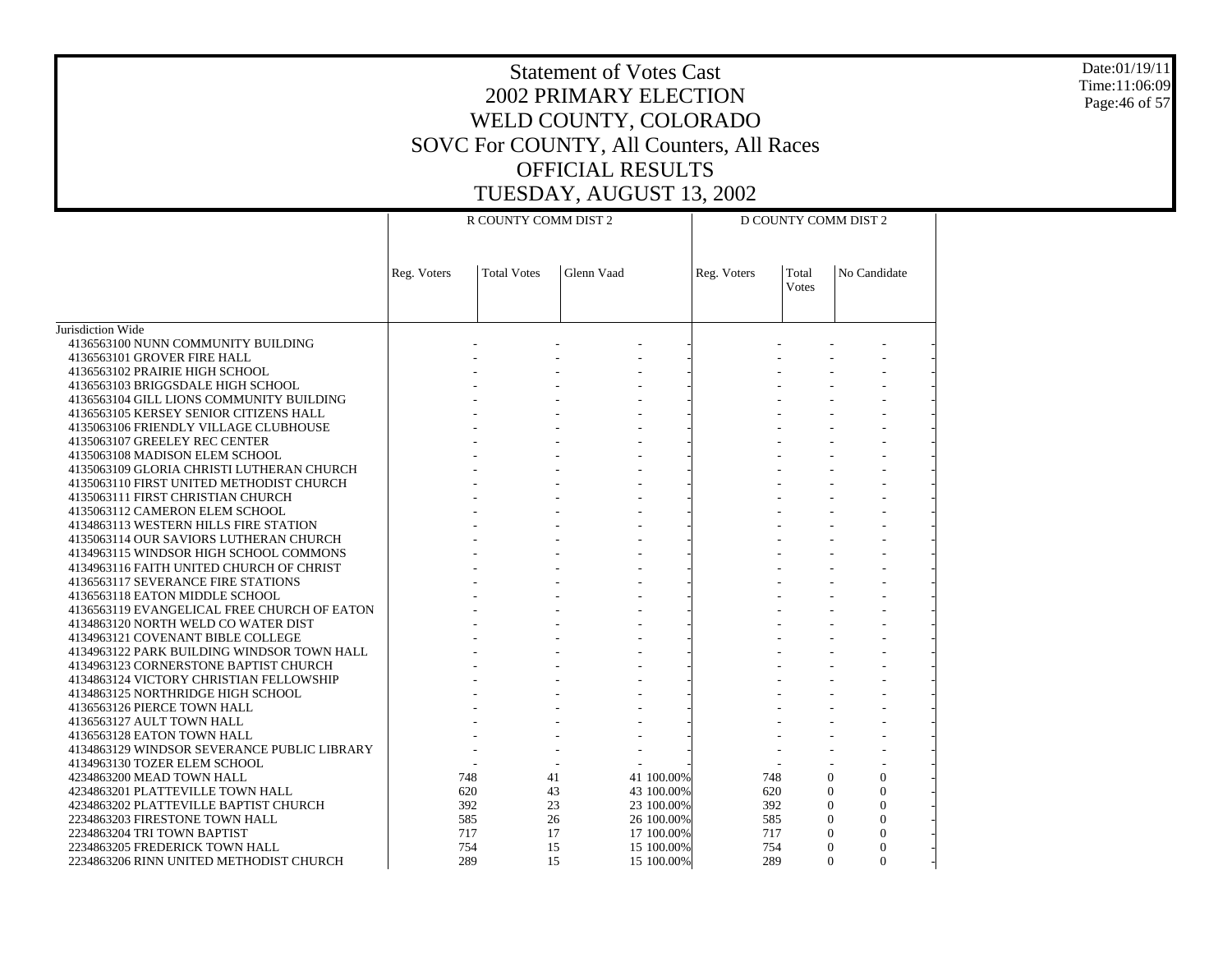# Statement of Votes Cast
# 2002 PRIMARY ELECTION
# WELD COUNTY, COLORADO
# SOVC For COUNTY, All Counters, All Races
# OFFICIAL RESULTS
# TUESDAY, AUGUST 13, 2002

| | R COUNTY COMM DIST 2 | | | | D COUNTY COMM DIST 2 | | | |
|---|---|---|---|---|---|---|---|---|
| | Reg. Voters | Total Votes | Glenn Vaad | | Reg. Voters | Total Votes | No Candidate | |
| Jurisdiction Wide | | | | | | | | |
| 4136563100 NUNN COMMUNITY BUILDING | - | - | - | - | - | - | - | - |
| 4136563101 GROVER FIRE HALL | - | - | - | - | - | - | - | - |
| 4136563102 PRAIRIE HIGH SCHOOL | - | - | - | - | - | - | - | - |
| 4136563103 BRIGGSDALE HIGH SCHOOL | - | - | - | - | - | - | - | - |
| 4136563104 GILL LIONS COMMUNITY BUILDING | - | - | - | - | - | - | - | - |
| 4136563105 KERSEY SENIOR CITIZENS HALL | - | - | - | - | - | - | - | - |
| 4135063106 FRIENDLY VILLAGE CLUBHOUSE | - | - | - | - | - | - | - | - |
| 4135063107 GREELEY REC CENTER | - | - | - | - | - | - | - | - |
| 4135063108 MADISON ELEM SCHOOL | - | - | - | - | - | - | - | - |
| 4135063109 GLORIA CHRISTI LUTHERAN CHURCH | - | - | - | - | - | - | - | - |
| 4135063110 FIRST UNITED METHODIST CHURCH | - | - | - | - | - | - | - | - |
| 4135063111 FIRST CHRISTIAN CHURCH | - | - | - | - | - | - | - | - |
| 4135063112 CAMERON ELEM SCHOOL | - | - | - | - | - | - | - | - |
| 4134863113 WESTERN HILLS FIRE STATION | - | - | - | - | - | - | - | - |
| 4135063114 OUR SAVIORS LUTHERAN CHURCH | - | - | - | - | - | - | - | - |
| 4134963115 WINDSOR HIGH SCHOOL COMMONS | - | - | - | - | - | - | - | - |
| 4134963116 FAITH UNITED CHURCH OF CHRIST | - | - | - | - | - | - | - | - |
| 4136563117 SEVERANCE FIRE STATIONS | - | - | - | - | - | - | - | - |
| 4136563118 EATON MIDDLE SCHOOL | - | - | - | - | - | - | - | - |
| 4136563119 EVANGELICAL FREE CHURCH OF EATON | - | - | - | - | - | - | - | - |
| 4134863120 NORTH WELD CO WATER DIST | - | - | - | - | - | - | - | - |
| 4134963121 COVENANT BIBLE COLLEGE | - | - | - | - | - | - | - | - |
| 4134963122 PARK BUILDING WINDSOR TOWN HALL | - | - | - | - | - | - | - | - |
| 4134963123 CORNERSTONE BAPTIST CHURCH | - | - | - | - | - | - | - | - |
| 4134863124 VICTORY CHRISTIAN FELLOWSHIP | - | - | - | - | - | - | - | - |
| 4134863125 NORTHRIDGE HIGH SCHOOL | - | - | - | - | - | - | - | - |
| 4136563126 PIERCE TOWN HALL | - | - | - | - | - | - | - | - |
| 4136563127 AULT TOWN HALL | - | - | - | - | - | - | - | - |
| 4136563128 EATON TOWN HALL | - | - | - | - | - | - | - | - |
| 4134863129 WINDSOR SEVERANCE PUBLIC LIBRARY | - | - | - | - | - | - | - | - |
| 4134963130 TOZER ELEM SCHOOL | - | - | - | - | - | - | - | - |
| 4234863200 MEAD TOWN HALL | 748 | 41 | 41 | 100.00% | 748 | 0 | 0 | - |
| 4234863201 PLATTEVILLE TOWN HALL | 620 | 43 | 43 | 100.00% | 620 | 0 | 0 | - |
| 4234863202 PLATTEVILLE BAPTIST CHURCH | 392 | 23 | 23 | 100.00% | 392 | 0 | 0 | - |
| 2234863203 FIRESTONE TOWN HALL | 585 | 26 | 26 | 100.00% | 585 | 0 | 0 | - |
| 2234863204 TRI TOWN BAPTIST | 717 | 17 | 17 | 100.00% | 717 | 0 | 0 | - |
| 2234863205 FREDERICK TOWN HALL | 754 | 15 | 15 | 100.00% | 754 | 0 | 0 | - |
| 2234863206 RINN UNITED METHODIST CHURCH | 289 | 15 | 15 | 100.00% | 289 | 0 | 0 | - |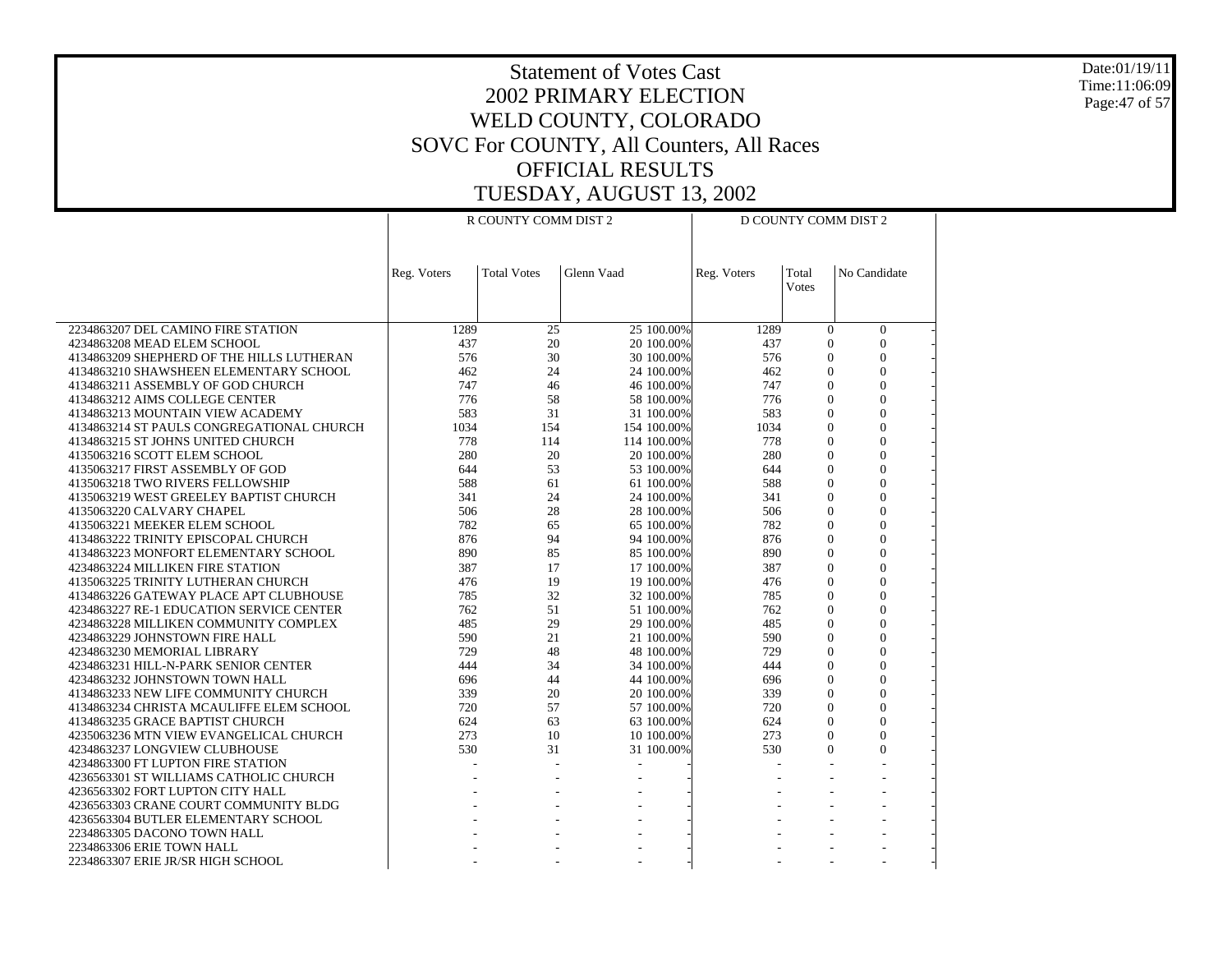# Statement of Votes Cast
# 2002 PRIMARY ELECTION
# WELD COUNTY, COLORADO
# SOVC For COUNTY, All Counters, All Races
# OFFICIAL RESULTS
# TUESDAY, AUGUST 13, 2002

Date:01/19/11
Time:11:06:09

| | R COUNTY COMM DIST 2 | | | | D COUNTY COMM DIST 2 | | |
|---|---|---|---|---|---|---|---|
| | Reg. Voters | Total Votes | Glenn Vaad | | Reg. Voters | Total Votes | No Candidate |
| 2234863207 DEL CAMINO FIRE STATION | 1289 | 25 | 25 | 100.00% | 1289 | 0 | 0 |
| 4234863208 MEAD ELEM SCHOOL | 437 | 20 | 20 | 100.00% | 437 | 0 | 0 |
| 4134863209 SHEPHERD OF THE HILLS LUTHERAN | 576 | 30 | 30 | 100.00% | 576 | 0 | 0 |
| 4134863210 SHAWSHEEN ELEMENTARY SCHOOL | 462 | 24 | 24 | 100.00% | 462 | 0 | 0 |
| 4134863211 ASSEMBLY OF GOD CHURCH | 747 | 46 | 46 | 100.00% | 747 | 0 | 0 |
| 4134863212 AIMS COLLEGE CENTER | 776 | 58 | 58 | 100.00% | 776 | 0 | 0 |
| 4134863213 MOUNTAIN VIEW ACADEMY | 583 | 31 | 31 | 100.00% | 583 | 0 | 0 |
| 4134863214 ST PAULS CONGREGATIONAL CHURCH | 1034 | 154 | 154 | 100.00% | 1034 | 0 | 0 |
| 4134863215 ST JOHNS UNITED CHURCH | 778 | 114 | 114 | 100.00% | 778 | 0 | 0 |
| 4135063216 SCOTT ELEM SCHOOL | 280 | 20 | 20 | 100.00% | 280 | 0 | 0 |
| 4135063217 FIRST ASSEMBLY OF GOD | 644 | 53 | 53 | 100.00% | 644 | 0 | 0 |
| 4135063218 TWO RIVERS FELLOWSHIP | 588 | 61 | 61 | 100.00% | 588 | 0 | 0 |
| 4135063219 WEST GREELEY BAPTIST CHURCH | 341 | 24 | 24 | 100.00% | 341 | 0 | 0 |
| 4135063220 CALVARY CHAPEL | 506 | 28 | 28 | 100.00% | 506 | 0 | 0 |
| 4135063221 MEEKER ELEM SCHOOL | 782 | 65 | 65 | 100.00% | 782 | 0 | 0 |
| 4134863222 TRINITY EPISCOPAL CHURCH | 876 | 94 | 94 | 100.00% | 876 | 0 | 0 |
| 4134863223 MONFORT ELEMENTARY SCHOOL | 890 | 85 | 85 | 100.00% | 890 | 0 | 0 |
| 4234863224 MILLIKEN FIRE STATION | 387 | 17 | 17 | 100.00% | 387 | 0 | 0 |
| 4135063225 TRINITY LUTHERAN CHURCH | 476 | 19 | 19 | 100.00% | 476 | 0 | 0 |
| 4134863226 GATEWAY PLACE APT CLUBHOUSE | 785 | 32 | 32 | 100.00% | 785 | 0 | 0 |
| 4234863227 RE-1 EDUCATION SERVICE CENTER | 762 | 51 | 51 | 100.00% | 762 | 0 | 0 |
| 4234863228 MILLIKEN COMMUNITY COMPLEX | 485 | 29 | 29 | 100.00% | 485 | 0 | 0 |
| 4234863229 JOHNSTOWN FIRE HALL | 590 | 21 | 21 | 100.00% | 590 | 0 | 0 |
| 4234863230 MEMORIAL LIBRARY | 729 | 48 | 48 | 100.00% | 729 | 0 | 0 |
| 4234863231 HILL-N-PARK SENIOR CENTER | 444 | 34 | 34 | 100.00% | 444 | 0 | 0 |
| 4234863232 JOHNSTOWN TOWN HALL | 696 | 44 | 44 | 100.00% | 696 | 0 | 0 |
| 4134863233 NEW LIFE COMMUNITY CHURCH | 339 | 20 | 20 | 100.00% | 339 | 0 | 0 |
| 4134863234 CHRISTA MCAULIFFE ELEM SCHOOL | 720 | 57 | 57 | 100.00% | 720 | 0 | 0 |
| 4134863235 GRACE BAPTIST CHURCH | 624 | 63 | 63 | 100.00% | 624 | 0 | 0 |
| 4235063236 MTN VIEW EVANGELICAL CHURCH | 273 | 10 | 10 | 100.00% | 273 | 0 | 0 |
| 4234863237 LONGVIEW CLUBHOUSE | 530 | 31 | 31 | 100.00% | 530 | 0 | 0 |
| 4234863300 FT LUPTON FIRE STATION | - | - | - | - | - | - | - |
| 4236563301 ST WILLIAMS CATHOLIC CHURCH | - | - | - | - | - | - | - |
| 4236563302 FORT LUPTON CITY HALL | - | - | - | - | - | - | - |
| 4236563303 CRANE COURT COMMUNITY BLDG | - | - | - | - | - | - | - |
| 4236563304 BUTLER ELEMENTARY SCHOOL | - | - | - | - | - | - | - |
| 2234863305 DACONO TOWN HALL | - | - | - | - | - | - | - |
| 2234863306 ERIE TOWN HALL | - | - | - | - | - | - | - |
| 2234863307 ERIE JR/SR HIGH SCHOOL | - | - | - | - | - | - | - |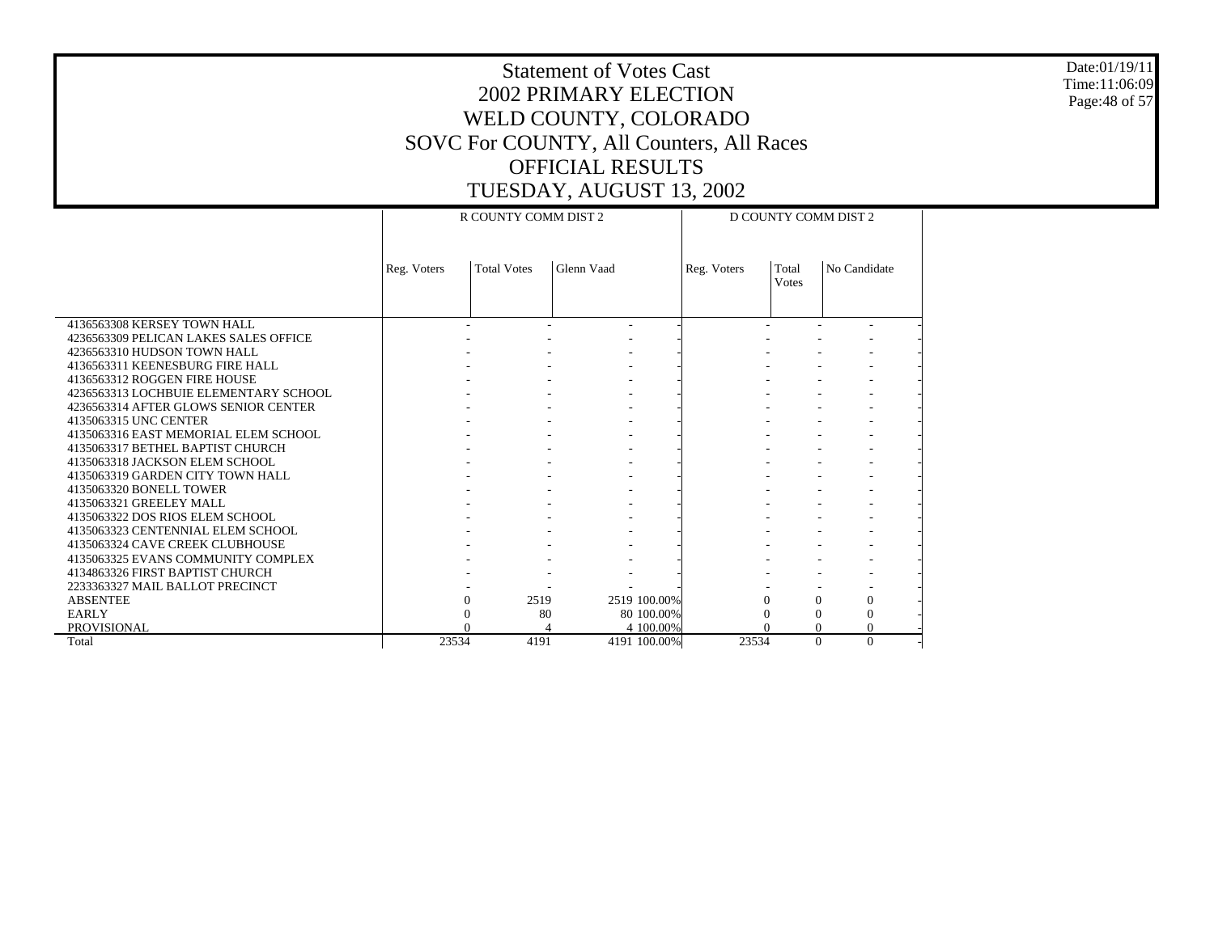# Statement of Votes Cast
## 2002 PRIMARY ELECTION
## WELD COUNTY, COLORADO
## SOVC For COUNTY, All Counters, All Races
## OFFICIAL RESULTS
## TUESDAY, AUGUST 13, 2002

| | R COUNTY COMM DIST 2 | | | | D COUNTY COMM DIST 2 | | | |
|---|---|---|---|---|---|---|---|---|
| | Reg. Voters | Total Votes | Glenn Vaad | | Reg. Voters | Total Votes | No Candidate | |
| 4136563308 KERSEY TOWN HALL | - | - | - | - | - | - | - | - |
| 4236563309 PELICAN LAKES SALES OFFICE | - | - | - | - | - | - | - | - |
| 4236563310 HUDSON TOWN HALL | - | - | - | - | - | - | - | - |
| 4136563311 KEENESBURG FIRE HALL | - | - | - | - | - | - | - | - |
| 4136563312 ROGGEN FIRE HOUSE | - | - | - | - | - | - | - | - |
| 4236563313 LOCHBUIE ELEMENTARY SCHOOL | - | - | - | - | - | - | - | - |
| 4236563314 AFTER GLOWS SENIOR CENTER | - | - | - | - | - | - | - | - |
| 4135063315 UNC CENTER | - | - | - | - | - | - | - | - |
| 4135063316 EAST MEMORIAL ELEM SCHOOL | - | - | - | - | - | - | - | - |
| 4135063317 BETHEL BAPTIST CHURCH | - | - | - | - | - | - | - | - |
| 4135063318 JACKSON ELEM SCHOOL | - | - | - | - | - | - | - | - |
| 4135063319 GARDEN CITY TOWN HALL | - | - | - | - | - | - | - | - |
| 4135063320 BONELL TOWER | - | - | - | - | - | - | - | - |
| 4135063321 GREELEY MALL | - | - | - | - | - | - | - | - |
| 4135063322 DOS RIOS ELEM SCHOOL | - | - | - | - | - | - | - | - |
| 4135063323 CENTENNIAL ELEM SCHOOL | - | - | - | - | - | - | - | - |
| 4135063324 CAVE CREEK CLUBHOUSE | - | - | - | - | - | - | - | - |
| 4135063325 EVANS COMMUNITY COMPLEX | - | - | - | - | - | - | - | - |
| 4134863326 FIRST BAPTIST CHURCH | - | - | - | - | - | - | - | - |
| 2233363327 MAIL BALLOT PRECINCT | - | - | - | - | - | - | - | - |
| ABSENTEE | 0 | 2519 | 2519 | 100.00% | 0 | 0 | 0 | - |
| EARLY | 0 | 80 | 80 | 100.00% | 0 | 0 | 0 | - |
| PROVISIONAL | 0 | 4 | 4 | 100.00% | 0 | 0 | 0 | - |
| Total | 23534 | 4191 | 4191 | 100.00% | 23534 | 0 | 0 | - |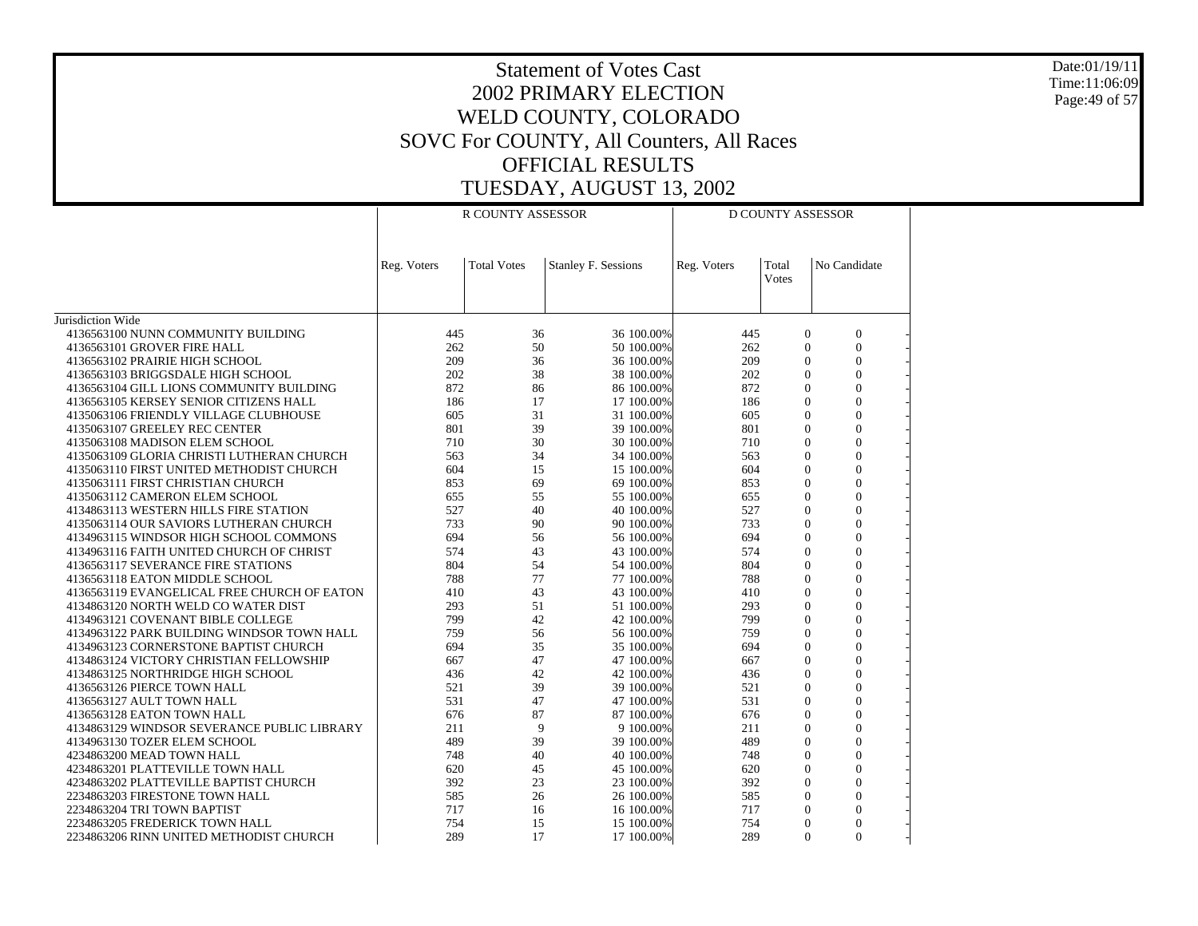# Statement of Votes Cast
# 2002 PRIMARY ELECTION
# WELD COUNTY, COLORADO
# SOVC For COUNTY, All Counters, All Races
# OFFICIAL RESULTS
# TUESDAY, AUGUST 13, 2002

Date:01/19/11
Time:11:06:09

| | R COUNTY ASSESSOR | | | | D COUNTY ASSESSOR | | |
|---|---|---|---|---|---|---|---|
| | Reg. Voters | Total Votes | Stanley F. Sessions | | Reg. Voters | Total Votes | No Candidate |
| Jurisdiction Wide | | | | | | | |
| 4136563100 NUNN COMMUNITY BUILDING | 445 | 36 | 36 | 100.00% | 445 | 0 | 0 |
| 4136563101 GROVER FIRE HALL | 262 | 50 | 50 | 100.00% | 262 | 0 | 0 |
| 4136563102 PRAIRIE HIGH SCHOOL | 209 | 36 | 36 | 100.00% | 209 | 0 | 0 |
| 4136563103 BRIGGSDALE HIGH SCHOOL | 202 | 38 | 38 | 100.00% | 202 | 0 | 0 |
| 4136563104 GILL LIONS COMMUNITY BUILDING | 872 | 86 | 86 | 100.00% | 872 | 0 | 0 |
| 4136563105 KERSEY SENIOR CITIZENS HALL | 186 | 17 | 17 | 100.00% | 186 | 0 | 0 |
| 4135063106 FRIENDLY VILLAGE CLUBHOUSE | 605 | 31 | 31 | 100.00% | 605 | 0 | 0 |
| 4135063107 GREELEY REC CENTER | 801 | 39 | 39 | 100.00% | 801 | 0 | 0 |
| 4135063108 MADISON ELEM SCHOOL | 710 | 30 | 30 | 100.00% | 710 | 0 | 0 |
| 4135063109 GLORIA CHRISTI LUTHERAN CHURCH | 563 | 34 | 34 | 100.00% | 563 | 0 | 0 |
| 4135063110 FIRST UNITED METHODIST CHURCH | 604 | 15 | 15 | 100.00% | 604 | 0 | 0 |
| 4135063111 FIRST CHRISTIAN CHURCH | 853 | 69 | 69 | 100.00% | 853 | 0 | 0 |
| 4135063112 CAMERON ELEM SCHOOL | 655 | 55 | 55 | 100.00% | 655 | 0 | 0 |
| 4134863113 WESTERN HILLS FIRE STATION | 527 | 40 | 40 | 100.00% | 527 | 0 | 0 |
| 4135063114 OUR SAVIORS LUTHERAN CHURCH | 733 | 90 | 90 | 100.00% | 733 | 0 | 0 |
| 4134963115 WINDSOR HIGH SCHOOL COMMONS | 694 | 56 | 56 | 100.00% | 694 | 0 | 0 |
| 4134963116 FAITH UNITED CHURCH OF CHRIST | 574 | 43 | 43 | 100.00% | 574 | 0 | 0 |
| 4136563117 SEVERANCE FIRE STATIONS | 804 | 54 | 54 | 100.00% | 804 | 0 | 0 |
| 4136563118 EATON MIDDLE SCHOOL | 788 | 77 | 77 | 100.00% | 788 | 0 | 0 |
| 4136563119 EVANGELICAL FREE CHURCH OF EATON | 410 | 43 | 43 | 100.00% | 410 | 0 | 0 |
| 4134863120 NORTH WELD CO WATER DIST | 293 | 51 | 51 | 100.00% | 293 | 0 | 0 |
| 4134963121 COVENANT BIBLE COLLEGE | 799 | 42 | 42 | 100.00% | 799 | 0 | 0 |
| 4134963122 PARK BUILDING WINDSOR TOWN HALL | 759 | 56 | 56 | 100.00% | 759 | 0 | 0 |
| 4134963123 CORNERSTONE BAPTIST CHURCH | 694 | 35 | 35 | 100.00% | 694 | 0 | 0 |
| 4134863124 VICTORY CHRISTIAN FELLOWSHIP | 667 | 47 | 47 | 100.00% | 667 | 0 | 0 |
| 4134863125 NORTHRIDGE HIGH SCHOOL | 436 | 42 | 42 | 100.00% | 436 | 0 | 0 |
| 4136563126 PIERCE TOWN HALL | 521 | 39 | 39 | 100.00% | 521 | 0 | 0 |
| 4136563127 AULT TOWN HALL | 531 | 47 | 47 | 100.00% | 531 | 0 | 0 |
| 4136563128 EATON TOWN HALL | 676 | 87 | 87 | 100.00% | 676 | 0 | 0 |
| 4134863129 WINDSOR SEVERANCE PUBLIC LIBRARY | 211 | 9 | 9 | 100.00% | 211 | 0 | 0 |
| 4134963130 TOZER ELEM SCHOOL | 489 | 39 | 39 | 100.00% | 489 | 0 | 0 |
| 4234863200 MEAD TOWN HALL | 748 | 40 | 40 | 100.00% | 748 | 0 | 0 |
| 4234863201 PLATTEVILLE TOWN HALL | 620 | 45 | 45 | 100.00% | 620 | 0 | 0 |
| 4234863202 PLATTEVILLE BAPTIST CHURCH | 392 | 23 | 23 | 100.00% | 392 | 0 | 0 |
| 2234863203 FIRESTONE TOWN HALL | 585 | 26 | 26 | 100.00% | 585 | 0 | 0 |
| 2234863204 TRI TOWN BAPTIST | 717 | 16 | 16 | 100.00% | 717 | 0 | 0 |
| 2234863205 FREDERICK TOWN HALL | 754 | 15 | 15 | 100.00% | 754 | 0 | 0 |
| 2234863206 RINN UNITED METHODIST CHURCH | 289 | 17 | 17 | 100.00% | 289 | 0 | 0 |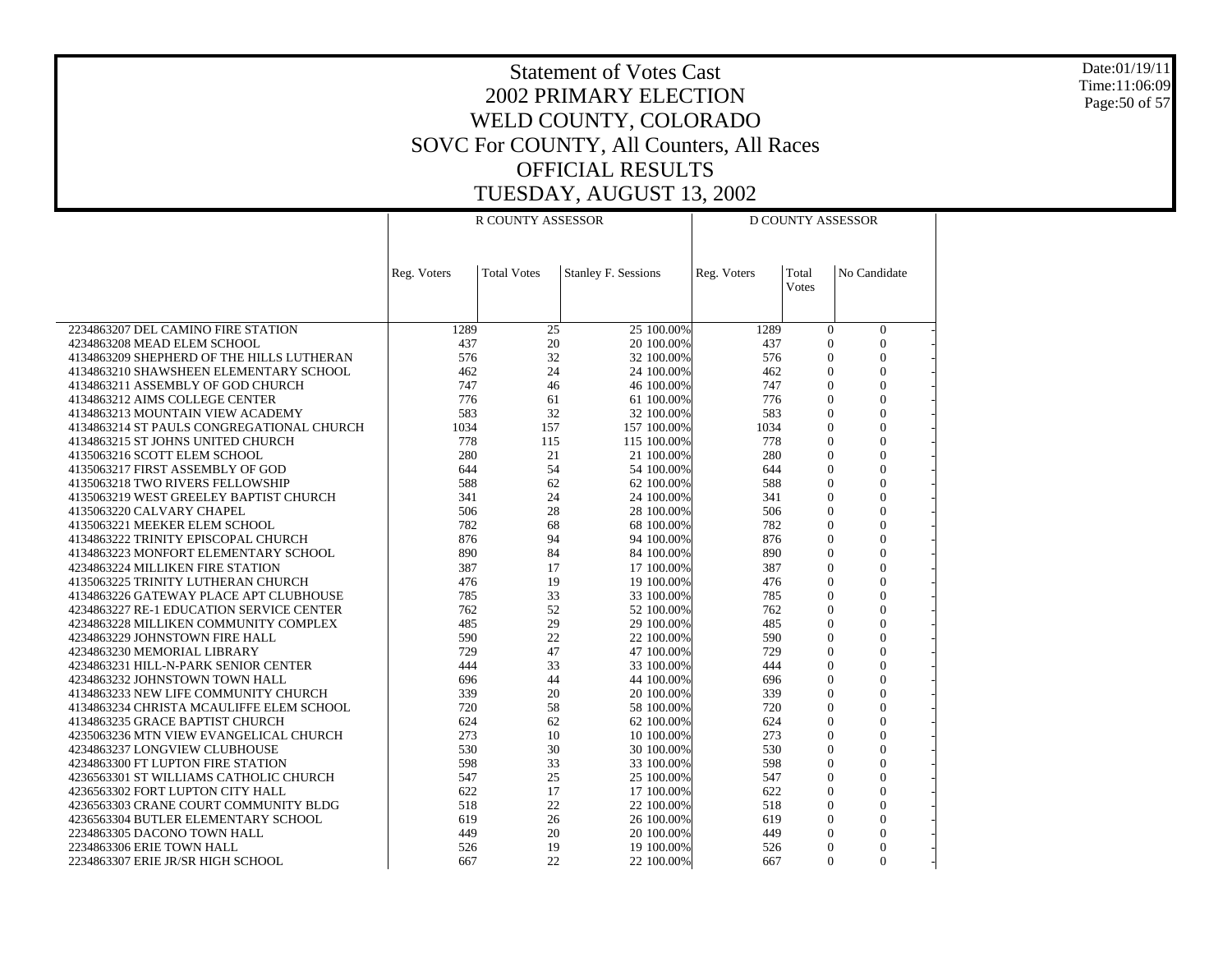# Statement of Votes Cast
# 2002 PRIMARY ELECTION
# WELD COUNTY, COLORADO
# SOVC For COUNTY, All Counters, All Races
# OFFICIAL RESULTS
# TUESDAY, AUGUST 13, 2002

Date:01/19/11
Time:11:06:09

| | R COUNTY ASSESSOR | | | | D COUNTY ASSESSOR | | |
|---|---|---|---|---|---|---|---|
| | Reg. Voters | Total Votes | Stanley F. Sessions | | Reg. Voters | Total Votes | No Candidate |
| 2234863207 DEL CAMINO FIRE STATION | 1289 | 25 | 25 | 100.00% | 1289 | 0 | 0 |
| 4234863208 MEAD ELEM SCHOOL | 437 | 20 | 20 | 100.00% | 437 | 0 | 0 |
| 4134863209 SHEPHERD OF THE HILLS LUTHERAN | 576 | 32 | 32 | 100.00% | 576 | 0 | 0 |
| 4134863210 SHAWSHEEN ELEMENTARY SCHOOL | 462 | 24 | 24 | 100.00% | 462 | 0 | 0 |
| 4134863211 ASSEMBLY OF GOD CHURCH | 747 | 46 | 46 | 100.00% | 747 | 0 | 0 |
| 4134863212 AIMS COLLEGE CENTER | 776 | 61 | 61 | 100.00% | 776 | 0 | 0 |
| 4134863213 MOUNTAIN VIEW ACADEMY | 583 | 32 | 32 | 100.00% | 583 | 0 | 0 |
| 4134863214 ST PAULS CONGREGATIONAL CHURCH | 1034 | 157 | 157 | 100.00% | 1034 | 0 | 0 |
| 4134863215 ST JOHNS UNITED CHURCH | 778 | 115 | 115 | 100.00% | 778 | 0 | 0 |
| 4135063216 SCOTT ELEM SCHOOL | 280 | 21 | 21 | 100.00% | 280 | 0 | 0 |
| 4135063217 FIRST ASSEMBLY OF GOD | 644 | 54 | 54 | 100.00% | 644 | 0 | 0 |
| 4135063218 TWO RIVERS FELLOWSHIP | 588 | 62 | 62 | 100.00% | 588 | 0 | 0 |
| 4135063219 WEST GREELEY BAPTIST CHURCH | 341 | 24 | 24 | 100.00% | 341 | 0 | 0 |
| 4135063220 CALVARY CHAPEL | 506 | 28 | 28 | 100.00% | 506 | 0 | 0 |
| 4135063221 MEEKER ELEM SCHOOL | 782 | 68 | 68 | 100.00% | 782 | 0 | 0 |
| 4134863222 TRINITY EPISCOPAL CHURCH | 876 | 94 | 94 | 100.00% | 876 | 0 | 0 |
| 4134863223 MONFORT ELEMENTARY SCHOOL | 890 | 84 | 84 | 100.00% | 890 | 0 | 0 |
| 4234863224 MILLIKEN FIRE STATION | 387 | 17 | 17 | 100.00% | 387 | 0 | 0 |
| 4135063225 TRINITY LUTHERAN CHURCH | 476 | 19 | 19 | 100.00% | 476 | 0 | 0 |
| 4134863226 GATEWAY PLACE APT CLUBHOUSE | 785 | 33 | 33 | 100.00% | 785 | 0 | 0 |
| 4234863227 RE-1 EDUCATION SERVICE CENTER | 762 | 52 | 52 | 100.00% | 762 | 0 | 0 |
| 4234863228 MILLIKEN COMMUNITY COMPLEX | 485 | 29 | 29 | 100.00% | 485 | 0 | 0 |
| 4234863229 JOHNSTOWN FIRE HALL | 590 | 22 | 22 | 100.00% | 590 | 0 | 0 |
| 4234863230 MEMORIAL LIBRARY | 729 | 47 | 47 | 100.00% | 729 | 0 | 0 |
| 4234863231 HILL-N-PARK SENIOR CENTER | 444 | 33 | 33 | 100.00% | 444 | 0 | 0 |
| 4234863232 JOHNSTOWN TOWN HALL | 696 | 44 | 44 | 100.00% | 696 | 0 | 0 |
| 4134863233 NEW LIFE COMMUNITY CHURCH | 339 | 20 | 20 | 100.00% | 339 | 0 | 0 |
| 4134863234 CHRISTA MCAULIFFE ELEM SCHOOL | 720 | 58 | 58 | 100.00% | 720 | 0 | 0 |
| 4134863235 GRACE BAPTIST CHURCH | 624 | 62 | 62 | 100.00% | 624 | 0 | 0 |
| 4235063236 MTN VIEW EVANGELICAL CHURCH | 273 | 10 | 10 | 100.00% | 273 | 0 | 0 |
| 4234863237 LONGVIEW CLUBHOUSE | 530 | 30 | 30 | 100.00% | 530 | 0 | 0 |
| 4234863300 FT LUPTON FIRE STATION | 598 | 33 | 33 | 100.00% | 598 | 0 | 0 |
| 4236563301 ST WILLIAMS CATHOLIC CHURCH | 547 | 25 | 25 | 100.00% | 547 | 0 | 0 |
| 4236563302 FORT LUPTON CITY HALL | 622 | 17 | 17 | 100.00% | 622 | 0 | 0 |
| 4236563303 CRANE COURT COMMUNITY BLDG | 518 | 22 | 22 | 100.00% | 518 | 0 | 0 |
| 4236563304 BUTLER ELEMENTARY SCHOOL | 619 | 26 | 26 | 100.00% | 619 | 0 | 0 |
| 2234863305 DACONO TOWN HALL | 449 | 20 | 20 | 100.00% | 449 | 0 | 0 |
| 2234863306 ERIE TOWN HALL | 526 | 19 | 19 | 100.00% | 526 | 0 | 0 |
| 2234863307 ERIE JR/SR HIGH SCHOOL | 667 | 22 | 22 | 100.00% | 667 | 0 | 0 |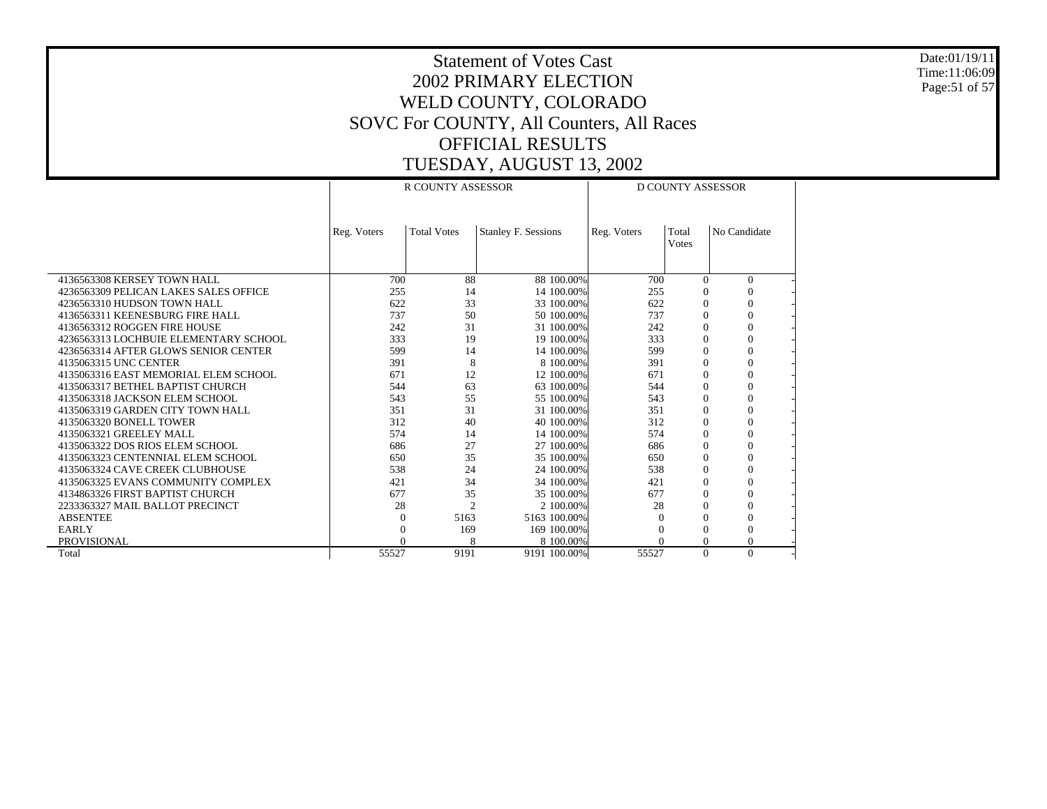# Statement of Votes Cast
# 2002 PRIMARY ELECTION
# WELD COUNTY, COLORADO
# SOVC For COUNTY, All Counters, All Races
# OFFICIAL RESULTS
# TUESDAY, AUGUST 13, 2002

Date:01/19/11
Time:11:06:09

| | R COUNTY ASSESSOR | | | | D COUNTY ASSESSOR | | | |
|---|---|---|---|---|---|---|---|---|
| | Reg. Voters | Total Votes | Stanley F. Sessions | | Reg. Voters | Total Votes | No Candidate | |
| 4136563308 KERSEY TOWN HALL | 700 | 88 | 88 | 100.00% | 700 | 0 | 0 | - |
| 4236563309 PELICAN LAKES SALES OFFICE | 255 | 14 | 14 | 100.00% | 255 | 0 | 0 | - |
| 4236563310 HUDSON TOWN HALL | 622 | 33 | 33 | 100.00% | 622 | 0 | 0 | - |
| 4136563311 KEENESBURG FIRE HALL | 737 | 50 | 50 | 100.00% | 737 | 0 | 0 | - |
| 4136563312 ROGGEN FIRE HOUSE | 242 | 31 | 31 | 100.00% | 242 | 0 | 0 | - |
| 4236563313 LOCHBUIE ELEMENTARY SCHOOL | 333 | 19 | 19 | 100.00% | 333 | 0 | 0 | - |
| 4236563314 AFTER GLOWS SENIOR CENTER | 599 | 14 | 14 | 100.00% | 599 | 0 | 0 | - |
| 4135063315 UNC CENTER | 391 | 8 | 8 | 100.00% | 391 | 0 | 0 | - |
| 4135063316 EAST MEMORIAL ELEM SCHOOL | 671 | 12 | 12 | 100.00% | 671 | 0 | 0 | - |
| 4135063317 BETHEL BAPTIST CHURCH | 544 | 63 | 63 | 100.00% | 544 | 0 | 0 | - |
| 4135063318 JACKSON ELEM SCHOOL | 543 | 55 | 55 | 100.00% | 543 | 0 | 0 | - |
| 4135063319 GARDEN CITY TOWN HALL | 351 | 31 | 31 | 100.00% | 351 | 0 | 0 | - |
| 4135063320 BONELL TOWER | 312 | 40 | 40 | 100.00% | 312 | 0 | 0 | - |
| 4135063321 GREELEY MALL | 574 | 14 | 14 | 100.00% | 574 | 0 | 0 | - |
| 4135063322 DOS RIOS ELEM SCHOOL | 686 | 27 | 27 | 100.00% | 686 | 0 | 0 | - |
| 4135063323 CENTENNIAL ELEM SCHOOL | 650 | 35 | 35 | 100.00% | 650 | 0 | 0 | - |
| 4135063324 CAVE CREEK CLUBHOUSE | 538 | 24 | 24 | 100.00% | 538 | 0 | 0 | - |
| 4135063325 EVANS COMMUNITY COMPLEX | 421 | 34 | 34 | 100.00% | 421 | 0 | 0 | - |
| 4134863326 FIRST BAPTIST CHURCH | 677 | 35 | 35 | 100.00% | 677 | 0 | 0 | - |
| 2233363327 MAIL BALLOT PRECINCT | 28 | 2 | 2 | 100.00% | 28 | 0 | 0 | - |
| ABSENTEE | 0 | 5163 | 5163 | 100.00% | 0 | 0 | 0 | - |
| EARLY | 0 | 169 | 169 | 100.00% | 0 | 0 | 0 | - |
| PROVISIONAL | 0 | 8 | 8 | 100.00% | 0 | 0 | 0 | - |
| Total | 55527 | 9191 | 9191 | 100.00% | 55527 | 0 | 0 | - |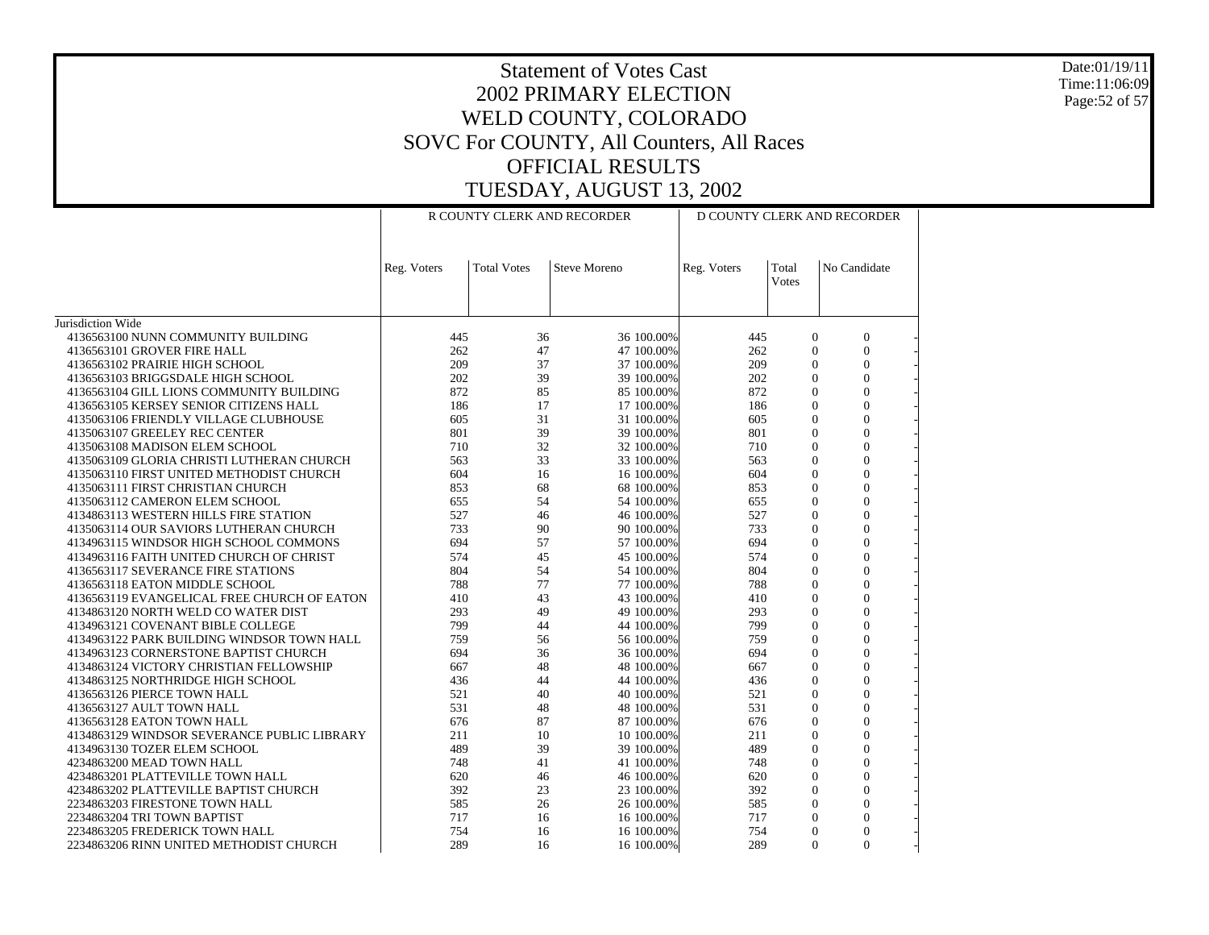# Statement of Votes Cast
# 2002 PRIMARY ELECTION
# WELD COUNTY, COLORADO
# SOVC For COUNTY, All Counters, All Races
# OFFICIAL RESULTS
# TUESDAY, AUGUST 13, 2002

Date:01/19/11
Time:11:06:09

| | R COUNTY CLERK AND RECORDER | | | | D COUNTY CLERK AND RECORDER | | |
|---|---|---|---|---|---|---|---|
| | Reg. Voters | Total Votes | Steve Moreno | | Reg. Voters | Total Votes | No Candidate |
| Jurisdiction Wide | | | | | | | |
| 4136563100 NUNN COMMUNITY BUILDING | 445 | 36 | 36 | 100.00% | 445 | 0 | 0 |
| 4136563101 GROVER FIRE HALL | 262 | 47 | 47 | 100.00% | 262 | 0 | 0 |
| 4136563102 PRAIRIE HIGH SCHOOL | 209 | 37 | 37 | 100.00% | 209 | 0 | 0 |
| 4136563103 BRIGGSDALE HIGH SCHOOL | 202 | 39 | 39 | 100.00% | 202 | 0 | 0 |
| 4136563104 GILL LIONS COMMUNITY BUILDING | 872 | 85 | 85 | 100.00% | 872 | 0 | 0 |
| 4136563105 KERSEY SENIOR CITIZENS HALL | 186 | 17 | 17 | 100.00% | 186 | 0 | 0 |
| 4135063106 FRIENDLY VILLAGE CLUBHOUSE | 605 | 31 | 31 | 100.00% | 605 | 0 | 0 |
| 4135063107 GREELEY REC CENTER | 801 | 39 | 39 | 100.00% | 801 | 0 | 0 |
| 4135063108 MADISON ELEM SCHOOL | 710 | 32 | 32 | 100.00% | 710 | 0 | 0 |
| 4135063109 GLORIA CHRISTI LUTHERAN CHURCH | 563 | 33 | 33 | 100.00% | 563 | 0 | 0 |
| 4135063110 FIRST UNITED METHODIST CHURCH | 604 | 16 | 16 | 100.00% | 604 | 0 | 0 |
| 4135063111 FIRST CHRISTIAN CHURCH | 853 | 68 | 68 | 100.00% | 853 | 0 | 0 |
| 4135063112 CAMERON ELEM SCHOOL | 655 | 54 | 54 | 100.00% | 655 | 0 | 0 |
| 4134863113 WESTERN HILLS FIRE STATION | 527 | 46 | 46 | 100.00% | 527 | 0 | 0 |
| 4135063114 OUR SAVIORS LUTHERAN CHURCH | 733 | 90 | 90 | 100.00% | 733 | 0 | 0 |
| 4134963115 WINDSOR HIGH SCHOOL COMMONS | 694 | 57 | 57 | 100.00% | 694 | 0 | 0 |
| 4134963116 FAITH UNITED CHURCH OF CHRIST | 574 | 45 | 45 | 100.00% | 574 | 0 | 0 |
| 4136563117 SEVERANCE FIRE STATIONS | 804 | 54 | 54 | 100.00% | 804 | 0 | 0 |
| 4136563118 EATON MIDDLE SCHOOL | 788 | 77 | 77 | 100.00% | 788 | 0 | 0 |
| 4136563119 EVANGELICAL FREE CHURCH OF EATON | 410 | 43 | 43 | 100.00% | 410 | 0 | 0 |
| 4134863120 NORTH WELD CO WATER DIST | 293 | 49 | 49 | 100.00% | 293 | 0 | 0 |
| 4134963121 COVENANT BIBLE COLLEGE | 799 | 44 | 44 | 100.00% | 799 | 0 | 0 |
| 4134963122 PARK BUILDING WINDSOR TOWN HALL | 759 | 56 | 56 | 100.00% | 759 | 0 | 0 |
| 4134963123 CORNERSTONE BAPTIST CHURCH | 694 | 36 | 36 | 100.00% | 694 | 0 | 0 |
| 4134863124 VICTORY CHRISTIAN FELLOWSHIP | 667 | 48 | 48 | 100.00% | 667 | 0 | 0 |
| 4134863125 NORTHRIDGE HIGH SCHOOL | 436 | 44 | 44 | 100.00% | 436 | 0 | 0 |
| 4136563126 PIERCE TOWN HALL | 521 | 40 | 40 | 100.00% | 521 | 0 | 0 |
| 4136563127 AULT TOWN HALL | 531 | 48 | 48 | 100.00% | 531 | 0 | 0 |
| 4136563128 EATON TOWN HALL | 676 | 87 | 87 | 100.00% | 676 | 0 | 0 |
| 4134863129 WINDSOR SEVERANCE PUBLIC LIBRARY | 211 | 10 | 10 | 100.00% | 211 | 0 | 0 |
| 4134963130 TOZER ELEM SCHOOL | 489 | 39 | 39 | 100.00% | 489 | 0 | 0 |
| 4234863200 MEAD TOWN HALL | 748 | 41 | 41 | 100.00% | 748 | 0 | 0 |
| 4234863201 PLATTEVILLE TOWN HALL | 620 | 46 | 46 | 100.00% | 620 | 0 | 0 |
| 4234863202 PLATTEVILLE BAPTIST CHURCH | 392 | 23 | 23 | 100.00% | 392 | 0 | 0 |
| 2234863203 FIRESTONE TOWN HALL | 585 | 26 | 26 | 100.00% | 585 | 0 | 0 |
| 2234863204 TRI TOWN BAPTIST | 717 | 16 | 16 | 100.00% | 717 | 0 | 0 |
| 2234863205 FREDERICK TOWN HALL | 754 | 16 | 16 | 100.00% | 754 | 0 | 0 |
| 2234863206 RINN UNITED METHODIST CHURCH | 289 | 16 | 16 | 100.00% | 289 | 0 | 0 |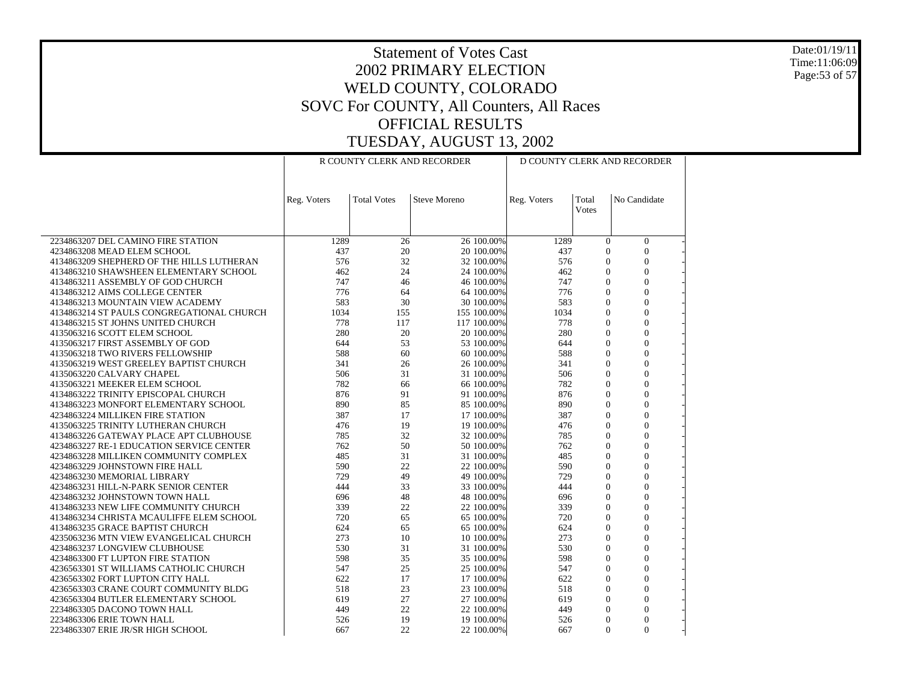# Statement of Votes Cast
# 2002 PRIMARY ELECTION
# WELD COUNTY, COLORADO
# SOVC For COUNTY, All Counters, All Races
# OFFICIAL RESULTS
# TUESDAY, AUGUST 13, 2002

| | R COUNTY CLERK AND RECORDER | | | | D COUNTY CLERK AND RECORDER | | |
|---|---|---|---|---|---|---|---|
| | Reg. Voters | Total Votes | Steve Moreno | | Reg. Voters | Total Votes | No Candidate |
| 2234863207 DEL CAMINO FIRE STATION | 1289 | 26 | 26 | 100.00% | 1289 | 0 | 0 |
| 4234863208 MEAD ELEM SCHOOL | 437 | 20 | 20 | 100.00% | 437 | 0 | 0 |
| 4134863209 SHEPHERD OF THE HILLS LUTHERAN | 576 | 32 | 32 | 100.00% | 576 | 0 | 0 |
| 4134863210 SHAWSHEEN ELEMENTARY SCHOOL | 462 | 24 | 24 | 100.00% | 462 | 0 | 0 |
| 4134863211 ASSEMBLY OF GOD CHURCH | 747 | 46 | 46 | 100.00% | 747 | 0 | 0 |
| 4134863212 AIMS COLLEGE CENTER | 776 | 64 | 64 | 100.00% | 776 | 0 | 0 |
| 4134863213 MOUNTAIN VIEW ACADEMY | 583 | 30 | 30 | 100.00% | 583 | 0 | 0 |
| 4134863214 ST PAULS CONGREGATIONAL CHURCH | 1034 | 155 | 155 | 100.00% | 1034 | 0 | 0 |
| 4134863215 ST JOHNS UNITED CHURCH | 778 | 117 | 117 | 100.00% | 778 | 0 | 0 |
| 4135063216 SCOTT ELEM SCHOOL | 280 | 20 | 20 | 100.00% | 280 | 0 | 0 |
| 4135063217 FIRST ASSEMBLY OF GOD | 644 | 53 | 53 | 100.00% | 644 | 0 | 0 |
| 4135063218 TWO RIVERS FELLOWSHIP | 588 | 60 | 60 | 100.00% | 588 | 0 | 0 |
| 4135063219 WEST GREELEY BAPTIST CHURCH | 341 | 26 | 26 | 100.00% | 341 | 0 | 0 |
| 4135063220 CALVARY CHAPEL | 506 | 31 | 31 | 100.00% | 506 | 0 | 0 |
| 4135063221 MEEKER ELEM SCHOOL | 782 | 66 | 66 | 100.00% | 782 | 0 | 0 |
| 4134863222 TRINITY EPISCOPAL CHURCH | 876 | 91 | 91 | 100.00% | 876 | 0 | 0 |
| 4134863223 MONFORT ELEMENTARY SCHOOL | 890 | 85 | 85 | 100.00% | 890 | 0 | 0 |
| 4234863224 MILLIKEN FIRE STATION | 387 | 17 | 17 | 100.00% | 387 | 0 | 0 |
| 4135063225 TRINITY LUTHERAN CHURCH | 476 | 19 | 19 | 100.00% | 476 | 0 | 0 |
| 4134863226 GATEWAY PLACE APT CLUBHOUSE | 785 | 32 | 32 | 100.00% | 785 | 0 | 0 |
| 4234863227 RE-1 EDUCATION SERVICE CENTER | 762 | 50 | 50 | 100.00% | 762 | 0 | 0 |
| 4234863228 MILLIKEN COMMUNITY COMPLEX | 485 | 31 | 31 | 100.00% | 485 | 0 | 0 |
| 4234863229 JOHNSTOWN FIRE HALL | 590 | 22 | 22 | 100.00% | 590 | 0 | 0 |
| 4234863230 MEMORIAL LIBRARY | 729 | 49 | 49 | 100.00% | 729 | 0 | 0 |
| 4234863231 HILL-N-PARK SENIOR CENTER | 444 | 33 | 33 | 100.00% | 444 | 0 | 0 |
| 4234863232 JOHNSTOWN TOWN HALL | 696 | 48 | 48 | 100.00% | 696 | 0 | 0 |
| 4134863233 NEW LIFE COMMUNITY CHURCH | 339 | 22 | 22 | 100.00% | 339 | 0 | 0 |
| 4134863234 CHRISTA MCAULIFFE ELEM SCHOOL | 720 | 65 | 65 | 100.00% | 720 | 0 | 0 |
| 4134863235 GRACE BAPTIST CHURCH | 624 | 65 | 65 | 100.00% | 624 | 0 | 0 |
| 4235063236 MTN VIEW EVANGELICAL CHURCH | 273 | 10 | 10 | 100.00% | 273 | 0 | 0 |
| 4234863237 LONGVIEW CLUBHOUSE | 530 | 31 | 31 | 100.00% | 530 | 0 | 0 |
| 4234863300 FT LUPTON FIRE STATION | 598 | 35 | 35 | 100.00% | 598 | 0 | 0 |
| 4236563301 ST WILLIAMS CATHOLIC CHURCH | 547 | 25 | 25 | 100.00% | 547 | 0 | 0 |
| 4236563302 FORT LUPTON CITY HALL | 622 | 17 | 17 | 100.00% | 622 | 0 | 0 |
| 4236563303 CRANE COURT COMMUNITY BLDG | 518 | 23 | 23 | 100.00% | 518 | 0 | 0 |
| 4236563304 BUTLER ELEMENTARY SCHOOL | 619 | 27 | 27 | 100.00% | 619 | 0 | 0 |
| 2234863305 DACONO TOWN HALL | 449 | 22 | 22 | 100.00% | 449 | 0 | 0 |
| 2234863306 ERIE TOWN HALL | 526 | 19 | 19 | 100.00% | 526 | 0 | 0 |
| 2234863307 ERIE JR/SR HIGH SCHOOL | 667 | 22 | 22 | 100.00% | 667 | 0 | 0 |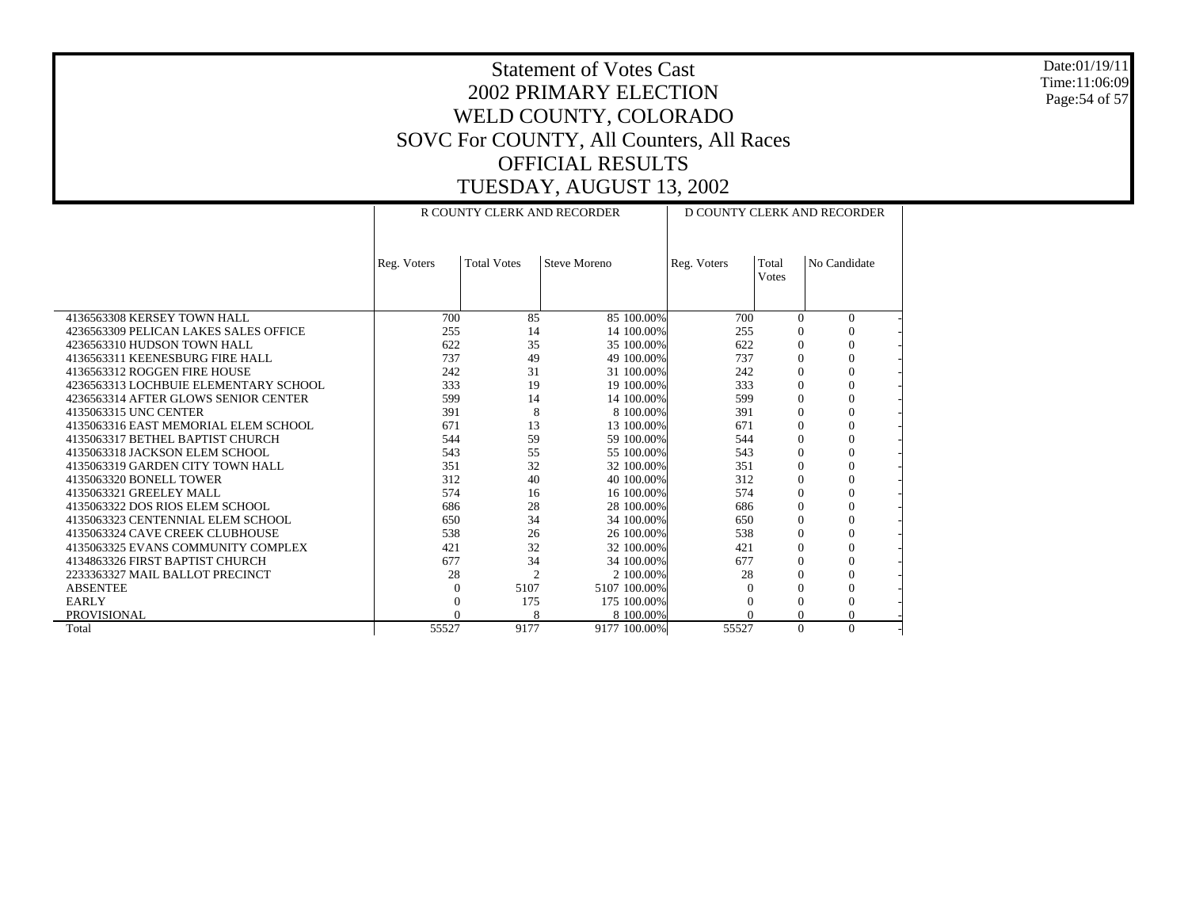# Statement of Votes Cast
## 2002 PRIMARY ELECTION
## WELD COUNTY, COLORADO
## SOVC For COUNTY, All Counters, All Races
## OFFICIAL RESULTS
## TUESDAY, AUGUST 13, 2002

| | R COUNTY CLERK AND RECORDER | | | | D COUNTY CLERK AND RECORDER | | | |
|---|---|---|---|---|---|---|---|---|
| | Reg. Voters | Total Votes | Steve Moreno | | Reg. Voters | Total Votes | No Candidate | |
| 4136563308 KERSEY TOWN HALL | 700 | 85 | 85 | 100.00% | 700 | 0 | 0 | - |
| 4236563309 PELICAN LAKES SALES OFFICE | 255 | 14 | 14 | 100.00% | 255 | 0 | 0 | - |
| 4236563310 HUDSON TOWN HALL | 622 | 35 | 35 | 100.00% | 622 | 0 | 0 | - |
| 4136563311 KEENESBURG FIRE HALL | 737 | 49 | 49 | 100.00% | 737 | 0 | 0 | - |
| 4136563312 ROGGEN FIRE HOUSE | 242 | 31 | 31 | 100.00% | 242 | 0 | 0 | - |
| 4236563313 LOCHBUIE ELEMENTARY SCHOOL | 333 | 19 | 19 | 100.00% | 333 | 0 | 0 | - |
| 4236563314 AFTER GLOWS SENIOR CENTER | 599 | 14 | 14 | 100.00% | 599 | 0 | 0 | - |
| 4135063315 UNC CENTER | 391 | 8 | 8 | 100.00% | 391 | 0 | 0 | - |
| 4135063316 EAST MEMORIAL ELEM SCHOOL | 671 | 13 | 13 | 100.00% | 671 | 0 | 0 | - |
| 4135063317 BETHEL BAPTIST CHURCH | 544 | 59 | 59 | 100.00% | 544 | 0 | 0 | - |
| 4135063318 JACKSON ELEM SCHOOL | 543 | 55 | 55 | 100.00% | 543 | 0 | 0 | - |
| 4135063319 GARDEN CITY TOWN HALL | 351 | 32 | 32 | 100.00% | 351 | 0 | 0 | - |
| 4135063320 BONELL TOWER | 312 | 40 | 40 | 100.00% | 312 | 0 | 0 | - |
| 4135063321 GREELEY MALL | 574 | 16 | 16 | 100.00% | 574 | 0 | 0 | - |
| 4135063322 DOS RIOS ELEM SCHOOL | 686 | 28 | 28 | 100.00% | 686 | 0 | 0 | - |
| 4135063323 CENTENNIAL ELEM SCHOOL | 650 | 34 | 34 | 100.00% | 650 | 0 | 0 | - |
| 4135063324 CAVE CREEK CLUBHOUSE | 538 | 26 | 26 | 100.00% | 538 | 0 | 0 | - |
| 4135063325 EVANS COMMUNITY COMPLEX | 421 | 32 | 32 | 100.00% | 421 | 0 | 0 | - |
| 4134863326 FIRST BAPTIST CHURCH | 677 | 34 | 34 | 100.00% | 677 | 0 | 0 | - |
| 2233363327 MAIL BALLOT PRECINCT | 28 | 2 | 2 | 100.00% | 28 | 0 | 0 | - |
| ABSENTEE | 0 | 5107 | 5107 | 100.00% | 0 | 0 | 0 | - |
| EARLY | 0 | 175 | 175 | 100.00% | 0 | 0 | 0 | - |
| PROVISIONAL | 0 | 8 | 8 | 100.00% | 0 | 0 | 0 | - |
| Total | 55527 | 9177 | 9177 | 100.00% | 55527 | 0 | 0 | - |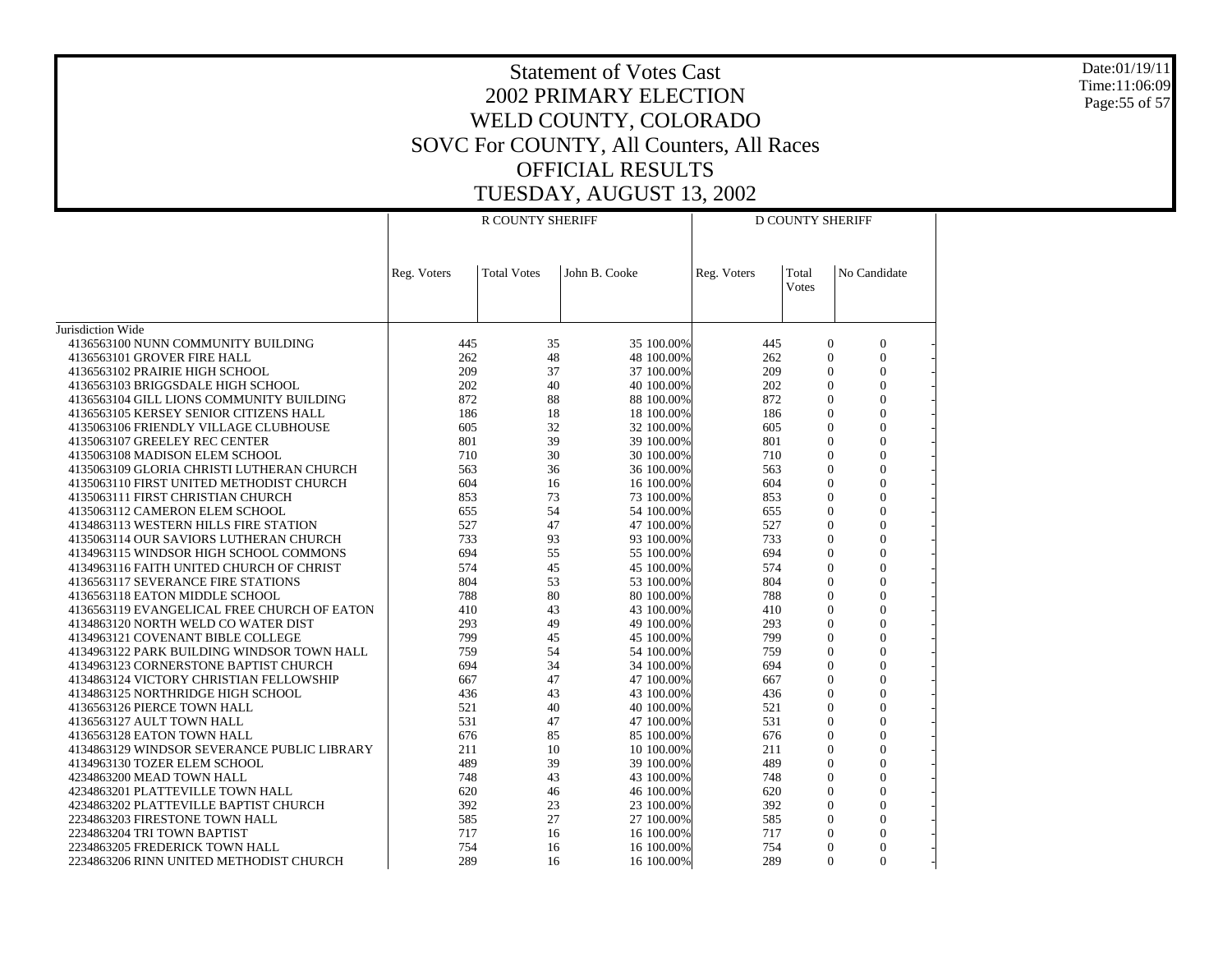# Statement of Votes Cast
# 2002 PRIMARY ELECTION
# WELD COUNTY, COLORADO
# SOVC For COUNTY, All Counters, All Races
# OFFICIAL RESULTS
# TUESDAY, AUGUST 13, 2002

Date:01/19/11
Time:11:06:09

| | R COUNTY SHERIFF | | | | D COUNTY SHERIFF | | |
|---|---|---|---|---|---|---|---|
| | Reg. Voters | Total Votes | John B. Cooke | | Reg. Voters | Total Votes | No Candidate |
| Jurisdiction Wide | | | | | | | |
| 4136563100 NUNN COMMUNITY BUILDING | 445 | 35 | 35 | 100.00% | 445 | 0 | 0 |
| 4136563101 GROVER FIRE HALL | 262 | 48 | 48 | 100.00% | 262 | 0 | 0 |
| 4136563102 PRAIRIE HIGH SCHOOL | 209 | 37 | 37 | 100.00% | 209 | 0 | 0 |
| 4136563103 BRIGGSDALE HIGH SCHOOL | 202 | 40 | 40 | 100.00% | 202 | 0 | 0 |
| 4136563104 GILL LIONS COMMUNITY BUILDING | 872 | 88 | 88 | 100.00% | 872 | 0 | 0 |
| 4136563105 KERSEY SENIOR CITIZENS HALL | 186 | 18 | 18 | 100.00% | 186 | 0 | 0 |
| 4135063106 FRIENDLY VILLAGE CLUBHOUSE | 605 | 32 | 32 | 100.00% | 605 | 0 | 0 |
| 4135063107 GREELEY REC CENTER | 801 | 39 | 39 | 100.00% | 801 | 0 | 0 |
| 4135063108 MADISON ELEM SCHOOL | 710 | 30 | 30 | 100.00% | 710 | 0 | 0 |
| 4135063109 GLORIA CHRISTI LUTHERAN CHURCH | 563 | 36 | 36 | 100.00% | 563 | 0 | 0 |
| 4135063110 FIRST UNITED METHODIST CHURCH | 604 | 16 | 16 | 100.00% | 604 | 0 | 0 |
| 4135063111 FIRST CHRISTIAN CHURCH | 853 | 73 | 73 | 100.00% | 853 | 0 | 0 |
| 4135063112 CAMERON ELEM SCHOOL | 655 | 54 | 54 | 100.00% | 655 | 0 | 0 |
| 4134863113 WESTERN HILLS FIRE STATION | 527 | 47 | 47 | 100.00% | 527 | 0 | 0 |
| 4135063114 OUR SAVIORS LUTHERAN CHURCH | 733 | 93 | 93 | 100.00% | 733 | 0 | 0 |
| 4134963115 WINDSOR HIGH SCHOOL COMMONS | 694 | 55 | 55 | 100.00% | 694 | 0 | 0 |
| 4134963116 FAITH UNITED CHURCH OF CHRIST | 574 | 45 | 45 | 100.00% | 574 | 0 | 0 |
| 4136563117 SEVERANCE FIRE STATIONS | 804 | 53 | 53 | 100.00% | 804 | 0 | 0 |
| 4136563118 EATON MIDDLE SCHOOL | 788 | 80 | 80 | 100.00% | 788 | 0 | 0 |
| 4136563119 EVANGELICAL FREE CHURCH OF EATON | 410 | 43 | 43 | 100.00% | 410 | 0 | 0 |
| 4134863120 NORTH WELD CO WATER DIST | 293 | 49 | 49 | 100.00% | 293 | 0 | 0 |
| 4134963121 COVENANT BIBLE COLLEGE | 799 | 45 | 45 | 100.00% | 799 | 0 | 0 |
| 4134963122 PARK BUILDING WINDSOR TOWN HALL | 759 | 54 | 54 | 100.00% | 759 | 0 | 0 |
| 4134963123 CORNERSTONE BAPTIST CHURCH | 694 | 34 | 34 | 100.00% | 694 | 0 | 0 |
| 4134863124 VICTORY CHRISTIAN FELLOWSHIP | 667 | 47 | 47 | 100.00% | 667 | 0 | 0 |
| 4134863125 NORTHRIDGE HIGH SCHOOL | 436 | 43 | 43 | 100.00% | 436 | 0 | 0 |
| 4136563126 PIERCE TOWN HALL | 521 | 40 | 40 | 100.00% | 521 | 0 | 0 |
| 4136563127 AULT TOWN HALL | 531 | 47 | 47 | 100.00% | 531 | 0 | 0 |
| 4136563128 EATON TOWN HALL | 676 | 85 | 85 | 100.00% | 676 | 0 | 0 |
| 4134863129 WINDSOR SEVERANCE PUBLIC LIBRARY | 211 | 10 | 10 | 100.00% | 211 | 0 | 0 |
| 4134963130 TOZER ELEM SCHOOL | 489 | 39 | 39 | 100.00% | 489 | 0 | 0 |
| 4234863200 MEAD TOWN HALL | 748 | 43 | 43 | 100.00% | 748 | 0 | 0 |
| 4234863201 PLATTEVILLE TOWN HALL | 620 | 46 | 46 | 100.00% | 620 | 0 | 0 |
| 4234863202 PLATTEVILLE BAPTIST CHURCH | 392 | 23 | 23 | 100.00% | 392 | 0 | 0 |
| 2234863203 FIRESTONE TOWN HALL | 585 | 27 | 27 | 100.00% | 585 | 0 | 0 |
| 2234863204 TRI TOWN BAPTIST | 717 | 16 | 16 | 100.00% | 717 | 0 | 0 |
| 2234863205 FREDERICK TOWN HALL | 754 | 16 | 16 | 100.00% | 754 | 0 | 0 |
| 2234863206 RINN UNITED METHODIST CHURCH | 289 | 16 | 16 | 100.00% | 289 | 0 | 0 |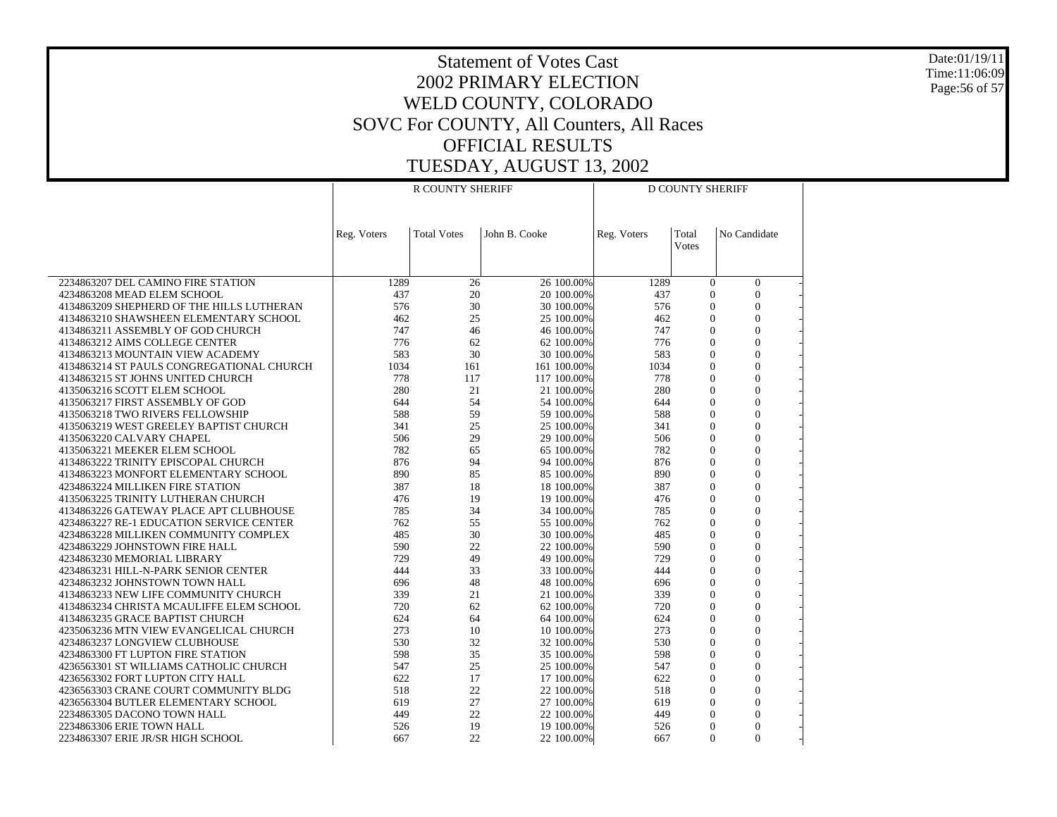# Statement of Votes Cast
# 2002 PRIMARY ELECTION
# WELD COUNTY, COLORADO
# SOVC For COUNTY, All Counters, All Races
# OFFICIAL RESULTS
# TUESDAY, AUGUST 13, 2002

Date:01/19/11
Time:11:06:09

| | R COUNTY SHERIFF | | | | D COUNTY SHERIFF | | |
|---|---|---|---|---|---|---|---|
| | Reg. Voters | Total Votes | John B. Cooke | | Reg. Voters | Total Votes | No Candidate |
| 2234863207 DEL CAMINO FIRE STATION | 1289 | 26 | 26 | 100.00% | 1289 | 0 | 0 |
| 4234863208 MEAD ELEM SCHOOL | 437 | 20 | 20 | 100.00% | 437 | 0 | 0 |
| 4134863209 SHEPHERD OF THE HILLS LUTHERAN | 576 | 30 | 30 | 100.00% | 576 | 0 | 0 |
| 4134863210 SHAWSHEEN ELEMENTARY SCHOOL | 462 | 25 | 25 | 100.00% | 462 | 0 | 0 |
| 4134863211 ASSEMBLY OF GOD CHURCH | 747 | 46 | 46 | 100.00% | 747 | 0 | 0 |
| 4134863212 AIMS COLLEGE CENTER | 776 | 62 | 62 | 100.00% | 776 | 0 | 0 |
| 4134863213 MOUNTAIN VIEW ACADEMY | 583 | 30 | 30 | 100.00% | 583 | 0 | 0 |
| 4134863214 ST PAULS CONGREGATIONAL CHURCH | 1034 | 161 | 161 | 100.00% | 1034 | 0 | 0 |
| 4134863215 ST JOHNS UNITED CHURCH | 778 | 117 | 117 | 100.00% | 778 | 0 | 0 |
| 4135063216 SCOTT ELEM SCHOOL | 280 | 21 | 21 | 100.00% | 280 | 0 | 0 |
| 4135063217 FIRST ASSEMBLY OF GOD | 644 | 54 | 54 | 100.00% | 644 | 0 | 0 |
| 4135063218 TWO RIVERS FELLOWSHIP | 588 | 59 | 59 | 100.00% | 588 | 0 | 0 |
| 4135063219 WEST GREELEY BAPTIST CHURCH | 341 | 25 | 25 | 100.00% | 341 | 0 | 0 |
| 4135063220 CALVARY CHAPEL | 506 | 29 | 29 | 100.00% | 506 | 0 | 0 |
| 4135063221 MEEKER ELEM SCHOOL | 782 | 65 | 65 | 100.00% | 782 | 0 | 0 |
| 4134863222 TRINITY EPISCOPAL CHURCH | 876 | 94 | 94 | 100.00% | 876 | 0 | 0 |
| 4134863223 MONFORT ELEMENTARY SCHOOL | 890 | 85 | 85 | 100.00% | 890 | 0 | 0 |
| 4234863224 MILLIKEN FIRE STATION | 387 | 18 | 18 | 100.00% | 387 | 0 | 0 |
| 4135063225 TRINITY LUTHERAN CHURCH | 476 | 19 | 19 | 100.00% | 476 | 0 | 0 |
| 4134863226 GATEWAY PLACE APT CLUBHOUSE | 785 | 34 | 34 | 100.00% | 785 | 0 | 0 |
| 4234863227 RE-1 EDUCATION SERVICE CENTER | 762 | 55 | 55 | 100.00% | 762 | 0 | 0 |
| 4234863228 MILLIKEN COMMUNITY COMPLEX | 485 | 30 | 30 | 100.00% | 485 | 0 | 0 |
| 4234863229 JOHNSTOWN FIRE HALL | 590 | 22 | 22 | 100.00% | 590 | 0 | 0 |
| 4234863230 MEMORIAL LIBRARY | 729 | 49 | 49 | 100.00% | 729 | 0 | 0 |
| 4234863231 HILL-N-PARK SENIOR CENTER | 444 | 33 | 33 | 100.00% | 444 | 0 | 0 |
| 4234863232 JOHNSTOWN TOWN HALL | 696 | 48 | 48 | 100.00% | 696 | 0 | 0 |
| 4134863233 NEW LIFE COMMUNITY CHURCH | 339 | 21 | 21 | 100.00% | 339 | 0 | 0 |
| 4134863234 CHRISTA MCAULIFFE ELEM SCHOOL | 720 | 62 | 62 | 100.00% | 720 | 0 | 0 |
| 4134863235 GRACE BAPTIST CHURCH | 624 | 64 | 64 | 100.00% | 624 | 0 | 0 |
| 4235063236 MTN VIEW EVANGELICAL CHURCH | 273 | 10 | 10 | 100.00% | 273 | 0 | 0 |
| 4234863237 LONGVIEW CLUBHOUSE | 530 | 32 | 32 | 100.00% | 530 | 0 | 0 |
| 4234863300 FT LUPTON FIRE STATION | 598 | 35 | 35 | 100.00% | 598 | 0 | 0 |
| 4236563301 ST WILLIAMS CATHOLIC CHURCH | 547 | 25 | 25 | 100.00% | 547 | 0 | 0 |
| 4236563302 FORT LUPTON CITY HALL | 622 | 17 | 17 | 100.00% | 622 | 0 | 0 |
| 4236563303 CRANE COURT COMMUNITY BLDG | 518 | 22 | 22 | 100.00% | 518 | 0 | 0 |
| 4236563304 BUTLER ELEMENTARY SCHOOL | 619 | 27 | 27 | 100.00% | 619 | 0 | 0 |
| 2234863305 DACONO TOWN HALL | 449 | 22 | 22 | 100.00% | 449 | 0 | 0 |
| 2234863306 ERIE TOWN HALL | 526 | 19 | 19 | 100.00% | 526 | 0 | 0 |
| 2234863307 ERIE JR/SR HIGH SCHOOL | 667 | 22 | 22 | 100.00% | 667 | 0 | 0 |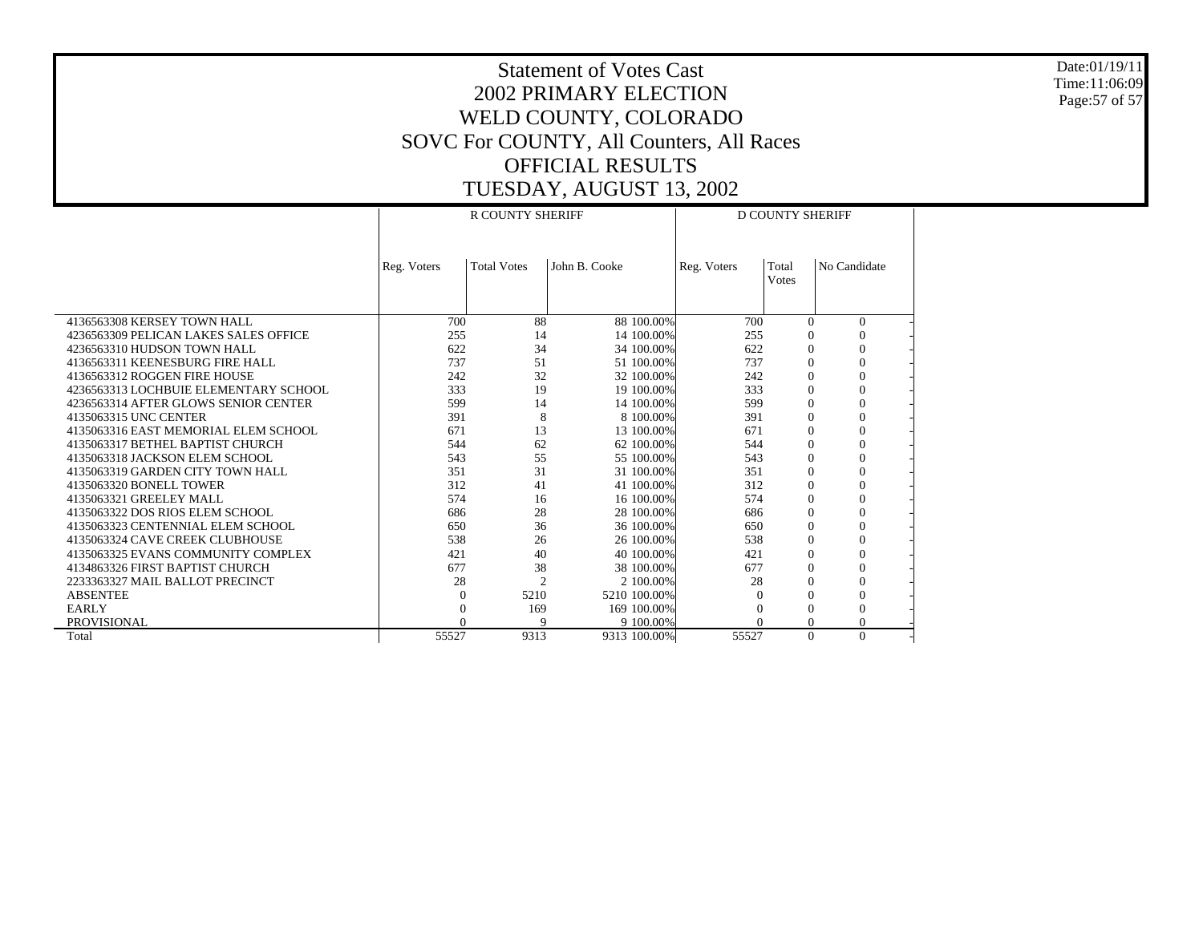# Statement of Votes Cast
# 2002 PRIMARY ELECTION
# WELD COUNTY, COLORADO
# SOVC For COUNTY, All Counters, All Races
# OFFICIAL RESULTS
# TUESDAY, AUGUST 13, 2002

Date:01/19/11
Time:11:06:09

| | R COUNTY SHERIFF | | | | D COUNTY SHERIFF | | | |
|---|---|---|---|---|---|---|---|---|
| | Reg. Voters | Total Votes | John B. Cooke | | Reg. Voters | Total Votes | No Candidate | |
| 4136563308 KERSEY TOWN HALL | 700 | 88 | 88 | 100.00% | 700 | 0 | 0 | - |
| 4236563309 PELICAN LAKES SALES OFFICE | 255 | 14 | 14 | 100.00% | 255 | 0 | 0 | - |
| 4236563310 HUDSON TOWN HALL | 622 | 34 | 34 | 100.00% | 622 | 0 | 0 | - |
| 4136563311 KEENESBURG FIRE HALL | 737 | 51 | 51 | 100.00% | 737 | 0 | 0 | - |
| 4136563312 ROGGEN FIRE HOUSE | 242 | 32 | 32 | 100.00% | 242 | 0 | 0 | - |
| 4236563313 LOCHBUIE ELEMENTARY SCHOOL | 333 | 19 | 19 | 100.00% | 333 | 0 | 0 | - |
| 4236563314 AFTER GLOWS SENIOR CENTER | 599 | 14 | 14 | 100.00% | 599 | 0 | 0 | - |
| 4135063315 UNC CENTER | 391 | 8 | 8 | 100.00% | 391 | 0 | 0 | - |
| 4135063316 EAST MEMORIAL ELEM SCHOOL | 671 | 13 | 13 | 100.00% | 671 | 0 | 0 | - |
| 4135063317 BETHEL BAPTIST CHURCH | 544 | 62 | 62 | 100.00% | 544 | 0 | 0 | - |
| 4135063318 JACKSON ELEM SCHOOL | 543 | 55 | 55 | 100.00% | 543 | 0 | 0 | - |
| 4135063319 GARDEN CITY TOWN HALL | 351 | 31 | 31 | 100.00% | 351 | 0 | 0 | - |
| 4135063320 BONELL TOWER | 312 | 41 | 41 | 100.00% | 312 | 0 | 0 | - |
| 4135063321 GREELEY MALL | 574 | 16 | 16 | 100.00% | 574 | 0 | 0 | - |
| 4135063322 DOS RIOS ELEM SCHOOL | 686 | 28 | 28 | 100.00% | 686 | 0 | 0 | - |
| 4135063323 CENTENNIAL ELEM SCHOOL | 650 | 36 | 36 | 100.00% | 650 | 0 | 0 | - |
| 4135063324 CAVE CREEK CLUBHOUSE | 538 | 26 | 26 | 100.00% | 538 | 0 | 0 | - |
| 4135063325 EVANS COMMUNITY COMPLEX | 421 | 40 | 40 | 100.00% | 421 | 0 | 0 | - |
| 4134863326 FIRST BAPTIST CHURCH | 677 | 38 | 38 | 100.00% | 677 | 0 | 0 | - |
| 2233363327 MAIL BALLOT PRECINCT | 28 | 2 | 2 | 100.00% | 28 | 0 | 0 | - |
| ABSENTEE | 0 | 5210 | 5210 | 100.00% | 0 | 0 | 0 | - |
| EARLY | 0 | 169 | 169 | 100.00% | 0 | 0 | 0 | - |
| PROVISIONAL | 0 | 9 | 9 | 100.00% | 0 | 0 | 0 | - |
| Total | 55527 | 9313 | 9313 | 100.00% | 55527 | 0 | 0 | - |